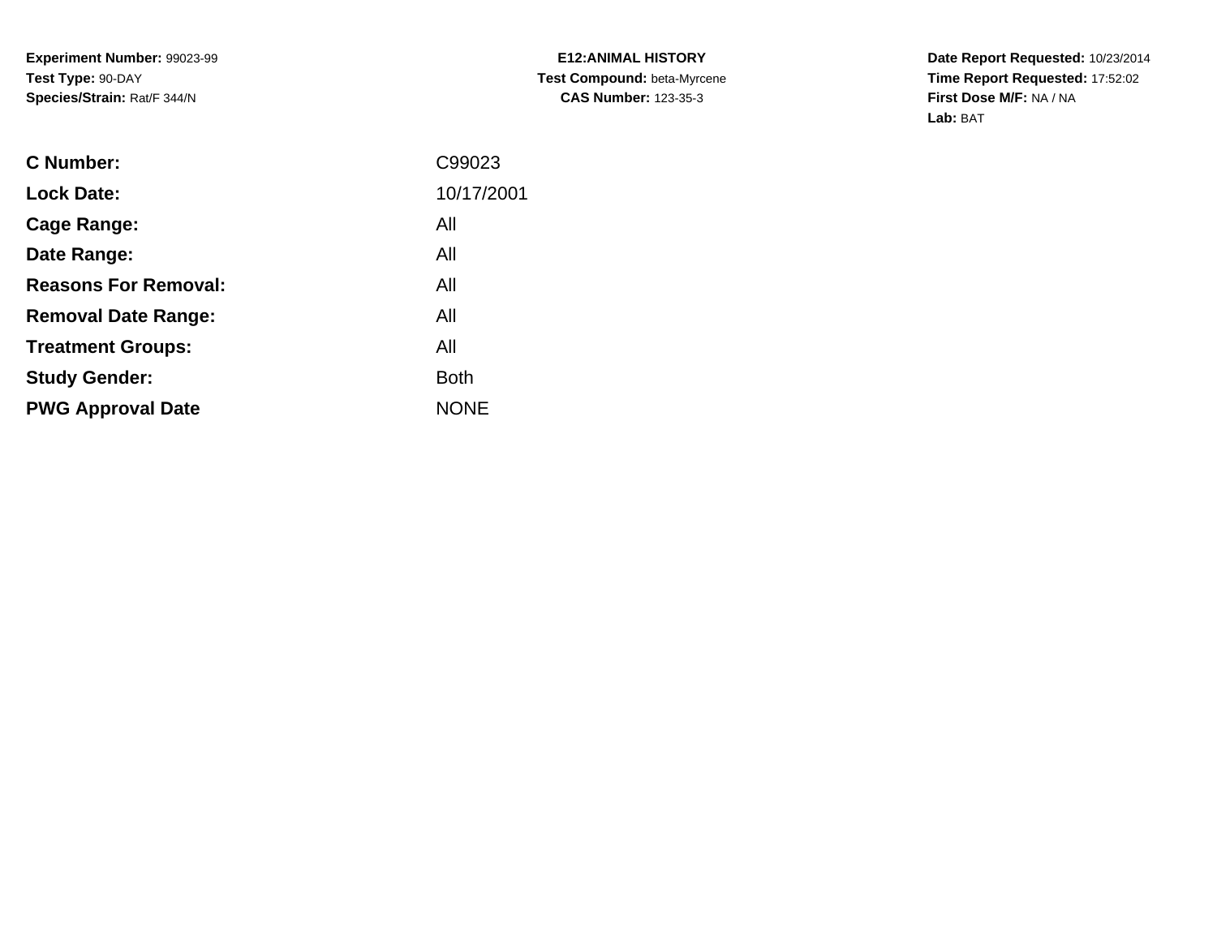**Experiment Number:** 99023-99
**Test Type:** 90-DAY
**Species/Strain:** Rat/F 344/N

**E12:ANIMAL HISTORY**
**Test Compound:** beta-Myrcene
**CAS Number:** 123-35-3

**Date Report Requested:** 10/23/2014
**Time Report Requested:** 17:52:02
**First Dose M/F:** NA / NA
**Lab:** BAT

| | |
|---|---|
| **C Number:** | C99023 |
| **Lock Date:** | 10/17/2001 |
| **Cage Range:** | All |
| **Date Range:** | All |
| **Reasons For Removal:** | All |
| **Removal Date Range:** | All |
| **Treatment Groups:** | All |
| **Study Gender:** | Both |
| **PWG Approval Date** | NONE |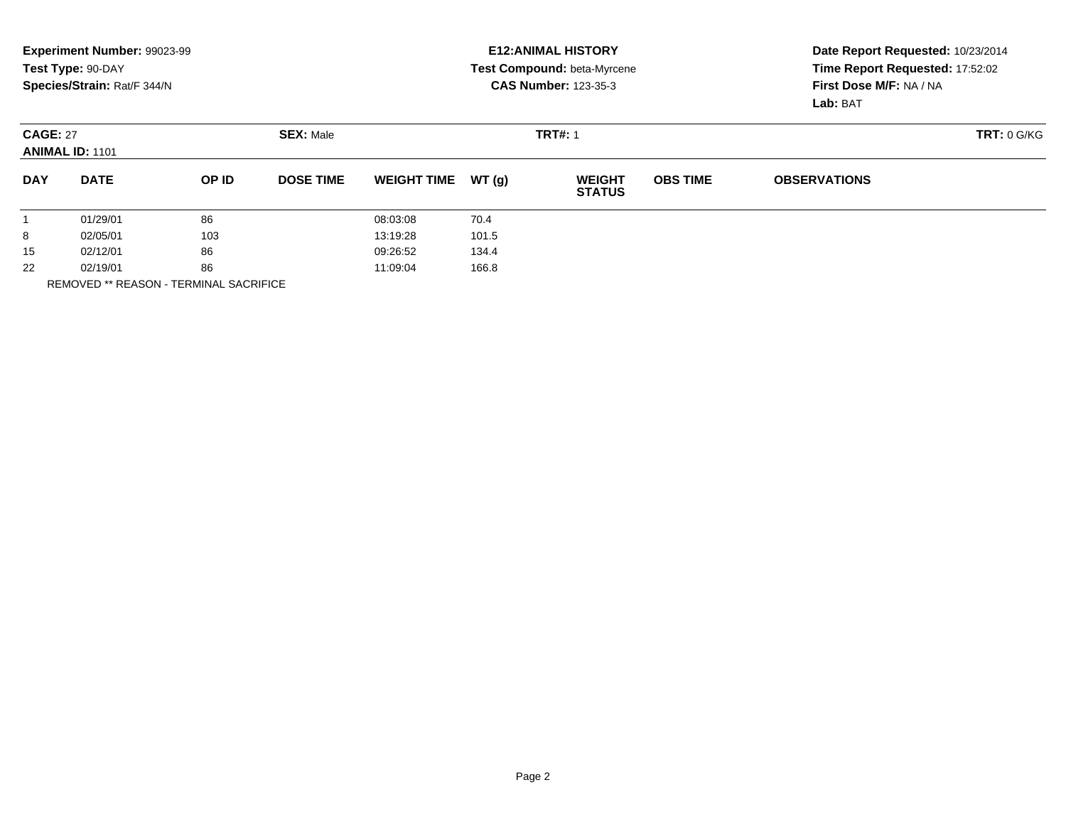**Experiment Number:** 99023-99
**Test Type:** 90-DAY
**Species/Strain:** Rat/F 344/N

**E12:ANIMAL HISTORY**
**Test Compound:** beta-Myrcene
**CAS Number:** 123-35-3

**Date Report Requested:** 10/23/2014
**Time Report Requested:** 17:52:02
**First Dose M/F:** NA / NA
**Lab:** BAT

**CAGE:** 27 **SEX:** Male **TRT#:** 1 **TRT:** 0 G/KG
**ANIMAL ID:** 1101

| DAY | DATE | OP ID | DOSE TIME | WEIGHT TIME | WT (g) | WEIGHT STATUS | OBS TIME | OBSERVATIONS |
|---|---|---|---|---|---|---|---|---|
| 1 | 01/29/01 | 86 | | 08:03:08 | 70.4 | | | |
| 8 | 02/05/01 | 103 | | 13:19:28 | 101.5 | | | |
| 15 | 02/12/01 | 86 | | 09:26:52 | 134.4 | | | |
| 22 | 02/19/01 | 86 | | 11:09:04 | 166.8 | | | |

REMOVED ** REASON - TERMINAL SACRIFICE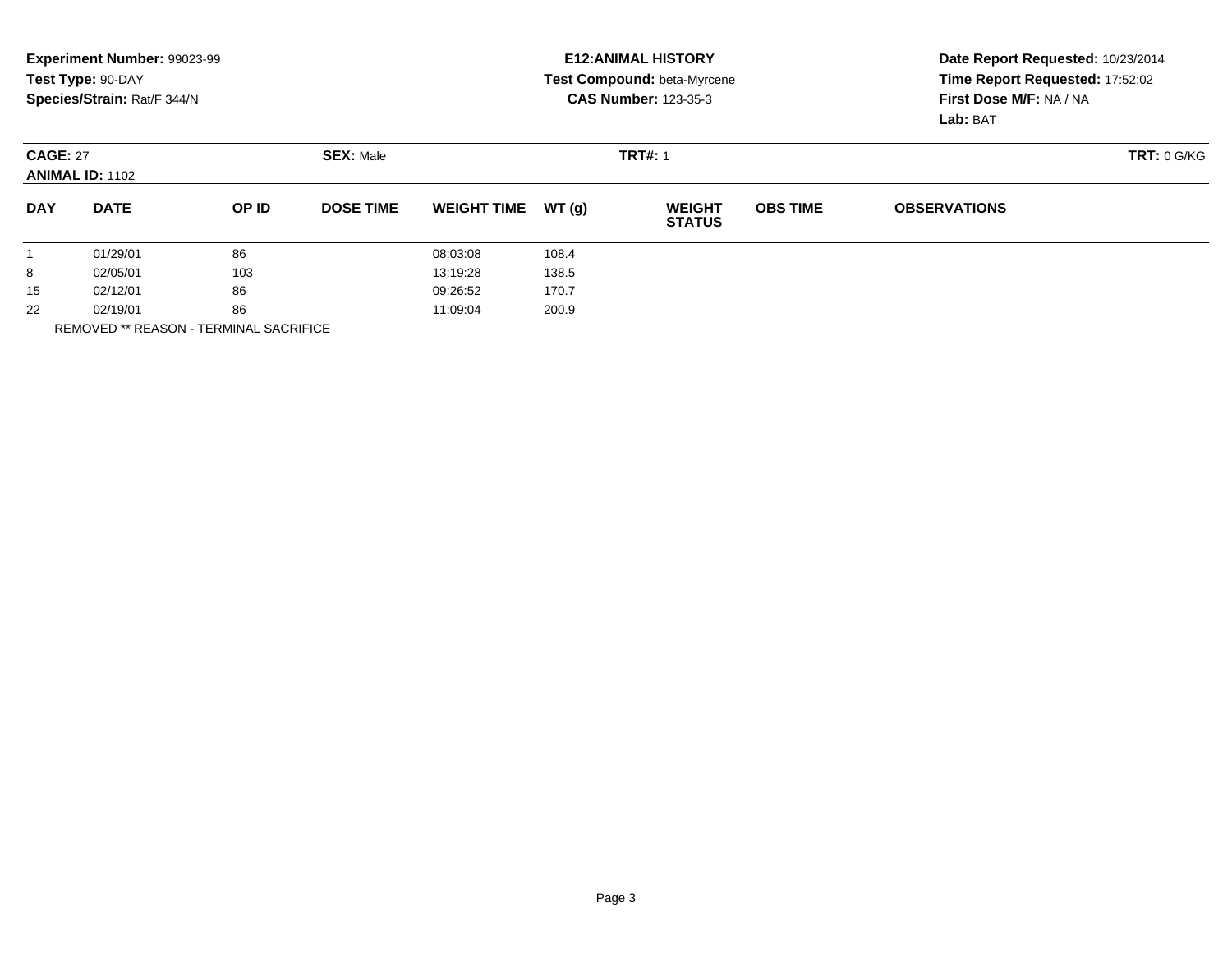**Experiment Number:** 99023-99
**Test Type:** 90-DAY
**Species/Strain:** Rat/F 344/N

**E12:ANIMAL HISTORY**
**Test Compound:** beta-Myrcene
**CAS Number:** 123-35-3

**Date Report Requested:** 10/23/2014
**Time Report Requested:** 17:52:02
**First Dose M/F:** NA / NA
**Lab:** BAT

**CAGE:** 27 **SEX:** Male **TRT#:** 1 **TRT:** 0 G/KG
**ANIMAL ID:** 1102

| DAY | DATE | OP ID | DOSE TIME | WEIGHT TIME | WT (g) | WEIGHT STATUS | OBS TIME | OBSERVATIONS |
|---|---|---|---|---|---|---|---|---|
| 1 | 01/29/01 | 86 | | 08:03:08 | 108.4 | | | |
| 8 | 02/05/01 | 103 | | 13:19:28 | 138.5 | | | |
| 15 | 02/12/01 | 86 | | 09:26:52 | 170.7 | | | |
| 22 | 02/19/01 | 86 | | 11:09:04 | 200.9 | | | |

REMOVED ** REASON - TERMINAL SACRIFICE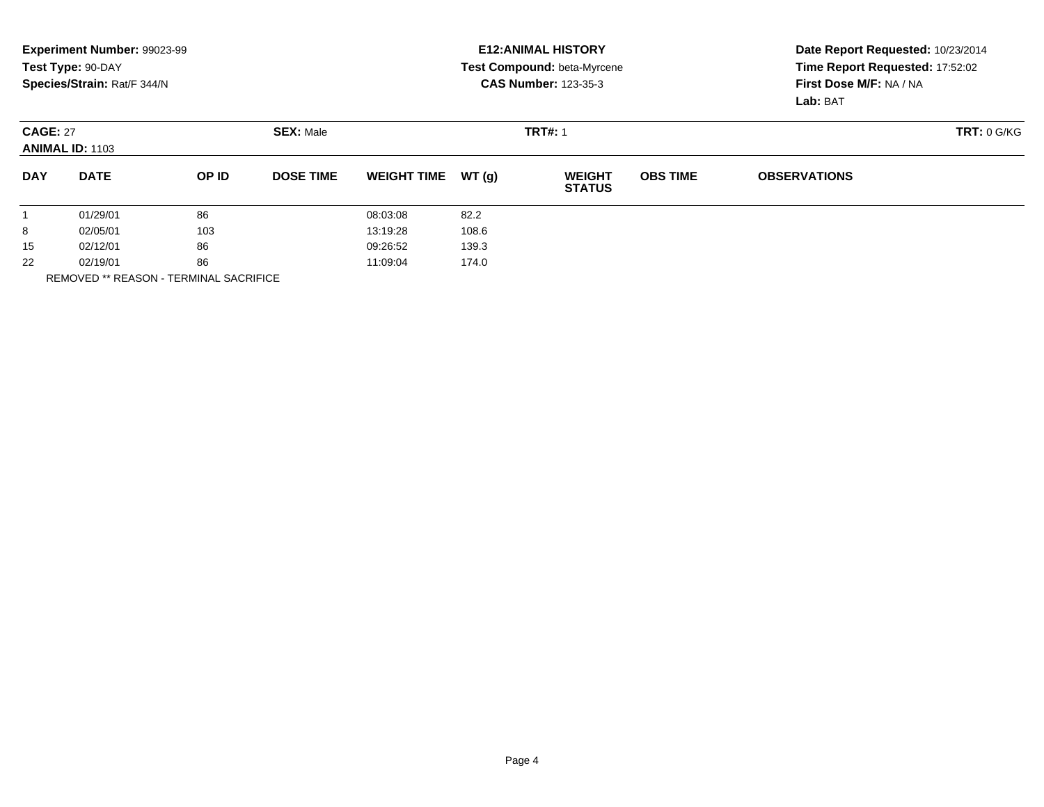**Experiment Number:** 99023-99
**Test Type:** 90-DAY
**Species/Strain:** Rat/F 344/N

**E12:ANIMAL HISTORY**
**Test Compound:** beta-Myrcene
**CAS Number:** 123-35-3

**Date Report Requested:** 10/23/2014
**Time Report Requested:** 17:52:02
**First Dose M/F:** NA / NA
**Lab:** BAT

**CAGE:** 27 **SEX:** Male **TRT#:** 1 **TRT:** 0 G/KG
**ANIMAL ID:** 1103

| DAY | DATE | OP ID | DOSE TIME | WEIGHT TIME | WT (g) | WEIGHT STATUS | OBS TIME | OBSERVATIONS |
|---|---|---|---|---|---|---|---|---|
| 1 | 01/29/01 | 86 | | 08:03:08 | 82.2 | | | |
| 8 | 02/05/01 | 103 | | 13:19:28 | 108.6 | | | |
| 15 | 02/12/01 | 86 | | 09:26:52 | 139.3 | | | |
| 22 | 02/19/01 | 86 | | 11:09:04 | 174.0 | | | |

REMOVED ** REASON - TERMINAL SACRIFICE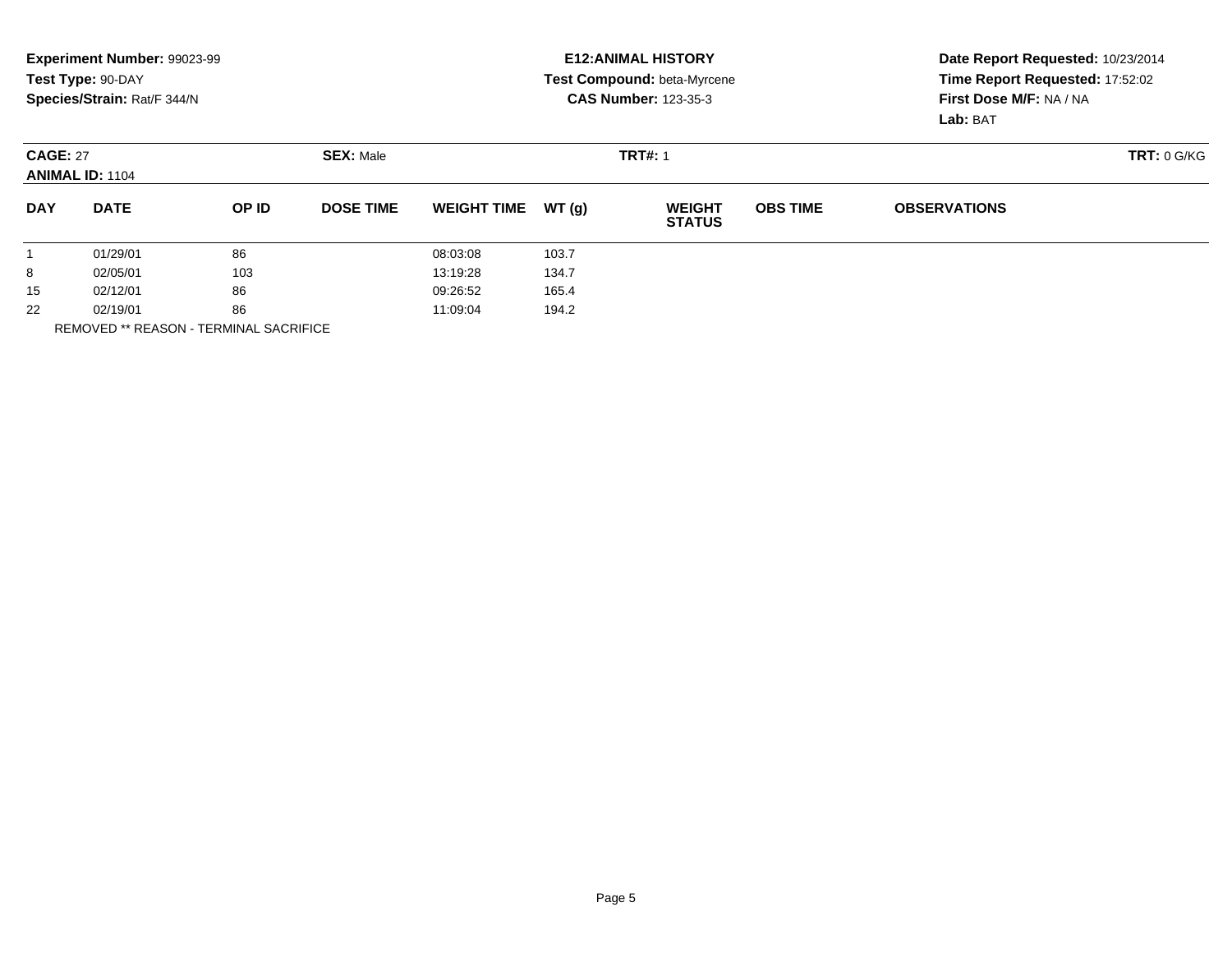**Experiment Number:** 99023-99
**Test Type:** 90-DAY
**Species/Strain:** Rat/F 344/N

**E12:ANIMAL HISTORY**
**Test Compound:** beta-Myrcene
**CAS Number:** 123-35-3

**Date Report Requested:** 10/23/2014
**Time Report Requested:** 17:52:02
**First Dose M/F:** NA / NA
**Lab:** BAT

**CAGE:** 27 **SEX:** Male **TRT#:** 1 **TRT:** 0 G/KG
**ANIMAL ID:** 1104

| DAY | DATE | OP ID | DOSE TIME | WEIGHT TIME | WT (g) | WEIGHT STATUS | OBS TIME | OBSERVATIONS |
|---|---|---|---|---|---|---|---|---|
| 1 | 01/29/01 | 86 | | 08:03:08 | 103.7 | | | |
| 8 | 02/05/01 | 103 | | 13:19:28 | 134.7 | | | |
| 15 | 02/12/01 | 86 | | 09:26:52 | 165.4 | | | |
| 22 | 02/19/01 | 86 | | 11:09:04 | 194.2 | | | |

REMOVED ** REASON - TERMINAL SACRIFICE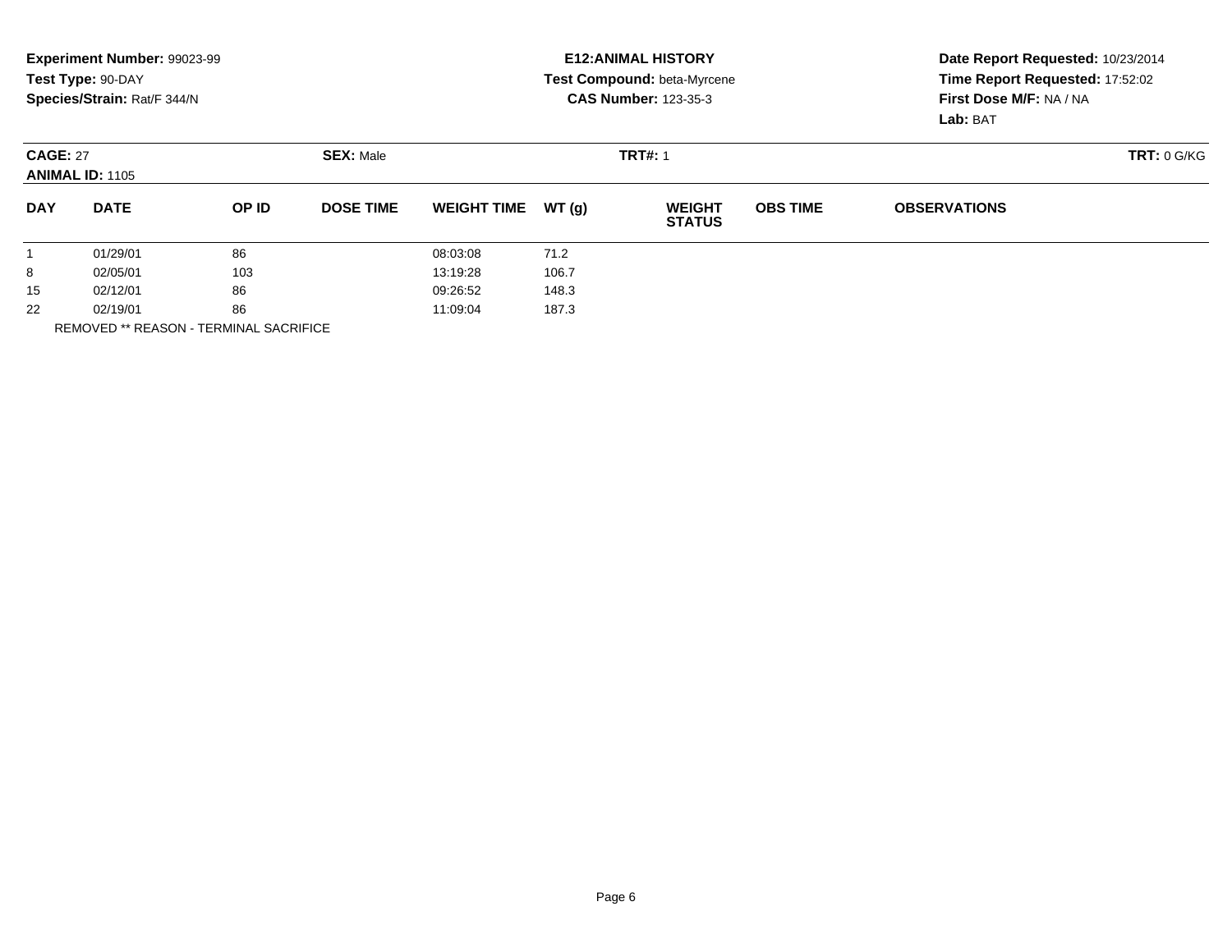**Experiment Number:** 99023-99
**Test Type:** 90-DAY
**Species/Strain:** Rat/F 344/N

**E12:ANIMAL HISTORY**
**Test Compound:** beta-Myrcene
**CAS Number:** 123-35-3

**Date Report Requested:** 10/23/2014
**Time Report Requested:** 17:52:02
**First Dose M/F:** NA / NA
**Lab:** BAT

**CAGE:** 27 **SEX:** Male **TRT#:** 1 **TRT:** 0 G/KG
**ANIMAL ID:** 1105

| DAY | DATE | OP ID | DOSE TIME | WEIGHT TIME | WT (g) | WEIGHT STATUS | OBS TIME | OBSERVATIONS |
|---|---|---|---|---|---|---|---|---|
| 1 | 01/29/01 | 86 | | 08:03:08 | 71.2 | | | |
| 8 | 02/05/01 | 103 | | 13:19:28 | 106.7 | | | |
| 15 | 02/12/01 | 86 | | 09:26:52 | 148.3 | | | |
| 22 | 02/19/01 | 86 | | 11:09:04 | 187.3 | | | |

REMOVED ** REASON - TERMINAL SACRIFICE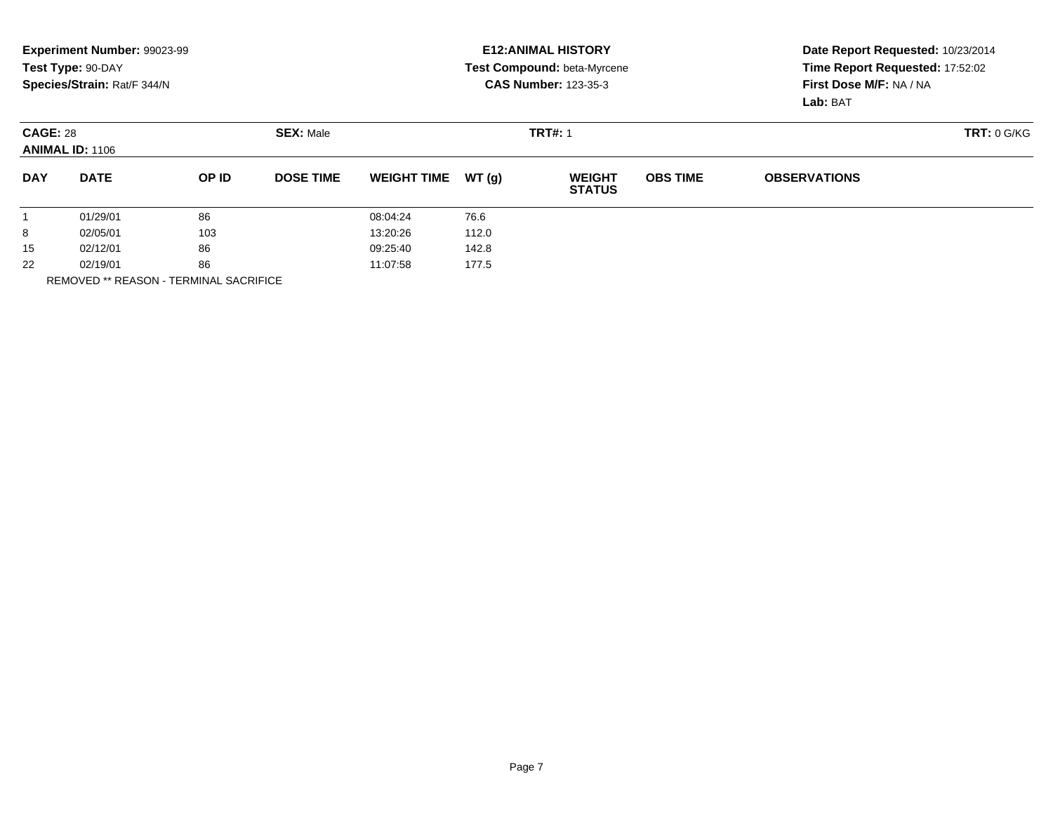**Experiment Number:** 99023-99
**Test Type:** 90-DAY
**Species/Strain:** Rat/F 344/N

**E12:ANIMAL HISTORY**
**Test Compound:** beta-Myrcene
**CAS Number:** 123-35-3

**Date Report Requested:** 10/23/2014
**Time Report Requested:** 17:52:02
**First Dose M/F:** NA / NA
**Lab:** BAT

**CAGE:** 28 **SEX:** Male **TRT#:** 1 **TRT:** 0 G/KG
**ANIMAL ID:** 1106

| DAY | DATE | OP ID | DOSE TIME | WEIGHT TIME | WT (g) | WEIGHT STATUS | OBS TIME | OBSERVATIONS |
|---|---|---|---|---|---|---|---|---|
| 1 | 01/29/01 | 86 | | 08:04:24 | 76.6 | | | |
| 8 | 02/05/01 | 103 | | 13:20:26 | 112.0 | | | |
| 15 | 02/12/01 | 86 | | 09:25:40 | 142.8 | | | |
| 22 | 02/19/01 | 86 | | 11:07:58 | 177.5 | | | |

REMOVED ** REASON - TERMINAL SACRIFICE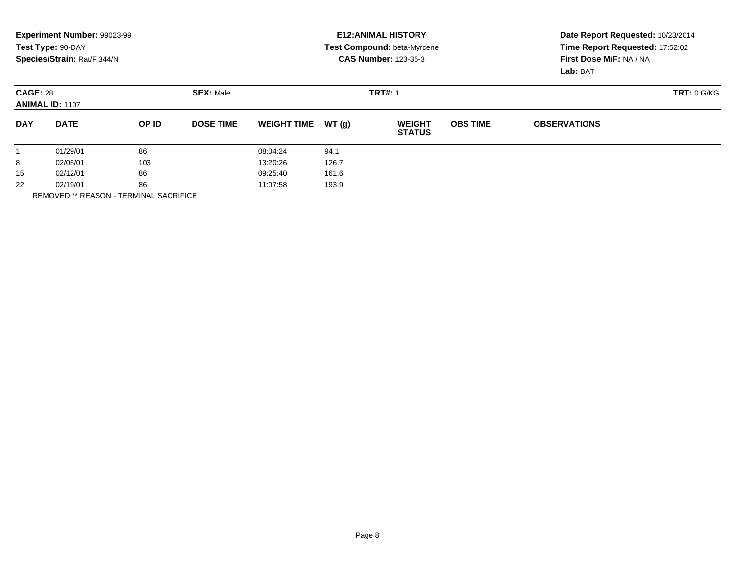**Experiment Number:** 99023-99
**Test Type:** 90-DAY
**Species/Strain:** Rat/F 344/N

**E12:ANIMAL HISTORY**
**Test Compound:** beta-Myrcene
**CAS Number:** 123-35-3

**Date Report Requested:** 10/23/2014
**Time Report Requested:** 17:52:02
**First Dose M/F:** NA / NA
**Lab:** BAT

**CAGE:** 28 **SEX:** Male **TRT#:** 1 **TRT:** 0 G/KG
**ANIMAL ID:** 1107

| DAY | DATE | OP ID | DOSE TIME | WEIGHT TIME | WT (g) | WEIGHT STATUS | OBS TIME | OBSERVATIONS |
|---|---|---|---|---|---|---|---|---|
| 1 | 01/29/01 | 86 | | 08:04:24 | 94.1 | | | |
| 8 | 02/05/01 | 103 | | 13:20:26 | 126.7 | | | |
| 15 | 02/12/01 | 86 | | 09:25:40 | 161.6 | | | |
| 22 | 02/19/01 | 86 | | 11:07:58 | 193.9 | | | |

REMOVED ** REASON - TERMINAL SACRIFICE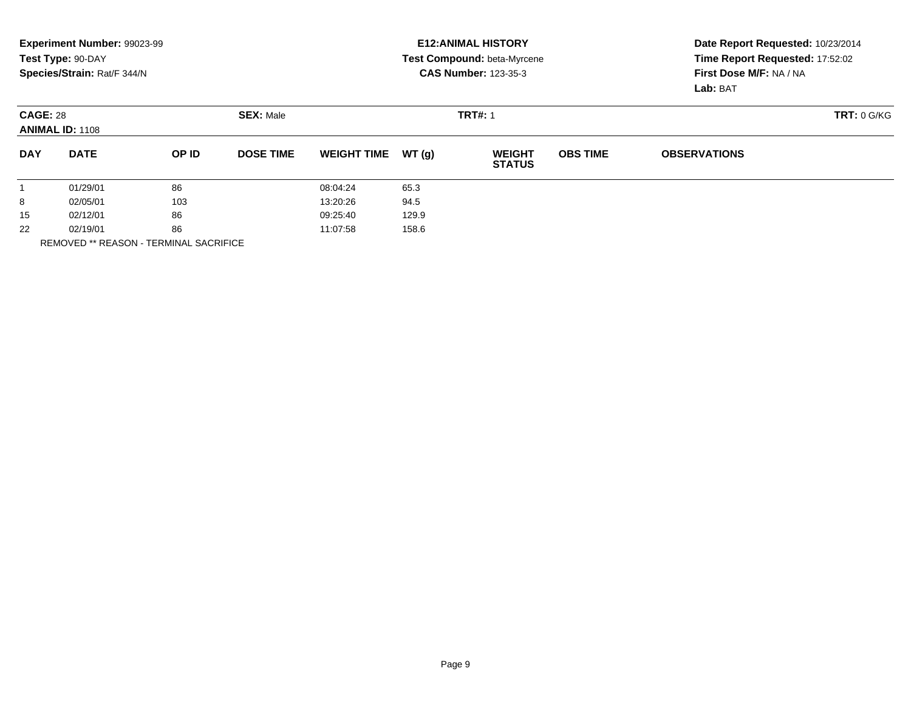**Experiment Number:** 99023-99
**Test Type:** 90-DAY
**Species/Strain:** Rat/F 344/N

**E12:ANIMAL HISTORY**
**Test Compound:** beta-Myrcene
**CAS Number:** 123-35-3

**Date Report Requested:** 10/23/2014
**Time Report Requested:** 17:52:02
**First Dose M/F:** NA / NA
**Lab:** BAT

**CAGE:** 28 **SEX:** Male **TRT#:** 1 **TRT:** 0 G/KG
**ANIMAL ID:** 1108

| DAY | DATE | OP ID | DOSE TIME | WEIGHT TIME | WT (g) | WEIGHT STATUS | OBS TIME | OBSERVATIONS |
|---|---|---|---|---|---|---|---|---|
| 1 | 01/29/01 | 86 | | 08:04:24 | 65.3 | | | |
| 8 | 02/05/01 | 103 | | 13:20:26 | 94.5 | | | |
| 15 | 02/12/01 | 86 | | 09:25:40 | 129.9 | | | |
| 22 | 02/19/01 | 86 | | 11:07:58 | 158.6 | | | |

REMOVED ** REASON - TERMINAL SACRIFICE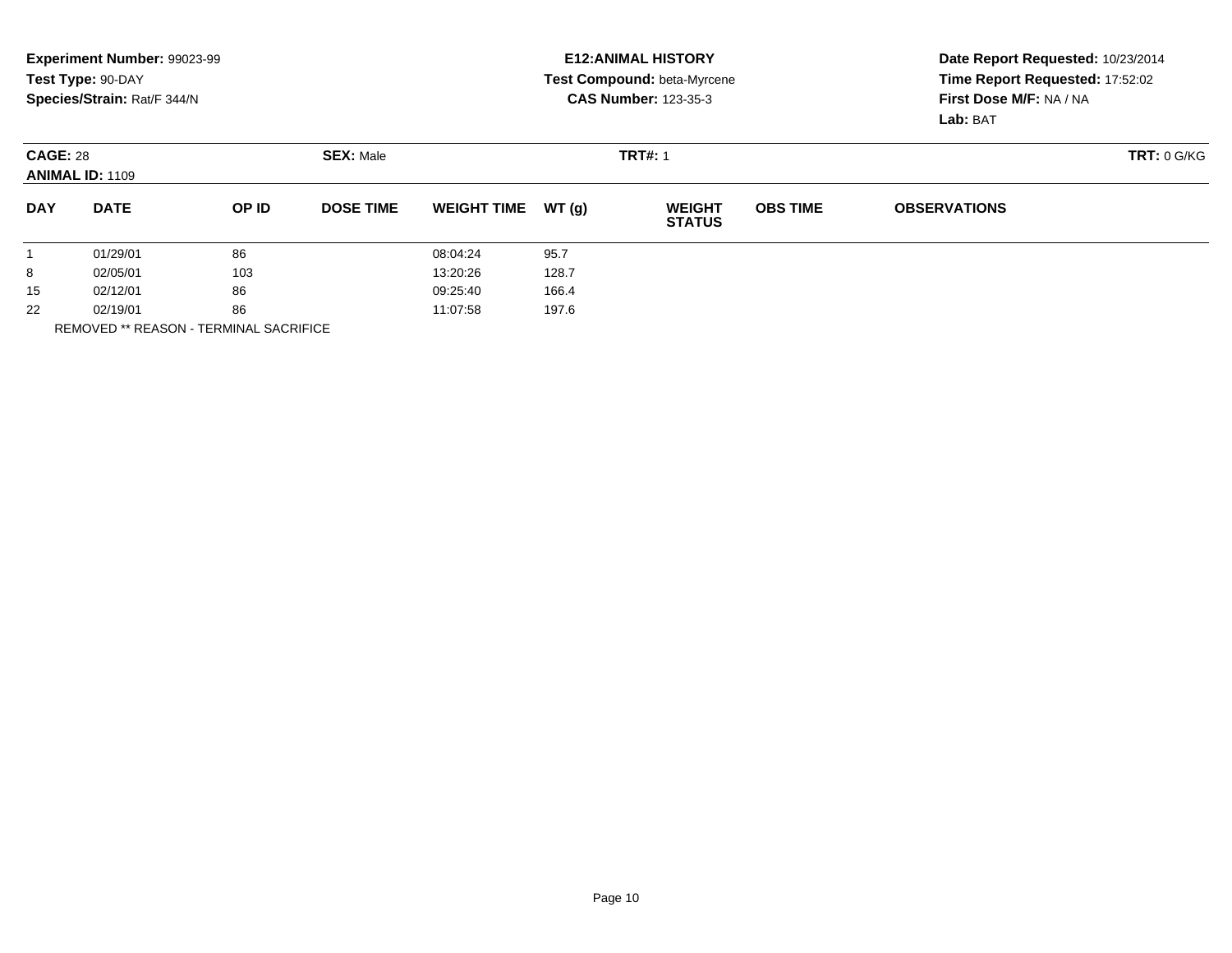**Experiment Number:** 99023-99
**Test Type:** 90-DAY
**Species/Strain:** Rat/F 344/N

**E12:ANIMAL HISTORY**
**Test Compound:** beta-Myrcene
**CAS Number:** 123-35-3

**Date Report Requested:** 10/23/2014
**Time Report Requested:** 17:52:02
**First Dose M/F:** NA / NA
**Lab:** BAT

**CAGE:** 28
**ANIMAL ID:** 1109
**SEX:** Male
**TRT#:** 1
**TRT:** 0 G/KG

| DAY | DATE | OP ID | DOSE TIME | WEIGHT TIME | WT (g) | WEIGHT STATUS | OBS TIME | OBSERVATIONS |
|---|---|---|---|---|---|---|---|---|
| 1 | 01/29/01 | 86 | | 08:04:24 | 95.7 | | | |
| 8 | 02/05/01 | 103 | | 13:20:26 | 128.7 | | | |
| 15 | 02/12/01 | 86 | | 09:25:40 | 166.4 | | | |
| 22 | 02/19/01 | 86 | | 11:07:58 | 197.6 | | | |

REMOVED ** REASON - TERMINAL SACRIFICE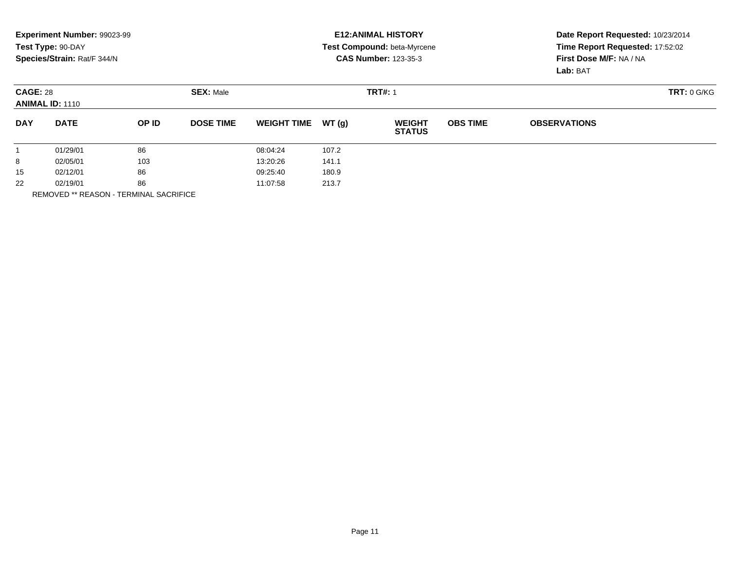**Experiment Number:** 99023-99
**Test Type:** 90-DAY
**Species/Strain:** Rat/F 344/N

**E12:ANIMAL HISTORY**
**Test Compound:** beta-Myrcene
**CAS Number:** 123-35-3

**Date Report Requested:** 10/23/2014
**Time Report Requested:** 17:52:02
**First Dose M/F:** NA / NA
**Lab:** BAT

**CAGE:** 28 **SEX:** Male **TRT#:** 1 **TRT:** 0 G/KG
**ANIMAL ID:** 1110

| DAY | DATE | OP ID | DOSE TIME | WEIGHT TIME | WT (g) | WEIGHT STATUS | OBS TIME | OBSERVATIONS |
|---|---|---|---|---|---|---|---|---|
| 1 | 01/29/01 | 86 | | 08:04:24 | 107.2 | | | |
| 8 | 02/05/01 | 103 | | 13:20:26 | 141.1 | | | |
| 15 | 02/12/01 | 86 | | 09:25:40 | 180.9 | | | |
| 22 | 02/19/01 | 86 | | 11:07:58 | 213.7 | | | |

REMOVED ** REASON - TERMINAL SACRIFICE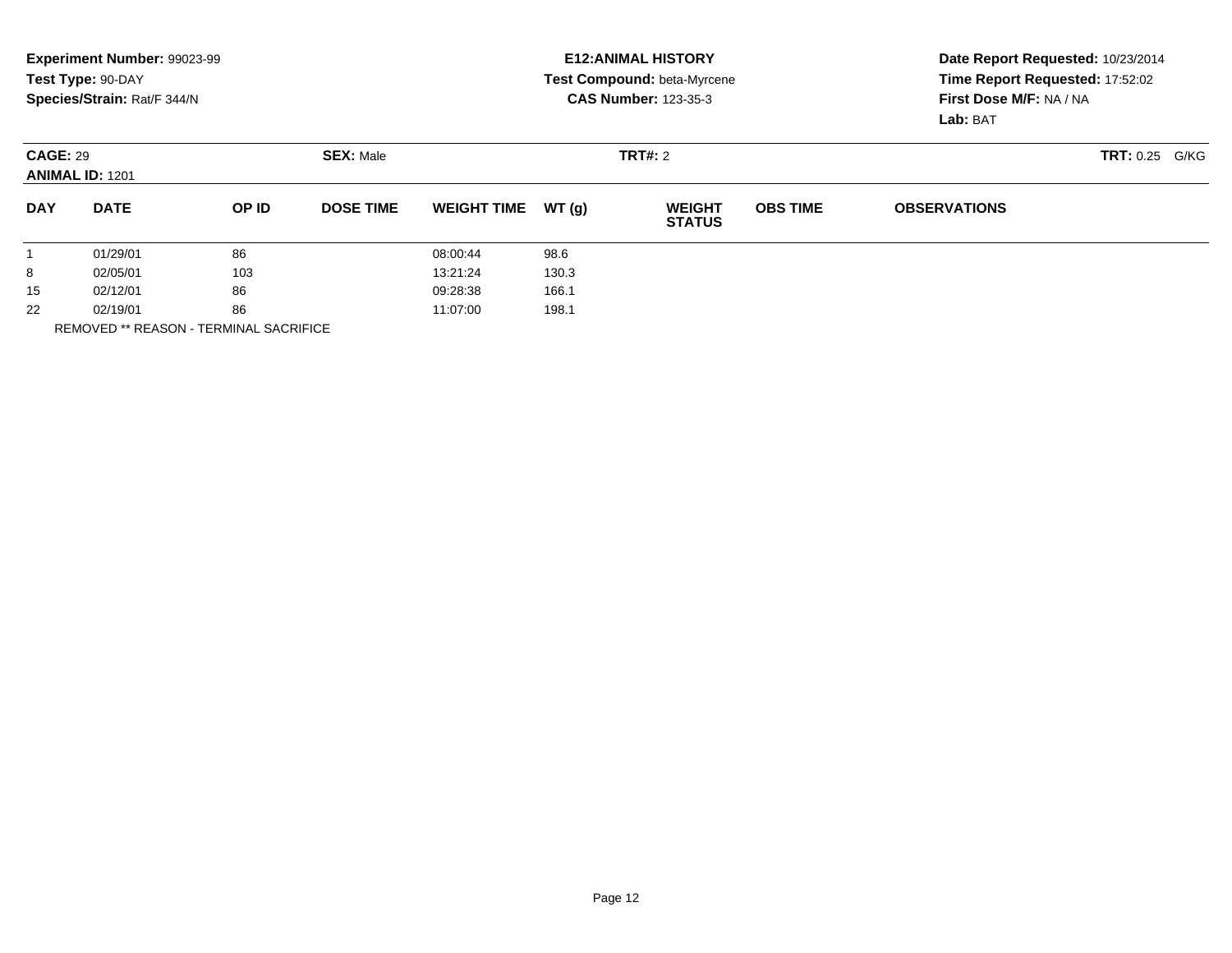**Experiment Number:** 99023-99
**Test Type:** 90-DAY
**Species/Strain:** Rat/F 344/N

**E12:ANIMAL HISTORY**
**Test Compound:** beta-Myrcene
**CAS Number:** 123-35-3

**Date Report Requested:** 10/23/2014
**Time Report Requested:** 17:52:02
**First Dose M/F:** NA / NA
**Lab:** BAT

**CAGE:** 29 **SEX:** Male **TRT#:** 2 **TRT:** 0.25 G/KG
**ANIMAL ID:** 1201

| DAY | DATE | OP ID | DOSE TIME | WEIGHT TIME | WT (g) | WEIGHT STATUS | OBS TIME | OBSERVATIONS |
|---|---|---|---|---|---|---|---|---|
| 1 | 01/29/01 | 86 | | 08:00:44 | 98.6 | | | |
| 8 | 02/05/01 | 103 | | 13:21:24 | 130.3 | | | |
| 15 | 02/12/01 | 86 | | 09:28:38 | 166.1 | | | |
| 22 | 02/19/01 | 86 | | 11:07:00 | 198.1 | | | |

REMOVED ** REASON - TERMINAL SACRIFICE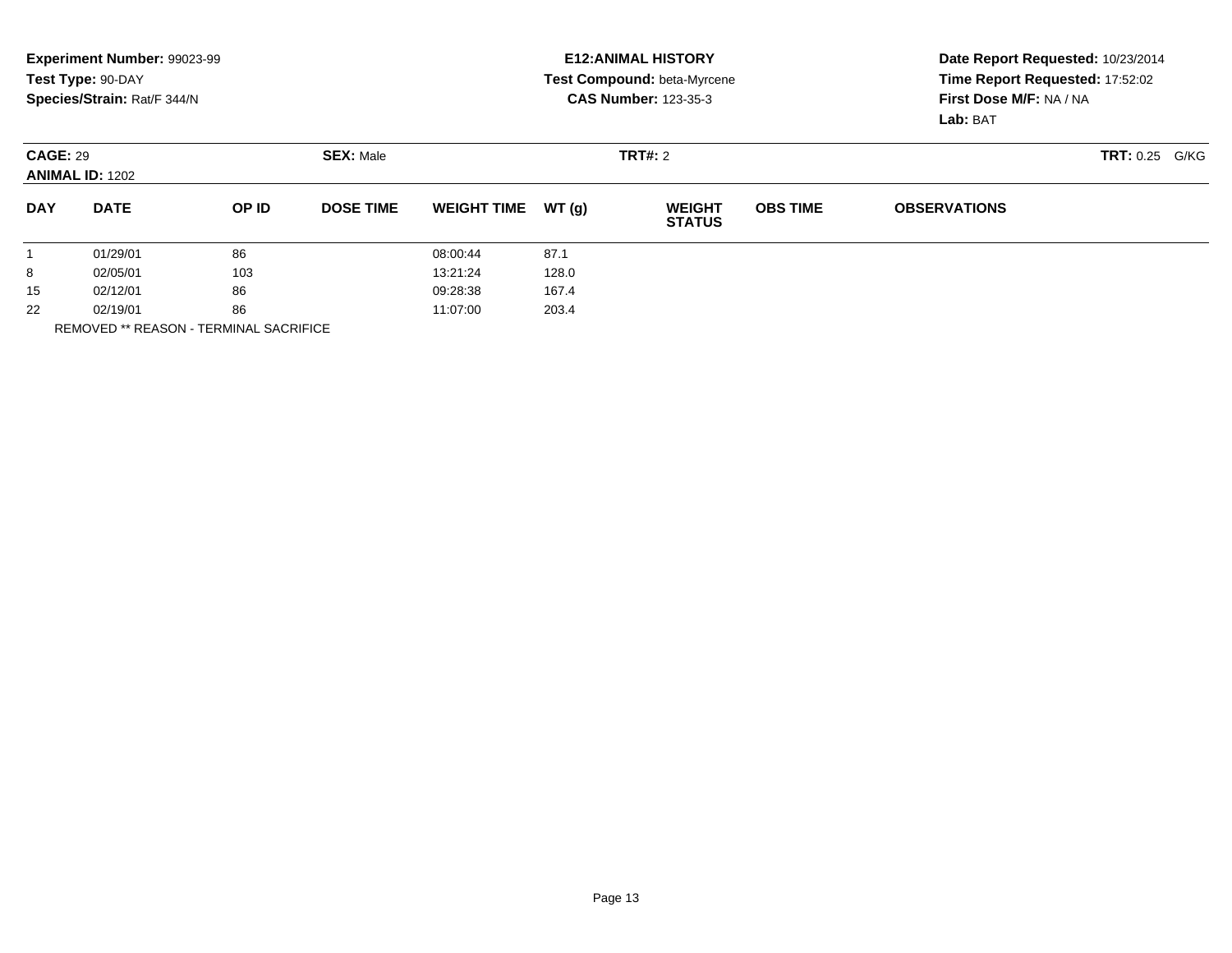**Experiment Number:** 99023-99
**Test Type:** 90-DAY
**Species/Strain:** Rat/F 344/N

**E12:ANIMAL HISTORY**
**Test Compound:** beta-Myrcene
**CAS Number:** 123-35-3

**Date Report Requested:** 10/23/2014
**Time Report Requested:** 17:52:02
**First Dose M/F:** NA / NA
**Lab:** BAT

**CAGE:** 29 **SEX:** Male **TRT#:** 2 **TRT:** 0.25 G/KG
**ANIMAL ID:** 1202

| DAY | DATE | OP ID | DOSE TIME | WEIGHT TIME | WT (g) | WEIGHT STATUS | OBS TIME | OBSERVATIONS |
|---|---|---|---|---|---|---|---|---|
| 1 | 01/29/01 | 86 | | 08:00:44 | 87.1 | | | |
| 8 | 02/05/01 | 103 | | 13:21:24 | 128.0 | | | |
| 15 | 02/12/01 | 86 | | 09:28:38 | 167.4 | | | |
| 22 | 02/19/01 | 86 | | 11:07:00 | 203.4 | | | |

REMOVED ** REASON - TERMINAL SACRIFICE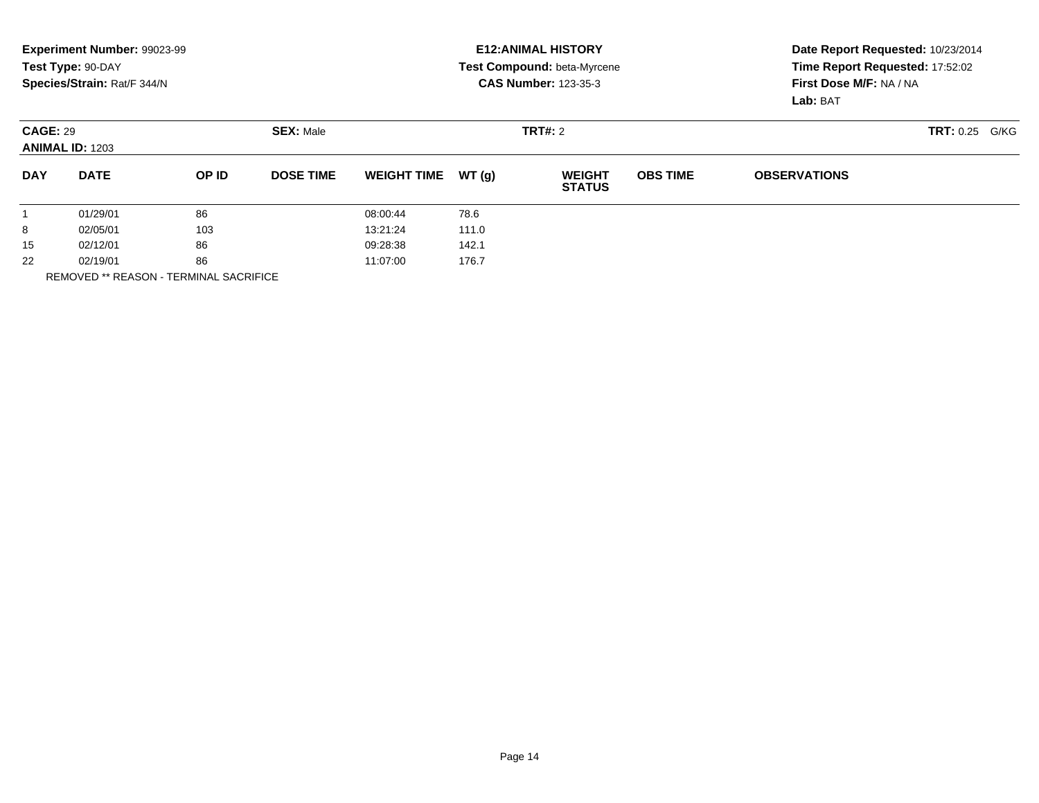**Experiment Number:** 99023-99
**Test Type:** 90-DAY
**Species/Strain:** Rat/F 344/N

**E12:ANIMAL HISTORY**
**Test Compound:** beta-Myrcene
**CAS Number:** 123-35-3

**Date Report Requested:** 10/23/2014
**Time Report Requested:** 17:52:02
**First Dose M/F:** NA / NA
**Lab:** BAT

**CAGE:** 29 **SEX:** Male **TRT#:** 2 **TRT:** 0.25 G/KG
**ANIMAL ID:** 1203

| DAY | DATE | OP ID | DOSE TIME | WEIGHT TIME | WT (g) | WEIGHT STATUS | OBS TIME | OBSERVATIONS |
|---|---|---|---|---|---|---|---|---|
| 1 | 01/29/01 | 86 | | 08:00:44 | 78.6 | | | |
| 8 | 02/05/01 | 103 | | 13:21:24 | 111.0 | | | |
| 15 | 02/12/01 | 86 | | 09:28:38 | 142.1 | | | |
| 22 | 02/19/01 | 86 | | 11:07:00 | 176.7 | | | |

REMOVED ** REASON - TERMINAL SACRIFICE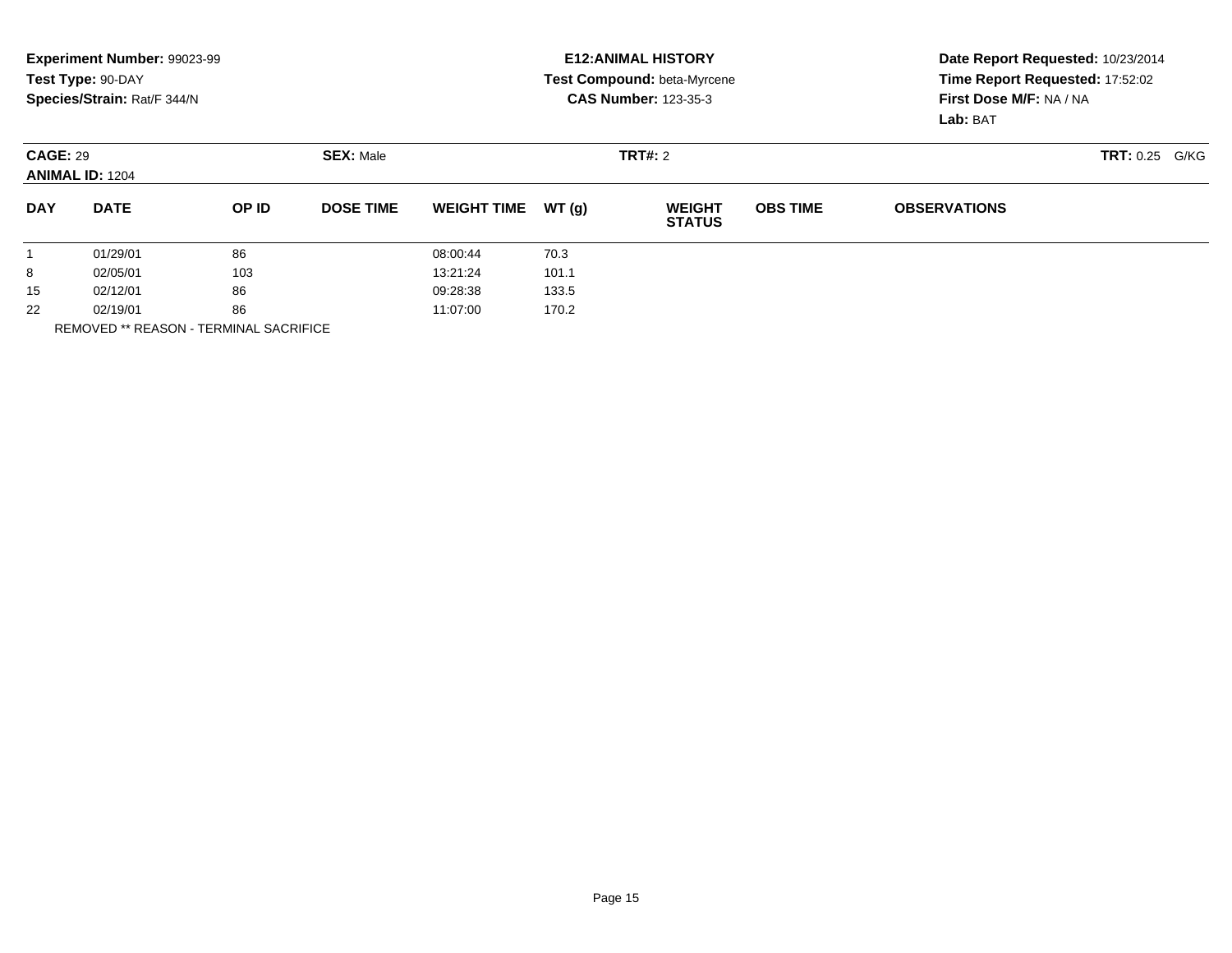**Experiment Number:** 99023-99
**Test Type:** 90-DAY
**Species/Strain:** Rat/F 344/N

**E12:ANIMAL HISTORY**
**Test Compound:** beta-Myrcene
**CAS Number:** 123-35-3

**Date Report Requested:** 10/23/2014
**Time Report Requested:** 17:52:02
**First Dose M/F:** NA / NA
**Lab:** BAT

**CAGE:** 29 **SEX:** Male **TRT#:** 2 **TRT:** 0.25 G/KG
**ANIMAL ID:** 1204

| DAY | DATE | OP ID | DOSE TIME | WEIGHT TIME | WT (g) | WEIGHT STATUS | OBS TIME | OBSERVATIONS |
|---|---|---|---|---|---|---|---|---|
| 1 | 01/29/01 | 86 | | 08:00:44 | 70.3 | | | |
| 8 | 02/05/01 | 103 | | 13:21:24 | 101.1 | | | |
| 15 | 02/12/01 | 86 | | 09:28:38 | 133.5 | | | |
| 22 | 02/19/01 | 86 | | 11:07:00 | 170.2 | | | |

REMOVED ** REASON - TERMINAL SACRIFICE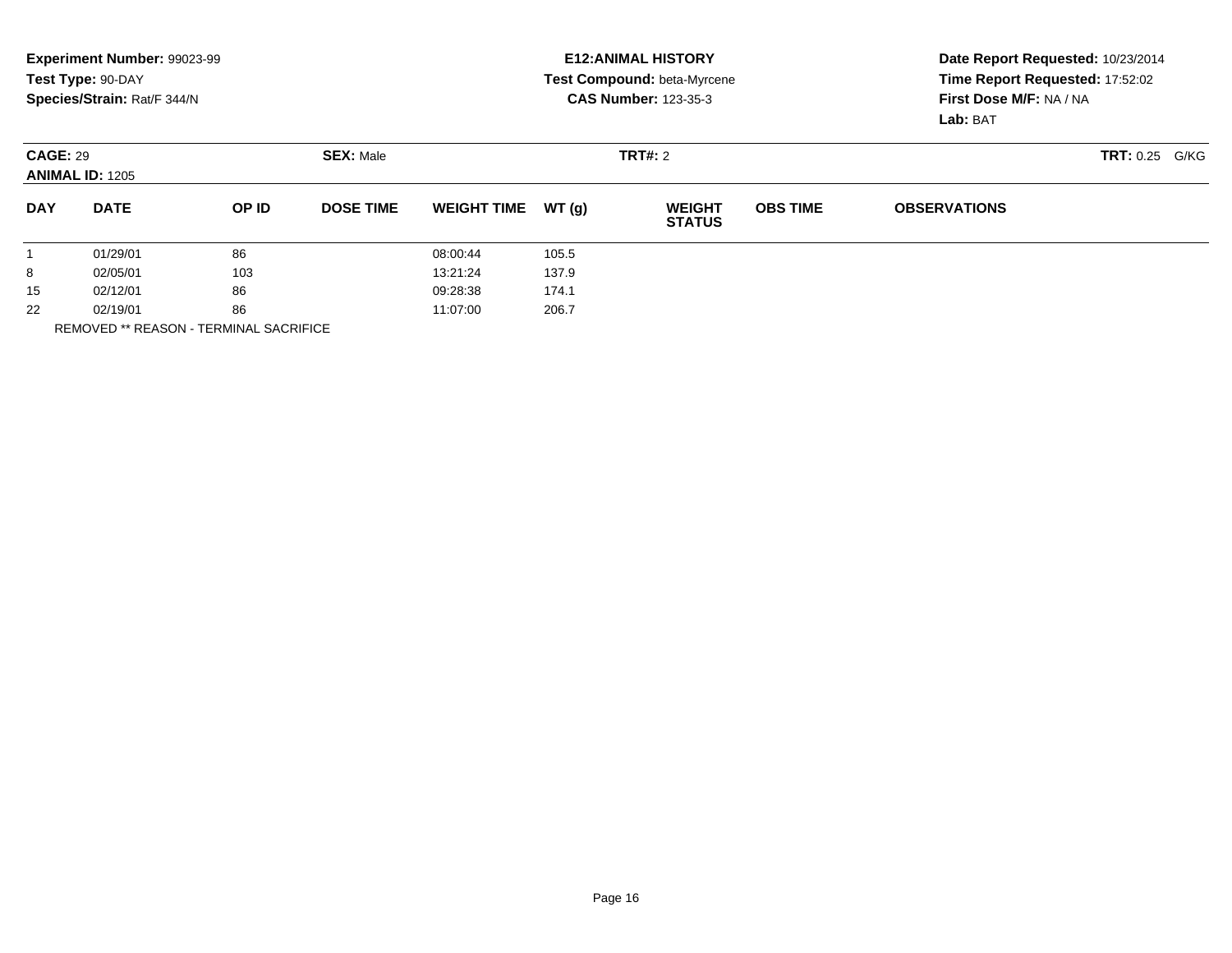**Experiment Number:** 99023-99
**Test Type:** 90-DAY
**Species/Strain:** Rat/F 344/N

**E12:ANIMAL HISTORY**
**Test Compound:** beta-Myrcene
**CAS Number:** 123-35-3

**Date Report Requested:** 10/23/2014
**Time Report Requested:** 17:52:02
**First Dose M/F:** NA / NA
**Lab:** BAT

**CAGE:** 29
**ANIMAL ID:** 1205

**SEX:** Male

**TRT#:** 2

**TRT:** 0.25 G/KG

| DAY | DATE | OP ID | DOSE TIME | WEIGHT TIME | WT (g) | WEIGHT STATUS | OBS TIME | OBSERVATIONS |
|---|---|---|---|---|---|---|---|---|
| 1 | 01/29/01 | 86 | | 08:00:44 | 105.5 | | | |
| 8 | 02/05/01 | 103 | | 13:21:24 | 137.9 | | | |
| 15 | 02/12/01 | 86 | | 09:28:38 | 174.1 | | | |
| 22 | 02/19/01 | 86 | | 11:07:00 | 206.7 | | | |

REMOVED ** REASON - TERMINAL SACRIFICE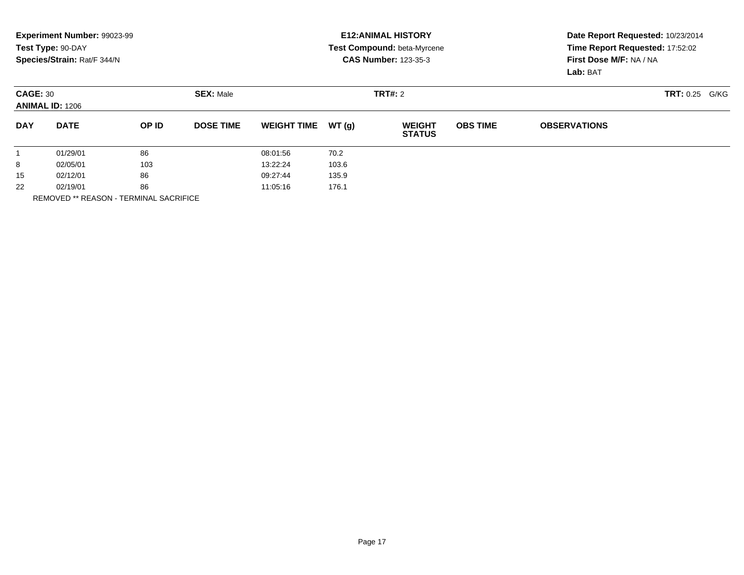**Experiment Number:** 99023-99
**Test Type:** 90-DAY
**Species/Strain:** Rat/F 344/N

**E12:ANIMAL HISTORY**
**Test Compound:** beta-Myrcene
**CAS Number:** 123-35-3

**Date Report Requested:** 10/23/2014
**Time Report Requested:** 17:52:02
**First Dose M/F:** NA / NA
**Lab:** BAT

**CAGE:** 30
**ANIMAL ID:** 1206
**SEX:** Male
**TRT#:** 2
**TRT:** 0.25 G/KG

| DAY | DATE | OP ID | DOSE TIME | WEIGHT TIME | WT (g) | WEIGHT STATUS | OBS TIME | OBSERVATIONS |
|---|---|---|---|---|---|---|---|---|
| 1 | 01/29/01 | 86 | | 08:01:56 | 70.2 | | | |
| 8 | 02/05/01 | 103 | | 13:22:24 | 103.6 | | | |
| 15 | 02/12/01 | 86 | | 09:27:44 | 135.9 | | | |
| 22 | 02/19/01 | 86 | | 11:05:16 | 176.1 | | | |

REMOVED ** REASON - TERMINAL SACRIFICE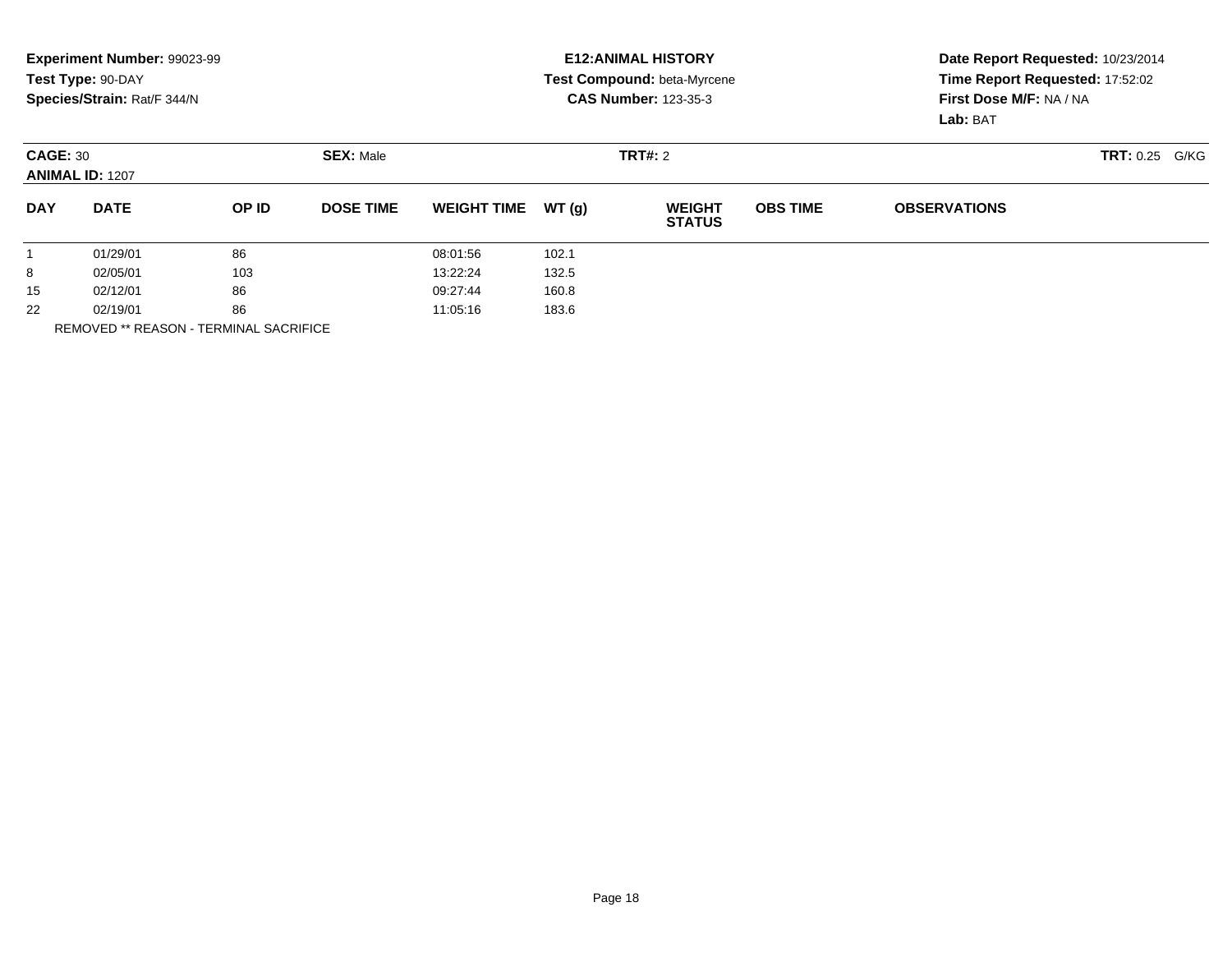**Experiment Number:** 99023-99
**Test Type:** 90-DAY
**Species/Strain:** Rat/F 344/N

**E12:ANIMAL HISTORY**
**Test Compound:** beta-Myrcene
**CAS Number:** 123-35-3

**Date Report Requested:** 10/23/2014
**Time Report Requested:** 17:52:02
**First Dose M/F:** NA / NA
**Lab:** BAT

**CAGE:** 30
**ANIMAL ID:** 1207
**SEX:** Male
**TRT#:** 2
**TRT:** 0.25 G/KG

| DAY | DATE | OP ID | DOSE TIME | WEIGHT TIME | WT (g) | WEIGHT STATUS | OBS TIME | OBSERVATIONS |
|---|---|---|---|---|---|---|---|---|
| 1 | 01/29/01 | 86 | | 08:01:56 | 102.1 | | | |
| 8 | 02/05/01 | 103 | | 13:22:24 | 132.5 | | | |
| 15 | 02/12/01 | 86 | | 09:27:44 | 160.8 | | | |
| 22 | 02/19/01 | 86 | | 11:05:16 | 183.6 | | | |

REMOVED ** REASON - TERMINAL SACRIFICE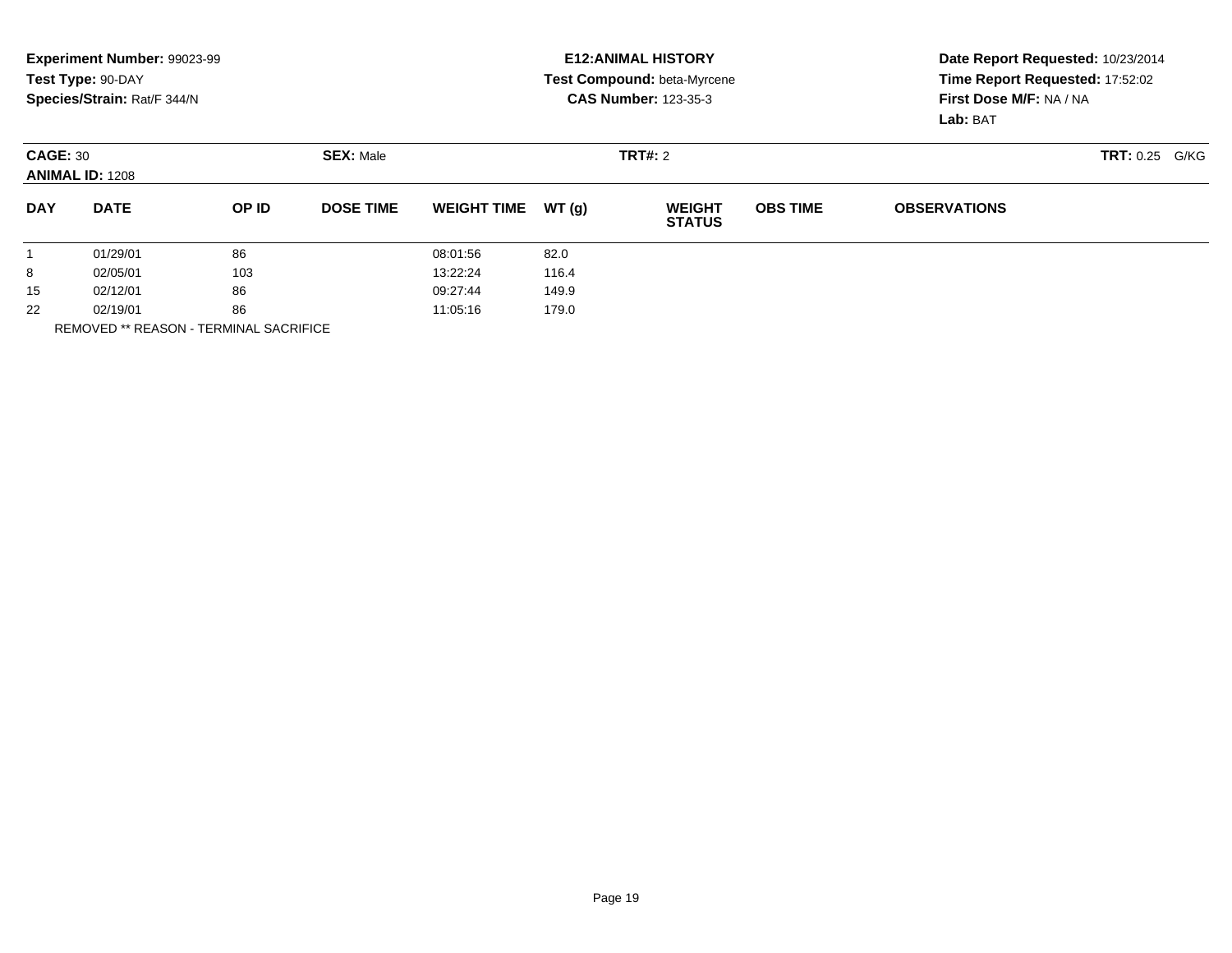**Experiment Number:** 99023-99
**Test Type:** 90-DAY
**Species/Strain:** Rat/F 344/N

**E12:ANIMAL HISTORY**
**Test Compound:** beta-Myrcene
**CAS Number:** 123-35-3

**Date Report Requested:** 10/23/2014
**Time Report Requested:** 17:52:02
**First Dose M/F:** NA / NA
**Lab:** BAT

**CAGE:** 30 **SEX:** Male **TRT#:** 2 **TRT:** 0.25 G/KG
**ANIMAL ID:** 1208

| DAY | DATE | OP ID | DOSE TIME | WEIGHT TIME | WT (g) | WEIGHT STATUS | OBS TIME | OBSERVATIONS |
|---|---|---|---|---|---|---|---|---|
| 1 | 01/29/01 | 86 | | 08:01:56 | 82.0 | | | |
| 8 | 02/05/01 | 103 | | 13:22:24 | 116.4 | | | |
| 15 | 02/12/01 | 86 | | 09:27:44 | 149.9 | | | |
| 22 | 02/19/01 | 86 | | 11:05:16 | 179.0 | | | |

REMOVED ** REASON - TERMINAL SACRIFICE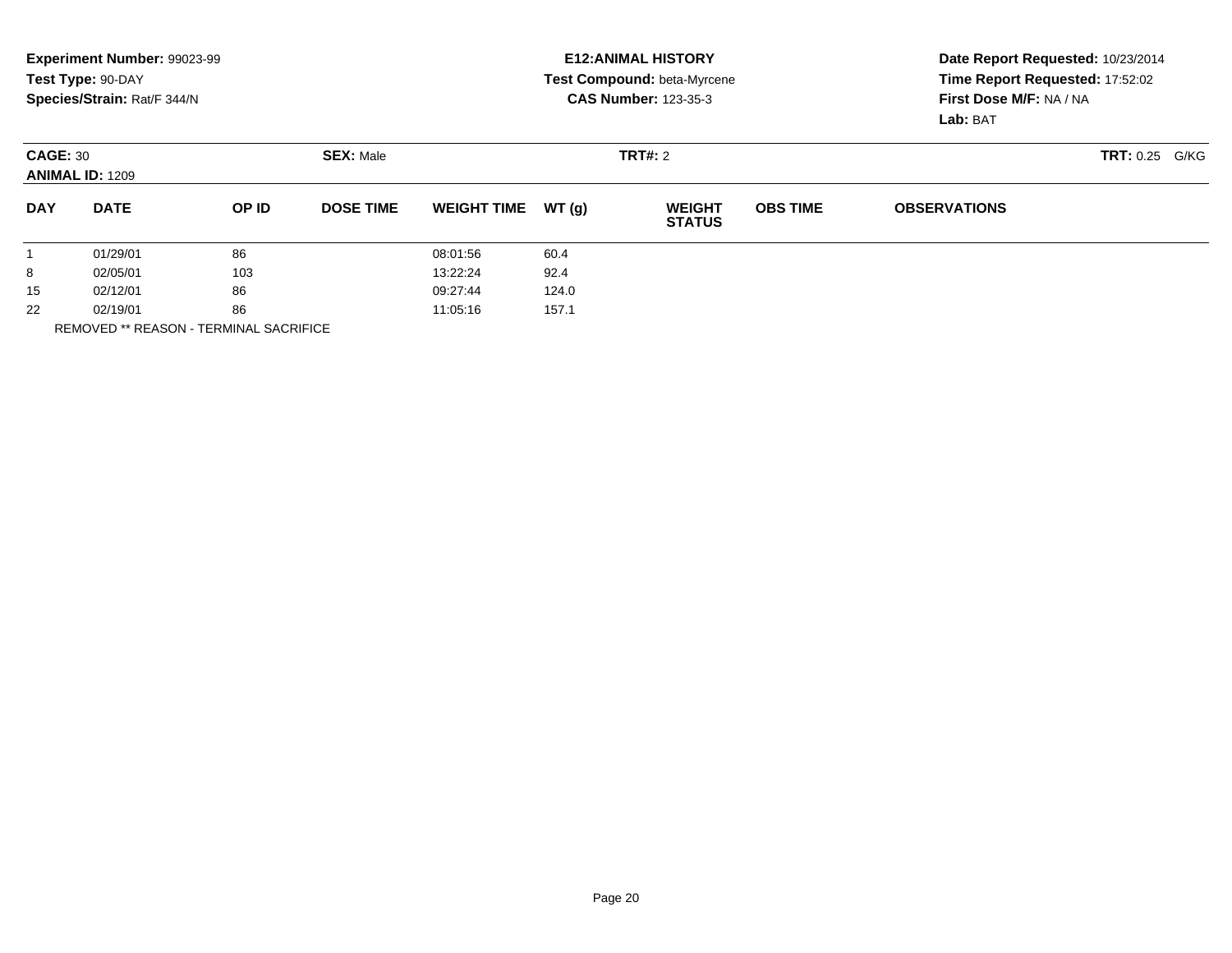**Experiment Number:** 99023-99
**Test Type:** 90-DAY
**Species/Strain:** Rat/F 344/N

**E12:ANIMAL HISTORY**
**Test Compound:** beta-Myrcene
**CAS Number:** 123-35-3

**Date Report Requested:** 10/23/2014
**Time Report Requested:** 17:52:02
**First Dose M/F:** NA / NA
**Lab:** BAT

**CAGE:** 30 **SEX:** Male **TRT#:** 2 **TRT:** 0.25 G/KG
**ANIMAL ID:** 1209

| DAY | DATE | OP ID | DOSE TIME | WEIGHT TIME | WT (g) | WEIGHT STATUS | OBS TIME | OBSERVATIONS |
|---|---|---|---|---|---|---|---|---|
| 1 | 01/29/01 | 86 | | 08:01:56 | 60.4 | | | |
| 8 | 02/05/01 | 103 | | 13:22:24 | 92.4 | | | |
| 15 | 02/12/01 | 86 | | 09:27:44 | 124.0 | | | |
| 22 | 02/19/01 | 86 | | 11:05:16 | 157.1 | | | |

REMOVED ** REASON - TERMINAL SACRIFICE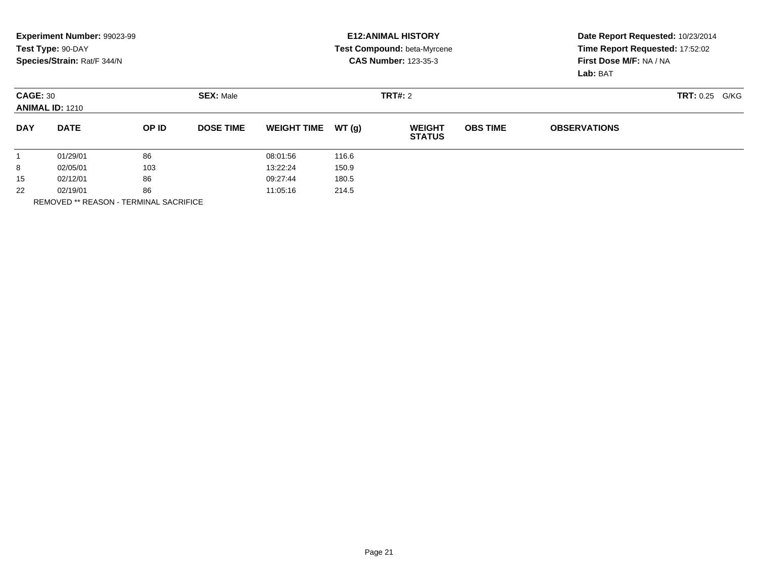**Experiment Number:** 99023-99
**Test Type:** 90-DAY
**Species/Strain:** Rat/F 344/N

**E12:ANIMAL HISTORY**
**Test Compound:** beta-Myrcene
**CAS Number:** 123-35-3

**Date Report Requested:** 10/23/2014
**Time Report Requested:** 17:52:02
**First Dose M/F:** NA / NA
**Lab:** BAT

**CAGE:** 30 **SEX:** Male **TRT#:** 2 **TRT:** 0.25 G/KG
**ANIMAL ID:** 1210

| DAY | DATE | OP ID | DOSE TIME | WEIGHT TIME | WT (g) | WEIGHT STATUS | OBS TIME | OBSERVATIONS |
|---|---|---|---|---|---|---|---|---|
| 1 | 01/29/01 | 86 | | 08:01:56 | 116.6 | | | |
| 8 | 02/05/01 | 103 | | 13:22:24 | 150.9 | | | |
| 15 | 02/12/01 | 86 | | 09:27:44 | 180.5 | | | |
| 22 | 02/19/01 | 86 | | 11:05:16 | 214.5 | | | |

REMOVED ** REASON - TERMINAL SACRIFICE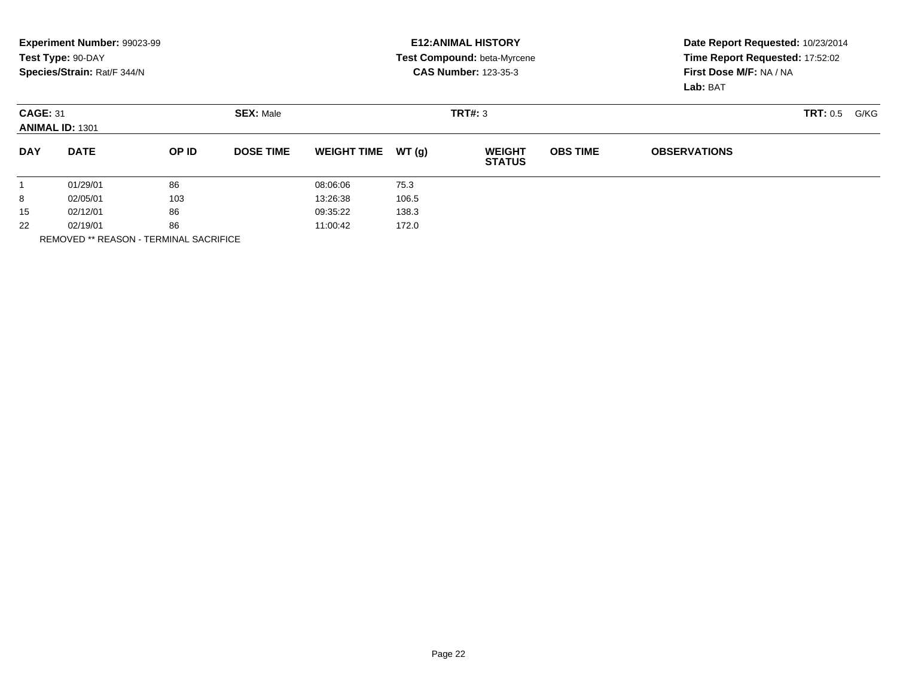**Experiment Number:** 99023-99
**Test Type:** 90-DAY
**Species/Strain:** Rat/F 344/N

**E12:ANIMAL HISTORY**
**Test Compound:** beta-Myrcene
**CAS Number:** 123-35-3

**Date Report Requested:** 10/23/2014
**Time Report Requested:** 17:52:02
**First Dose M/F:** NA / NA
**Lab:** BAT

**CAGE:** 31
**ANIMAL ID:** 1301
**SEX:** Male
**TRT#:** 3
**TRT:** 0.5 G/KG

| DAY | DATE | OP ID | DOSE TIME | WEIGHT TIME | WT (g) | WEIGHT STATUS | OBS TIME | OBSERVATIONS |
|---|---|---|---|---|---|---|---|---|
| 1 | 01/29/01 | 86 | | 08:06:06 | 75.3 | | | |
| 8 | 02/05/01 | 103 | | 13:26:38 | 106.5 | | | |
| 15 | 02/12/01 | 86 | | 09:35:22 | 138.3 | | | |
| 22 | 02/19/01 | 86 | | 11:00:42 | 172.0 | | | |

REMOVED ** REASON - TERMINAL SACRIFICE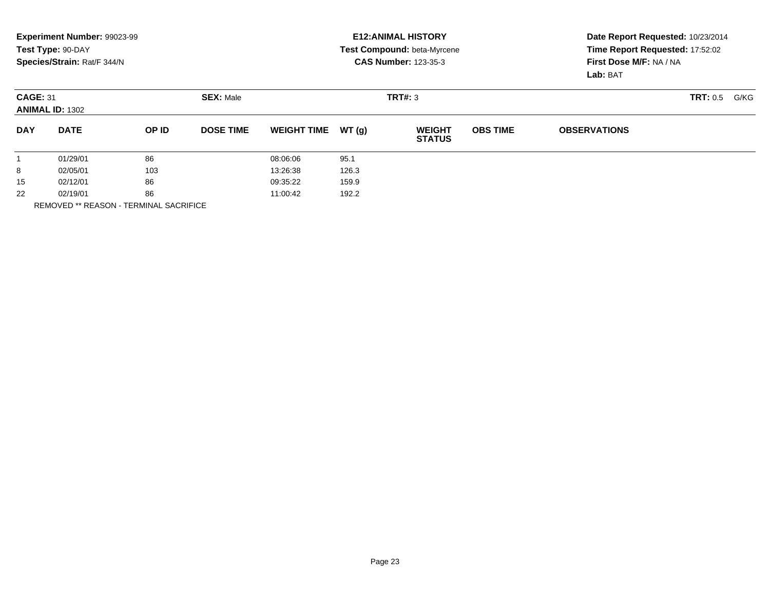**Experiment Number:** 99023-99
**Test Type:** 90-DAY
**Species/Strain:** Rat/F 344/N

**E12:ANIMAL HISTORY**
**Test Compound:** beta-Myrcene
**CAS Number:** 123-35-3

**Date Report Requested:** 10/23/2014
**Time Report Requested:** 17:52:02
**First Dose M/F:** NA / NA
**Lab:** BAT

**CAGE:** 31　**SEX:** Male　**TRT#:** 3　**TRT:** 0.5 G/KG
**ANIMAL ID:** 1302

| DAY | DATE | OP ID | DOSE TIME | WEIGHT TIME | WT (g) | WEIGHT STATUS | OBS TIME | OBSERVATIONS |
|---|---|---|---|---|---|---|---|---|
| 1 | 01/29/01 | 86 | | 08:06:06 | 95.1 | | | |
| 8 | 02/05/01 | 103 | | 13:26:38 | 126.3 | | | |
| 15 | 02/12/01 | 86 | | 09:35:22 | 159.9 | | | |
| 22 | 02/19/01 | 86 | | 11:00:42 | 192.2 | | | |

REMOVED ** REASON - TERMINAL SACRIFICE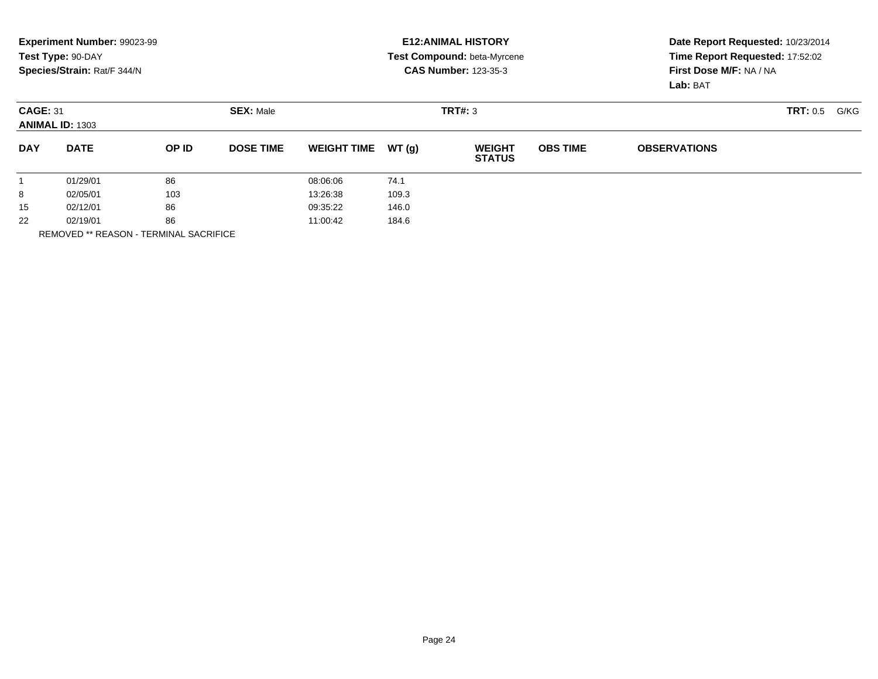**Experiment Number:** 99023-99
**Test Type:** 90-DAY
**Species/Strain:** Rat/F 344/N

**E12:ANIMAL HISTORY**
**Test Compound:** beta-Myrcene
**CAS Number:** 123-35-3

**Date Report Requested:** 10/23/2014
**Time Report Requested:** 17:52:02
**First Dose M/F:** NA / NA
**Lab:** BAT

**CAGE:** 31 **SEX:** Male **TRT#:** 3 **TRT:** 0.5 G/KG
**ANIMAL ID:** 1303

| DAY | DATE | OP ID | DOSE TIME | WEIGHT TIME | WT (g) | WEIGHT STATUS | OBS TIME | OBSERVATIONS |
|---|---|---|---|---|---|---|---|---|
| 1 | 01/29/01 | 86 | | 08:06:06 | 74.1 | | | |
| 8 | 02/05/01 | 103 | | 13:26:38 | 109.3 | | | |
| 15 | 02/12/01 | 86 | | 09:35:22 | 146.0 | | | |
| 22 | 02/19/01 | 86 | | 11:00:42 | 184.6 | | | |

REMOVED ** REASON - TERMINAL SACRIFICE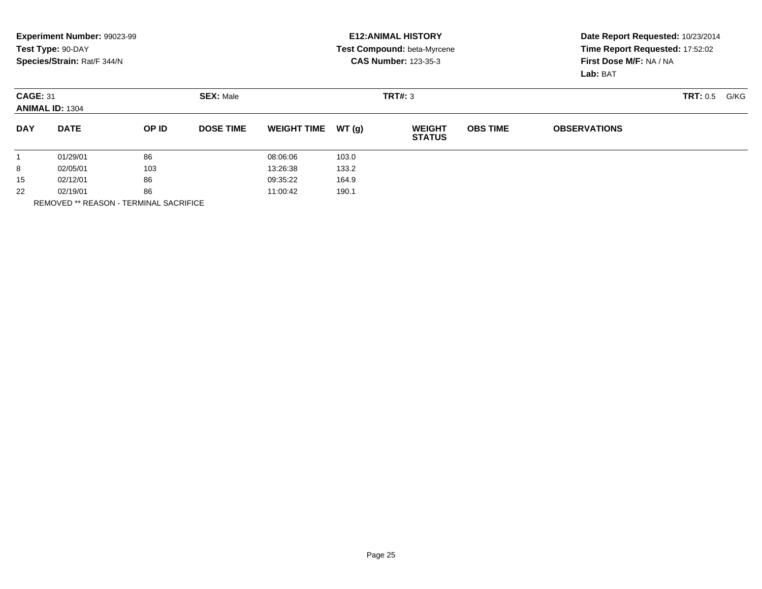**Experiment Number:** 99023-99
**Test Type:** 90-DAY
**Species/Strain:** Rat/F 344/N

**E12:ANIMAL HISTORY**
**Test Compound:** beta-Myrcene
**CAS Number:** 123-35-3

**Date Report Requested:** 10/23/2014
**Time Report Requested:** 17:52:02
**First Dose M/F:** NA / NA
**Lab:** BAT

**CAGE:** 31 **SEX:** Male **TRT#:** 3 **TRT:** 0.5 G/KG
**ANIMAL ID:** 1304

| DAY | DATE | OP ID | DOSE TIME | WEIGHT TIME | WT (g) | WEIGHT STATUS | OBS TIME | OBSERVATIONS |
|---|---|---|---|---|---|---|---|---|
| 1 | 01/29/01 | 86 | | 08:06:06 | 103.0 | | | |
| 8 | 02/05/01 | 103 | | 13:26:38 | 133.2 | | | |
| 15 | 02/12/01 | 86 | | 09:35:22 | 164.9 | | | |
| 22 | 02/19/01 | 86 | | 11:00:42 | 190.1 | | | |

REMOVED ** REASON - TERMINAL SACRIFICE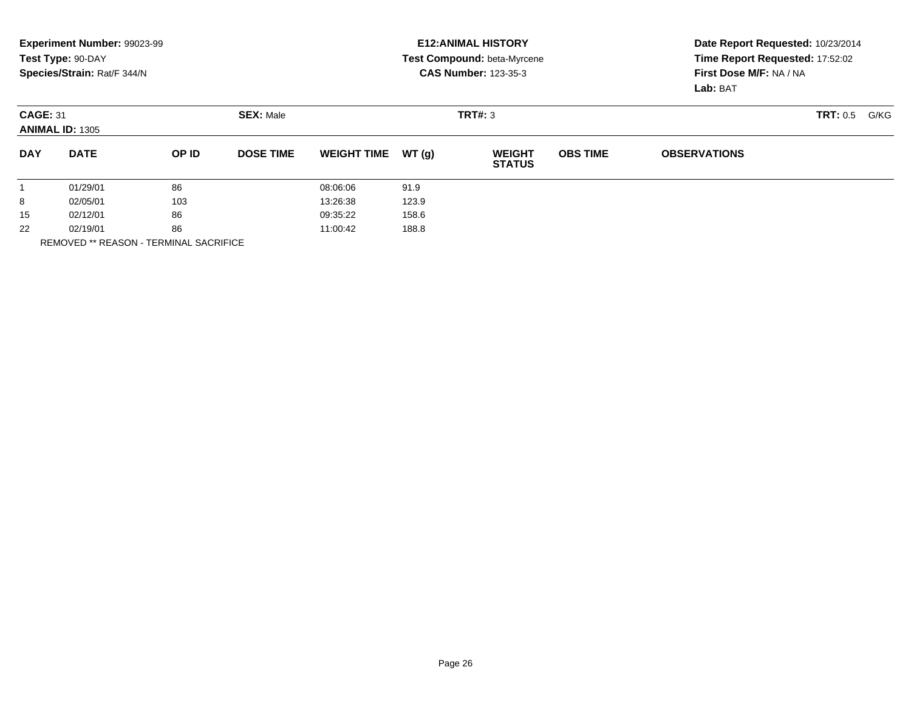**Experiment Number:** 99023-99
**Test Type:** 90-DAY
**Species/Strain:** Rat/F 344/N

**E12:ANIMAL HISTORY**
**Test Compound:** beta-Myrcene
**CAS Number:** 123-35-3

**Date Report Requested:** 10/23/2014
**Time Report Requested:** 17:52:02
**First Dose M/F:** NA / NA
**Lab:** BAT

**CAGE:** 31 **SEX:** Male **TRT#:** 3 **TRT:** 0.5 G/KG
**ANIMAL ID:** 1305

| DAY | DATE | OP ID | DOSE TIME | WEIGHT TIME | WT (g) | WEIGHT STATUS | OBS TIME | OBSERVATIONS |
|---|---|---|---|---|---|---|---|---|
| 1 | 01/29/01 | 86 | | 08:06:06 | 91.9 | | | |
| 8 | 02/05/01 | 103 | | 13:26:38 | 123.9 | | | |
| 15 | 02/12/01 | 86 | | 09:35:22 | 158.6 | | | |
| 22 | 02/19/01 | 86 | | 11:00:42 | 188.8 | | | |

REMOVED ** REASON - TERMINAL SACRIFICE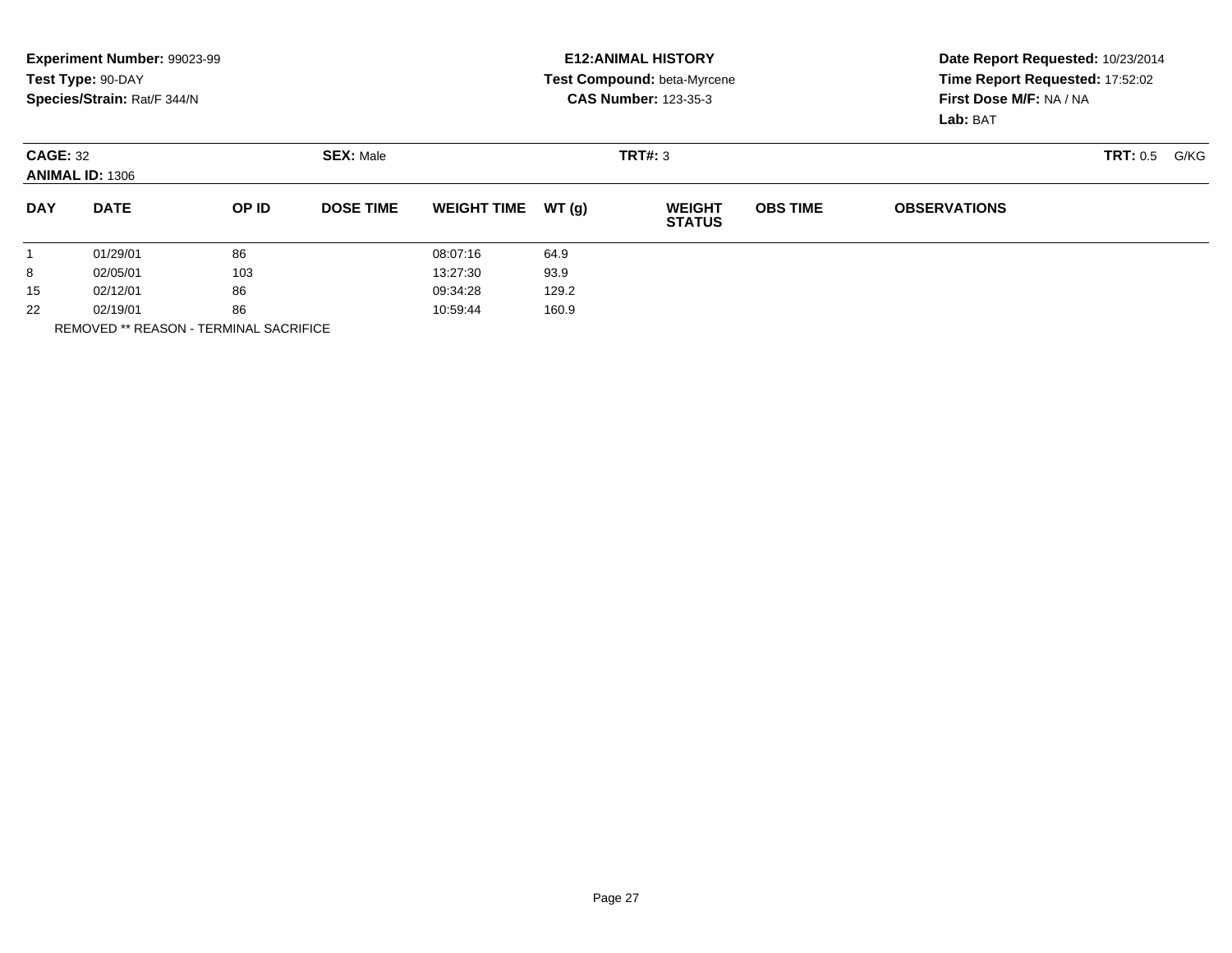**Experiment Number:** 99023-99
**Test Type:** 90-DAY
**Species/Strain:** Rat/F 344/N

**E12:ANIMAL HISTORY**
**Test Compound:** beta-Myrcene
**CAS Number:** 123-35-3

**Date Report Requested:** 10/23/2014
**Time Report Requested:** 17:52:02
**First Dose M/F:** NA / NA
**Lab:** BAT

**CAGE:** 32 **SEX:** Male **TRT#:** 3 **TRT:** 0.5 G/KG
**ANIMAL ID:** 1306

| DAY | DATE | OP ID | DOSE TIME | WEIGHT TIME | WT (g) | WEIGHT STATUS | OBS TIME | OBSERVATIONS |
|---|---|---|---|---|---|---|---|---|
| 1 | 01/29/01 | 86 | | 08:07:16 | 64.9 | | | |
| 8 | 02/05/01 | 103 | | 13:27:30 | 93.9 | | | |
| 15 | 02/12/01 | 86 | | 09:34:28 | 129.2 | | | |
| 22 | 02/19/01 | 86 | | 10:59:44 | 160.9 | | | |

REMOVED ** REASON - TERMINAL SACRIFICE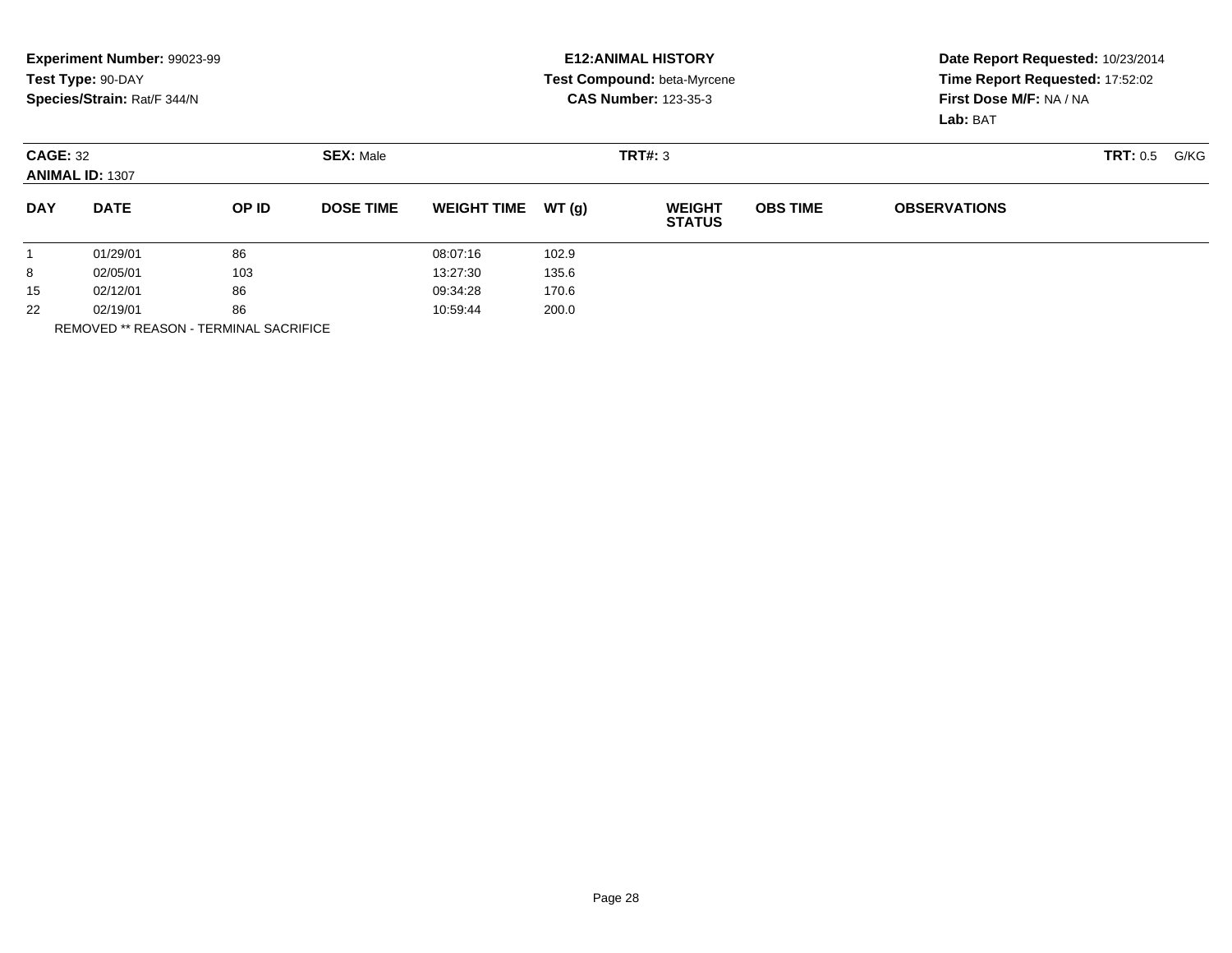**Experiment Number:** 99023-99
**Test Type:** 90-DAY
**Species/Strain:** Rat/F 344/N

**E12:ANIMAL HISTORY**
**Test Compound:** beta-Myrcene
**CAS Number:** 123-35-3

**Date Report Requested:** 10/23/2014
**Time Report Requested:** 17:52:02
**First Dose M/F:** NA / NA
**Lab:** BAT

**CAGE:** 32 **SEX:** Male **TRT#:** 3 **TRT:** 0.5 G/KG
**ANIMAL ID:** 1307

| DAY | DATE | OP ID | DOSE TIME | WEIGHT TIME | WT (g) | WEIGHT STATUS | OBS TIME | OBSERVATIONS |
|---|---|---|---|---|---|---|---|---|
| 1 | 01/29/01 | 86 | | 08:07:16 | 102.9 | | | |
| 8 | 02/05/01 | 103 | | 13:27:30 | 135.6 | | | |
| 15 | 02/12/01 | 86 | | 09:34:28 | 170.6 | | | |
| 22 | 02/19/01 | 86 | | 10:59:44 | 200.0 | | | |

REMOVED ** REASON - TERMINAL SACRIFICE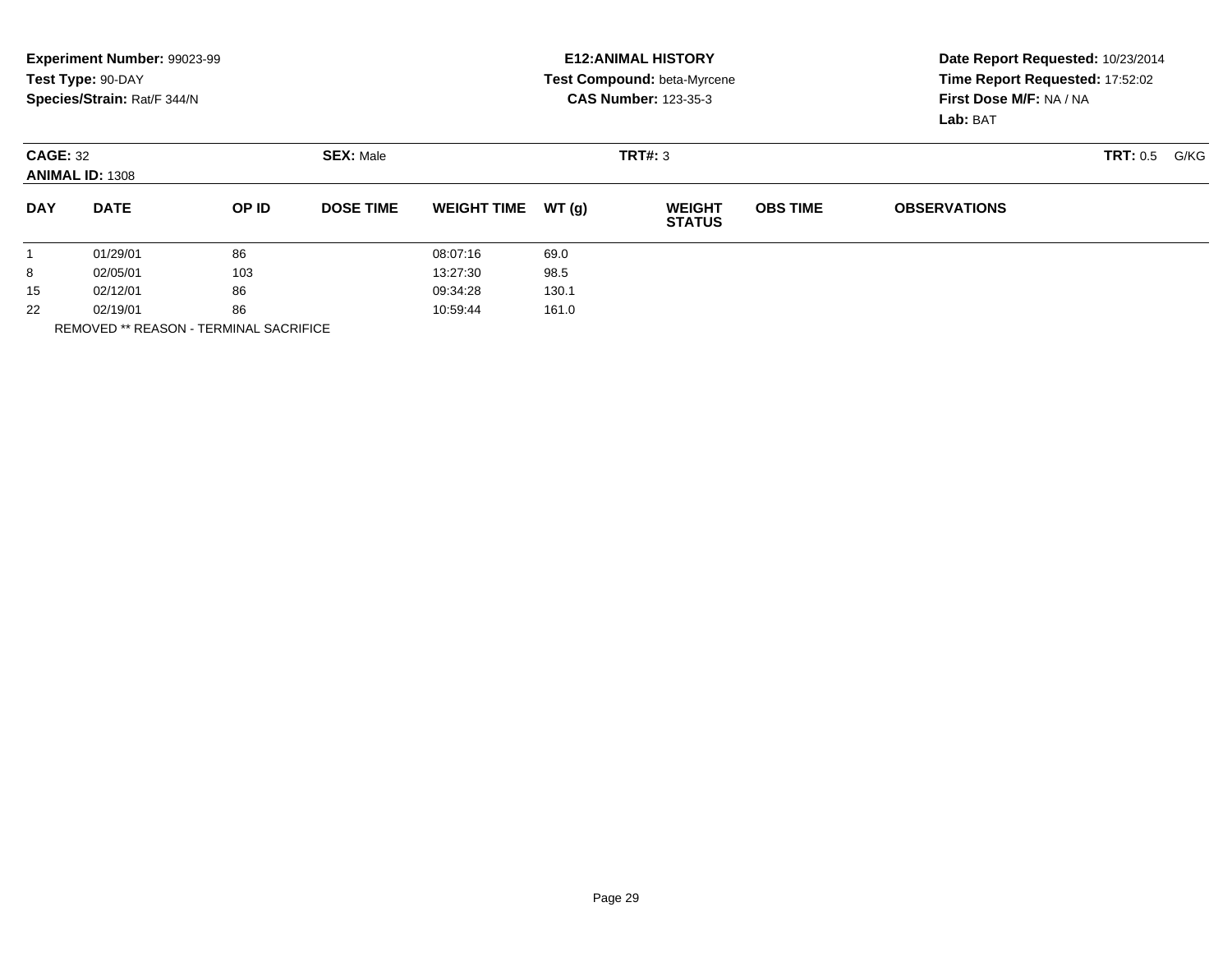**Experiment Number:** 99023-99
**Test Type:** 90-DAY
**Species/Strain:** Rat/F 344/N

**E12:ANIMAL HISTORY**
**Test Compound:** beta-Myrcene
**CAS Number:** 123-35-3

**Date Report Requested:** 10/23/2014
**Time Report Requested:** 17:52:02
**First Dose M/F:** NA / NA
**Lab:** BAT

**CAGE:** 32 **SEX:** Male **TRT#:** 3 **TRT:** 0.5 G/KG
**ANIMAL ID:** 1308

| DAY | DATE | OP ID | DOSE TIME | WEIGHT TIME | WT (g) | WEIGHT STATUS | OBS TIME | OBSERVATIONS |
|---|---|---|---|---|---|---|---|---|
| 1 | 01/29/01 | 86 | | 08:07:16 | 69.0 | | | |
| 8 | 02/05/01 | 103 | | 13:27:30 | 98.5 | | | |
| 15 | 02/12/01 | 86 | | 09:34:28 | 130.1 | | | |
| 22 | 02/19/01 | 86 | | 10:59:44 | 161.0 | | | |

REMOVED ** REASON - TERMINAL SACRIFICE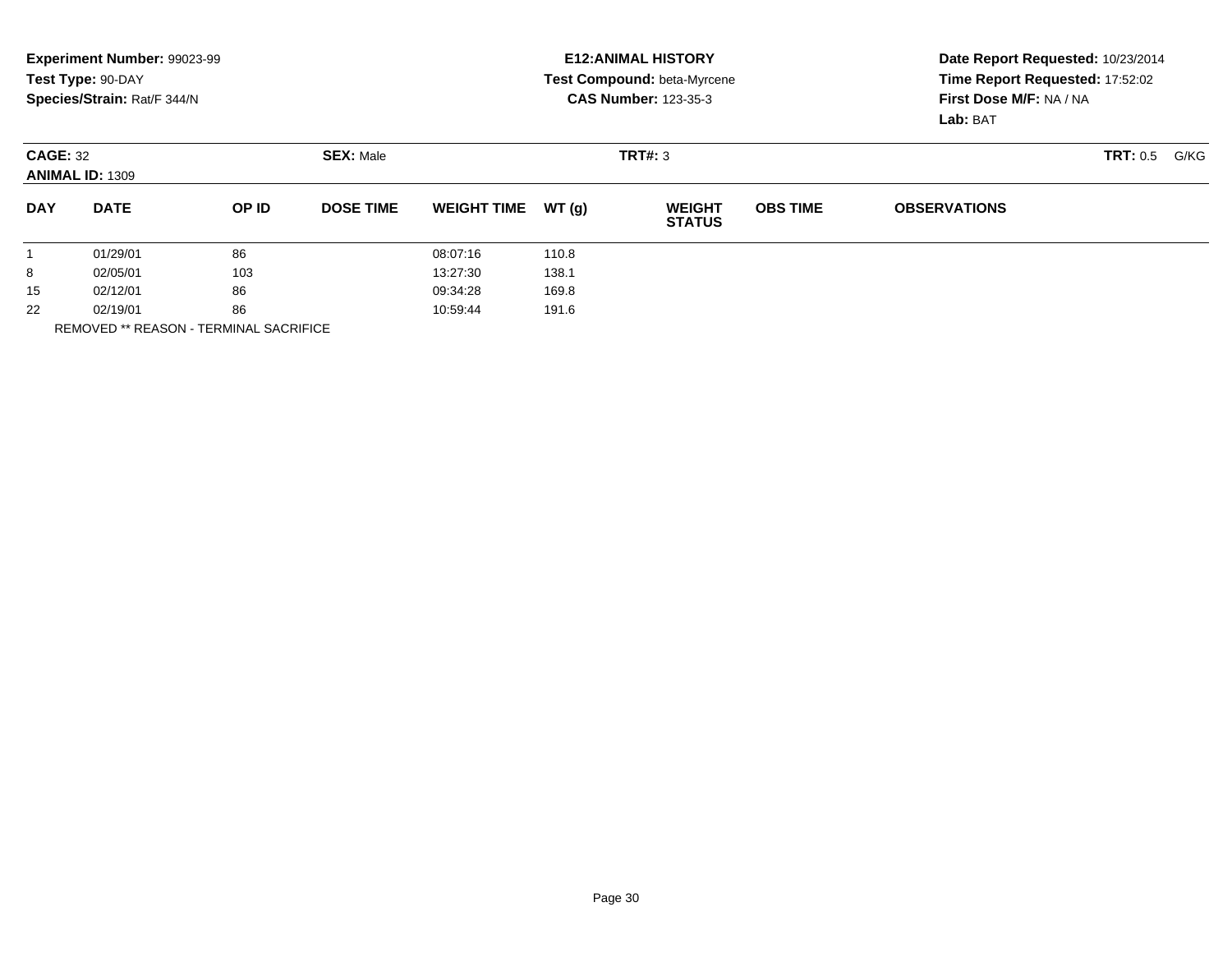**Experiment Number:** 99023-99
**Test Type:** 90-DAY
**Species/Strain:** Rat/F 344/N

**E12:ANIMAL HISTORY**
**Test Compound:** beta-Myrcene
**CAS Number:** 123-35-3

**Date Report Requested:** 10/23/2014
**Time Report Requested:** 17:52:02
**First Dose M/F:** NA / NA
**Lab:** BAT

**CAGE:** 32 **SEX:** Male **TRT#:** 3 **TRT:** 0.5 G/KG
**ANIMAL ID:** 1309

| DAY | DATE | OP ID | DOSE TIME | WEIGHT TIME | WT (g) | WEIGHT STATUS | OBS TIME | OBSERVATIONS |
|---|---|---|---|---|---|---|---|---|
| 1 | 01/29/01 | 86 | | 08:07:16 | 110.8 | | | |
| 8 | 02/05/01 | 103 | | 13:27:30 | 138.1 | | | |
| 15 | 02/12/01 | 86 | | 09:34:28 | 169.8 | | | |
| 22 | 02/19/01 | 86 | | 10:59:44 | 191.6 | | | |

REMOVED ** REASON - TERMINAL SACRIFICE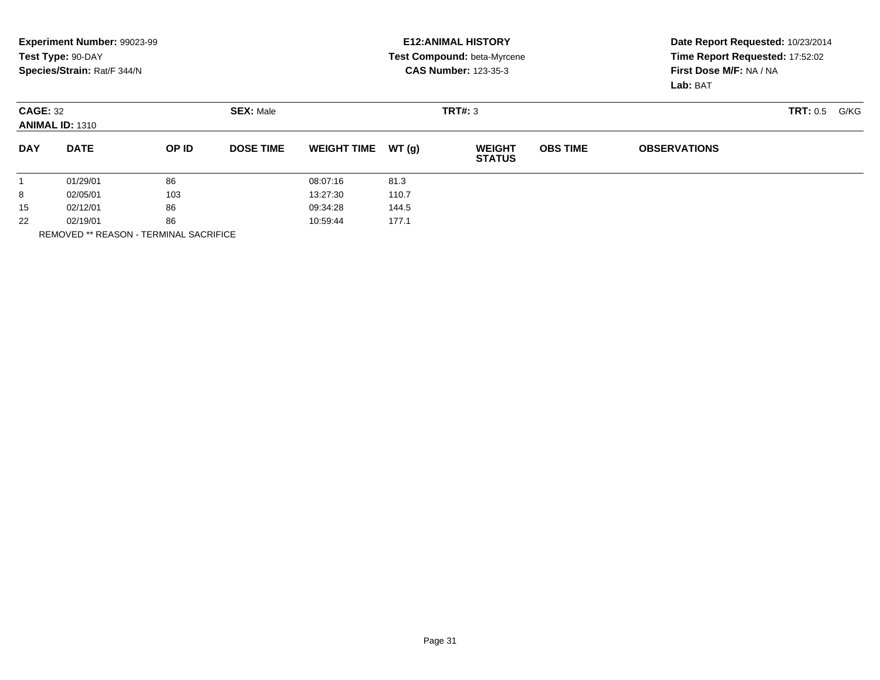**Experiment Number:** 99023-99
**Test Type:** 90-DAY
**Species/Strain:** Rat/F 344/N

**E12:ANIMAL HISTORY**
**Test Compound:** beta-Myrcene
**CAS Number:** 123-35-3

**Date Report Requested:** 10/23/2014
**Time Report Requested:** 17:52:02
**First Dose M/F:** NA / NA
**Lab:** BAT

**CAGE:** 32 **SEX:** Male **TRT#:** 3 **TRT:** 0.5 G/KG
**ANIMAL ID:** 1310

| DAY | DATE | OP ID | DOSE TIME | WEIGHT TIME | WT (g) | WEIGHT STATUS | OBS TIME | OBSERVATIONS |
|---|---|---|---|---|---|---|---|---|
| 1 | 01/29/01 | 86 | | 08:07:16 | 81.3 | | | |
| 8 | 02/05/01 | 103 | | 13:27:30 | 110.7 | | | |
| 15 | 02/12/01 | 86 | | 09:34:28 | 144.5 | | | |
| 22 | 02/19/01 | 86 | | 10:59:44 | 177.1 | | | |

REMOVED ** REASON - TERMINAL SACRIFICE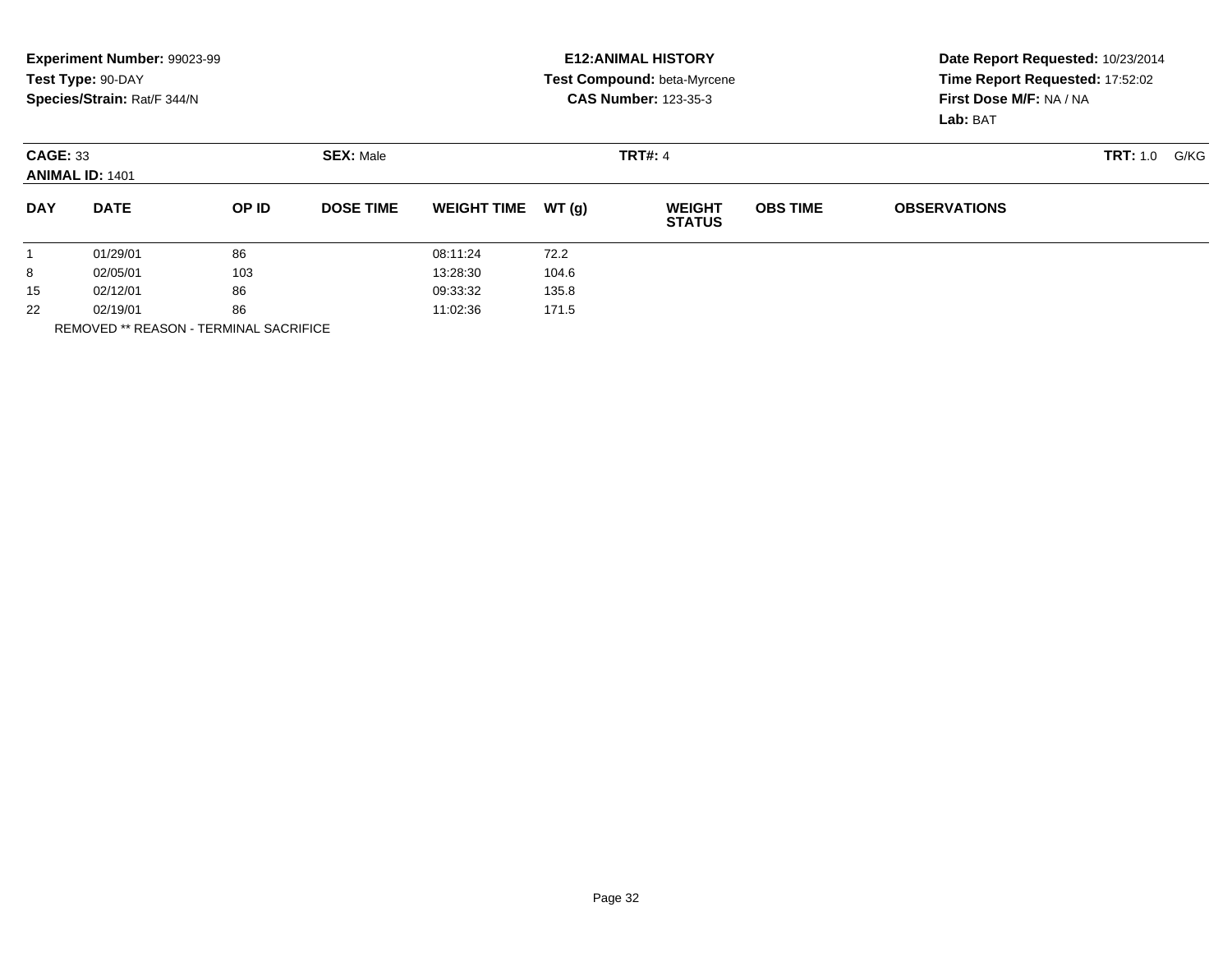**Experiment Number:** 99023-99
**Test Type:** 90-DAY
**Species/Strain:** Rat/F 344/N

**E12:ANIMAL HISTORY**
**Test Compound:** beta-Myrcene
**CAS Number:** 123-35-3

**Date Report Requested:** 10/23/2014
**Time Report Requested:** 17:52:02
**First Dose M/F:** NA / NA
**Lab:** BAT

**CAGE:** 33 **SEX:** Male **TRT#:** 4 **TRT:** 1.0 G/KG
**ANIMAL ID:** 1401

| DAY | DATE | OP ID | DOSE TIME | WEIGHT TIME | WT (g) | WEIGHT STATUS | OBS TIME | OBSERVATIONS |
|---|---|---|---|---|---|---|---|---|
| 1 | 01/29/01 | 86 | | 08:11:24 | 72.2 | | | |
| 8 | 02/05/01 | 103 | | 13:28:30 | 104.6 | | | |
| 15 | 02/12/01 | 86 | | 09:33:32 | 135.8 | | | |
| 22 | 02/19/01 | 86 | | 11:02:36 | 171.5 | | | |

REMOVED ** REASON - TERMINAL SACRIFICE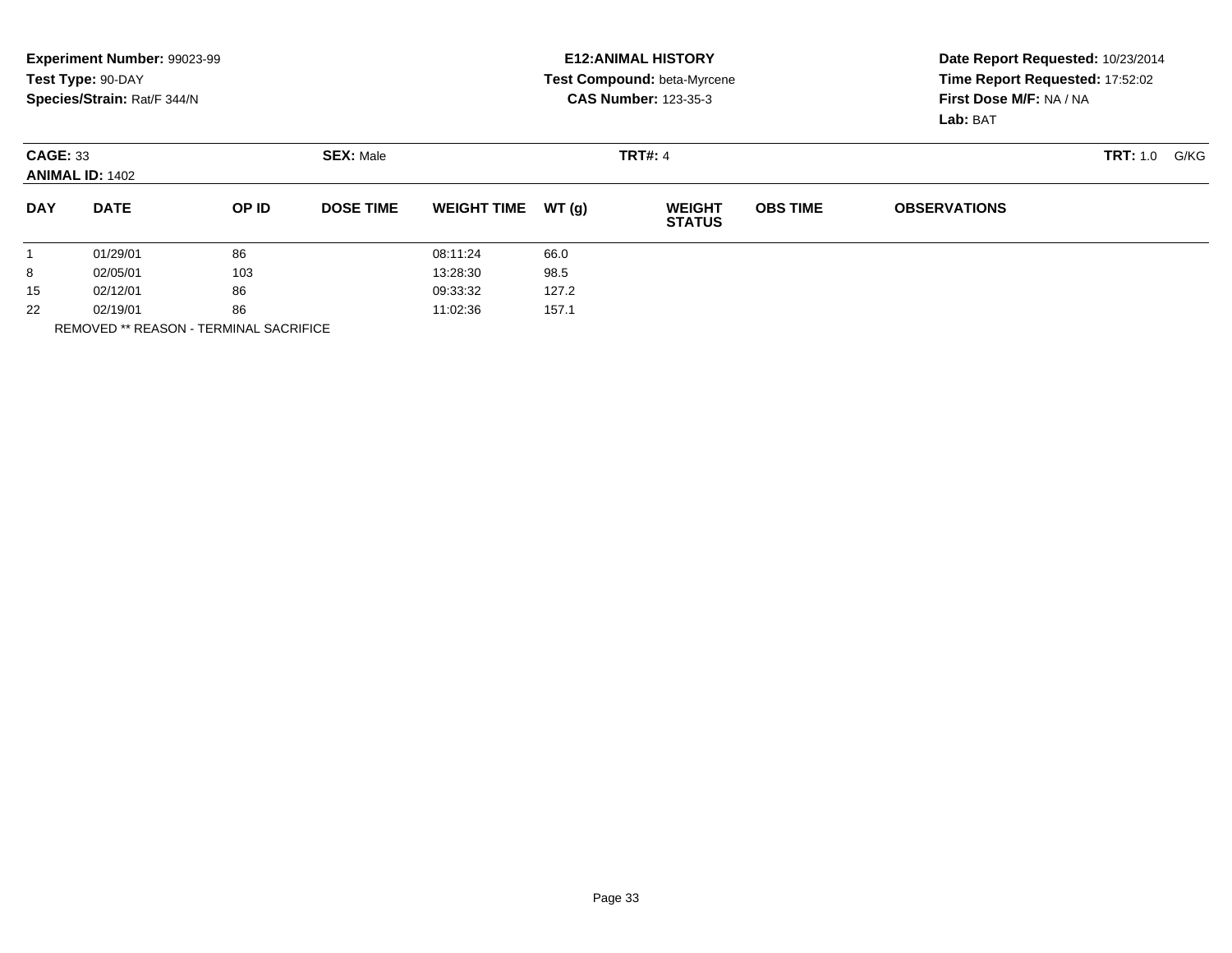**Experiment Number:** 99023-99
**Test Type:** 90-DAY
**Species/Strain:** Rat/F 344/N

**E12:ANIMAL HISTORY**
**Test Compound:** beta-Myrcene
**CAS Number:** 123-35-3

**Date Report Requested:** 10/23/2014
**Time Report Requested:** 17:52:02
**First Dose M/F:** NA / NA
**Lab:** BAT

**CAGE:** 33
**ANIMAL ID:** 1402
**SEX:** Male
**TRT#:** 4
**TRT:** 1.0 G/KG

| DAY | DATE | OP ID | DOSE TIME | WEIGHT TIME | WT (g) | WEIGHT STATUS | OBS TIME | OBSERVATIONS |
|---|---|---|---|---|---|---|---|---|
| 1 | 01/29/01 | 86 | | 08:11:24 | 66.0 | | | |
| 8 | 02/05/01 | 103 | | 13:28:30 | 98.5 | | | |
| 15 | 02/12/01 | 86 | | 09:33:32 | 127.2 | | | |
| 22 | 02/19/01 | 86 | | 11:02:36 | 157.1 | | | |

REMOVED ** REASON - TERMINAL SACRIFICE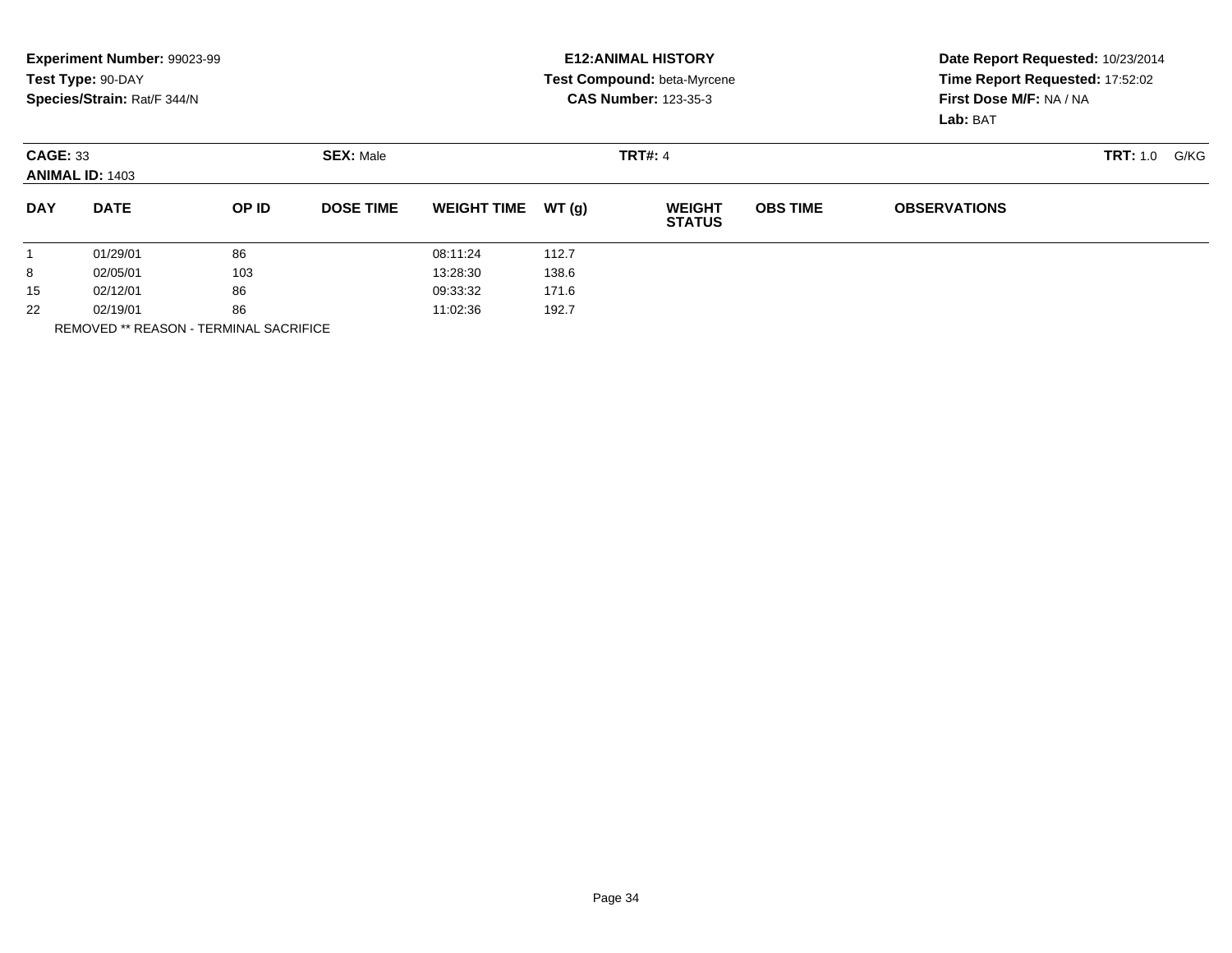**Experiment Number:** 99023-99
**Test Type:** 90-DAY
**Species/Strain:** Rat/F 344/N

**E12:ANIMAL HISTORY**
**Test Compound:** beta-Myrcene
**CAS Number:** 123-35-3

**Date Report Requested:** 10/23/2014
**Time Report Requested:** 17:52:02
**First Dose M/F:** NA / NA
**Lab:** BAT

**CAGE:** 33 **SEX:** Male **TRT#:** 4 **TRT:** 1.0 G/KG
**ANIMAL ID:** 1403

| DAY | DATE | OP ID | DOSE TIME | WEIGHT TIME | WT (g) | WEIGHT STATUS | OBS TIME | OBSERVATIONS |
|---|---|---|---|---|---|---|---|---|
| 1 | 01/29/01 | 86 | | 08:11:24 | 112.7 | | | |
| 8 | 02/05/01 | 103 | | 13:28:30 | 138.6 | | | |
| 15 | 02/12/01 | 86 | | 09:33:32 | 171.6 | | | |
| 22 | 02/19/01 | 86 | | 11:02:36 | 192.7 | | | |

REMOVED ** REASON - TERMINAL SACRIFICE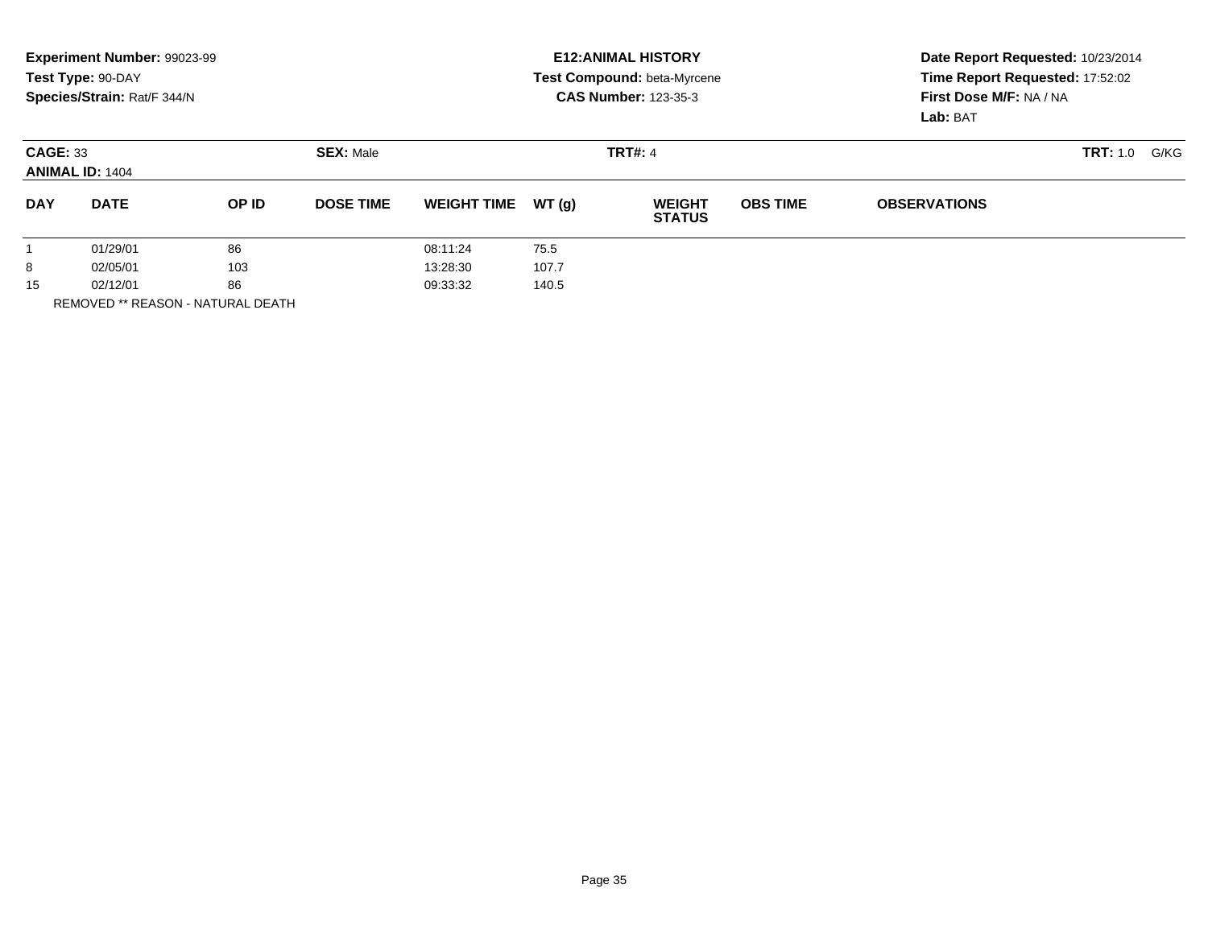**Experiment Number:** 99023-99
**Test Type:** 90-DAY
**Species/Strain:** Rat/F 344/N

**E12:ANIMAL HISTORY**
**Test Compound:** beta-Myrcene
**CAS Number:** 123-35-3

**Date Report Requested:** 10/23/2014
**Time Report Requested:** 17:52:02
**First Dose M/F:** NA / NA
**Lab:** BAT

**CAGE:** 33
**ANIMAL ID:** 1404
**SEX:** Male
**TRT#:** 4
**TRT:** 1.0 G/KG

| DAY | DATE | OP ID | DOSE TIME | WEIGHT TIME | WT (g) | WEIGHT STATUS | OBS TIME | OBSERVATIONS |
|---|---|---|---|---|---|---|---|---|
| 1 | 01/29/01 | 86 | | 08:11:24 | 75.5 | | | |
| 8 | 02/05/01 | 103 | | 13:28:30 | 107.7 | | | |
| 15 | 02/12/01 | 86 | | 09:33:32 | 140.5 | | | |

REMOVED ** REASON - NATURAL DEATH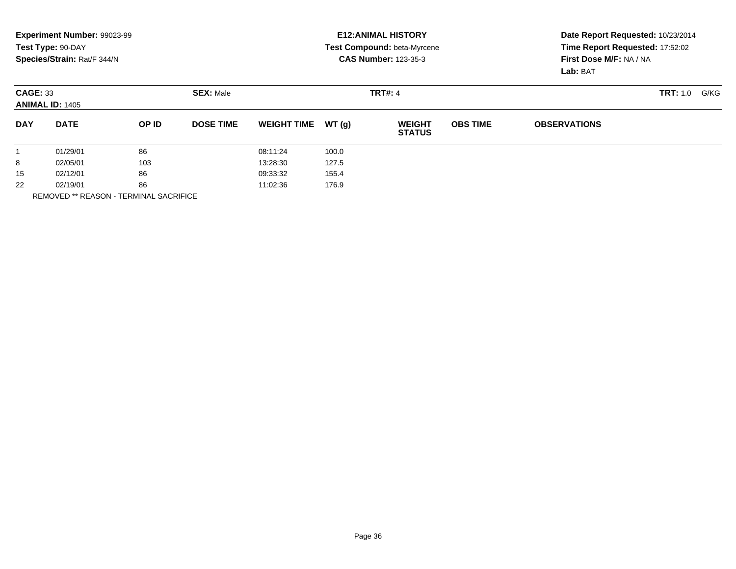**Experiment Number:** 99023-99
**Test Type:** 90-DAY
**Species/Strain:** Rat/F 344/N

**E12:ANIMAL HISTORY**
**Test Compound:** beta-Myrcene
**CAS Number:** 123-35-3

**Date Report Requested:** 10/23/2014
**Time Report Requested:** 17:52:02
**First Dose M/F:** NA / NA
**Lab:** BAT

**CAGE:** 33 **SEX:** Male **TRT#:** 4 **TRT:** 1.0 G/KG
**ANIMAL ID:** 1405

| DAY | DATE | OP ID | DOSE TIME | WEIGHT TIME | WT (g) | WEIGHT STATUS | OBS TIME | OBSERVATIONS |
|---|---|---|---|---|---|---|---|---|
| 1 | 01/29/01 | 86 | | 08:11:24 | 100.0 | | | |
| 8 | 02/05/01 | 103 | | 13:28:30 | 127.5 | | | |
| 15 | 02/12/01 | 86 | | 09:33:32 | 155.4 | | | |
| 22 | 02/19/01 | 86 | | 11:02:36 | 176.9 | | | |

REMOVED ** REASON - TERMINAL SACRIFICE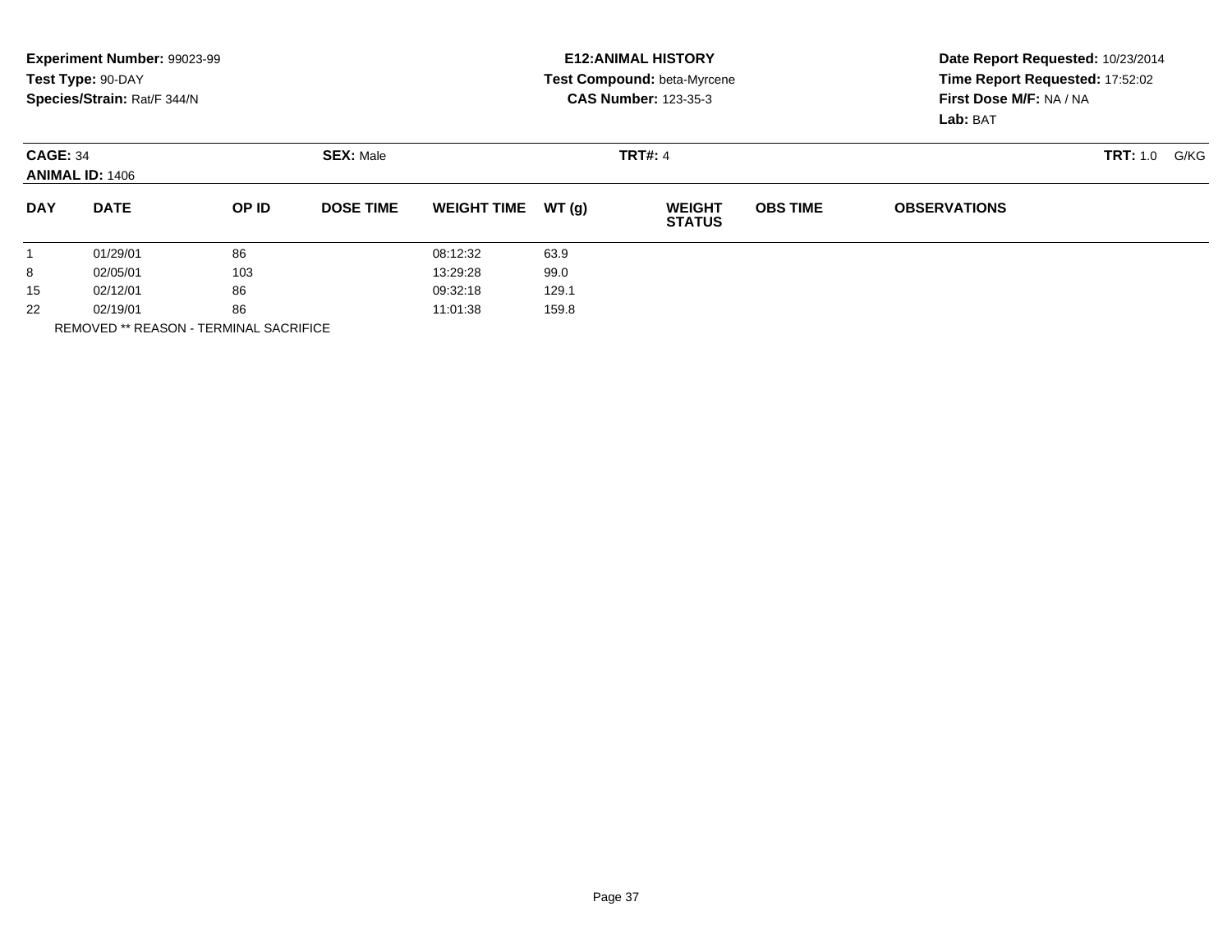**Experiment Number:** 99023-99
**Test Type:** 90-DAY
**Species/Strain:** Rat/F 344/N

**E12:ANIMAL HISTORY**
**Test Compound:** beta-Myrcene
**CAS Number:** 123-35-3

**Date Report Requested:** 10/23/2014
**Time Report Requested:** 17:52:02
**First Dose M/F:** NA / NA
**Lab:** BAT

**CAGE:** 34
**ANIMAL ID:** 1406
**SEX:** Male
**TRT#:** 4
**TRT:** 1.0 G/KG

| DAY | DATE | OP ID | DOSE TIME | WEIGHT TIME | WT (g) | WEIGHT STATUS | OBS TIME | OBSERVATIONS |
|---|---|---|---|---|---|---|---|---|
| 1 | 01/29/01 | 86 | | 08:12:32 | 63.9 | | | |
| 8 | 02/05/01 | 103 | | 13:29:28 | 99.0 | | | |
| 15 | 02/12/01 | 86 | | 09:32:18 | 129.1 | | | |
| 22 | 02/19/01 | 86 | | 11:01:38 | 159.8 | | | |

REMOVED ** REASON - TERMINAL SACRIFICE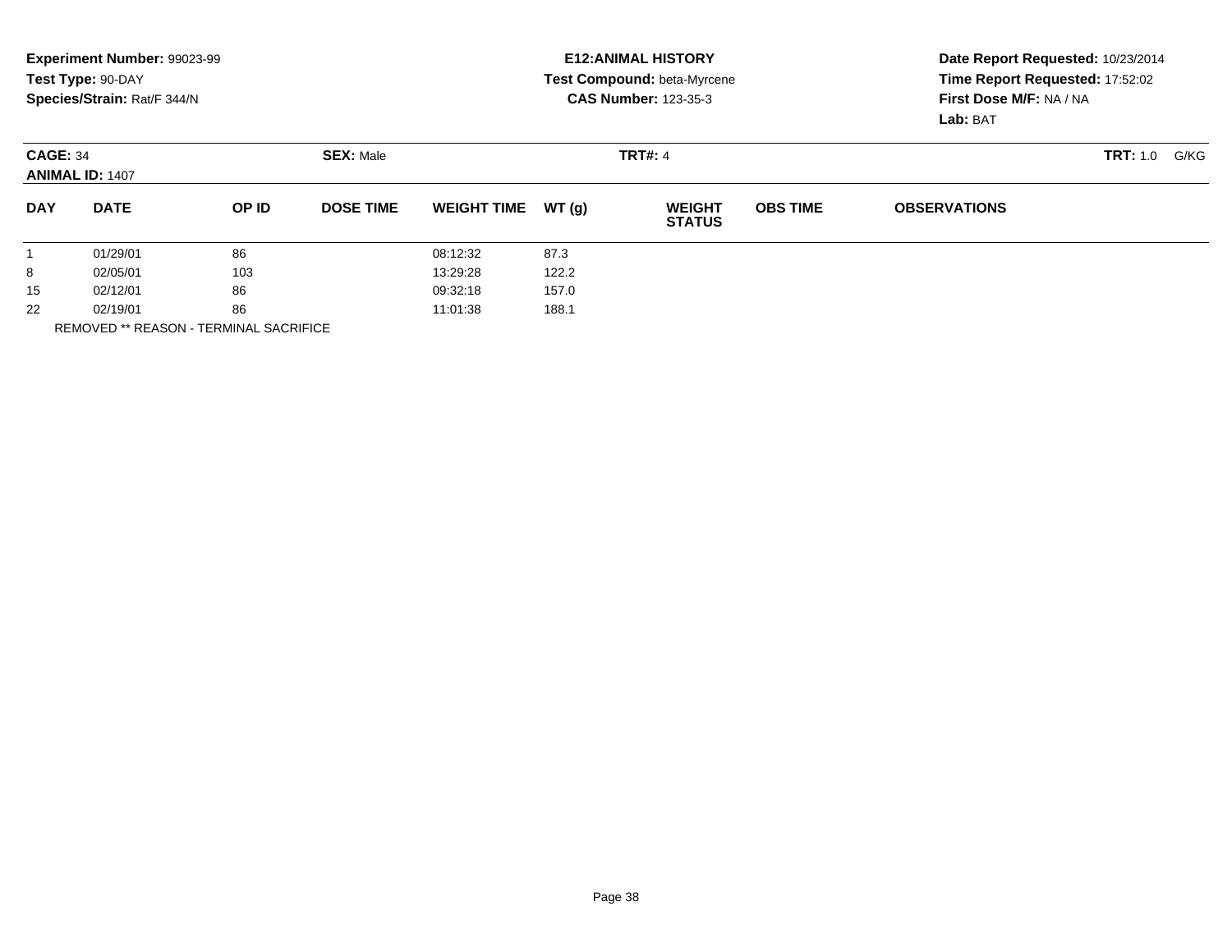**Experiment Number:** 99023-99
**Test Type:** 90-DAY
**Species/Strain:** Rat/F 344/N

**E12:ANIMAL HISTORY**
**Test Compound:** beta-Myrcene
**CAS Number:** 123-35-3

**Date Report Requested:** 10/23/2014
**Time Report Requested:** 17:52:02
**First Dose M/F:** NA / NA
**Lab:** BAT

**CAGE:** 34 **SEX:** Male **TRT#:** 4 **TRT:** 1.0 G/KG
**ANIMAL ID:** 1407

| DAY | DATE | OP ID | DOSE TIME | WEIGHT TIME | WT (g) | WEIGHT STATUS | OBS TIME | OBSERVATIONS |
|---|---|---|---|---|---|---|---|---|
| 1 | 01/29/01 | 86 | | 08:12:32 | 87.3 | | | |
| 8 | 02/05/01 | 103 | | 13:29:28 | 122.2 | | | |
| 15 | 02/12/01 | 86 | | 09:32:18 | 157.0 | | | |
| 22 | 02/19/01 | 86 | | 11:01:38 | 188.1 | | | |

REMOVED ** REASON - TERMINAL SACRIFICE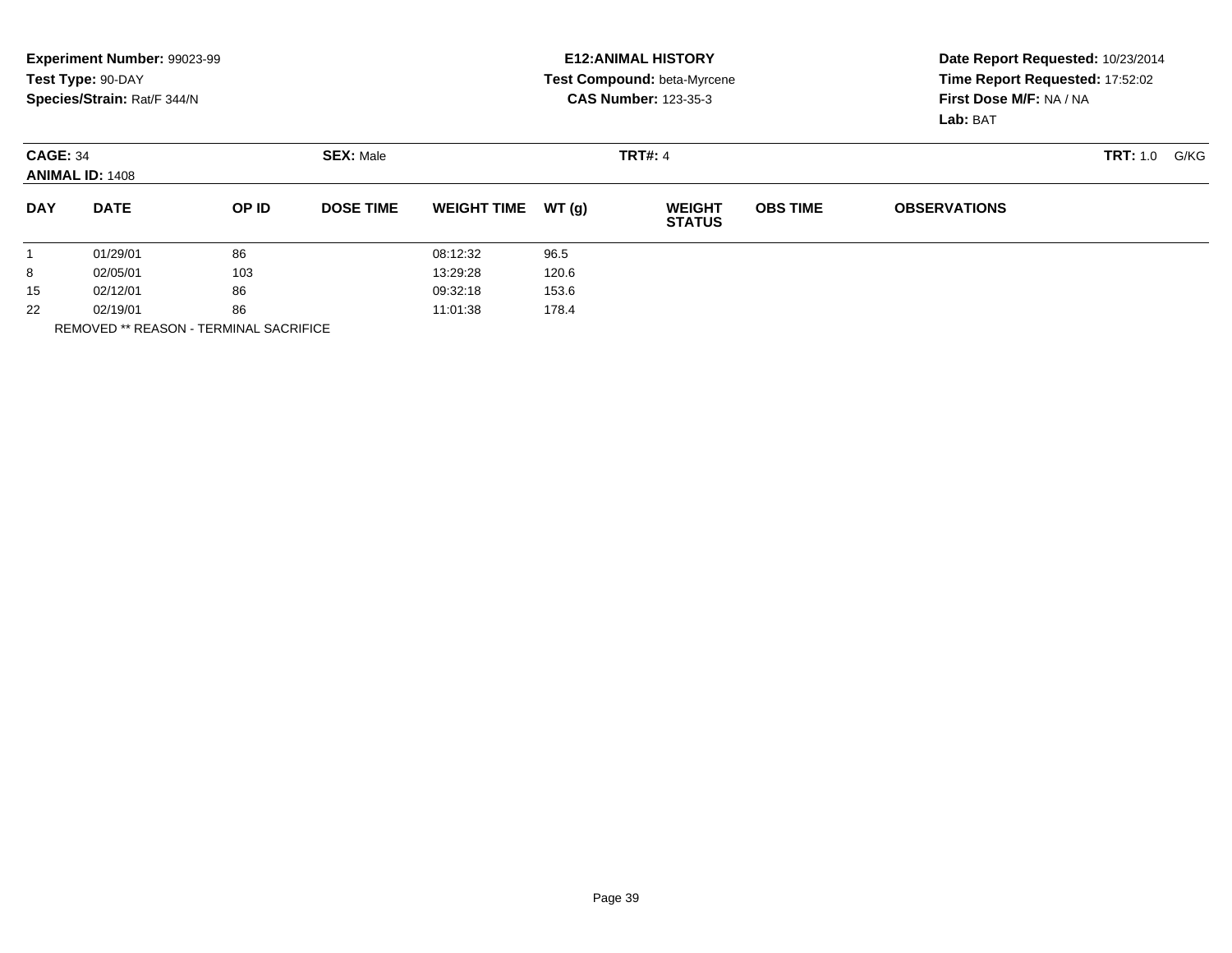**Experiment Number:** 99023-99
**Test Type:** 90-DAY
**Species/Strain:** Rat/F 344/N

**E12:ANIMAL HISTORY**
**Test Compound:** beta-Myrcene
**CAS Number:** 123-35-3

**Date Report Requested:** 10/23/2014
**Time Report Requested:** 17:52:02
**First Dose M/F:** NA / NA
**Lab:** BAT

**CAGE:** 34
**ANIMAL ID:** 1408
**SEX:** Male
**TRT#:** 4
**TRT:** 1.0 G/KG

| DAY | DATE | OP ID | DOSE TIME | WEIGHT TIME | WT (g) | WEIGHT STATUS | OBS TIME | OBSERVATIONS |
|---|---|---|---|---|---|---|---|---|
| 1 | 01/29/01 | 86 | | 08:12:32 | 96.5 | | | |
| 8 | 02/05/01 | 103 | | 13:29:28 | 120.6 | | | |
| 15 | 02/12/01 | 86 | | 09:32:18 | 153.6 | | | |
| 22 | 02/19/01 | 86 | | 11:01:38 | 178.4 | | | |

REMOVED ** REASON - TERMINAL SACRIFICE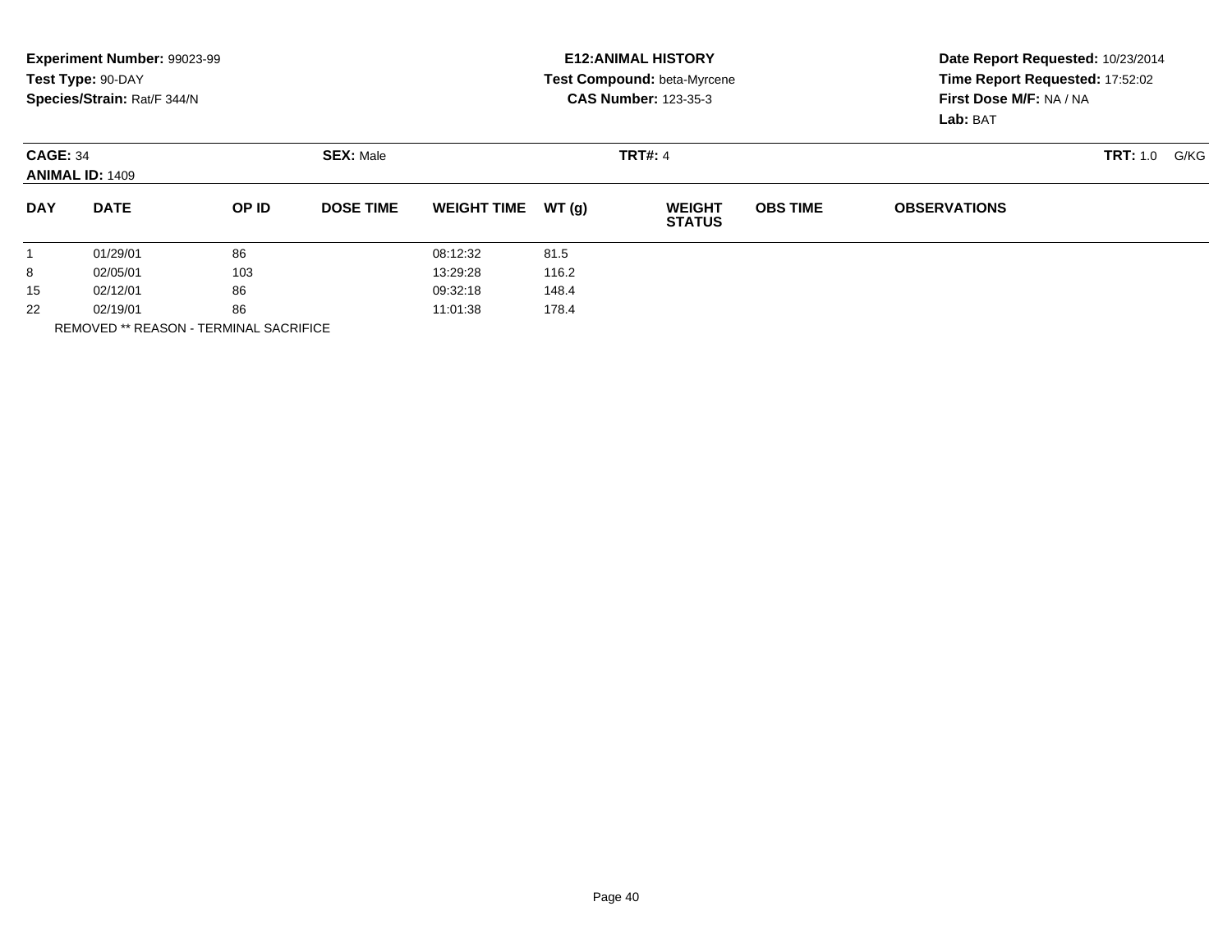**Experiment Number:** 99023-99
**Test Type:** 90-DAY
**Species/Strain:** Rat/F 344/N

**E12:ANIMAL HISTORY**
**Test Compound:** beta-Myrcene
**CAS Number:** 123-35-3

**Date Report Requested:** 10/23/2014
**Time Report Requested:** 17:52:02
**First Dose M/F:** NA / NA
**Lab:** BAT

**CAGE:** 34 **SEX:** Male **TRT#:** 4 **TRT:** 1.0 G/KG
**ANIMAL ID:** 1409

| DAY | DATE | OP ID | DOSE TIME | WEIGHT TIME | WT (g) | WEIGHT STATUS | OBS TIME | OBSERVATIONS |
|---|---|---|---|---|---|---|---|---|
| 1 | 01/29/01 | 86 | | 08:12:32 | 81.5 | | | |
| 8 | 02/05/01 | 103 | | 13:29:28 | 116.2 | | | |
| 15 | 02/12/01 | 86 | | 09:32:18 | 148.4 | | | |
| 22 | 02/19/01 | 86 | | 11:01:38 | 178.4 | | | |

REMOVED ** REASON - TERMINAL SACRIFICE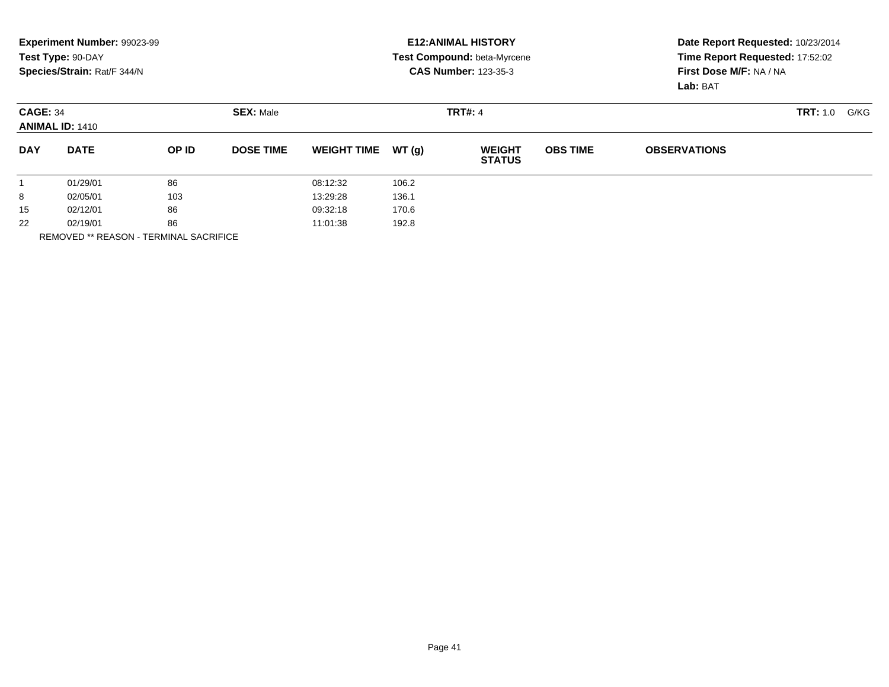**Experiment Number:** 99023-99
**Test Type:** 90-DAY
**Species/Strain:** Rat/F 344/N

**E12:ANIMAL HISTORY**
**Test Compound:** beta-Myrcene
**CAS Number:** 123-35-3

**Date Report Requested:** 10/23/2014
**Time Report Requested:** 17:52:02
**First Dose M/F:** NA / NA
**Lab:** BAT

**CAGE:** 34 **SEX:** Male **TRT#:** 4 **TRT:** 1.0 G/KG
**ANIMAL ID:** 1410

| DAY | DATE | OP ID | DOSE TIME | WEIGHT TIME | WT (g) | WEIGHT STATUS | OBS TIME | OBSERVATIONS |
|---|---|---|---|---|---|---|---|---|
| 1 | 01/29/01 | 86 | | 08:12:32 | 106.2 | | | |
| 8 | 02/05/01 | 103 | | 13:29:28 | 136.1 | | | |
| 15 | 02/12/01 | 86 | | 09:32:18 | 170.6 | | | |
| 22 | 02/19/01 | 86 | | 11:01:38 | 192.8 | | | |

REMOVED ** REASON - TERMINAL SACRIFICE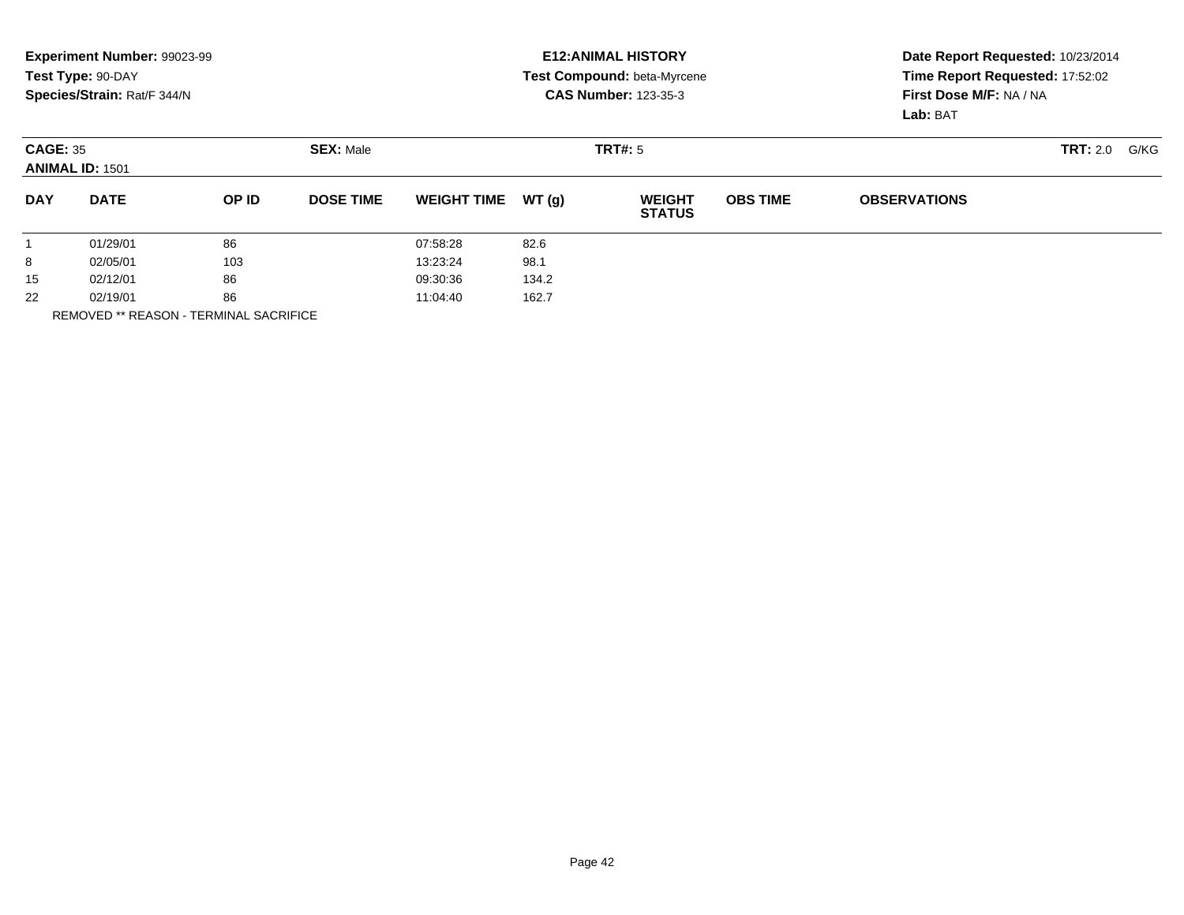**Experiment Number:** 99023-99
**Test Type:** 90-DAY
**Species/Strain:** Rat/F 344/N

**E12:ANIMAL HISTORY**
**Test Compound:** beta-Myrcene
**CAS Number:** 123-35-3

**Date Report Requested:** 10/23/2014
**Time Report Requested:** 17:52:02
**First Dose M/F:** NA / NA
**Lab:** BAT

**CAGE:** 35 **SEX:** Male **TRT#:** 5 **TRT:** 2.0 G/KG
**ANIMAL ID:** 1501

| DAY | DATE | OP ID | DOSE TIME | WEIGHT TIME | WT (g) | WEIGHT STATUS | OBS TIME | OBSERVATIONS |
|---|---|---|---|---|---|---|---|---|
| 1 | 01/29/01 | 86 | | 07:58:28 | 82.6 | | | |
| 8 | 02/05/01 | 103 | | 13:23:24 | 98.1 | | | |
| 15 | 02/12/01 | 86 | | 09:30:36 | 134.2 | | | |
| 22 | 02/19/01 | 86 | | 11:04:40 | 162.7 | | | |

REMOVED ** REASON - TERMINAL SACRIFICE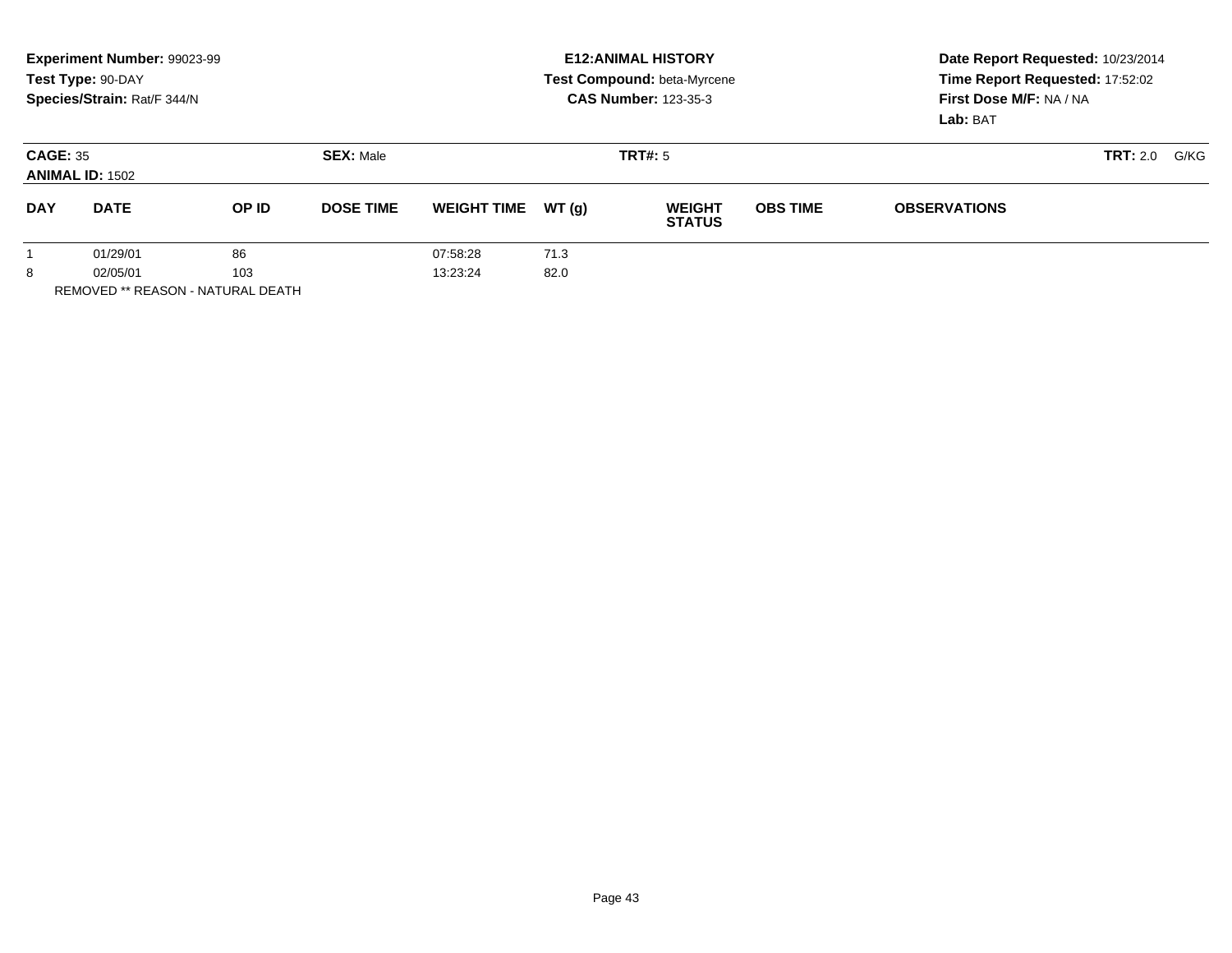**Experiment Number:** 99023-99
**Test Type:** 90-DAY
**Species/Strain:** Rat/F 344/N

**E12:ANIMAL HISTORY**
**Test Compound:** beta-Myrcene
**CAS Number:** 123-35-3

**Date Report Requested:** 10/23/2014
**Time Report Requested:** 17:52:02
**First Dose M/F:** NA / NA
**Lab:** BAT

**CAGE:** 35 **SEX:** Male **TRT#:** 5 **TRT:** 2.0 G/KG
**ANIMAL ID:** 1502

| DAY | DATE | OP ID | DOSE TIME | WEIGHT TIME | WT (g) | WEIGHT STATUS | OBS TIME | OBSERVATIONS |
|---|---|---|---|---|---|---|---|---|
| 1 | 01/29/01 | 86 | | 07:58:28 | 71.3 | | | |
| 8 | 02/05/01 | 103 | | 13:23:24 | 82.0 | | | |

REMOVED ** REASON - NATURAL DEATH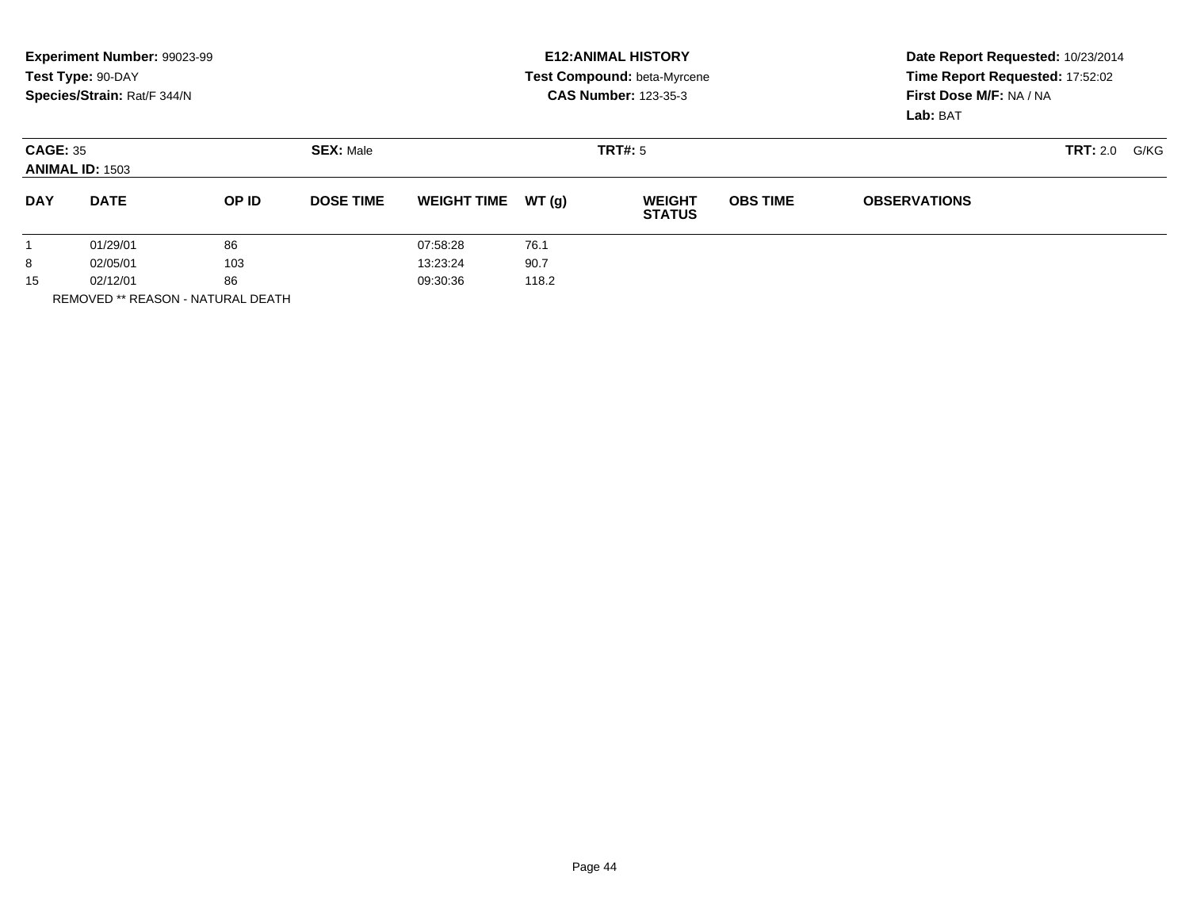**Experiment Number:** 99023-99
**Test Type:** 90-DAY
**Species/Strain:** Rat/F 344/N

**E12:ANIMAL HISTORY**
**Test Compound:** beta-Myrcene
**CAS Number:** 123-35-3

**Date Report Requested:** 10/23/2014
**Time Report Requested:** 17:52:02
**First Dose M/F:** NA / NA
**Lab:** BAT

**CAGE:** 35 **SEX:** Male **TRT#:** 5 **TRT:** 2.0 G/KG
**ANIMAL ID:** 1503

| DAY | DATE | OP ID | DOSE TIME | WEIGHT TIME | WT (g) | WEIGHT STATUS | OBS TIME | OBSERVATIONS |
|---|---|---|---|---|---|---|---|---|
| 1 | 01/29/01 | 86 | | 07:58:28 | 76.1 | | | |
| 8 | 02/05/01 | 103 | | 13:23:24 | 90.7 | | | |
| 15 | 02/12/01 | 86 | | 09:30:36 | 118.2 | | | |

REMOVED ** REASON - NATURAL DEATH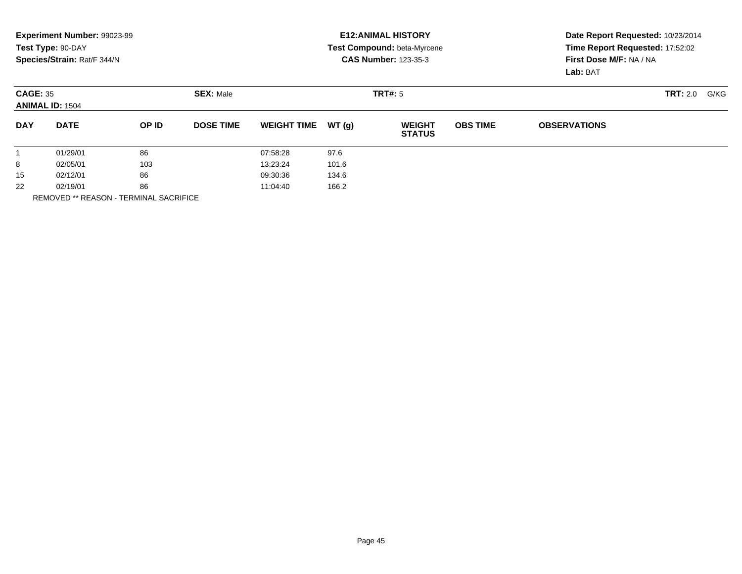**Experiment Number:** 99023-99
**Test Type:** 90-DAY
**Species/Strain:** Rat/F 344/N

**E12:ANIMAL HISTORY**
**Test Compound:** beta-Myrcene
**CAS Number:** 123-35-3

**Date Report Requested:** 10/23/2014
**Time Report Requested:** 17:52:02
**First Dose M/F:** NA / NA
**Lab:** BAT

**CAGE:** 35 **SEX:** Male **TRT#:** 5 **TRT:** 2.0 G/KG
**ANIMAL ID:** 1504

| DAY | DATE | OP ID | DOSE TIME | WEIGHT TIME | WT (g) | WEIGHT STATUS | OBS TIME | OBSERVATIONS |
|---|---|---|---|---|---|---|---|---|
| 1 | 01/29/01 | 86 | | 07:58:28 | 97.6 | | | |
| 8 | 02/05/01 | 103 | | 13:23:24 | 101.6 | | | |
| 15 | 02/12/01 | 86 | | 09:30:36 | 134.6 | | | |
| 22 | 02/19/01 | 86 | | 11:04:40 | 166.2 | | | |

REMOVED ** REASON - TERMINAL SACRIFICE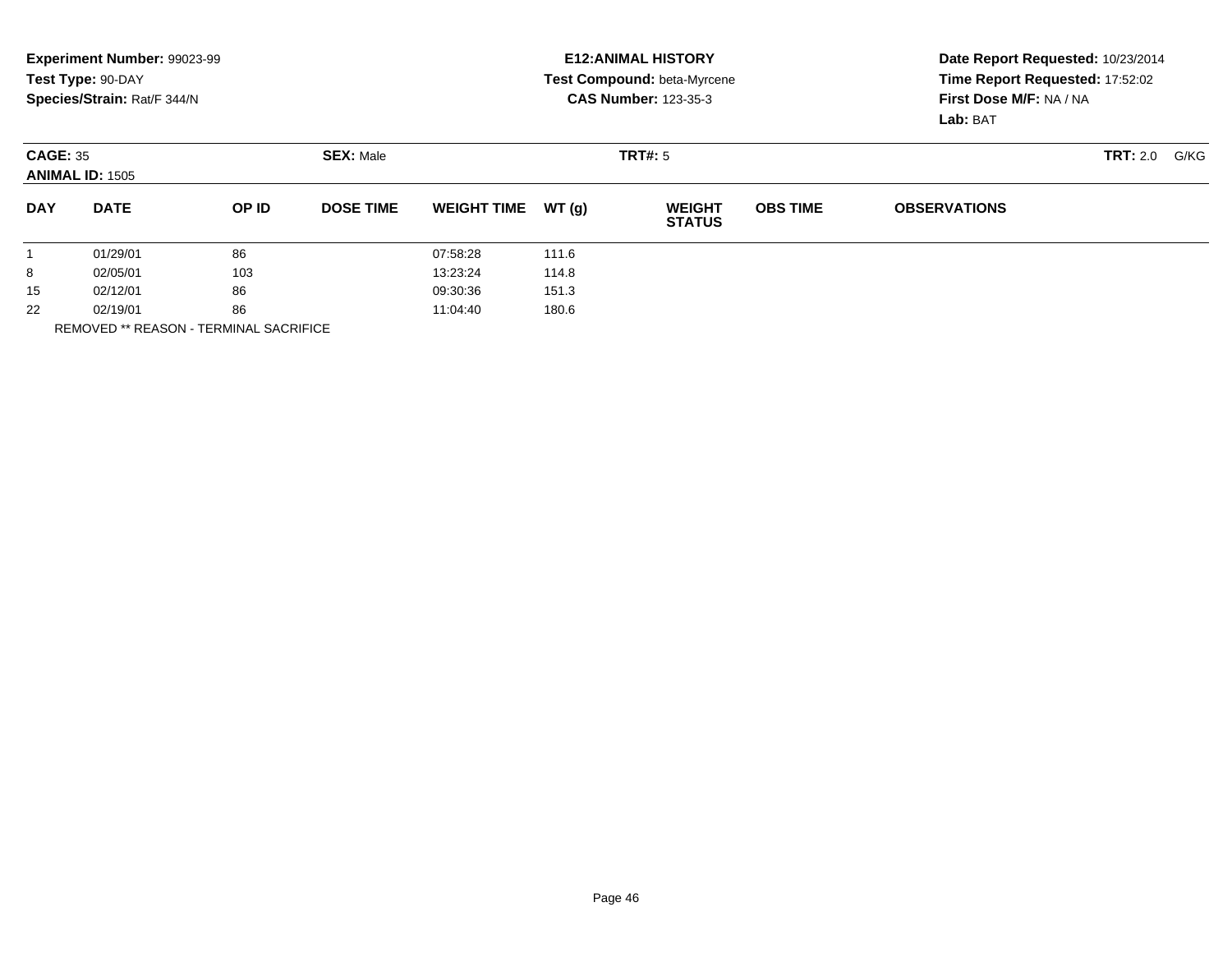**Experiment Number:** 99023-99
**Test Type:** 90-DAY
**Species/Strain:** Rat/F 344/N

**E12:ANIMAL HISTORY**
**Test Compound:** beta-Myrcene
**CAS Number:** 123-35-3

**Date Report Requested:** 10/23/2014
**Time Report Requested:** 17:52:02
**First Dose M/F:** NA / NA
**Lab:** BAT

**CAGE:** 35
**ANIMAL ID:** 1505
**SEX:** Male
**TRT#:** 5
**TRT:** 2.0 G/KG

| DAY | DATE | OP ID | DOSE TIME | WEIGHT TIME | WT (g) | WEIGHT STATUS | OBS TIME | OBSERVATIONS |
|---|---|---|---|---|---|---|---|---|
| 1 | 01/29/01 | 86 | | 07:58:28 | 111.6 | | | |
| 8 | 02/05/01 | 103 | | 13:23:24 | 114.8 | | | |
| 15 | 02/12/01 | 86 | | 09:30:36 | 151.3 | | | |
| 22 | 02/19/01 | 86 | | 11:04:40 | 180.6 | | | |

REMOVED ** REASON - TERMINAL SACRIFICE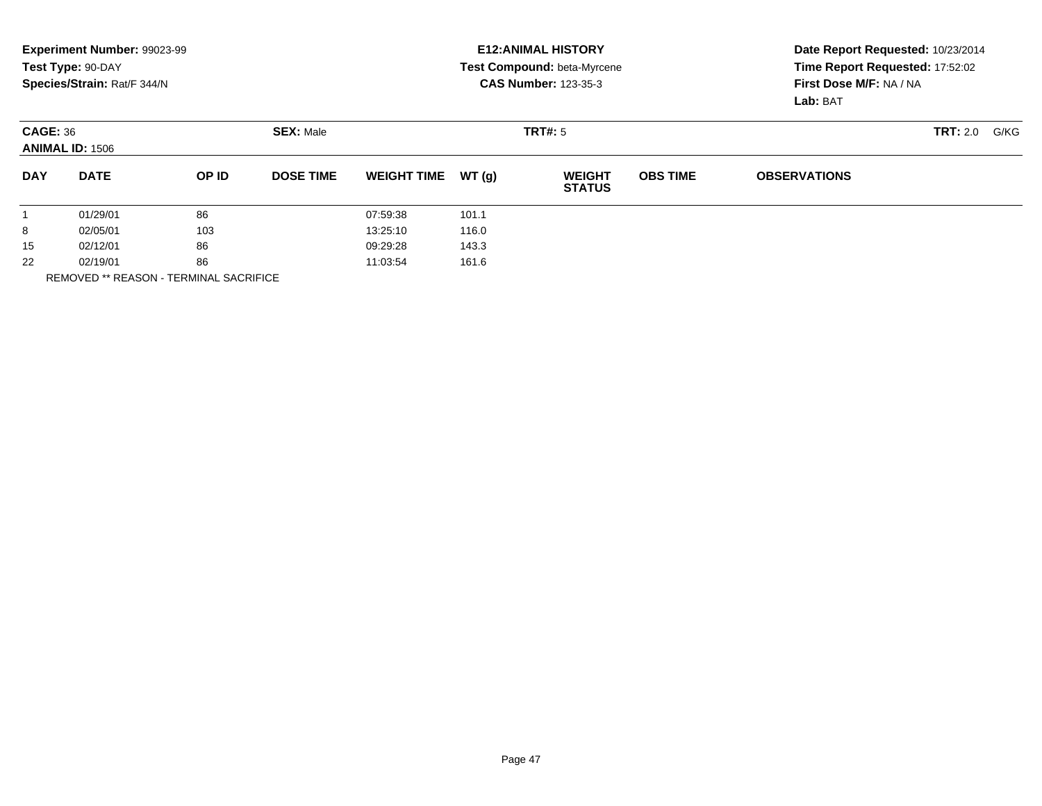**Experiment Number:** 99023-99
**Test Type:** 90-DAY
**Species/Strain:** Rat/F 344/N

**E12:ANIMAL HISTORY**
**Test Compound:** beta-Myrcene
**CAS Number:** 123-35-3

**Date Report Requested:** 10/23/2014
**Time Report Requested:** 17:52:02
**First Dose M/F:** NA / NA
**Lab:** BAT

**CAGE:** 36
**ANIMAL ID:** 1506
**SEX:** Male
**TRT#:** 5
**TRT:** 2.0 G/KG

| DAY | DATE | OP ID | DOSE TIME | WEIGHT TIME | WT (g) | WEIGHT STATUS | OBS TIME | OBSERVATIONS |
|---|---|---|---|---|---|---|---|---|
| 1 | 01/29/01 | 86 | | 07:59:38 | 101.1 | | | |
| 8 | 02/05/01 | 103 | | 13:25:10 | 116.0 | | | |
| 15 | 02/12/01 | 86 | | 09:29:28 | 143.3 | | | |
| 22 | 02/19/01 | 86 | | 11:03:54 | 161.6 | | | |

REMOVED ** REASON - TERMINAL SACRIFICE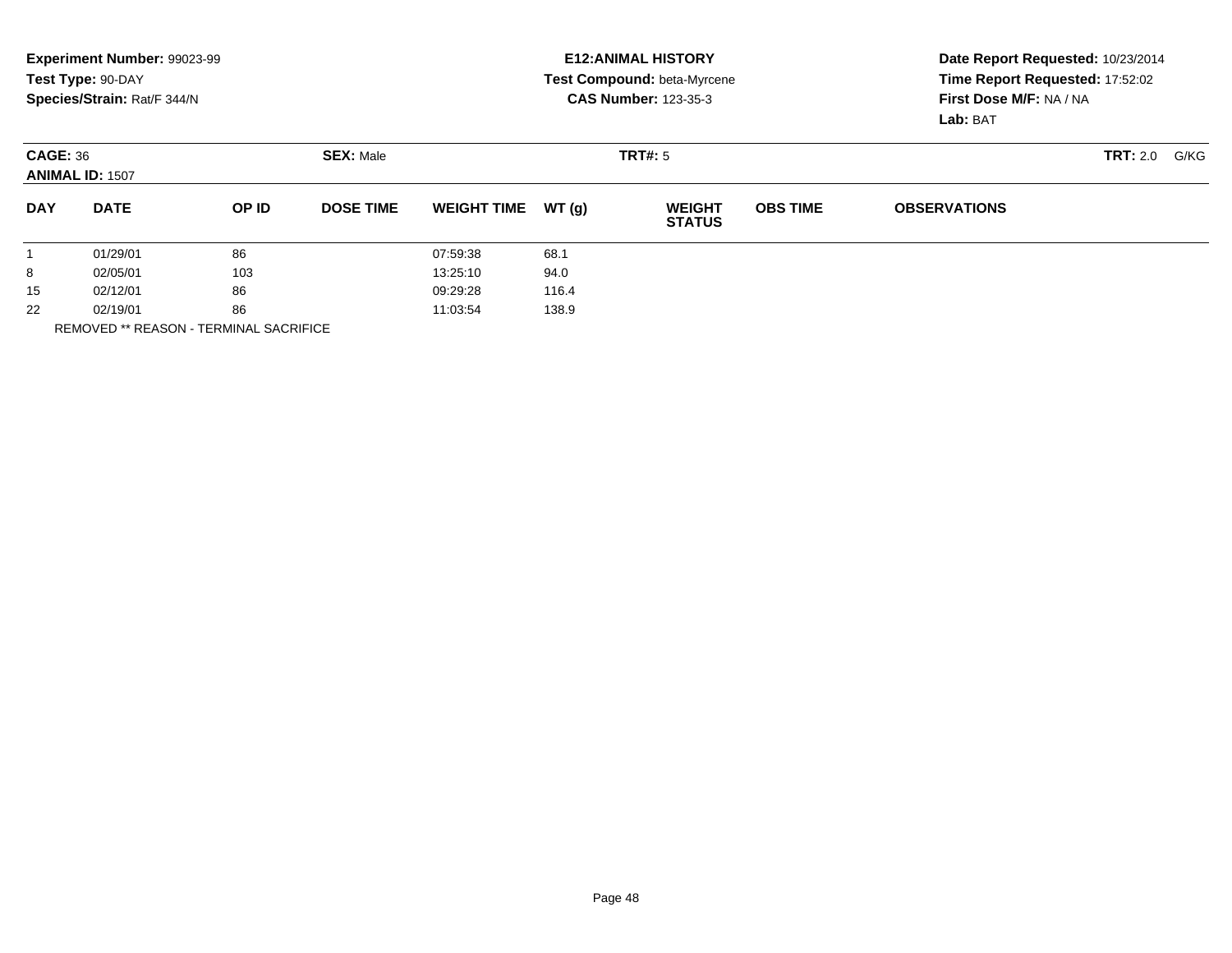**Experiment Number:** 99023-99
**Test Type:** 90-DAY
**Species/Strain:** Rat/F 344/N

**E12:ANIMAL HISTORY**
**Test Compound:** beta-Myrcene
**CAS Number:** 123-35-3

**Date Report Requested:** 10/23/2014
**Time Report Requested:** 17:52:02
**First Dose M/F:** NA / NA
**Lab:** BAT

**CAGE:** 36 **SEX:** Male **TRT#:** 5 **TRT:** 2.0 G/KG
**ANIMAL ID:** 1507

| DAY | DATE | OP ID | DOSE TIME | WEIGHT TIME | WT (g) | WEIGHT STATUS | OBS TIME | OBSERVATIONS |
|---|---|---|---|---|---|---|---|---|
| 1 | 01/29/01 | 86 | | 07:59:38 | 68.1 | | | |
| 8 | 02/05/01 | 103 | | 13:25:10 | 94.0 | | | |
| 15 | 02/12/01 | 86 | | 09:29:28 | 116.4 | | | |
| 22 | 02/19/01 | 86 | | 11:03:54 | 138.9 | | | |

REMOVED ** REASON - TERMINAL SACRIFICE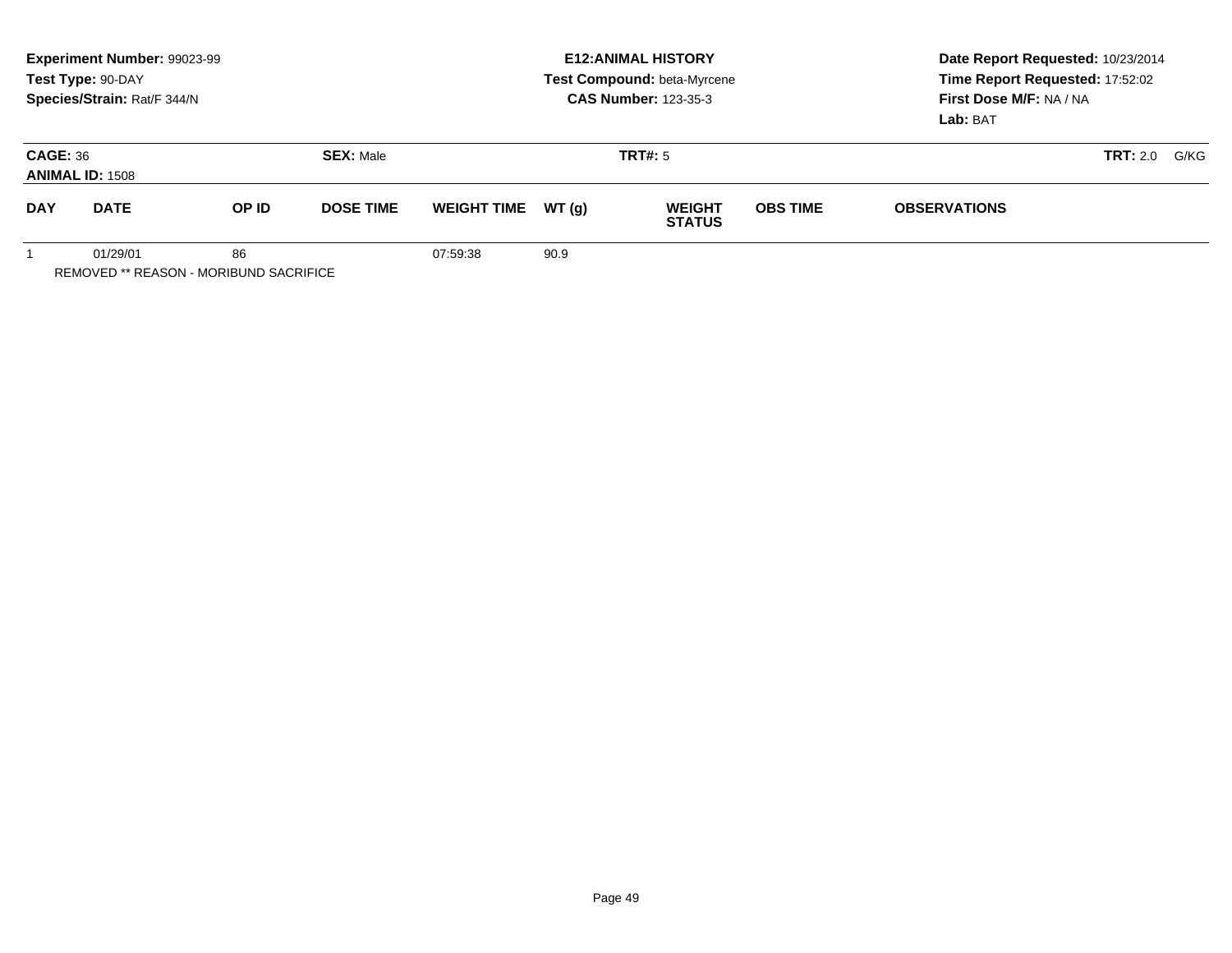**Experiment Number:** 99023-99
**Test Type:** 90-DAY
**Species/Strain:** Rat/F 344/N

**E12:ANIMAL HISTORY**
**Test Compound:** beta-Myrcene
**CAS Number:** 123-35-3

**Date Report Requested:** 10/23/2014
**Time Report Requested:** 17:52:02
**First Dose M/F:** NA / NA
**Lab:** BAT

**CAGE:** 36 **SEX:** Male **TRT#:** 5 **TRT:** 2.0 G/KG
**ANIMAL ID:** 1508

| DAY | DATE | OP ID | DOSE TIME | WEIGHT TIME | WT (g) | WEIGHT STATUS | OBS TIME | OBSERVATIONS |
|---|---|---|---|---|---|---|---|---|
| 1 | 01/29/01 | 86 | | 07:59:38 | 90.9 | | | |

REMOVED ** REASON - MORIBUND SACRIFICE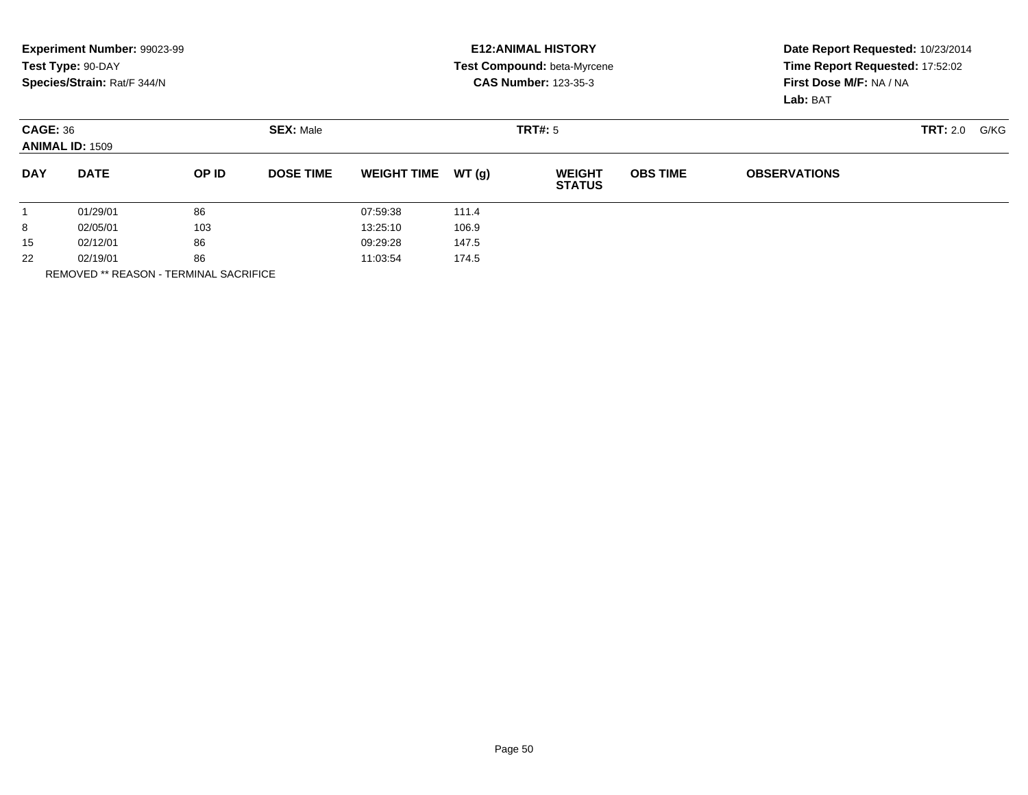**Experiment Number:** 99023-99
**Test Type:** 90-DAY
**Species/Strain:** Rat/F 344/N

**E12:ANIMAL HISTORY**
**Test Compound:** beta-Myrcene
**CAS Number:** 123-35-3

**Date Report Requested:** 10/23/2014
**Time Report Requested:** 17:52:02
**First Dose M/F:** NA / NA
**Lab:** BAT

**CAGE:** 36
**ANIMAL ID:** 1509

**SEX:** Male

**TRT#:** 5

**TRT:** 2.0 G/KG

| DAY | DATE | OP ID | DOSE TIME | WEIGHT TIME | WT (g) | WEIGHT STATUS | OBS TIME | OBSERVATIONS |
|---|---|---|---|---|---|---|---|---|
| 1 | 01/29/01 | 86 | | 07:59:38 | 111.4 | | | |
| 8 | 02/05/01 | 103 | | 13:25:10 | 106.9 | | | |
| 15 | 02/12/01 | 86 | | 09:29:28 | 147.5 | | | |
| 22 | 02/19/01 | 86 | | 11:03:54 | 174.5 | | | |

REMOVED ** REASON - TERMINAL SACRIFICE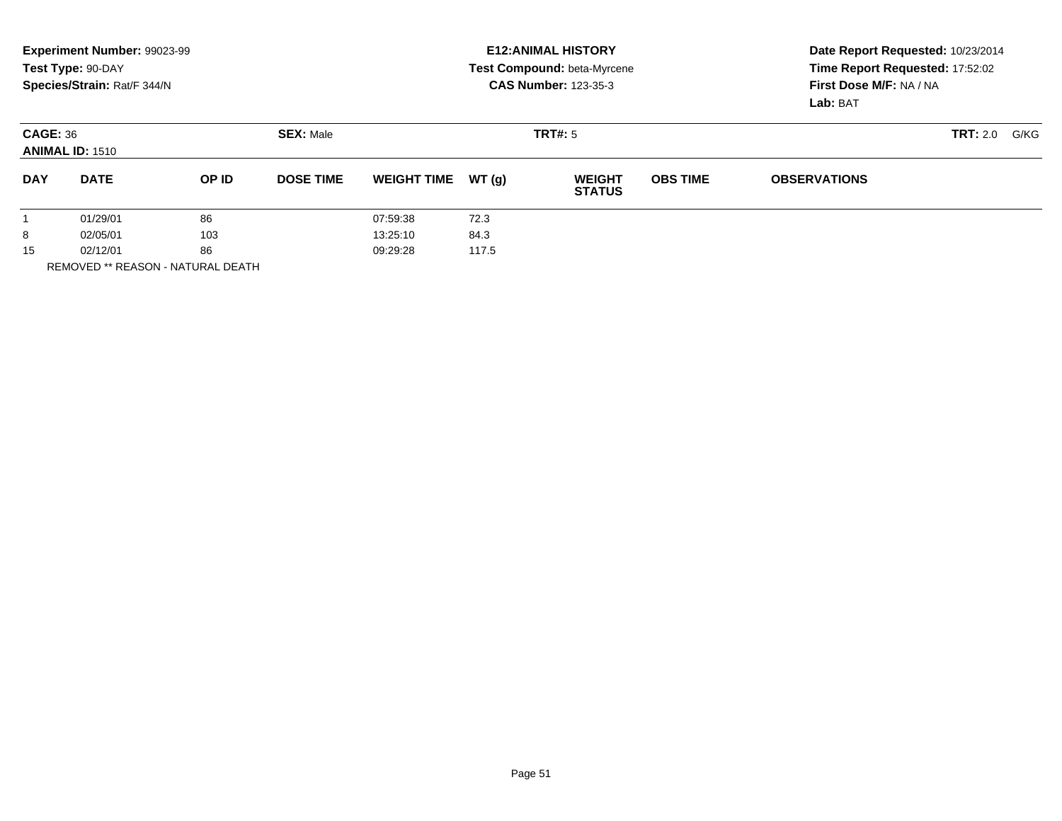**Experiment Number:** 99023-99
**Test Type:** 90-DAY
**Species/Strain:** Rat/F 344/N

**E12:ANIMAL HISTORY**
**Test Compound:** beta-Myrcene
**CAS Number:** 123-35-3

**Date Report Requested:** 10/23/2014
**Time Report Requested:** 17:52:02
**First Dose M/F:** NA / NA
**Lab:** BAT

**CAGE:** 36 **SEX:** Male **TRT#:** 5 **TRT:** 2.0 G/KG
**ANIMAL ID:** 1510

| DAY | DATE | OP ID | DOSE TIME | WEIGHT TIME | WT (g) | WEIGHT STATUS | OBS TIME | OBSERVATIONS |
|---|---|---|---|---|---|---|---|---|
| 1 | 01/29/01 | 86 | | 07:59:38 | 72.3 | | | |
| 8 | 02/05/01 | 103 | | 13:25:10 | 84.3 | | | |
| 15 | 02/12/01 | 86 | | 09:29:28 | 117.5 | | | |

REMOVED ** REASON - NATURAL DEATH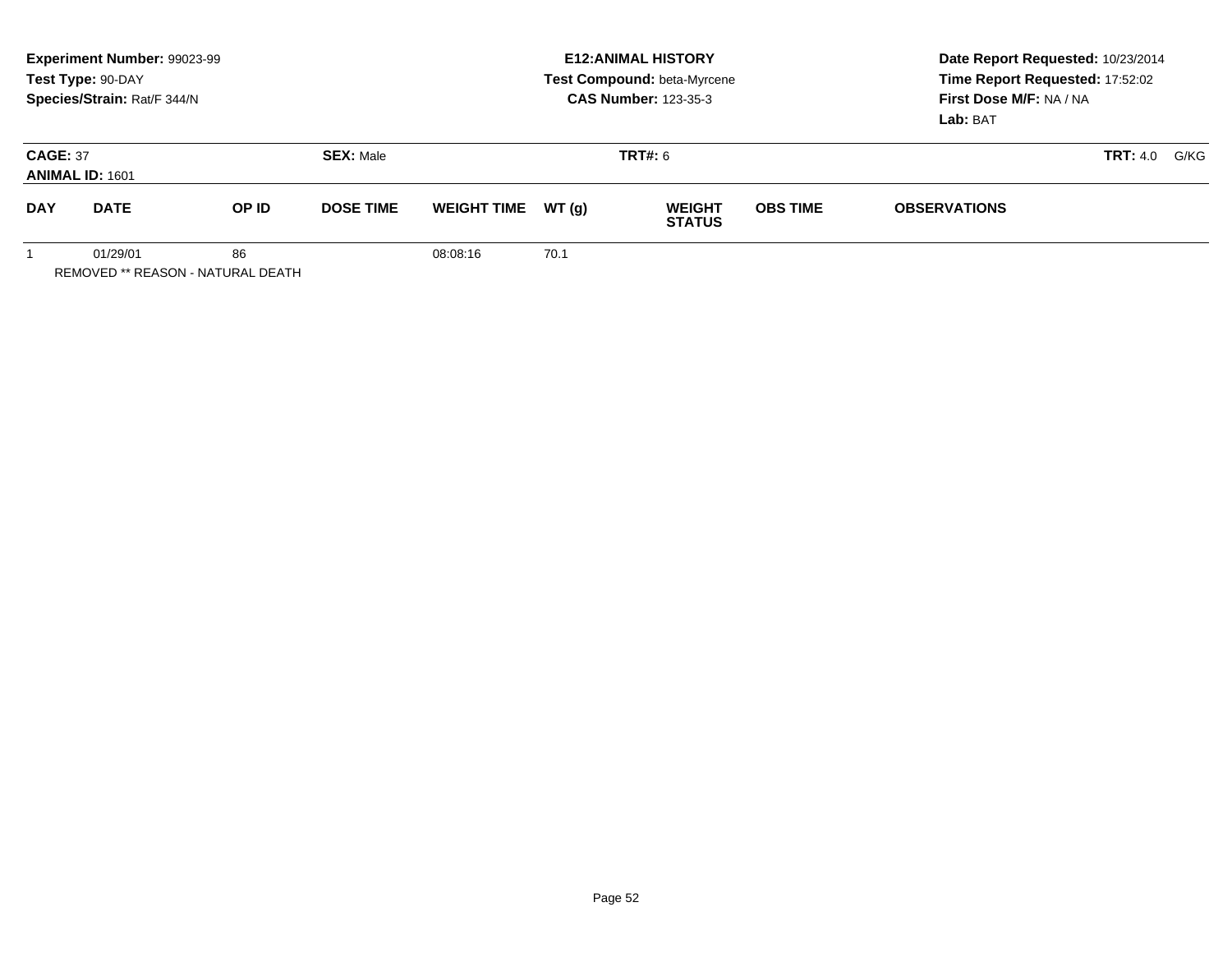**Experiment Number:** 99023-99
**Test Type:** 90-DAY
**Species/Strain:** Rat/F 344/N

**E12:ANIMAL HISTORY**
**Test Compound:** beta-Myrcene
**CAS Number:** 123-35-3

**Date Report Requested:** 10/23/2014
**Time Report Requested:** 17:52:02
**First Dose M/F:** NA / NA
**Lab:** BAT

**CAGE:** 37
**ANIMAL ID:** 1601
**SEX:** Male
**TRT#:** 6
**TRT:** 4.0 G/KG

| DAY | DATE | OP ID | DOSE TIME | WEIGHT TIME | WT (g) | WEIGHT STATUS | OBS TIME | OBSERVATIONS |
|---|---|---|---|---|---|---|---|---|
| 1 | 01/29/01 | 86 | | 08:08:16 | 70.1 | | | |

REMOVED ** REASON - NATURAL DEATH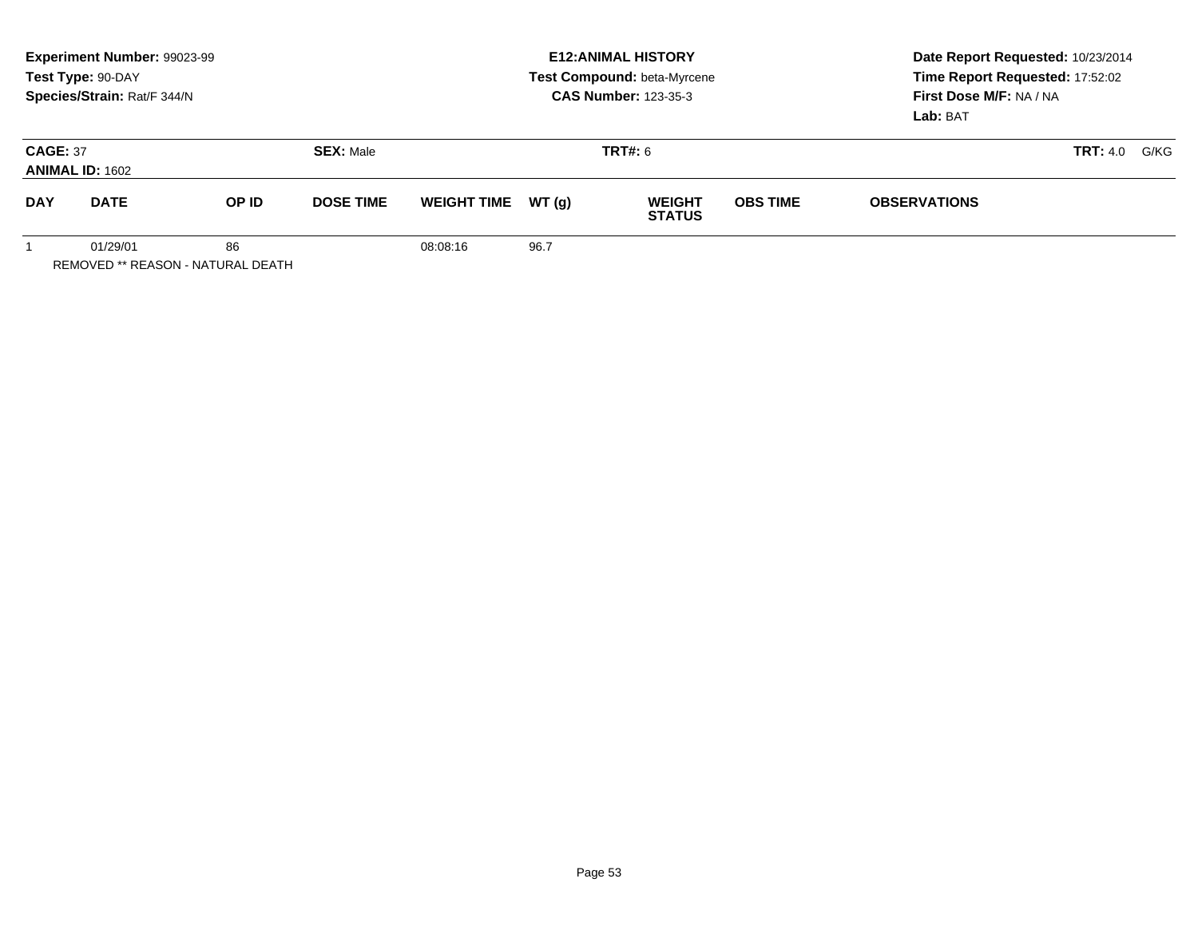**Experiment Number:** 99023-99
**Test Type:** 90-DAY
**Species/Strain:** Rat/F 344/N

**E12:ANIMAL HISTORY**
**Test Compound:** beta-Myrcene
**CAS Number:** 123-35-3

**Date Report Requested:** 10/23/2014
**Time Report Requested:** 17:52:02
**First Dose M/F:** NA / NA
**Lab:** BAT

**CAGE:** 37
**ANIMAL ID:** 1602
**SEX:** Male
**TRT#:** 6
**TRT:** 4.0 G/KG

| DAY | DATE | OP ID | DOSE TIME | WEIGHT TIME | WT (g) | WEIGHT STATUS | OBS TIME | OBSERVATIONS |
|---|---|---|---|---|---|---|---|---|
| 1 | 01/29/01 | 86 | | 08:08:16 | 96.7 | | | |

REMOVED ** REASON - NATURAL DEATH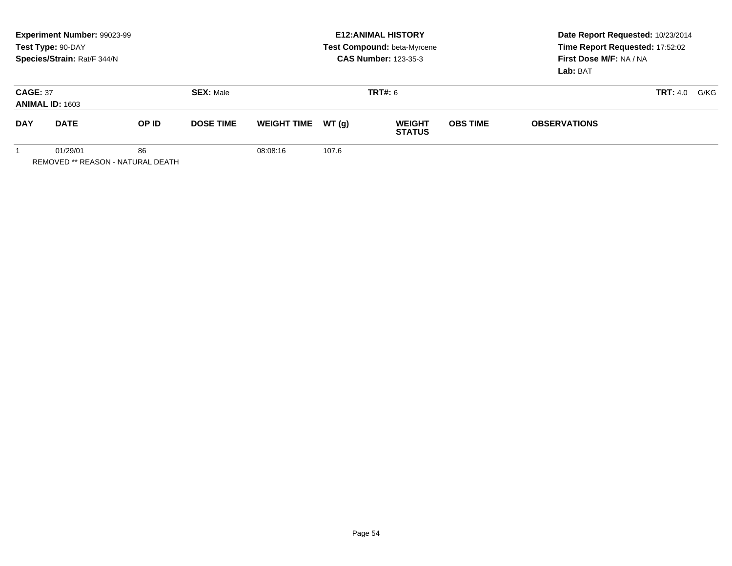**Experiment Number:** 99023-99
**Test Type:** 90-DAY
**Species/Strain:** Rat/F 344/N

**E12:ANIMAL HISTORY**
**Test Compound:** beta-Myrcene
**CAS Number:** 123-35-3

**Date Report Requested:** 10/23/2014
**Time Report Requested:** 17:52:02
**First Dose M/F:** NA / NA
**Lab:** BAT

**CAGE:** 37
**ANIMAL ID:** 1603
**SEX:** Male
**TRT#:** 6
**TRT:** 4.0 G/KG

| DAY | DATE | OP ID | DOSE TIME | WEIGHT TIME | WT (g) | WEIGHT STATUS | OBS TIME | OBSERVATIONS |
|---|---|---|---|---|---|---|---|---|
| 1 | 01/29/01 | 86 | | 08:08:16 | 107.6 | | | |

REMOVED ** REASON - NATURAL DEATH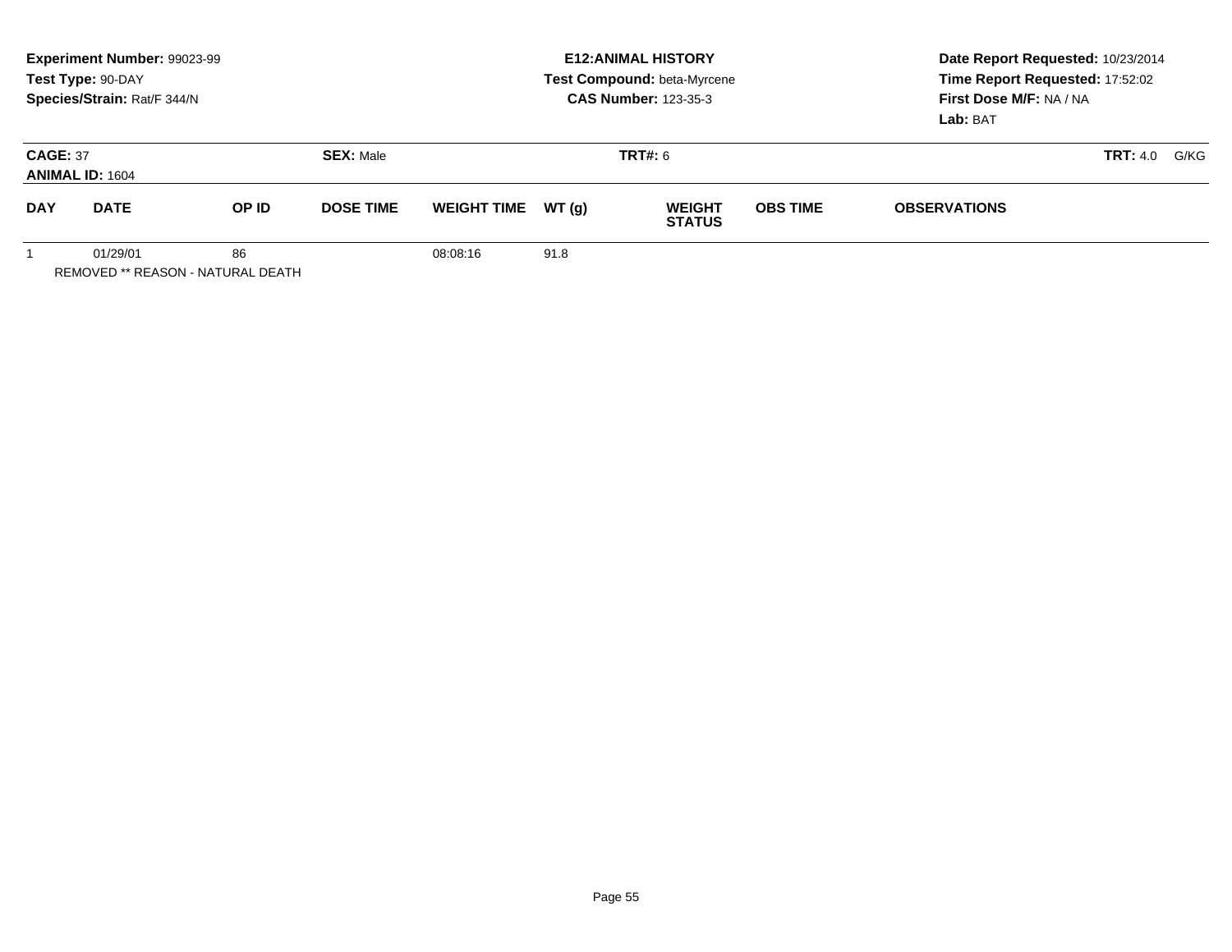**Experiment Number:** 99023-99
**Test Type:** 90-DAY
**Species/Strain:** Rat/F 344/N

**E12:ANIMAL HISTORY**
**Test Compound:** beta-Myrcene
**CAS Number:** 123-35-3

**Date Report Requested:** 10/23/2014
**Time Report Requested:** 17:52:02
**First Dose M/F:** NA / NA
**Lab:** BAT

**CAGE:** 37
**ANIMAL ID:** 1604
**SEX:** Male
**TRT#:** 6
**TRT:** 4.0 G/KG

| DAY | DATE | OP ID | DOSE TIME | WEIGHT TIME | WT (g) | WEIGHT STATUS | OBS TIME | OBSERVATIONS |
|---|---|---|---|---|---|---|---|---|
| 1 | 01/29/01 | 86 | | 08:08:16 | 91.8 | | | |

REMOVED ** REASON - NATURAL DEATH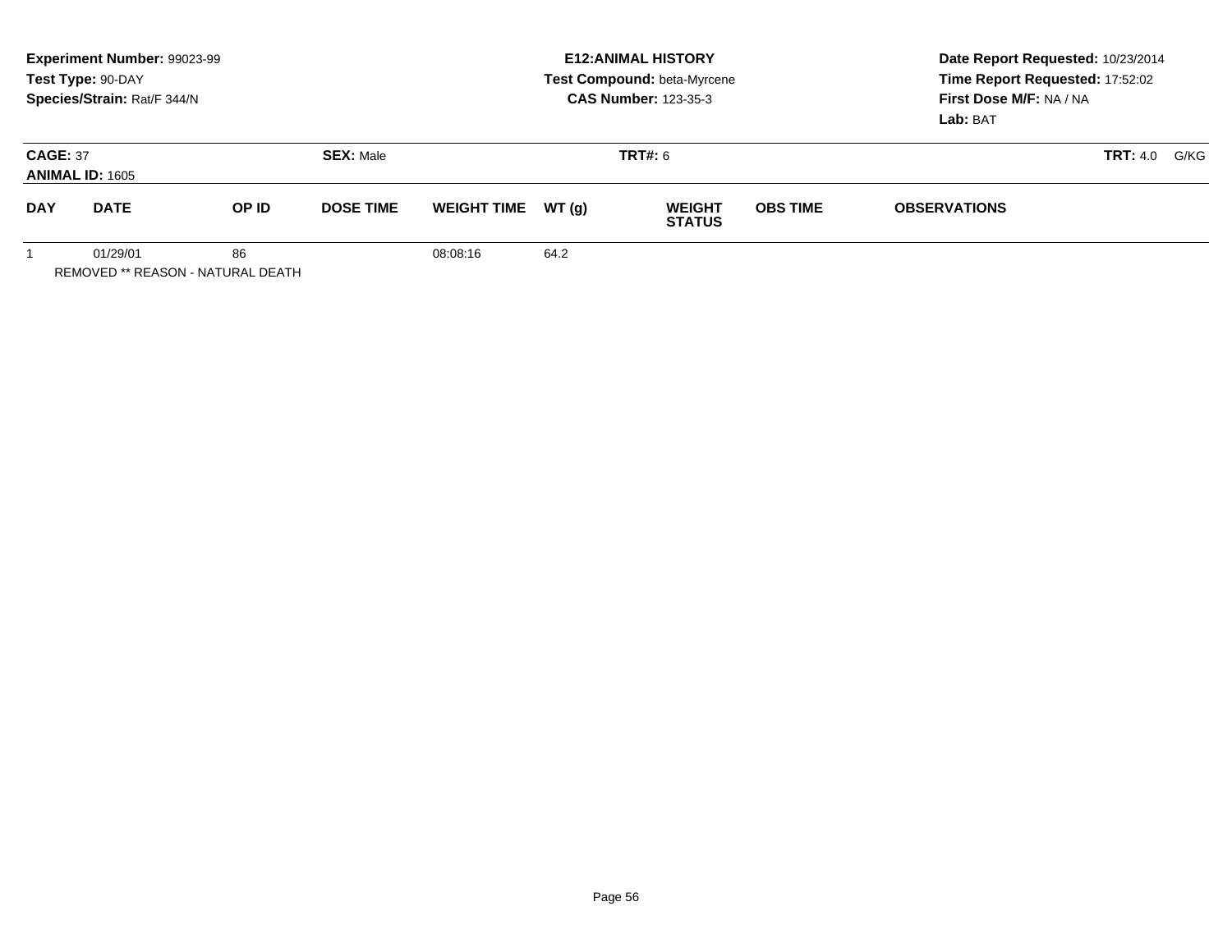**Experiment Number:** 99023-99
**Test Type:** 90-DAY
**Species/Strain:** Rat/F 344/N

**E12:ANIMAL HISTORY**
**Test Compound:** beta-Myrcene
**CAS Number:** 123-35-3

**Date Report Requested:** 10/23/2014
**Time Report Requested:** 17:52:02
**First Dose M/F:** NA / NA
**Lab:** BAT

**CAGE:** 37 **SEX:** Male **TRT#:** 6 **TRT:** 4.0 G/KG
**ANIMAL ID:** 1605

| DAY | DATE | OP ID | DOSE TIME | WEIGHT TIME | WT (g) | WEIGHT STATUS | OBS TIME | OBSERVATIONS |
|---|---|---|---|---|---|---|---|---|
| 1 | 01/29/01 | 86 | | 08:08:16 | 64.2 | | | |

REMOVED ** REASON - NATURAL DEATH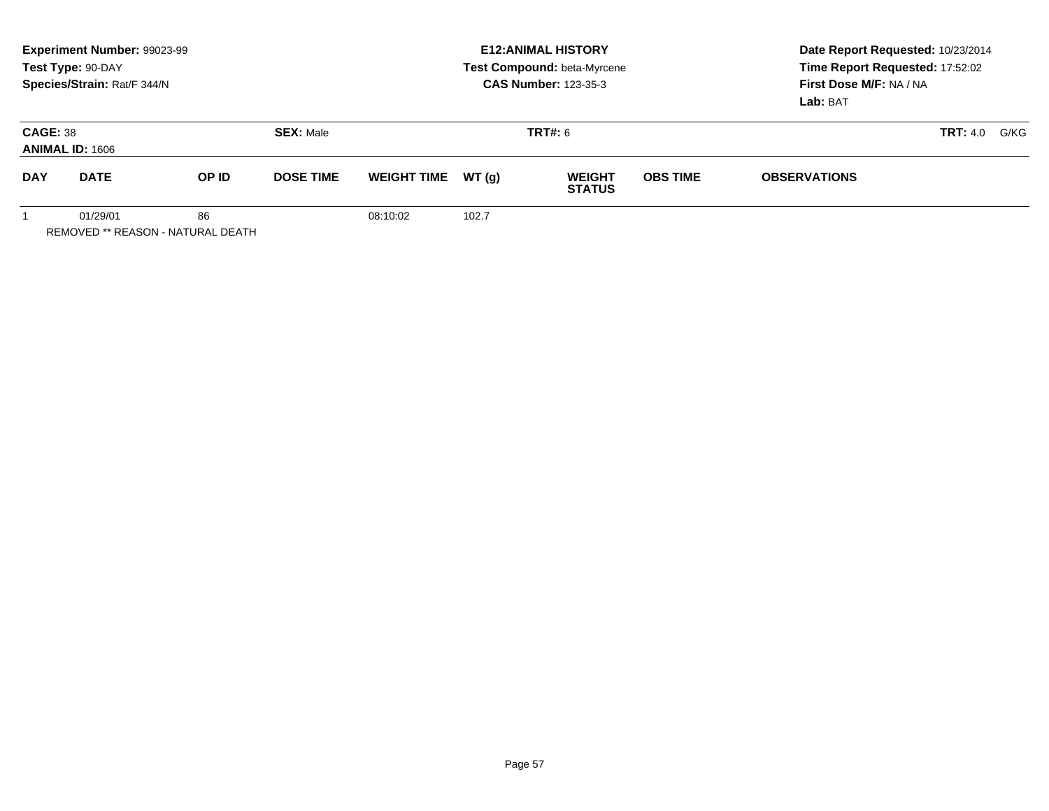**Experiment Number:** 99023-99
**Test Type:** 90-DAY
**Species/Strain:** Rat/F 344/N

**E12:ANIMAL HISTORY**
**Test Compound:** beta-Myrcene
**CAS Number:** 123-35-3

**Date Report Requested:** 10/23/2014
**Time Report Requested:** 17:52:02
**First Dose M/F:** NA / NA
**Lab:** BAT

**CAGE:** 38 **SEX:** Male **TRT#:** 6 **TRT:** 4.0 G/KG
**ANIMAL ID:** 1606

| DAY | DATE | OP ID | DOSE TIME | WEIGHT TIME | WT (g) | WEIGHT STATUS | OBS TIME | OBSERVATIONS |
|---|---|---|---|---|---|---|---|---|
| 1 | 01/29/01 | 86 | | 08:10:02 | 102.7 | | | |

REMOVED ** REASON - NATURAL DEATH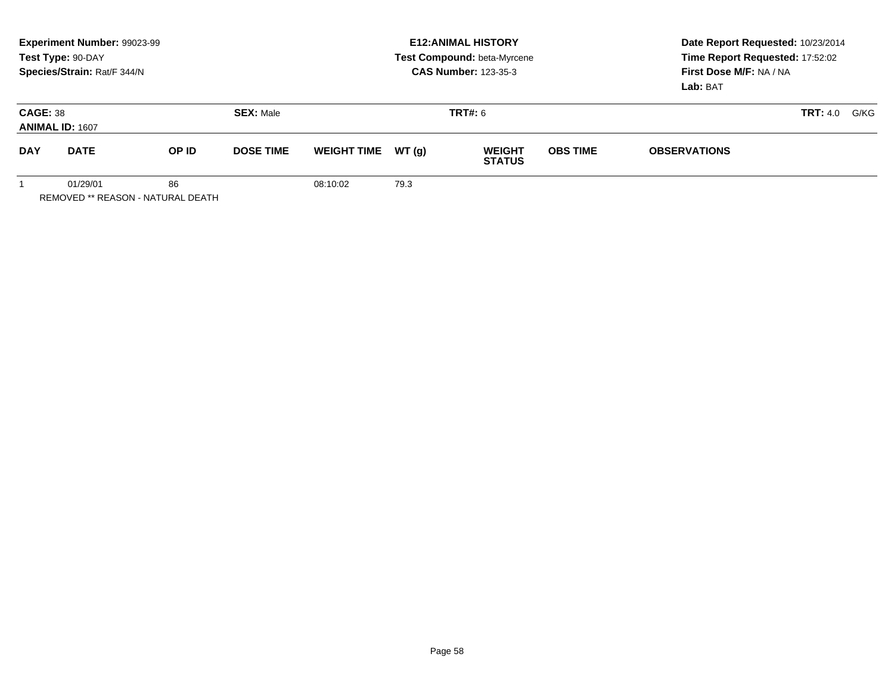**Experiment Number:** 99023-99
**Test Type:** 90-DAY
**Species/Strain:** Rat/F 344/N

**E12:ANIMAL HISTORY**
**Test Compound:** beta-Myrcene
**CAS Number:** 123-35-3

**Date Report Requested:** 10/23/2014
**Time Report Requested:** 17:52:02
**First Dose M/F:** NA / NA
**Lab:** BAT

**CAGE:** 38
**ANIMAL ID:** 1607

**SEX:** Male

**TRT#:** 6

**TRT:** 4.0 G/KG

| DAY | DATE | OP ID | DOSE TIME | WEIGHT TIME | WT (g) | WEIGHT STATUS | OBS TIME | OBSERVATIONS |
|---|---|---|---|---|---|---|---|---|
| 1 | 01/29/01 | 86 | | 08:10:02 | 79.3 | | | |

REMOVED ** REASON - NATURAL DEATH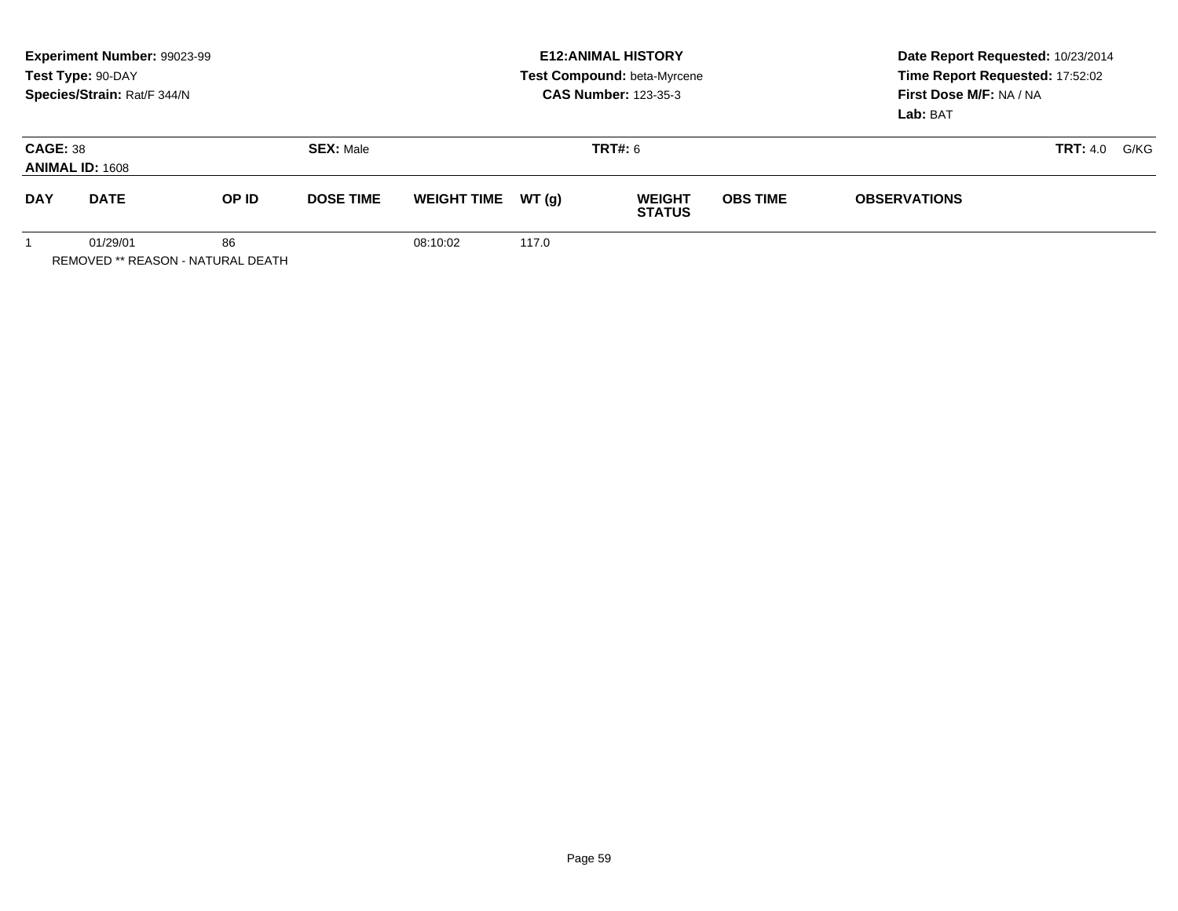**Experiment Number:** 99023-99
**Test Type:** 90-DAY
**Species/Strain:** Rat/F 344/N

**E12:ANIMAL HISTORY**
**Test Compound:** beta-Myrcene
**CAS Number:** 123-35-3

**Date Report Requested:** 10/23/2014
**Time Report Requested:** 17:52:02
**First Dose M/F:** NA / NA
**Lab:** BAT

**CAGE:** 38
**ANIMAL ID:** 1608
**SEX:** Male
**TRT#:** 6
**TRT:** 4.0 G/KG

| DAY | DATE | OP ID | DOSE TIME | WEIGHT TIME | WT (g) | WEIGHT STATUS | OBS TIME | OBSERVATIONS |
|---|---|---|---|---|---|---|---|---|
| 1 | 01/29/01 | 86 | | 08:10:02 | 117.0 | | | |

REMOVED ** REASON - NATURAL DEATH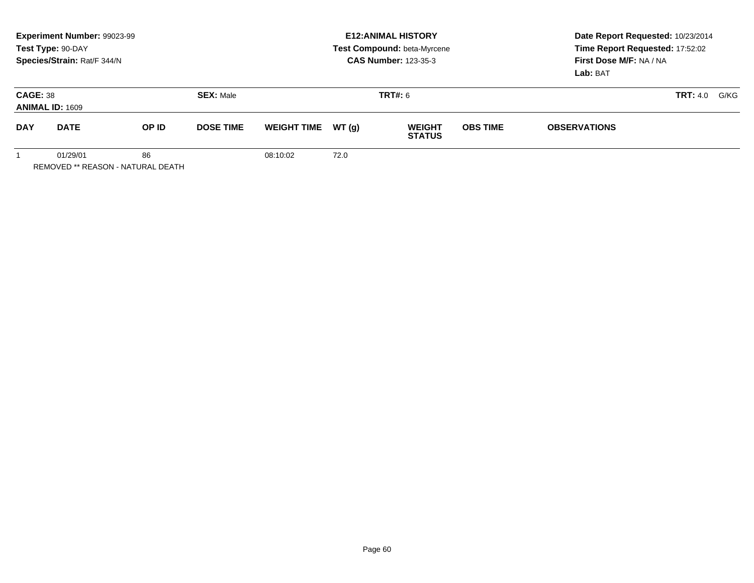**Experiment Number:** 99023-99
**Test Type:** 90-DAY
**Species/Strain:** Rat/F 344/N

**E12:ANIMAL HISTORY**
**Test Compound:** beta-Myrcene
**CAS Number:** 123-35-3

**Date Report Requested:** 10/23/2014
**Time Report Requested:** 17:52:02
**First Dose M/F:** NA / NA
**Lab:** BAT

**CAGE:** 38
**ANIMAL ID:** 1609
**SEX:** Male
**TRT#:** 6
**TRT:** 4.0 G/KG

| DAY | DATE | OP ID | DOSE TIME | WEIGHT TIME | WT (g) | WEIGHT STATUS | OBS TIME | OBSERVATIONS |
|---|---|---|---|---|---|---|---|---|
| 1 | 01/29/01 | 86 | | 08:10:02 | 72.0 | | | |

REMOVED ** REASON - NATURAL DEATH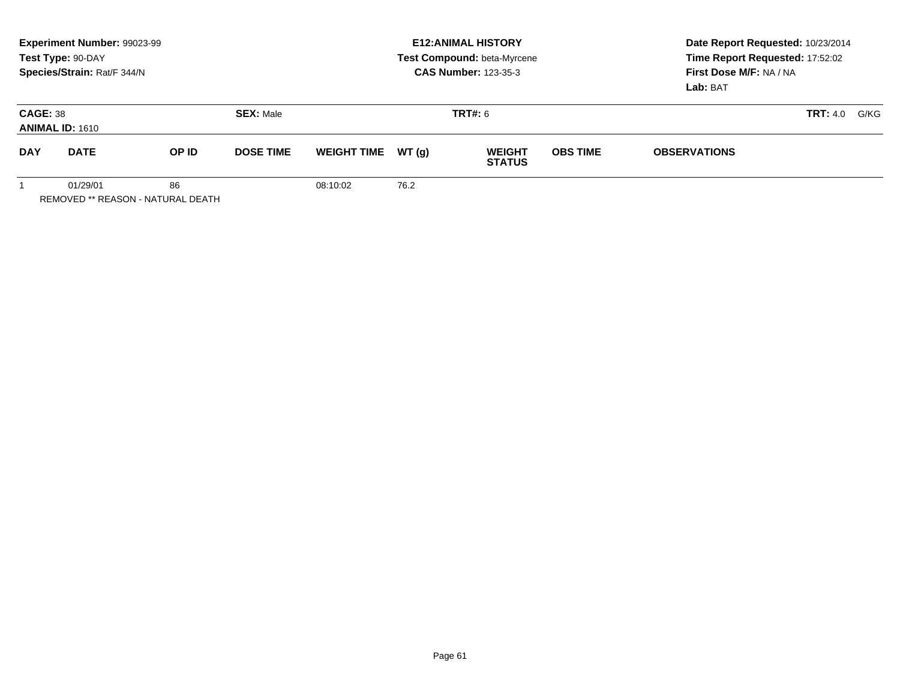**Experiment Number:** 99023-99
**Test Type:** 90-DAY
**Species/Strain:** Rat/F 344/N

**E12:ANIMAL HISTORY**
**Test Compound:** beta-Myrcene
**CAS Number:** 123-35-3

**Date Report Requested:** 10/23/2014
**Time Report Requested:** 17:52:02
**First Dose M/F:** NA / NA
**Lab:** BAT

**CAGE:** 38 **SEX:** Male **TRT#:** 6 **TRT:** 4.0 G/KG
**ANIMAL ID:** 1610

| DAY | DATE | OP ID | DOSE TIME | WEIGHT TIME | WT (g) | WEIGHT STATUS | OBS TIME | OBSERVATIONS |
|---|---|---|---|---|---|---|---|---|
| 1 | 01/29/01 | 86 | | 08:10:02 | 76.2 | | | |

REMOVED ** REASON - NATURAL DEATH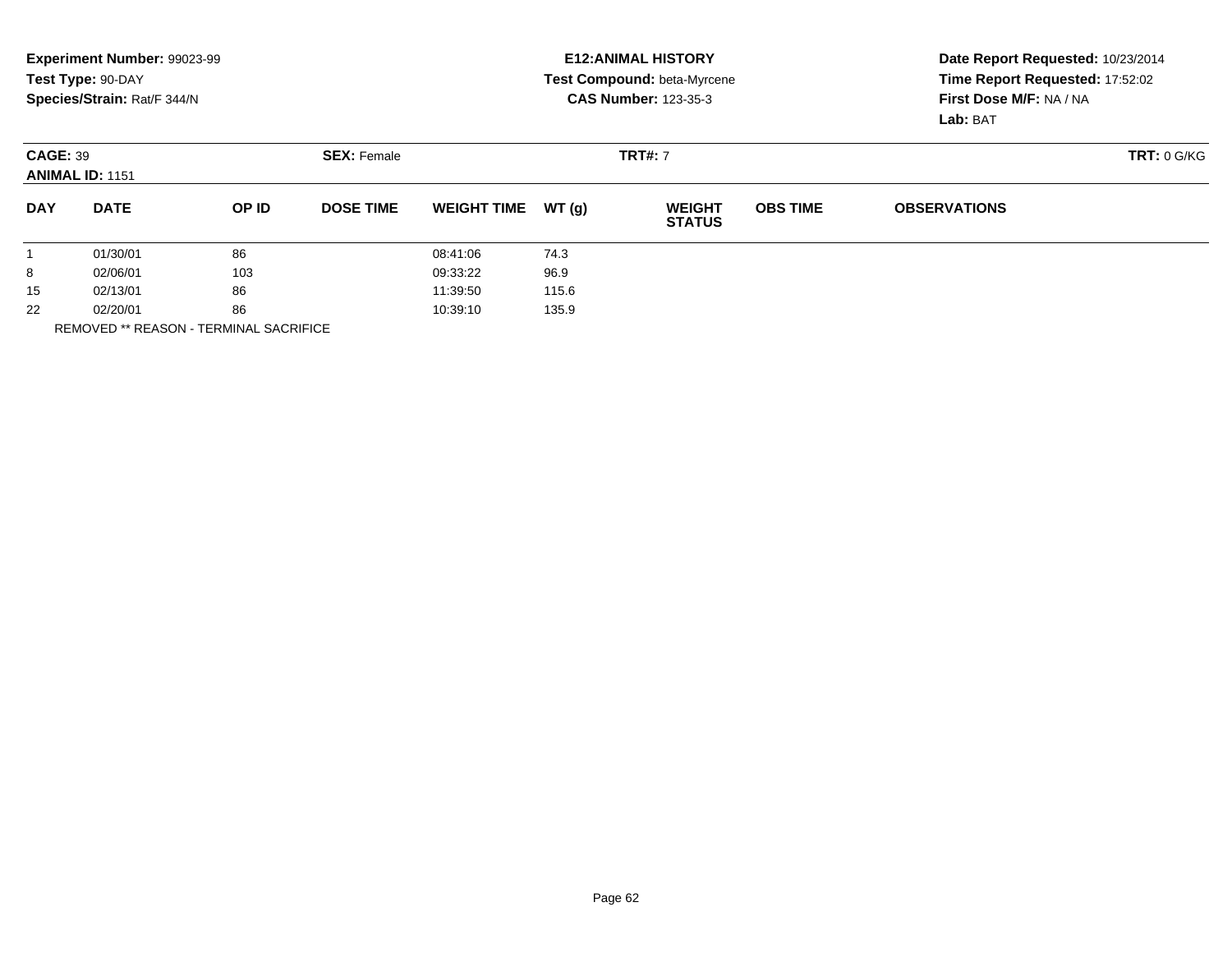**Experiment Number:** 99023-99
**Test Type:** 90-DAY
**Species/Strain:** Rat/F 344/N

**E12:ANIMAL HISTORY**
**Test Compound:** beta-Myrcene
**CAS Number:** 123-35-3

**Date Report Requested:** 10/23/2014
**Time Report Requested:** 17:52:02
**First Dose M/F:** NA / NA
**Lab:** BAT

**CAGE:** 39
**ANIMAL ID:** 1151
**SEX:** Female
**TRT#:** 7
**TRT:** 0 G/KG

| DAY | DATE | OP ID | DOSE TIME | WEIGHT TIME | WT (g) | WEIGHT STATUS | OBS TIME | OBSERVATIONS |
|---|---|---|---|---|---|---|---|---|
| 1 | 01/30/01 | 86 | | 08:41:06 | 74.3 | | | |
| 8 | 02/06/01 | 103 | | 09:33:22 | 96.9 | | | |
| 15 | 02/13/01 | 86 | | 11:39:50 | 115.6 | | | |
| 22 | 02/20/01 | 86 | | 10:39:10 | 135.9 | | | |

REMOVED ** REASON - TERMINAL SACRIFICE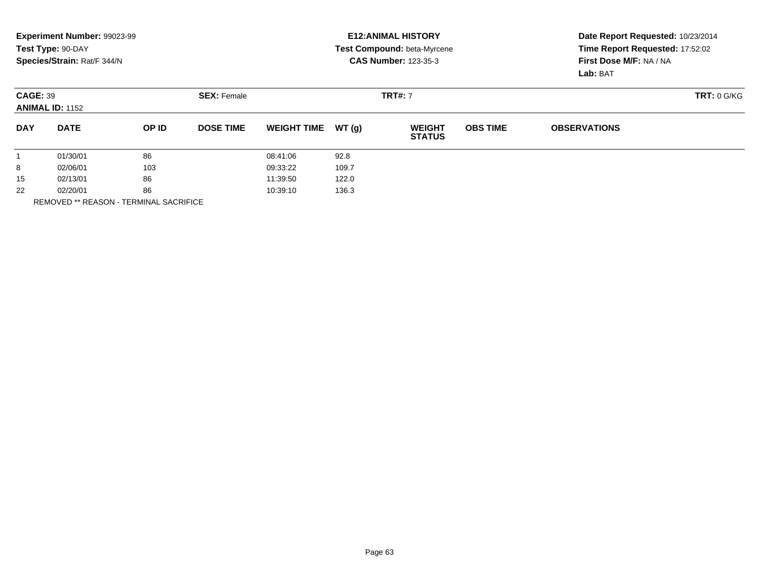**Experiment Number:** 99023-99
**Test Type:** 90-DAY
**Species/Strain:** Rat/F 344/N

**E12:ANIMAL HISTORY**
**Test Compound:** beta-Myrcene
**CAS Number:** 123-35-3

**Date Report Requested:** 10/23/2014
**Time Report Requested:** 17:52:02
**First Dose M/F:** NA / NA
**Lab:** BAT

**CAGE:** 39
**ANIMAL ID:** 1152
**SEX:** Female
**TRT#:** 7
**TRT:** 0 G/KG

| DAY | DATE | OP ID | DOSE TIME | WEIGHT TIME | WT (g) | WEIGHT STATUS | OBS TIME | OBSERVATIONS |
|---|---|---|---|---|---|---|---|---|
| 1 | 01/30/01 | 86 | | 08:41:06 | 92.8 | | | |
| 8 | 02/06/01 | 103 | | 09:33:22 | 109.7 | | | |
| 15 | 02/13/01 | 86 | | 11:39:50 | 122.0 | | | |
| 22 | 02/20/01 | 86 | | 10:39:10 | 136.3 | | | |

REMOVED ** REASON - TERMINAL SACRIFICE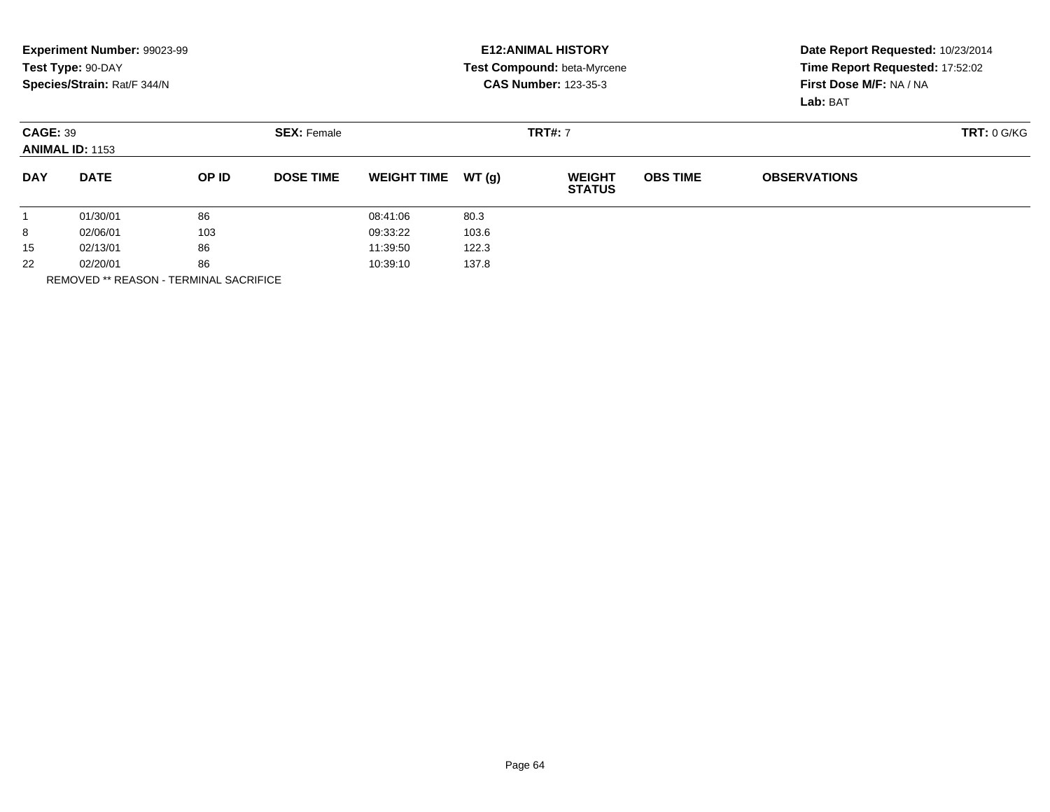**Experiment Number:** 99023-99
**Test Type:** 90-DAY
**Species/Strain:** Rat/F 344/N

**E12:ANIMAL HISTORY**
**Test Compound:** beta-Myrcene
**CAS Number:** 123-35-3

**Date Report Requested:** 10/23/2014
**Time Report Requested:** 17:52:02
**First Dose M/F:** NA / NA
**Lab:** BAT

**CAGE:** 39 **SEX:** Female **TRT#:** 7 **TRT:** 0 G/KG
**ANIMAL ID:** 1153

| DAY | DATE | OP ID | DOSE TIME | WEIGHT TIME | WT (g) | WEIGHT STATUS | OBS TIME | OBSERVATIONS |
|---|---|---|---|---|---|---|---|---|
| 1 | 01/30/01 | 86 | | 08:41:06 | 80.3 | | | |
| 8 | 02/06/01 | 103 | | 09:33:22 | 103.6 | | | |
| 15 | 02/13/01 | 86 | | 11:39:50 | 122.3 | | | |
| 22 | 02/20/01 | 86 | | 10:39:10 | 137.8 | | | |

REMOVED ** REASON - TERMINAL SACRIFICE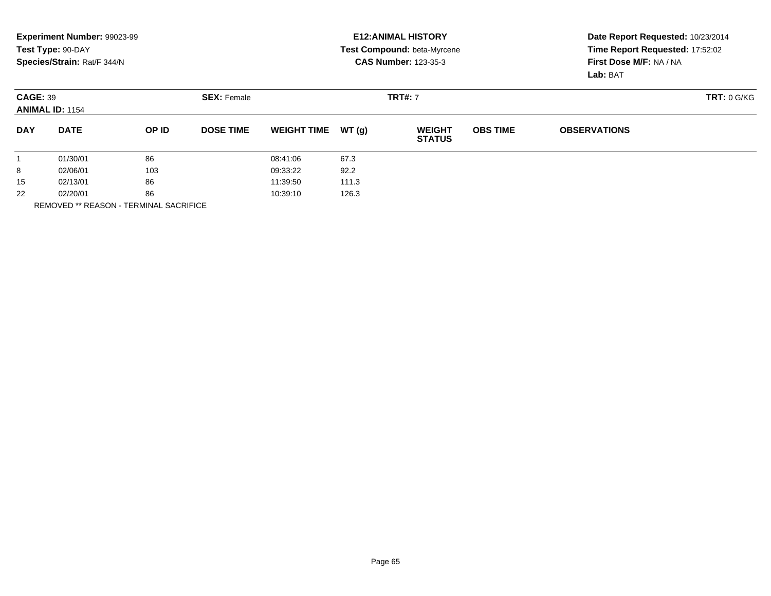**Experiment Number:** 99023-99
**Test Type:** 90-DAY
**Species/Strain:** Rat/F 344/N

**E12:ANIMAL HISTORY**
**Test Compound:** beta-Myrcene
**CAS Number:** 123-35-3

**Date Report Requested:** 10/23/2014
**Time Report Requested:** 17:52:02
**First Dose M/F:** NA / NA
**Lab:** BAT

**CAGE:** 39 **SEX:** Female **TRT#:** 7 **TRT:** 0 G/KG
**ANIMAL ID:** 1154

| DAY | DATE | OP ID | DOSE TIME | WEIGHT TIME | WT (g) | WEIGHT STATUS | OBS TIME | OBSERVATIONS |
|---|---|---|---|---|---|---|---|---|
| 1 | 01/30/01 | 86 | | 08:41:06 | 67.3 | | | |
| 8 | 02/06/01 | 103 | | 09:33:22 | 92.2 | | | |
| 15 | 02/13/01 | 86 | | 11:39:50 | 111.3 | | | |
| 22 | 02/20/01 | 86 | | 10:39:10 | 126.3 | | | |

REMOVED ** REASON - TERMINAL SACRIFICE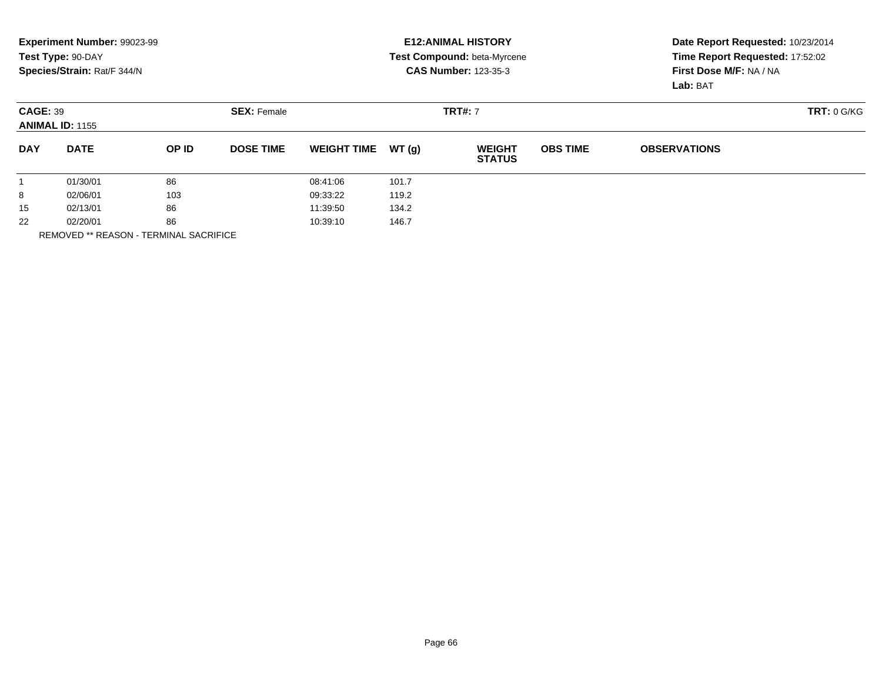**Experiment Number:** 99023-99
**Test Type:** 90-DAY
**Species/Strain:** Rat/F 344/N

**E12:ANIMAL HISTORY**
**Test Compound:** beta-Myrcene
**CAS Number:** 123-35-3

**Date Report Requested:** 10/23/2014
**Time Report Requested:** 17:52:02
**First Dose M/F:** NA / NA
**Lab:** BAT

**CAGE:** 39 **SEX:** Female **TRT#:** 7 **TRT:** 0 G/KG
**ANIMAL ID:** 1155

| DAY | DATE | OP ID | DOSE TIME | WEIGHT TIME | WT (g) | WEIGHT STATUS | OBS TIME | OBSERVATIONS |
|---|---|---|---|---|---|---|---|---|
| 1 | 01/30/01 | 86 | | 08:41:06 | 101.7 | | | |
| 8 | 02/06/01 | 103 | | 09:33:22 | 119.2 | | | |
| 15 | 02/13/01 | 86 | | 11:39:50 | 134.2 | | | |
| 22 | 02/20/01 | 86 | | 10:39:10 | 146.7 | | | |

REMOVED ** REASON - TERMINAL SACRIFICE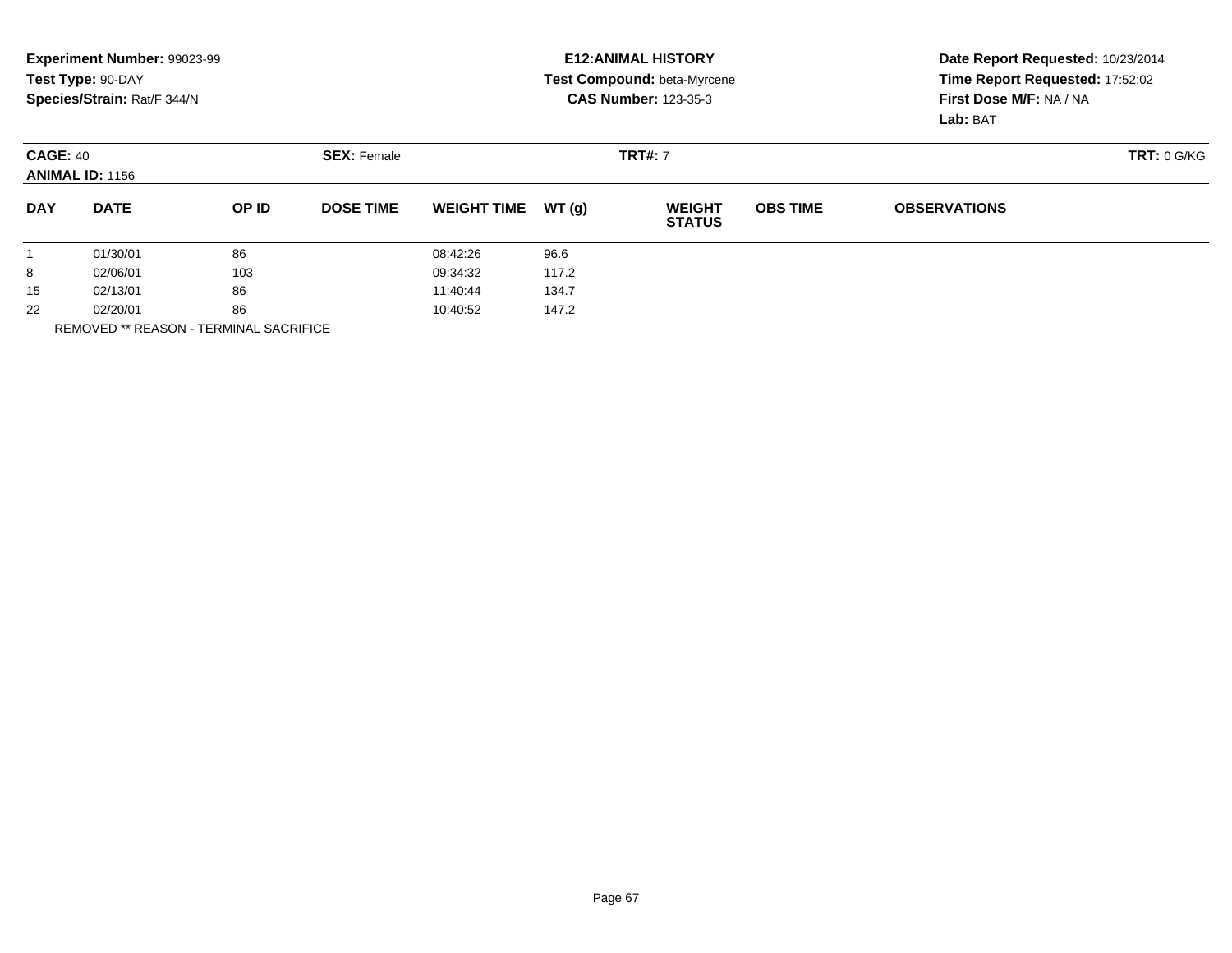**Experiment Number:** 99023-99
**Test Type:** 90-DAY
**Species/Strain:** Rat/F 344/N

**E12:ANIMAL HISTORY**
**Test Compound:** beta-Myrcene
**CAS Number:** 123-35-3

**Date Report Requested:** 10/23/2014
**Time Report Requested:** 17:52:02
**First Dose M/F:** NA / NA
**Lab:** BAT

**CAGE:** 40 **SEX:** Female **TRT#:** 7 **TRT:** 0 G/KG
**ANIMAL ID:** 1156

| DAY | DATE | OP ID | DOSE TIME | WEIGHT TIME | WT (g) | WEIGHT STATUS | OBS TIME | OBSERVATIONS |
|---|---|---|---|---|---|---|---|---|
| 1 | 01/30/01 | 86 | | 08:42:26 | 96.6 | | | |
| 8 | 02/06/01 | 103 | | 09:34:32 | 117.2 | | | |
| 15 | 02/13/01 | 86 | | 11:40:44 | 134.7 | | | |
| 22 | 02/20/01 | 86 | | 10:40:52 | 147.2 | | | |

REMOVED ** REASON - TERMINAL SACRIFICE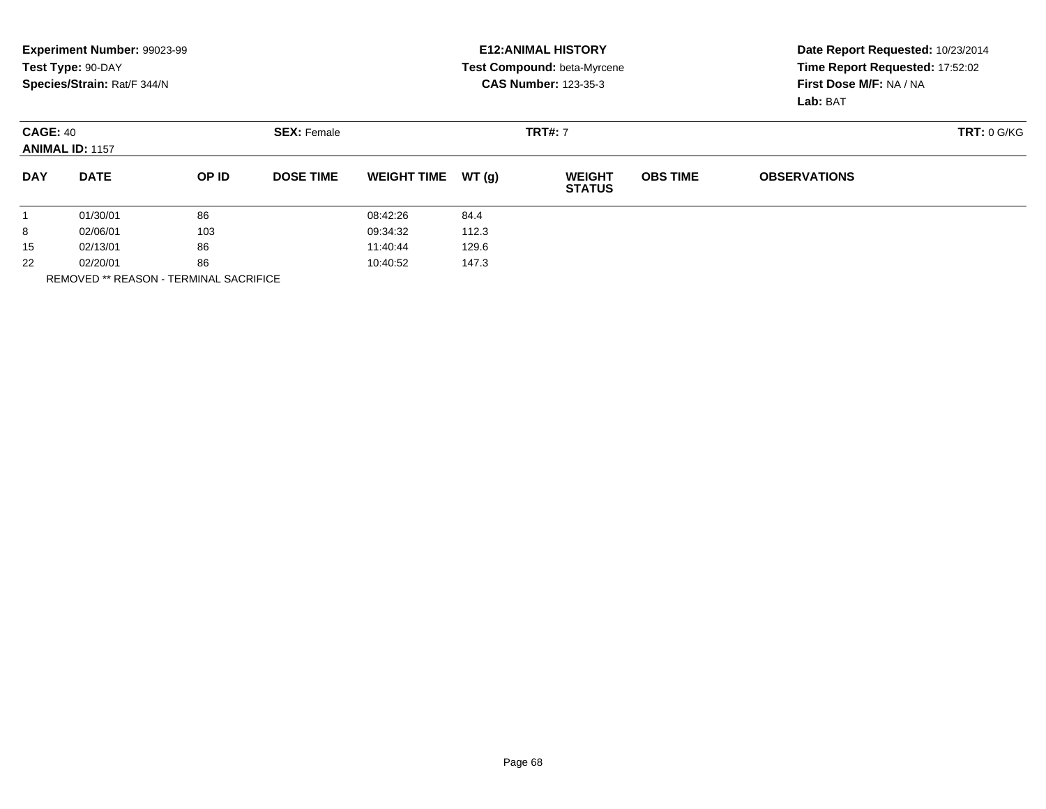**Experiment Number:** 99023-99
**Test Type:** 90-DAY
**Species/Strain:** Rat/F 344/N

**E12:ANIMAL HISTORY**
**Test Compound:** beta-Myrcene
**CAS Number:** 123-35-3

**Date Report Requested:** 10/23/2014
**Time Report Requested:** 17:52:02
**First Dose M/F:** NA / NA
**Lab:** BAT

**CAGE:** 40
**ANIMAL ID:** 1157
**SEX:** Female
**TRT#:** 7
**TRT:** 0 G/KG

| DAY | DATE | OP ID | DOSE TIME | WEIGHT TIME | WT (g) | WEIGHT STATUS | OBS TIME | OBSERVATIONS |
|---|---|---|---|---|---|---|---|---|
| 1 | 01/30/01 | 86 | | 08:42:26 | 84.4 | | | |
| 8 | 02/06/01 | 103 | | 09:34:32 | 112.3 | | | |
| 15 | 02/13/01 | 86 | | 11:40:44 | 129.6 | | | |
| 22 | 02/20/01 | 86 | | 10:40:52 | 147.3 | | | |

REMOVED ** REASON - TERMINAL SACRIFICE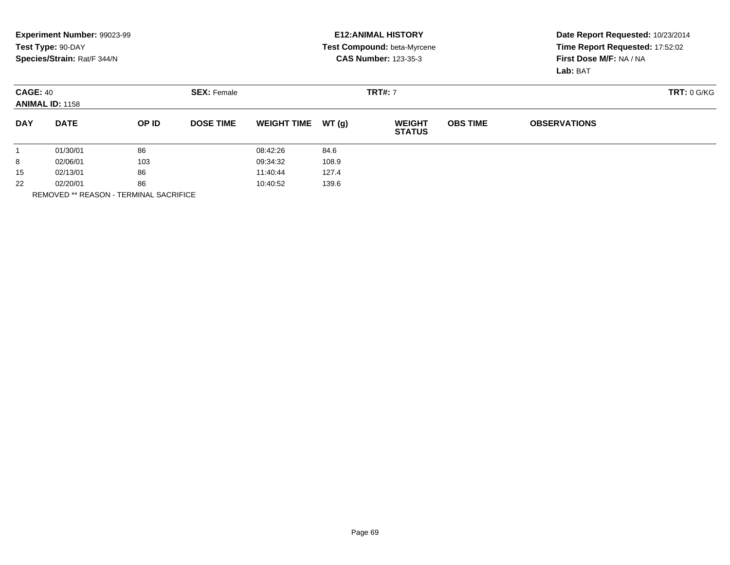**Experiment Number:** 99023-99
**Test Type:** 90-DAY
**Species/Strain:** Rat/F 344/N

**E12:ANIMAL HISTORY**
**Test Compound:** beta-Myrcene
**CAS Number:** 123-35-3

**Date Report Requested:** 10/23/2014
**Time Report Requested:** 17:52:02
**First Dose M/F:** NA / NA
**Lab:** BAT

**CAGE:** 40 **SEX:** Female **TRT#:** 7 **TRT:** 0 G/KG
**ANIMAL ID:** 1158

| DAY | DATE | OP ID | DOSE TIME | WEIGHT TIME | WT (g) | WEIGHT STATUS | OBS TIME | OBSERVATIONS |
|---|---|---|---|---|---|---|---|---|
| 1 | 01/30/01 | 86 | | 08:42:26 | 84.6 | | | |
| 8 | 02/06/01 | 103 | | 09:34:32 | 108.9 | | | |
| 15 | 02/13/01 | 86 | | 11:40:44 | 127.4 | | | |
| 22 | 02/20/01 | 86 | | 10:40:52 | 139.6 | | | |

REMOVED ** REASON - TERMINAL SACRIFICE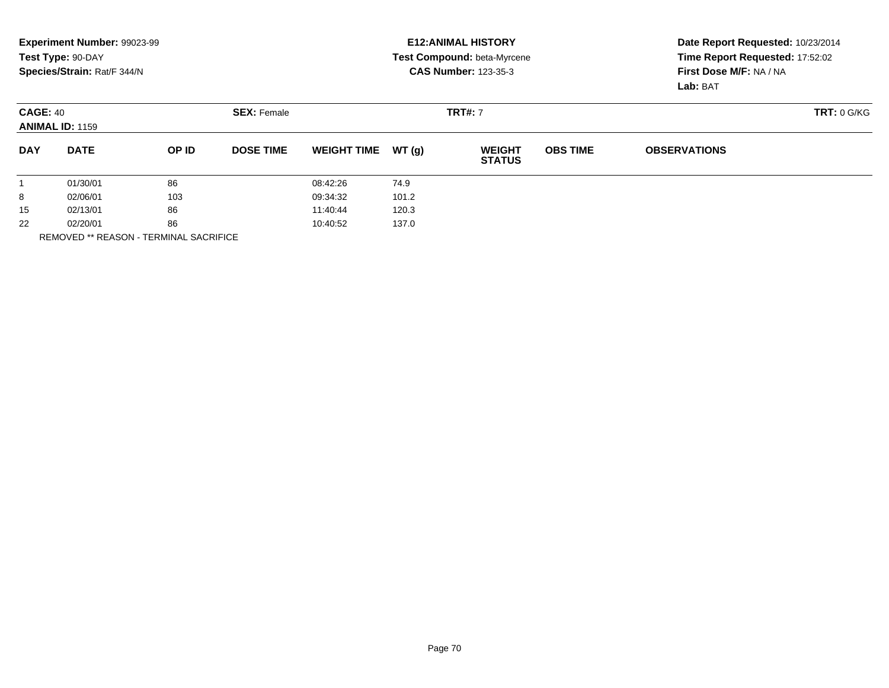**Experiment Number:** 99023-99
**Test Type:** 90-DAY
**Species/Strain:** Rat/F 344/N

**E12:ANIMAL HISTORY**
**Test Compound:** beta-Myrcene
**CAS Number:** 123-35-3

**Date Report Requested:** 10/23/2014
**Time Report Requested:** 17:52:02
**First Dose M/F:** NA / NA
**Lab:** BAT

**CAGE:** 40 **SEX:** Female **TRT#:** 7 **TRT:** 0 G/KG
**ANIMAL ID:** 1159

| DAY | DATE | OP ID | DOSE TIME | WEIGHT TIME | WT (g) | WEIGHT STATUS | OBS TIME | OBSERVATIONS |
|---|---|---|---|---|---|---|---|---|
| 1 | 01/30/01 | 86 | | 08:42:26 | 74.9 | | | |
| 8 | 02/06/01 | 103 | | 09:34:32 | 101.2 | | | |
| 15 | 02/13/01 | 86 | | 11:40:44 | 120.3 | | | |
| 22 | 02/20/01 | 86 | | 10:40:52 | 137.0 | | | |

REMOVED ** REASON - TERMINAL SACRIFICE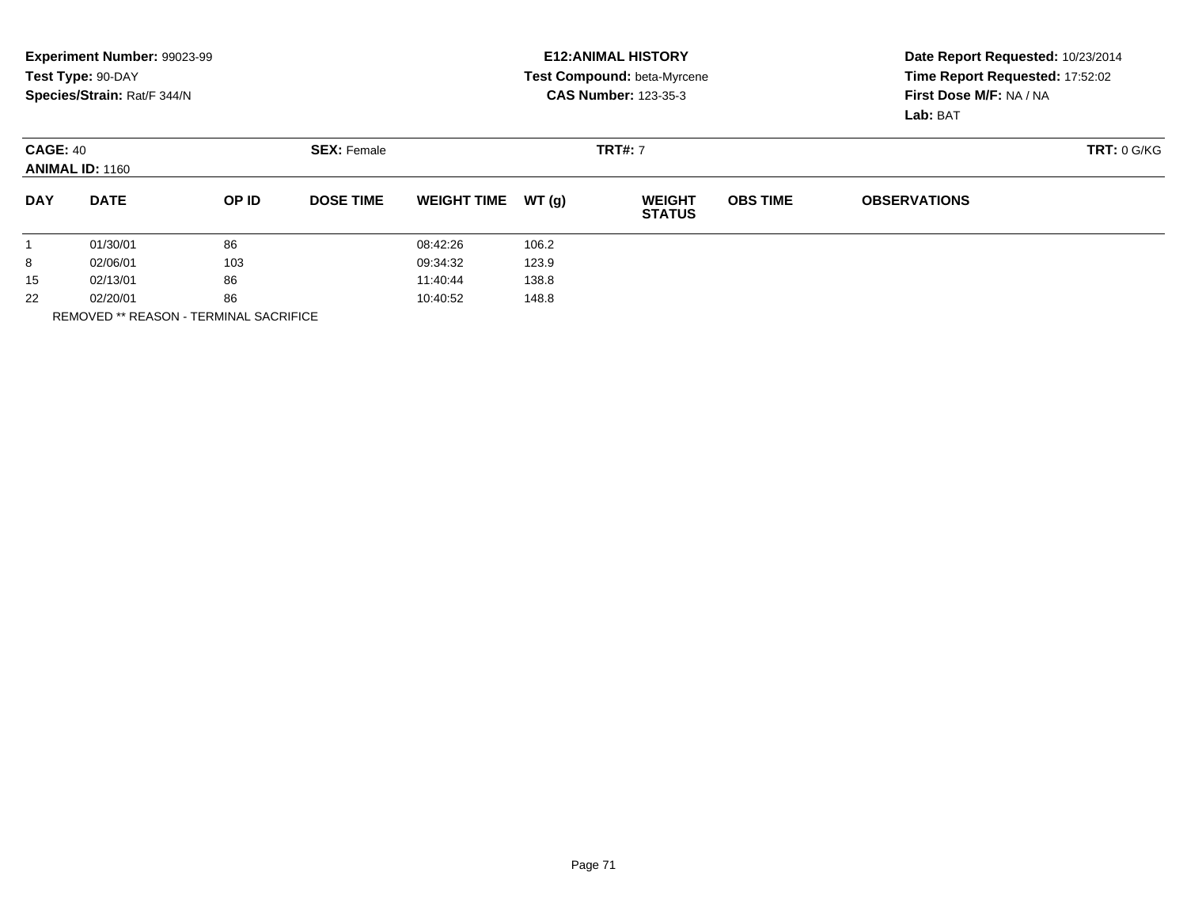**Experiment Number:** 99023-99
**Test Type:** 90-DAY
**Species/Strain:** Rat/F 344/N

**E12:ANIMAL HISTORY**
**Test Compound:** beta-Myrcene
**CAS Number:** 123-35-3

**Date Report Requested:** 10/23/2014
**Time Report Requested:** 17:52:02
**First Dose M/F:** NA / NA
**Lab:** BAT

**CAGE:** 40 **SEX:** Female **TRT#:** 7 **TRT:** 0 G/KG
**ANIMAL ID:** 1160

| DAY | DATE | OP ID | DOSE TIME | WEIGHT TIME | WT (g) | WEIGHT STATUS | OBS TIME | OBSERVATIONS |
|---|---|---|---|---|---|---|---|---|
| 1 | 01/30/01 | 86 | | 08:42:26 | 106.2 | | | |
| 8 | 02/06/01 | 103 | | 09:34:32 | 123.9 | | | |
| 15 | 02/13/01 | 86 | | 11:40:44 | 138.8 | | | |
| 22 | 02/20/01 | 86 | | 10:40:52 | 148.8 | | | |

REMOVED ** REASON - TERMINAL SACRIFICE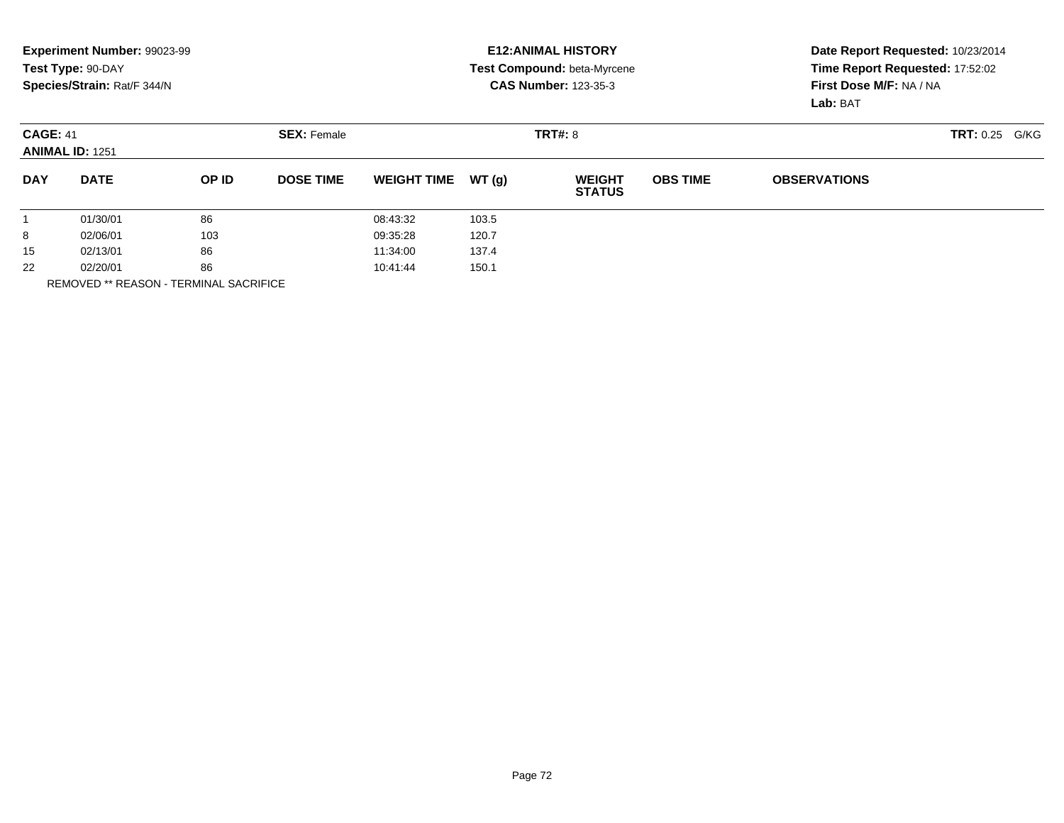**Experiment Number:** 99023-99
**Test Type:** 90-DAY
**Species/Strain:** Rat/F 344/N

**E12:ANIMAL HISTORY**
**Test Compound:** beta-Myrcene
**CAS Number:** 123-35-3

**Date Report Requested:** 10/23/2014
**Time Report Requested:** 17:52:02
**First Dose M/F:** NA / NA
**Lab:** BAT

**CAGE:** 41 **SEX:** Female **TRT#:** 8 **TRT:** 0.25 G/KG
**ANIMAL ID:** 1251

| DAY | DATE | OP ID | DOSE TIME | WEIGHT TIME | WT (g) | WEIGHT STATUS | OBS TIME | OBSERVATIONS |
|---|---|---|---|---|---|---|---|---|
| 1 | 01/30/01 | 86 | | 08:43:32 | 103.5 | | | |
| 8 | 02/06/01 | 103 | | 09:35:28 | 120.7 | | | |
| 15 | 02/13/01 | 86 | | 11:34:00 | 137.4 | | | |
| 22 | 02/20/01 | 86 | | 10:41:44 | 150.1 | | | |

REMOVED ** REASON - TERMINAL SACRIFICE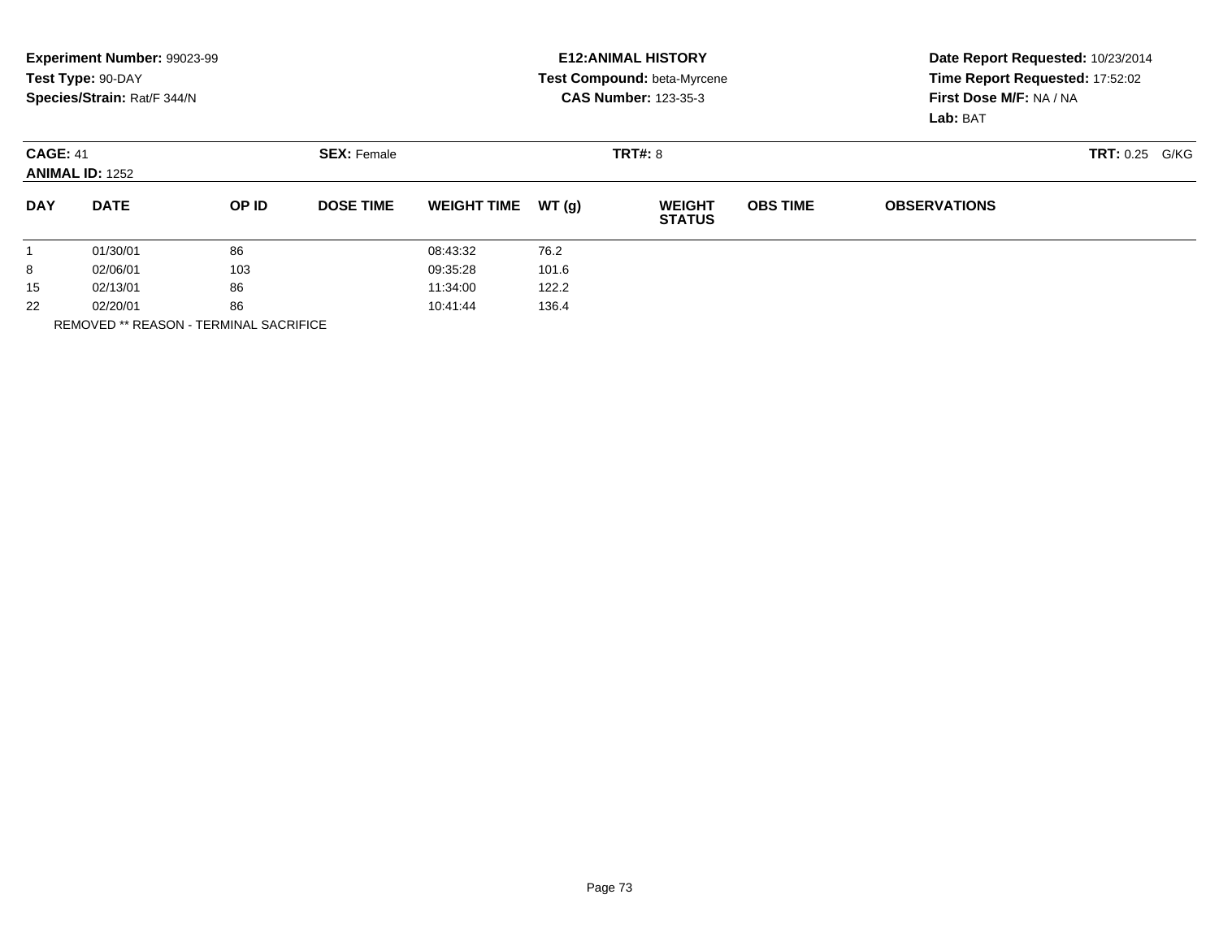**Experiment Number:** 99023-99
**Test Type:** 90-DAY
**Species/Strain:** Rat/F 344/N

**E12:ANIMAL HISTORY**
**Test Compound:** beta-Myrcene
**CAS Number:** 123-35-3

**Date Report Requested:** 10/23/2014
**Time Report Requested:** 17:52:02
**First Dose M/F:** NA / NA
**Lab:** BAT

**CAGE:** 41 **SEX:** Female **TRT#:** 8 **TRT:** 0.25 G/KG
**ANIMAL ID:** 1252

| DAY | DATE | OP ID | DOSE TIME | WEIGHT TIME | WT (g) | WEIGHT STATUS | OBS TIME | OBSERVATIONS |
|---|---|---|---|---|---|---|---|---|
| 1 | 01/30/01 | 86 | | 08:43:32 | 76.2 | | | |
| 8 | 02/06/01 | 103 | | 09:35:28 | 101.6 | | | |
| 15 | 02/13/01 | 86 | | 11:34:00 | 122.2 | | | |
| 22 | 02/20/01 | 86 | | 10:41:44 | 136.4 | | | |

REMOVED ** REASON - TERMINAL SACRIFICE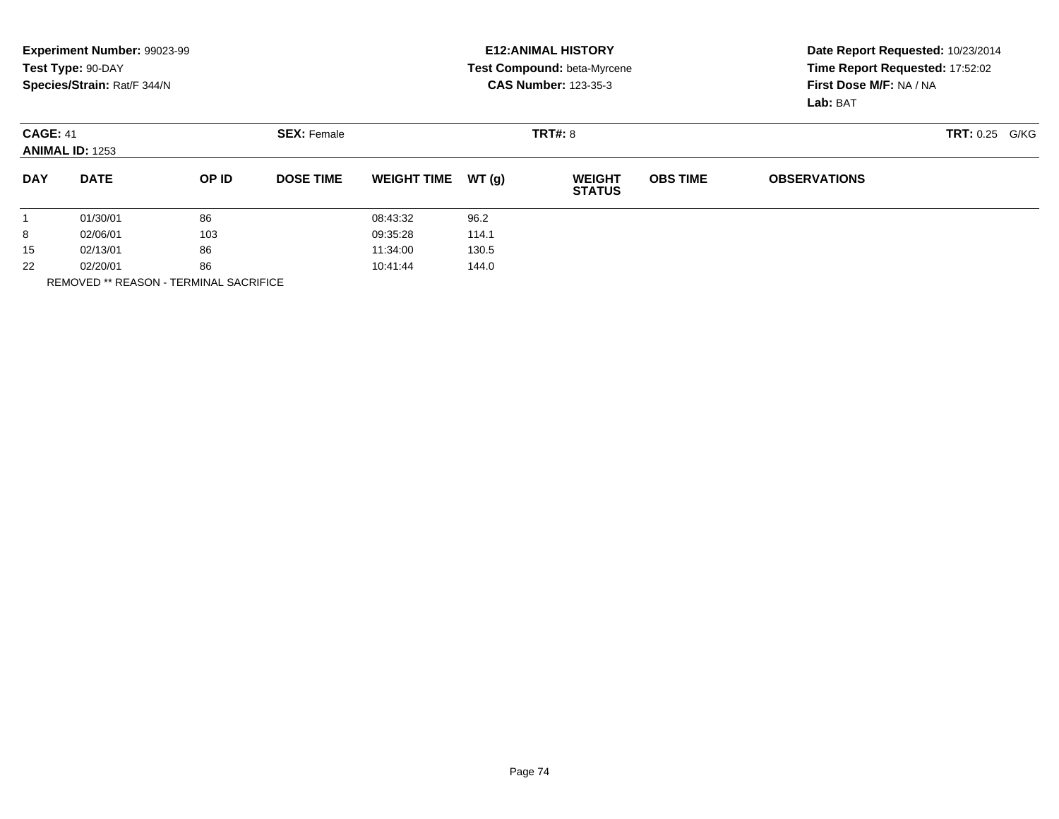**Experiment Number:** 99023-99
**Test Type:** 90-DAY
**Species/Strain:** Rat/F 344/N

**E12:ANIMAL HISTORY**
**Test Compound:** beta-Myrcene
**CAS Number:** 123-35-3

**Date Report Requested:** 10/23/2014
**Time Report Requested:** 17:52:02
**First Dose M/F:** NA / NA
**Lab:** BAT

**CAGE:** 41 **SEX:** Female **TRT#:** 8 **TRT:** 0.25 G/KG
**ANIMAL ID:** 1253

| DAY | DATE | OP ID | DOSE TIME | WEIGHT TIME | WT (g) | WEIGHT STATUS | OBS TIME | OBSERVATIONS |
|---|---|---|---|---|---|---|---|---|
| 1 | 01/30/01 | 86 | | 08:43:32 | 96.2 | | | |
| 8 | 02/06/01 | 103 | | 09:35:28 | 114.1 | | | |
| 15 | 02/13/01 | 86 | | 11:34:00 | 130.5 | | | |
| 22 | 02/20/01 | 86 | | 10:41:44 | 144.0 | | | |

REMOVED ** REASON - TERMINAL SACRIFICE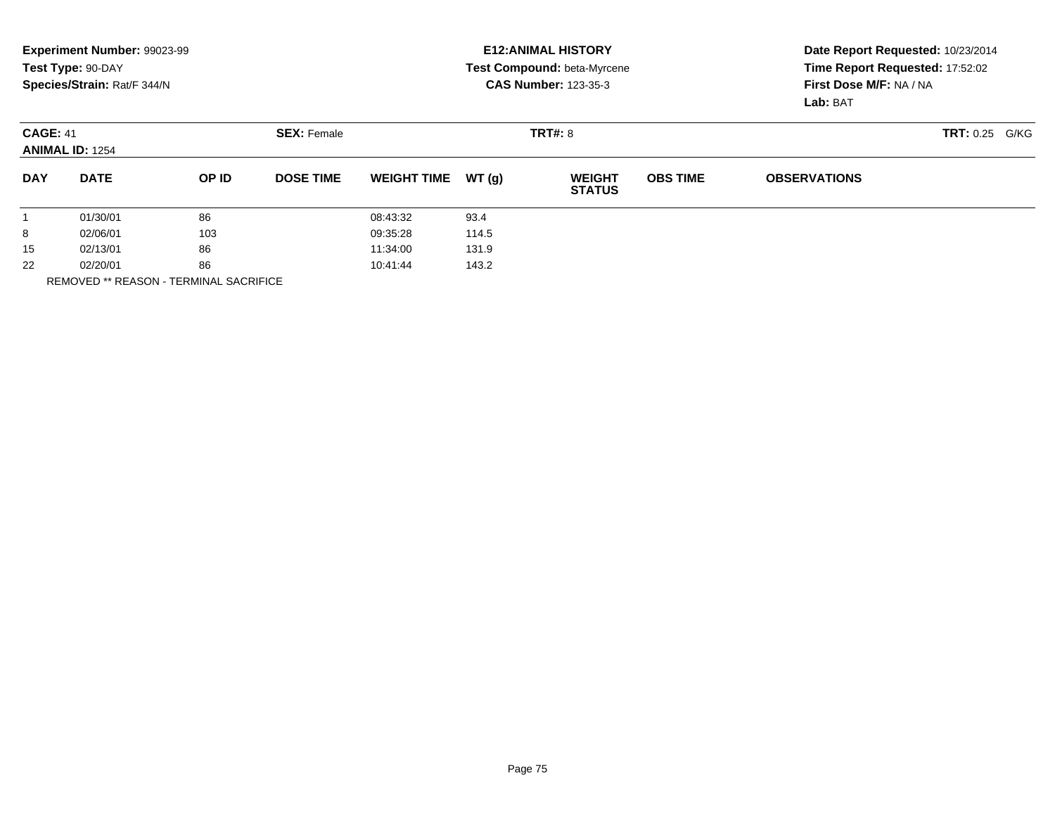**Experiment Number:** 99023-99
**Test Type:** 90-DAY
**Species/Strain:** Rat/F 344/N

**E12:ANIMAL HISTORY**
**Test Compound:** beta-Myrcene
**CAS Number:** 123-35-3

**Date Report Requested:** 10/23/2014
**Time Report Requested:** 17:52:02
**First Dose M/F:** NA / NA
**Lab:** BAT

**CAGE:** 41
**ANIMAL ID:** 1254
**SEX:** Female
**TRT#:** 8
**TRT:** 0.25 G/KG

| DAY | DATE | OP ID | DOSE TIME | WEIGHT TIME | WT (g) | WEIGHT STATUS | OBS TIME | OBSERVATIONS |
|---|---|---|---|---|---|---|---|---|
| 1 | 01/30/01 | 86 | | 08:43:32 | 93.4 | | | |
| 8 | 02/06/01 | 103 | | 09:35:28 | 114.5 | | | |
| 15 | 02/13/01 | 86 | | 11:34:00 | 131.9 | | | |
| 22 | 02/20/01 | 86 | | 10:41:44 | 143.2 | | | |

REMOVED ** REASON - TERMINAL SACRIFICE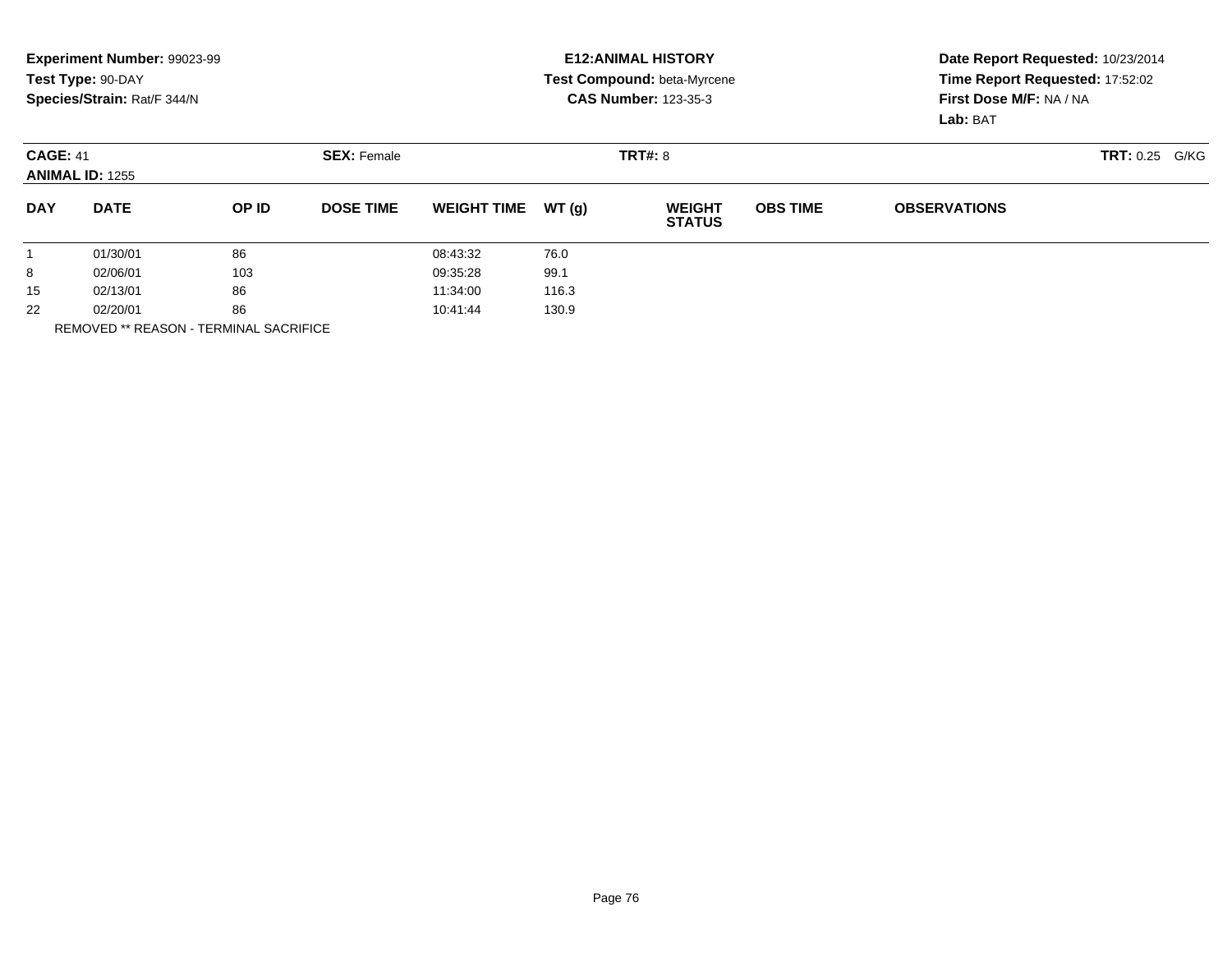**Experiment Number:** 99023-99
**Test Type:** 90-DAY
**Species/Strain:** Rat/F 344/N

**E12:ANIMAL HISTORY**
**Test Compound:** beta-Myrcene
**CAS Number:** 123-35-3

**Date Report Requested:** 10/23/2014
**Time Report Requested:** 17:52:02
**First Dose M/F:** NA / NA
**Lab:** BAT

**CAGE:** 41 **SEX:** Female **TRT#:** 8 **TRT:** 0.25 G/KG
**ANIMAL ID:** 1255

| DAY | DATE | OP ID | DOSE TIME | WEIGHT TIME | WT (g) | WEIGHT STATUS | OBS TIME | OBSERVATIONS |
|---|---|---|---|---|---|---|---|---|
| 1 | 01/30/01 | 86 | | 08:43:32 | 76.0 | | | |
| 8 | 02/06/01 | 103 | | 09:35:28 | 99.1 | | | |
| 15 | 02/13/01 | 86 | | 11:34:00 | 116.3 | | | |
| 22 | 02/20/01 | 86 | | 10:41:44 | 130.9 | | | |

REMOVED ** REASON - TERMINAL SACRIFICE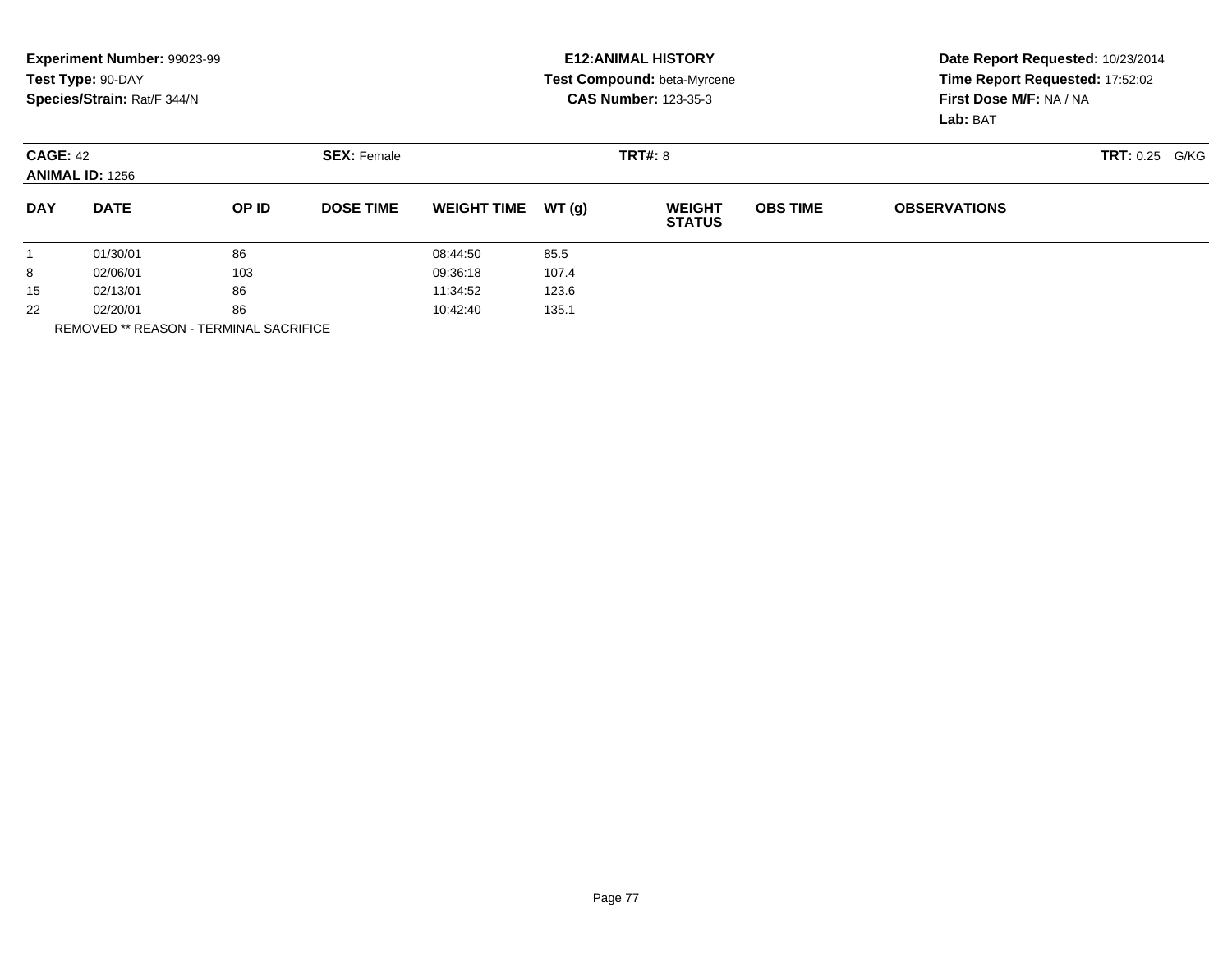**Experiment Number:** 99023-99
**Test Type:** 90-DAY
**Species/Strain:** Rat/F 344/N

**E12:ANIMAL HISTORY**
**Test Compound:** beta-Myrcene
**CAS Number:** 123-35-3

**Date Report Requested:** 10/23/2014
**Time Report Requested:** 17:52:02
**First Dose M/F:** NA / NA
**Lab:** BAT

**CAGE:** 42
**ANIMAL ID:** 1256
**SEX:** Female
**TRT#:** 8
**TRT:** 0.25 G/KG

| DAY | DATE | OP ID | DOSE TIME | WEIGHT TIME | WT (g) | WEIGHT STATUS | OBS TIME | OBSERVATIONS |
|---|---|---|---|---|---|---|---|---|
| 1 | 01/30/01 | 86 | | 08:44:50 | 85.5 | | | |
| 8 | 02/06/01 | 103 | | 09:36:18 | 107.4 | | | |
| 15 | 02/13/01 | 86 | | 11:34:52 | 123.6 | | | |
| 22 | 02/20/01 | 86 | | 10:42:40 | 135.1 | | | |

REMOVED ** REASON - TERMINAL SACRIFICE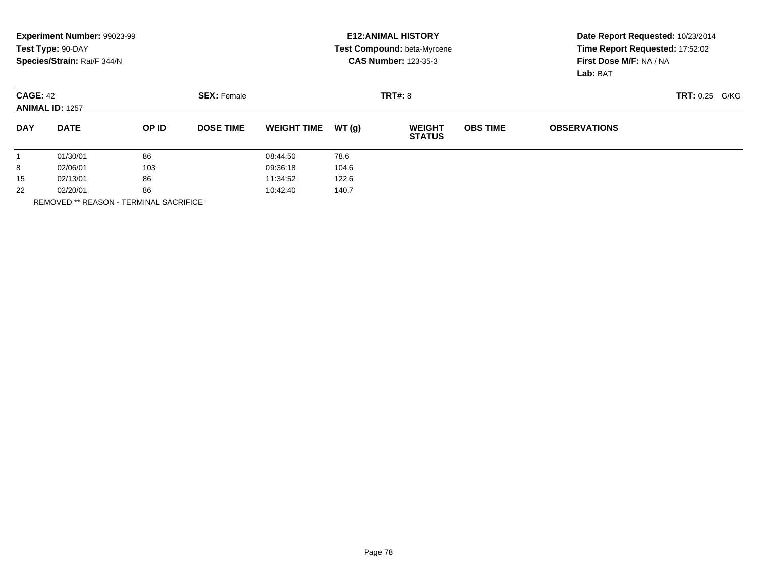**Experiment Number:** 99023-99
**Test Type:** 90-DAY
**Species/Strain:** Rat/F 344/N

**E12:ANIMAL HISTORY**
**Test Compound:** beta-Myrcene
**CAS Number:** 123-35-3

**Date Report Requested:** 10/23/2014
**Time Report Requested:** 17:52:02
**First Dose M/F:** NA / NA
**Lab:** BAT

**CAGE:** 42 | **SEX:** Female | **TRT#:** 8 | **TRT:** 0.25 G/KG
**ANIMAL ID:** 1257

| DAY | DATE | OP ID | DOSE TIME | WEIGHT TIME | WT (g) | WEIGHT STATUS | OBS TIME | OBSERVATIONS |
|---|---|---|---|---|---|---|---|---|
| 1 | 01/30/01 | 86 | | 08:44:50 | 78.6 | | | |
| 8 | 02/06/01 | 103 | | 09:36:18 | 104.6 | | | |
| 15 | 02/13/01 | 86 | | 11:34:52 | 122.6 | | | |
| 22 | 02/20/01 | 86 | | 10:42:40 | 140.7 | | | |

REMOVED ** REASON - TERMINAL SACRIFICE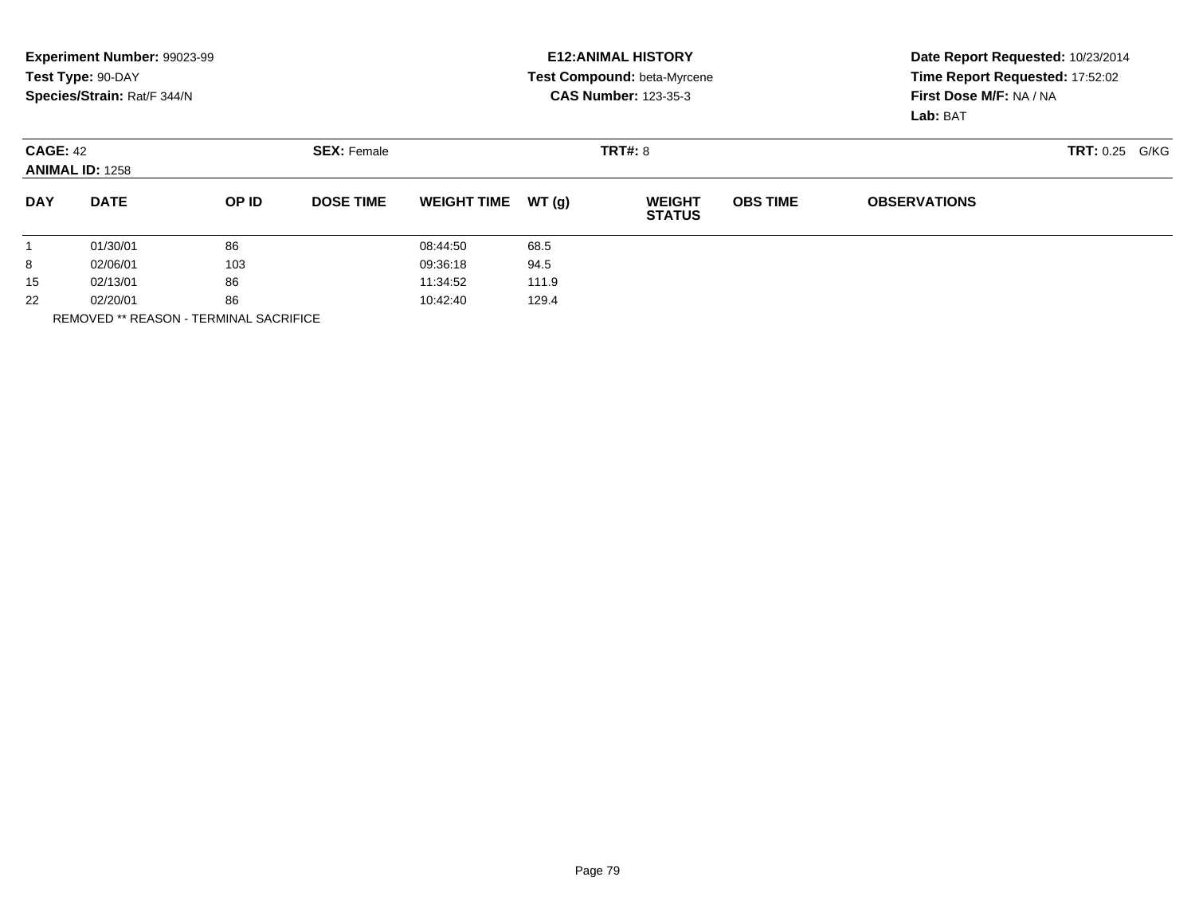**Experiment Number:** 99023-99
**Test Type:** 90-DAY
**Species/Strain:** Rat/F 344/N

**E12:ANIMAL HISTORY**
**Test Compound:** beta-Myrcene
**CAS Number:** 123-35-3

**Date Report Requested:** 10/23/2014
**Time Report Requested:** 17:52:02
**First Dose M/F:** NA / NA
**Lab:** BAT

**CAGE:** 42
**ANIMAL ID:** 1258

**SEX:** Female

**TRT#:** 8

**TRT:** 0.25 G/KG

| DAY | DATE | OP ID | DOSE TIME | WEIGHT TIME | WT (g) | WEIGHT STATUS | OBS TIME | OBSERVATIONS |
|---|---|---|---|---|---|---|---|---|
| 1 | 01/30/01 | 86 | | 08:44:50 | 68.5 | | | |
| 8 | 02/06/01 | 103 | | 09:36:18 | 94.5 | | | |
| 15 | 02/13/01 | 86 | | 11:34:52 | 111.9 | | | |
| 22 | 02/20/01 | 86 | | 10:42:40 | 129.4 | | | |

REMOVED ** REASON - TERMINAL SACRIFICE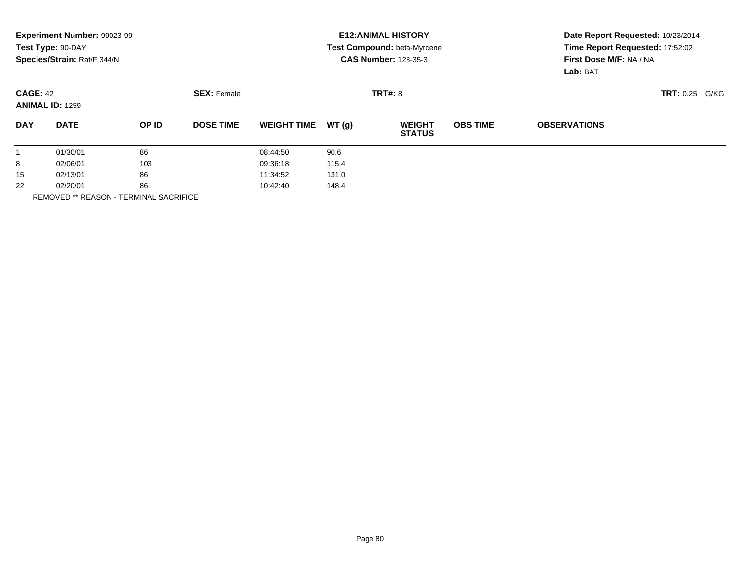**Experiment Number:** 99023-99
**Test Type:** 90-DAY
**Species/Strain:** Rat/F 344/N

**E12:ANIMAL HISTORY**
**Test Compound:** beta-Myrcene
**CAS Number:** 123-35-3

**Date Report Requested:** 10/23/2014
**Time Report Requested:** 17:52:02
**First Dose M/F:** NA / NA
**Lab:** BAT

**CAGE:** 42 **SEX:** Female **TRT#:** 8 **TRT:** 0.25 G/KG
**ANIMAL ID:** 1259

| DAY | DATE | OP ID | DOSE TIME | WEIGHT TIME | WT (g) | WEIGHT STATUS | OBS TIME | OBSERVATIONS |
|---|---|---|---|---|---|---|---|---|
| 1 | 01/30/01 | 86 | | 08:44:50 | 90.6 | | | |
| 8 | 02/06/01 | 103 | | 09:36:18 | 115.4 | | | |
| 15 | 02/13/01 | 86 | | 11:34:52 | 131.0 | | | |
| 22 | 02/20/01 | 86 | | 10:42:40 | 148.4 | | | |

REMOVED ** REASON - TERMINAL SACRIFICE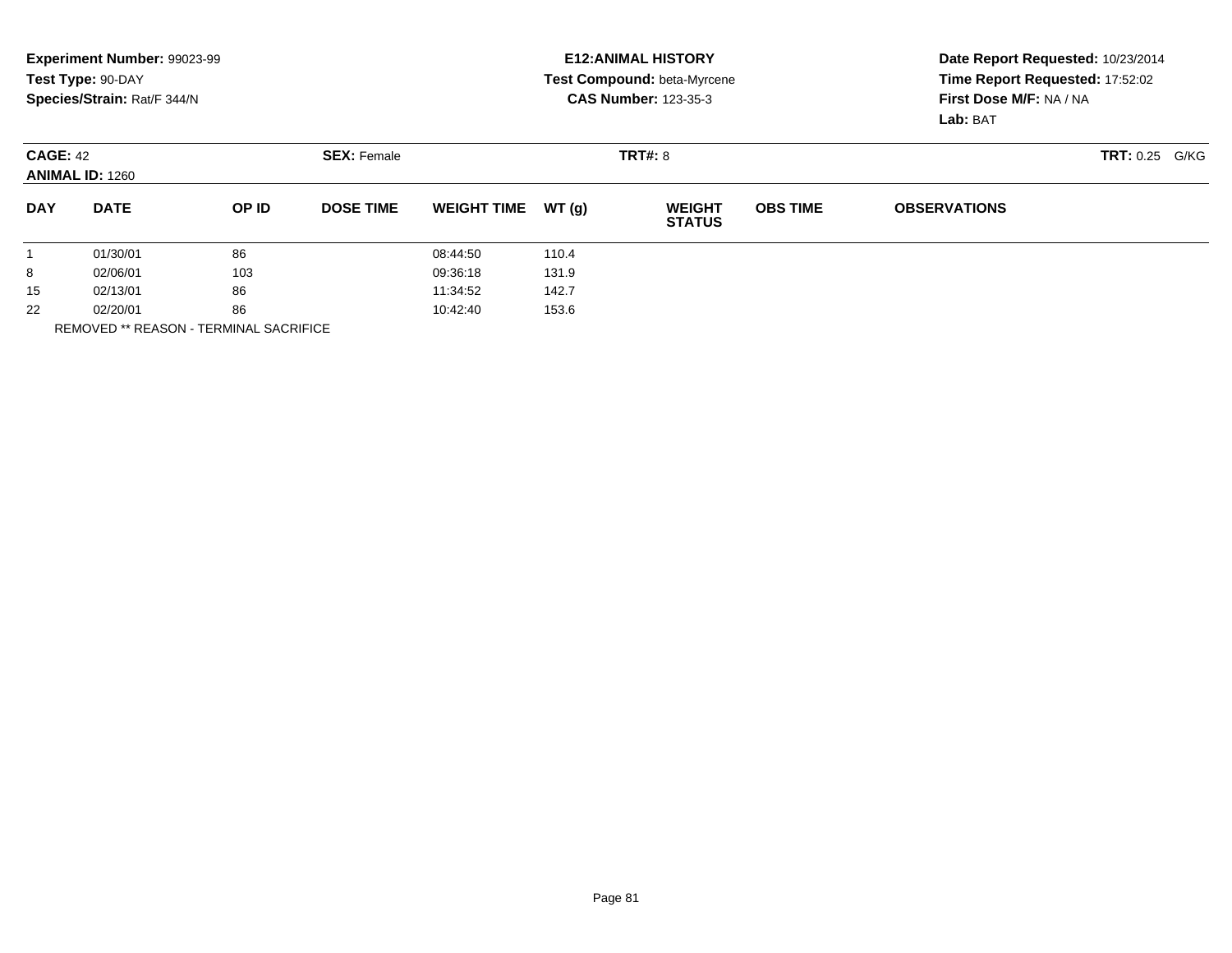**Experiment Number:** 99023-99
**Test Type:** 90-DAY
**Species/Strain:** Rat/F 344/N

**E12:ANIMAL HISTORY**
**Test Compound:** beta-Myrcene
**CAS Number:** 123-35-3

**Date Report Requested:** 10/23/2014
**Time Report Requested:** 17:52:02
**First Dose M/F:** NA / NA
**Lab:** BAT

**CAGE:** 42 **SEX:** Female **TRT#:** 8 **TRT:** 0.25 G/KG
**ANIMAL ID:** 1260

| DAY | DATE | OP ID | DOSE TIME | WEIGHT TIME | WT (g) | WEIGHT STATUS | OBS TIME | OBSERVATIONS |
|---|---|---|---|---|---|---|---|---|
| 1 | 01/30/01 | 86 | | 08:44:50 | 110.4 | | | |
| 8 | 02/06/01 | 103 | | 09:36:18 | 131.9 | | | |
| 15 | 02/13/01 | 86 | | 11:34:52 | 142.7 | | | |
| 22 | 02/20/01 | 86 | | 10:42:40 | 153.6 | | | |

REMOVED ** REASON - TERMINAL SACRIFICE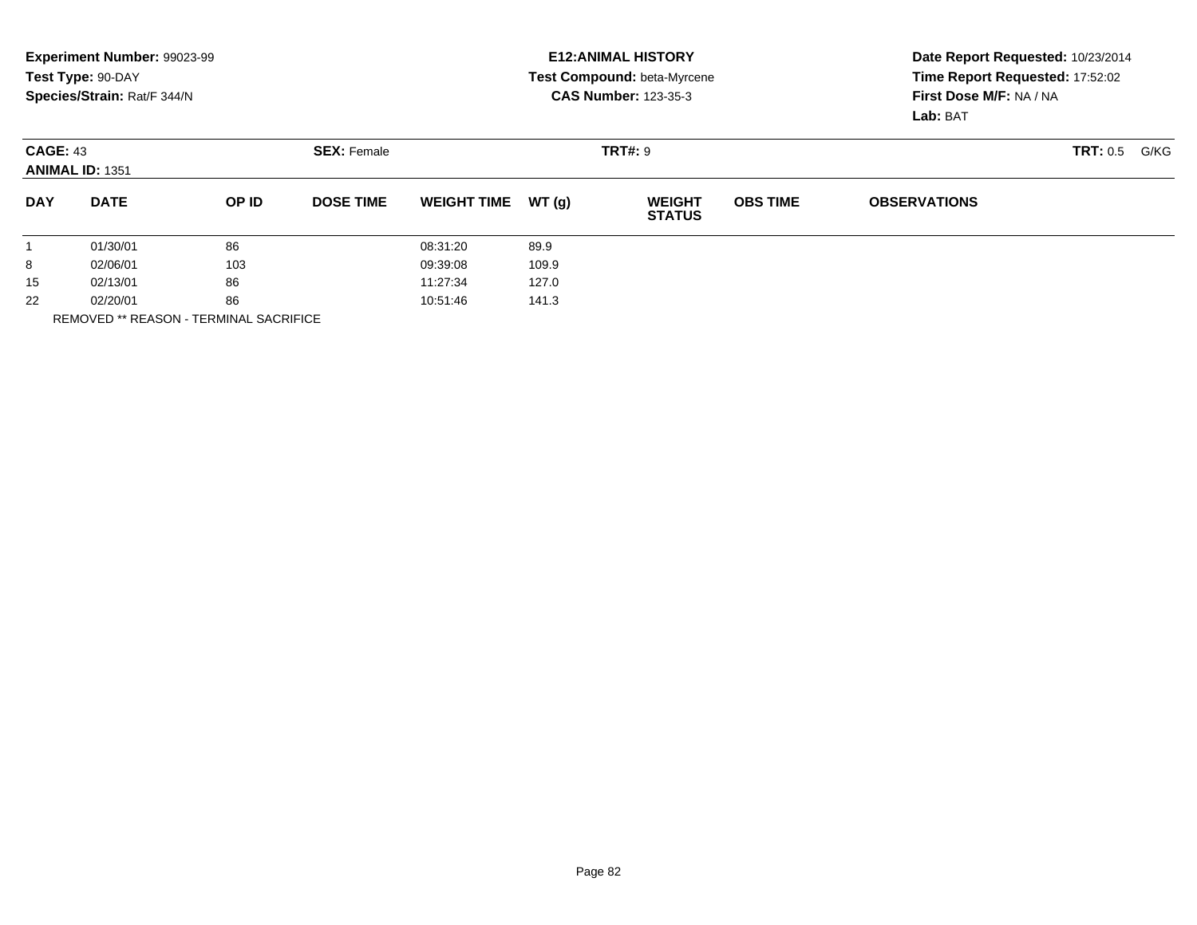**Experiment Number:** 99023-99
**Test Type:** 90-DAY
**Species/Strain:** Rat/F 344/N

**E12:ANIMAL HISTORY**
**Test Compound:** beta-Myrcene
**CAS Number:** 123-35-3

**Date Report Requested:** 10/23/2014
**Time Report Requested:** 17:52:02
**First Dose M/F:** NA / NA
**Lab:** BAT

**CAGE:** 43 **SEX:** Female **TRT#:** 9 **TRT:** 0.5 G/KG
**ANIMAL ID:** 1351

| DAY | DATE | OP ID | DOSE TIME | WEIGHT TIME | WT (g) | WEIGHT STATUS | OBS TIME | OBSERVATIONS |
|---|---|---|---|---|---|---|---|---|
| 1 | 01/30/01 | 86 | | 08:31:20 | 89.9 | | | |
| 8 | 02/06/01 | 103 | | 09:39:08 | 109.9 | | | |
| 15 | 02/13/01 | 86 | | 11:27:34 | 127.0 | | | |
| 22 | 02/20/01 | 86 | | 10:51:46 | 141.3 | | | |

REMOVED ** REASON - TERMINAL SACRIFICE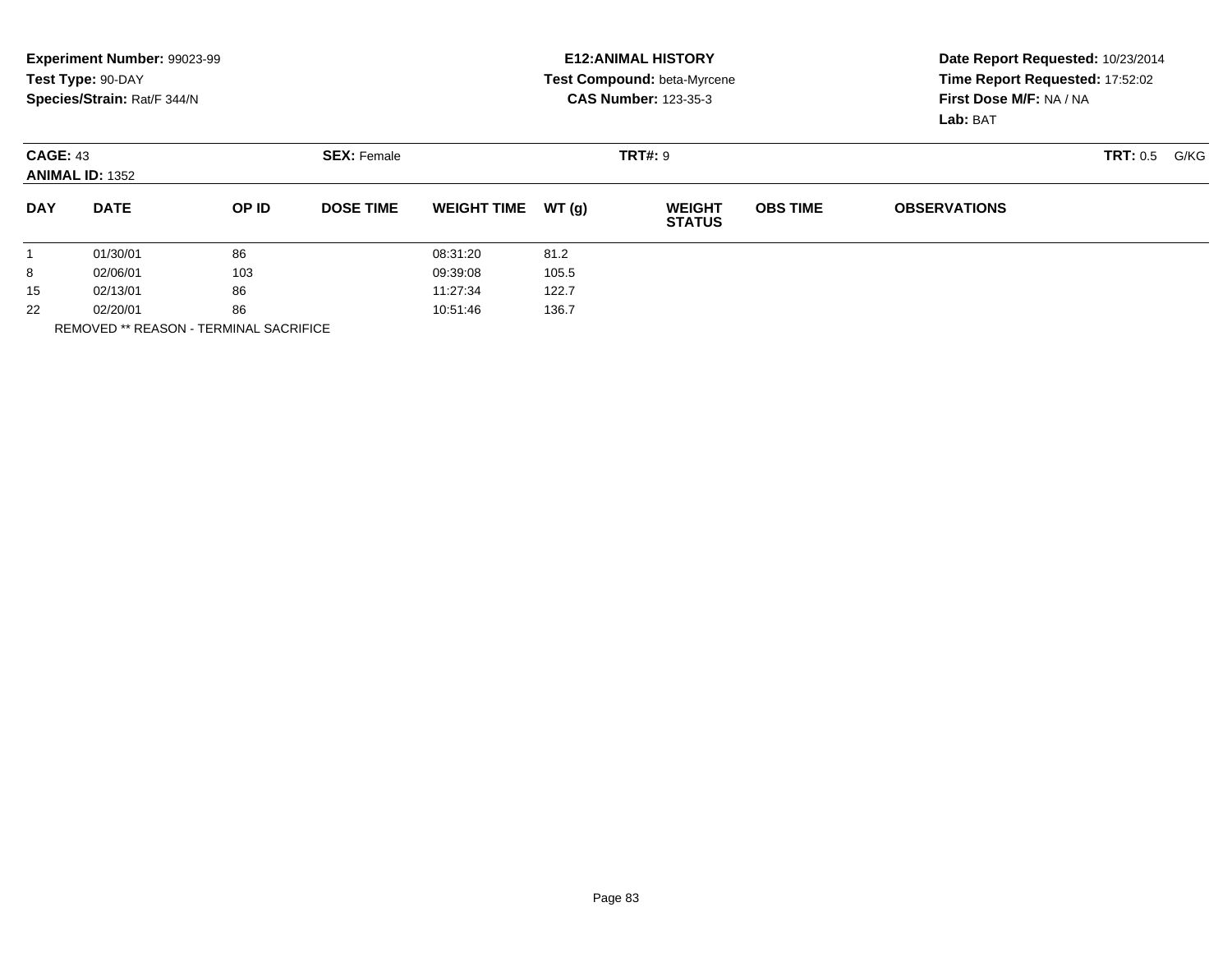**Experiment Number:** 99023-99
**Test Type:** 90-DAY
**Species/Strain:** Rat/F 344/N

**E12:ANIMAL HISTORY**
**Test Compound:** beta-Myrcene
**CAS Number:** 123-35-3

**Date Report Requested:** 10/23/2014
**Time Report Requested:** 17:52:02
**First Dose M/F:** NA / NA
**Lab:** BAT

**CAGE:** 43 **SEX:** Female **TRT#:** 9 **TRT:** 0.5 G/KG
**ANIMAL ID:** 1352

| DAY | DATE | OP ID | DOSE TIME | WEIGHT TIME | WT (g) | WEIGHT STATUS | OBS TIME | OBSERVATIONS |
|---|---|---|---|---|---|---|---|---|
| 1 | 01/30/01 | 86 | | 08:31:20 | 81.2 | | | |
| 8 | 02/06/01 | 103 | | 09:39:08 | 105.5 | | | |
| 15 | 02/13/01 | 86 | | 11:27:34 | 122.7 | | | |
| 22 | 02/20/01 | 86 | | 10:51:46 | 136.7 | | | |

REMOVED ** REASON - TERMINAL SACRIFICE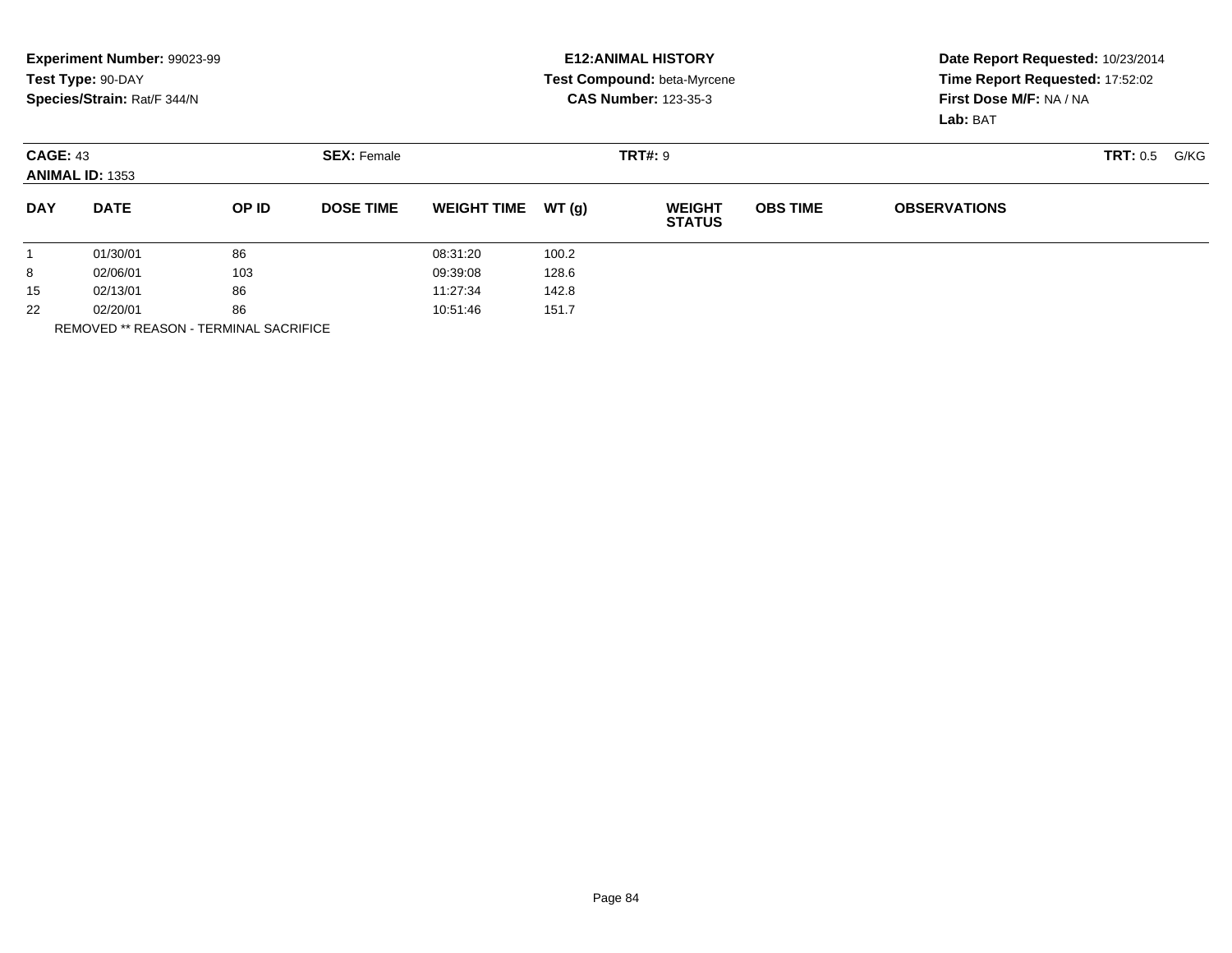**Experiment Number:** 99023-99
**Test Type:** 90-DAY
**Species/Strain:** Rat/F 344/N

**E12:ANIMAL HISTORY**
**Test Compound:** beta-Myrcene
**CAS Number:** 123-35-3

**Date Report Requested:** 10/23/2014
**Time Report Requested:** 17:52:02
**First Dose M/F:** NA / NA
**Lab:** BAT

**CAGE:** 43 **SEX:** Female **TRT#:** 9 **TRT:** 0.5 G/KG
**ANIMAL ID:** 1353

| DAY | DATE | OP ID | DOSE TIME | WEIGHT TIME | WT (g) | WEIGHT STATUS | OBS TIME | OBSERVATIONS |
|---|---|---|---|---|---|---|---|---|
| 1 | 01/30/01 | 86 | | 08:31:20 | 100.2 | | | |
| 8 | 02/06/01 | 103 | | 09:39:08 | 128.6 | | | |
| 15 | 02/13/01 | 86 | | 11:27:34 | 142.8 | | | |
| 22 | 02/20/01 | 86 | | 10:51:46 | 151.7 | | | |

REMOVED ** REASON - TERMINAL SACRIFICE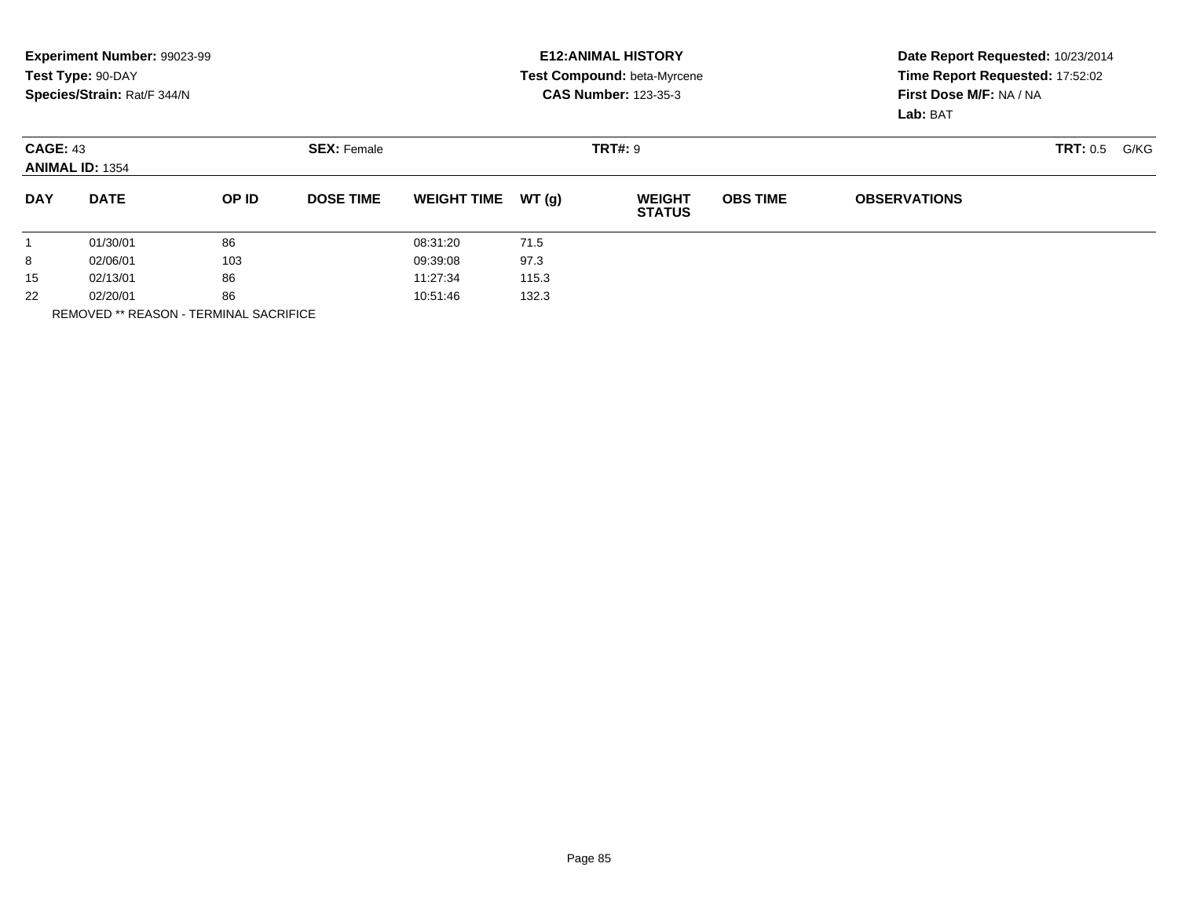**Experiment Number:** 99023-99
**Test Type:** 90-DAY
**Species/Strain:** Rat/F 344/N

**E12:ANIMAL HISTORY**
**Test Compound:** beta-Myrcene
**CAS Number:** 123-35-3

**Date Report Requested:** 10/23/2014
**Time Report Requested:** 17:52:02
**First Dose M/F:** NA / NA
**Lab:** BAT

**CAGE:** 43
**ANIMAL ID:** 1354

**SEX:** Female

**TRT#:** 9

**TRT:** 0.5 G/KG

| DAY | DATE | OP ID | DOSE TIME | WEIGHT TIME | WT (g) | WEIGHT STATUS | OBS TIME | OBSERVATIONS |
|---|---|---|---|---|---|---|---|---|
| 1 | 01/30/01 | 86 | | 08:31:20 | 71.5 | | | |
| 8 | 02/06/01 | 103 | | 09:39:08 | 97.3 | | | |
| 15 | 02/13/01 | 86 | | 11:27:34 | 115.3 | | | |
| 22 | 02/20/01 | 86 | | 10:51:46 | 132.3 | | | |

REMOVED ** REASON - TERMINAL SACRIFICE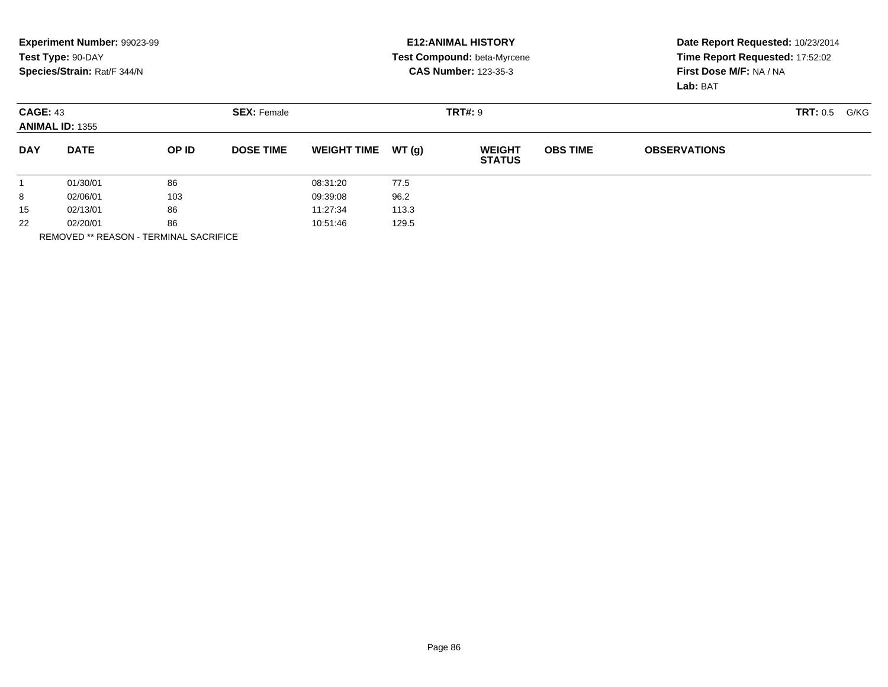**Experiment Number:** 99023-99
**Test Type:** 90-DAY
**Species/Strain:** Rat/F 344/N

**E12:ANIMAL HISTORY**
**Test Compound:** beta-Myrcene
**CAS Number:** 123-35-3

**Date Report Requested:** 10/23/2014
**Time Report Requested:** 17:52:02
**First Dose M/F:** NA / NA
**Lab:** BAT

**CAGE:** 43 **SEX:** Female **TRT#:** 9 **TRT:** 0.5 G/KG
**ANIMAL ID:** 1355

| DAY | DATE | OP ID | DOSE TIME | WEIGHT TIME | WT (g) | WEIGHT STATUS | OBS TIME | OBSERVATIONS |
|---|---|---|---|---|---|---|---|---|
| 1 | 01/30/01 | 86 | | 08:31:20 | 77.5 | | | |
| 8 | 02/06/01 | 103 | | 09:39:08 | 96.2 | | | |
| 15 | 02/13/01 | 86 | | 11:27:34 | 113.3 | | | |
| 22 | 02/20/01 | 86 | | 10:51:46 | 129.5 | | | |

REMOVED ** REASON - TERMINAL SACRIFICE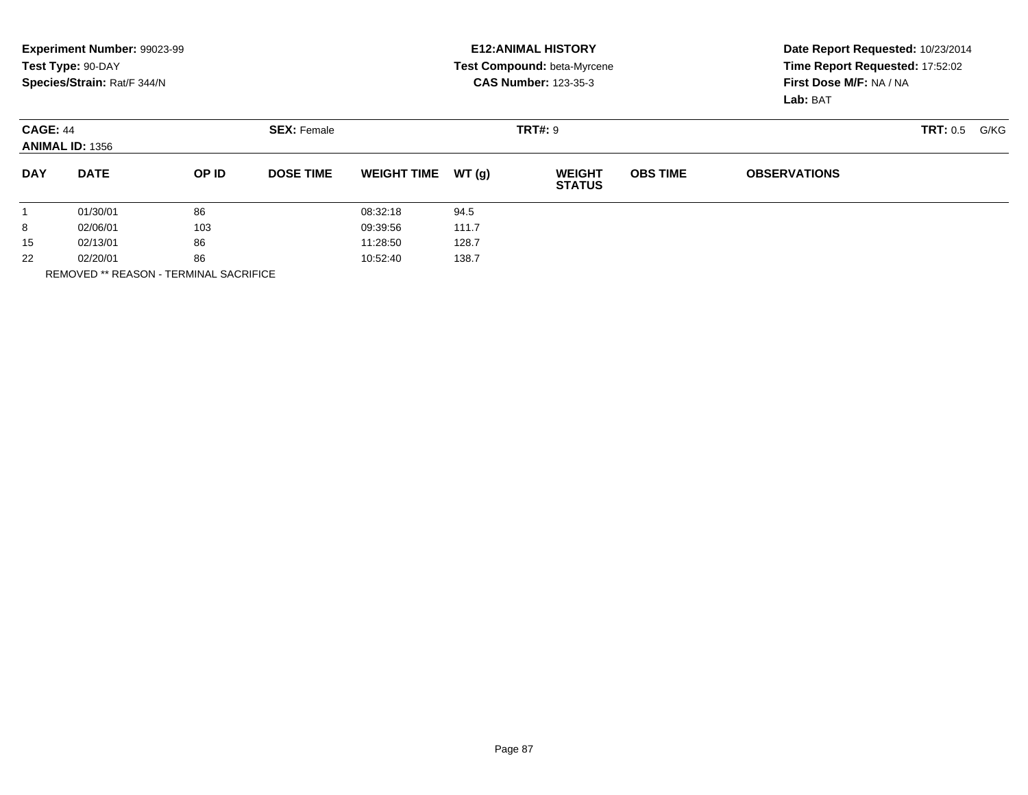**Experiment Number:** 99023-99
**Test Type:** 90-DAY
**Species/Strain:** Rat/F 344/N

**E12:ANIMAL HISTORY**
**Test Compound:** beta-Myrcene
**CAS Number:** 123-35-3

**Date Report Requested:** 10/23/2014
**Time Report Requested:** 17:52:02
**First Dose M/F:** NA / NA
**Lab:** BAT

**CAGE:** 44 **SEX:** Female **TRT#:** 9 **TRT:** 0.5 G/KG
**ANIMAL ID:** 1356

| DAY | DATE | OP ID | DOSE TIME | WEIGHT TIME | WT (g) | WEIGHT STATUS | OBS TIME | OBSERVATIONS |
|---|---|---|---|---|---|---|---|---|
| 1 | 01/30/01 | 86 | | 08:32:18 | 94.5 | | | |
| 8 | 02/06/01 | 103 | | 09:39:56 | 111.7 | | | |
| 15 | 02/13/01 | 86 | | 11:28:50 | 128.7 | | | |
| 22 | 02/20/01 | 86 | | 10:52:40 | 138.7 | | | |

REMOVED ** REASON - TERMINAL SACRIFICE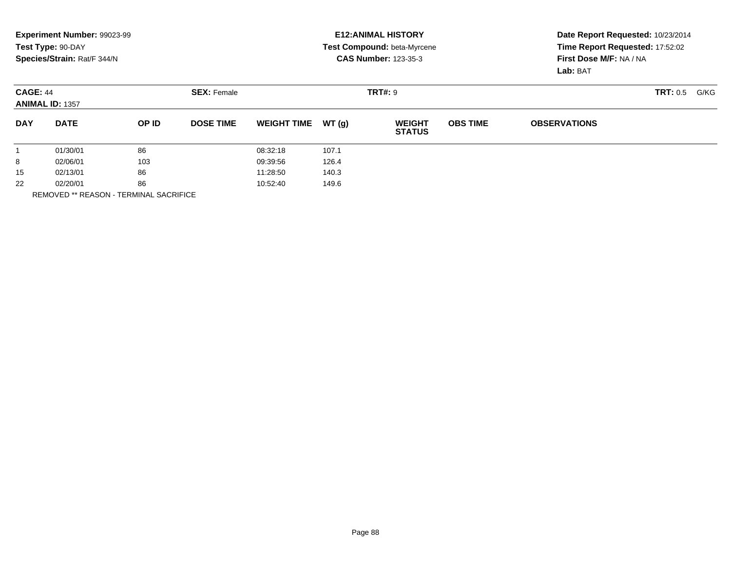**Experiment Number:** 99023-99
**Test Type:** 90-DAY
**Species/Strain:** Rat/F 344/N

**E12:ANIMAL HISTORY**
**Test Compound:** beta-Myrcene
**CAS Number:** 123-35-3

**Date Report Requested:** 10/23/2014
**Time Report Requested:** 17:52:02
**First Dose M/F:** NA / NA
**Lab:** BAT

**CAGE:** 44
**ANIMAL ID:** 1357
**SEX:** Female
**TRT#:** 9
**TRT:** 0.5 G/KG

| DAY | DATE | OP ID | DOSE TIME | WEIGHT TIME | WT (g) | WEIGHT STATUS | OBS TIME | OBSERVATIONS |
|---|---|---|---|---|---|---|---|---|
| 1 | 01/30/01 | 86 | | 08:32:18 | 107.1 | | | |
| 8 | 02/06/01 | 103 | | 09:39:56 | 126.4 | | | |
| 15 | 02/13/01 | 86 | | 11:28:50 | 140.3 | | | |
| 22 | 02/20/01 | 86 | | 10:52:40 | 149.6 | | | |

REMOVED ** REASON - TERMINAL SACRIFICE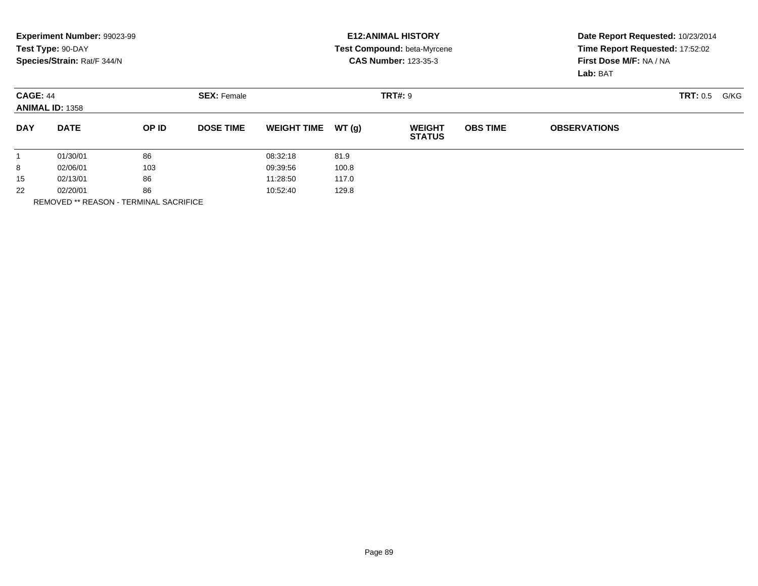**Experiment Number:** 99023-99
**Test Type:** 90-DAY
**Species/Strain:** Rat/F 344/N

**E12:ANIMAL HISTORY**
**Test Compound:** beta-Myrcene
**CAS Number:** 123-35-3

**Date Report Requested:** 10/23/2014
**Time Report Requested:** 17:52:02
**First Dose M/F:** NA / NA
**Lab:** BAT

**CAGE:** 44 **SEX:** Female **TRT#:** 9 **TRT:** 0.5 G/KG
**ANIMAL ID:** 1358

| DAY | DATE | OP ID | DOSE TIME | WEIGHT TIME | WT (g) | WEIGHT STATUS | OBS TIME | OBSERVATIONS |
|---|---|---|---|---|---|---|---|---|
| 1 | 01/30/01 | 86 | | 08:32:18 | 81.9 | | | |
| 8 | 02/06/01 | 103 | | 09:39:56 | 100.8 | | | |
| 15 | 02/13/01 | 86 | | 11:28:50 | 117.0 | | | |
| 22 | 02/20/01 | 86 | | 10:52:40 | 129.8 | | | |

REMOVED ** REASON - TERMINAL SACRIFICE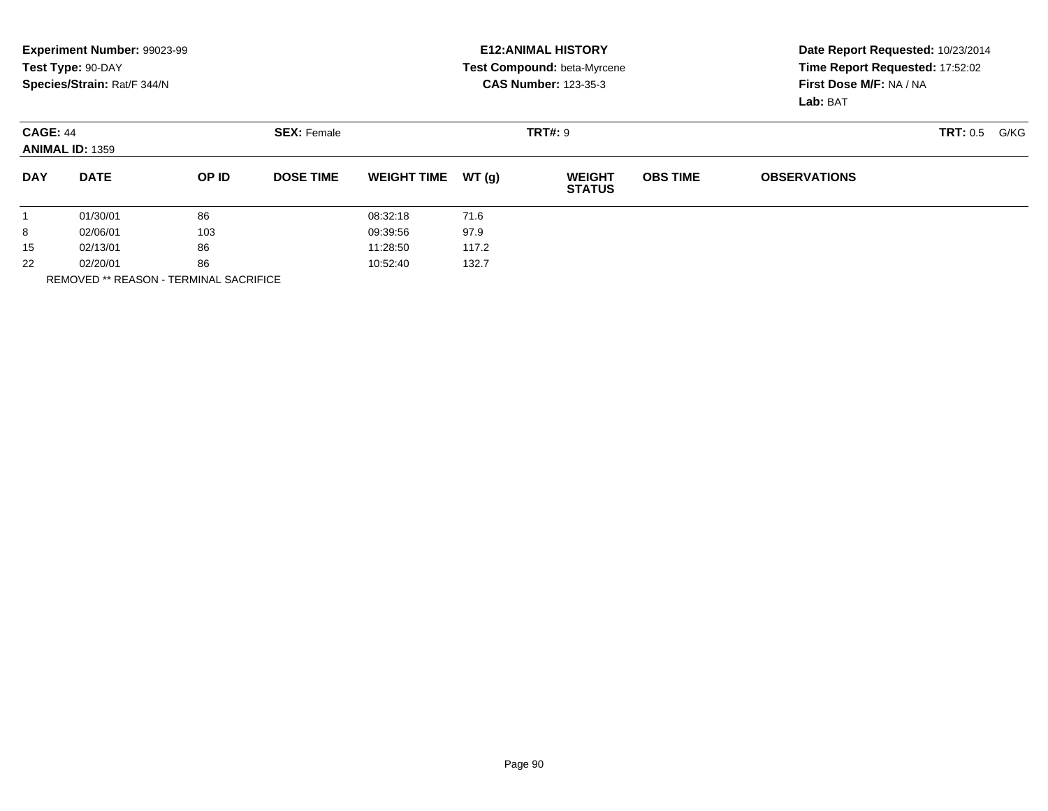**Experiment Number:** 99023-99
**Test Type:** 90-DAY
**Species/Strain:** Rat/F 344/N

**E12:ANIMAL HISTORY**
**Test Compound:** beta-Myrcene
**CAS Number:** 123-35-3

**Date Report Requested:** 10/23/2014
**Time Report Requested:** 17:52:02
**First Dose M/F:** NA / NA
**Lab:** BAT

**CAGE:** 44 **SEX:** Female **TRT#:** 9 **TRT:** 0.5 G/KG
**ANIMAL ID:** 1359

| DAY | DATE | OP ID | DOSE TIME | WEIGHT TIME | WT (g) | WEIGHT STATUS | OBS TIME | OBSERVATIONS |
|---|---|---|---|---|---|---|---|---|
| 1 | 01/30/01 | 86 | | 08:32:18 | 71.6 | | | |
| 8 | 02/06/01 | 103 | | 09:39:56 | 97.9 | | | |
| 15 | 02/13/01 | 86 | | 11:28:50 | 117.2 | | | |
| 22 | 02/20/01 | 86 | | 10:52:40 | 132.7 | | | |

REMOVED ** REASON - TERMINAL SACRIFICE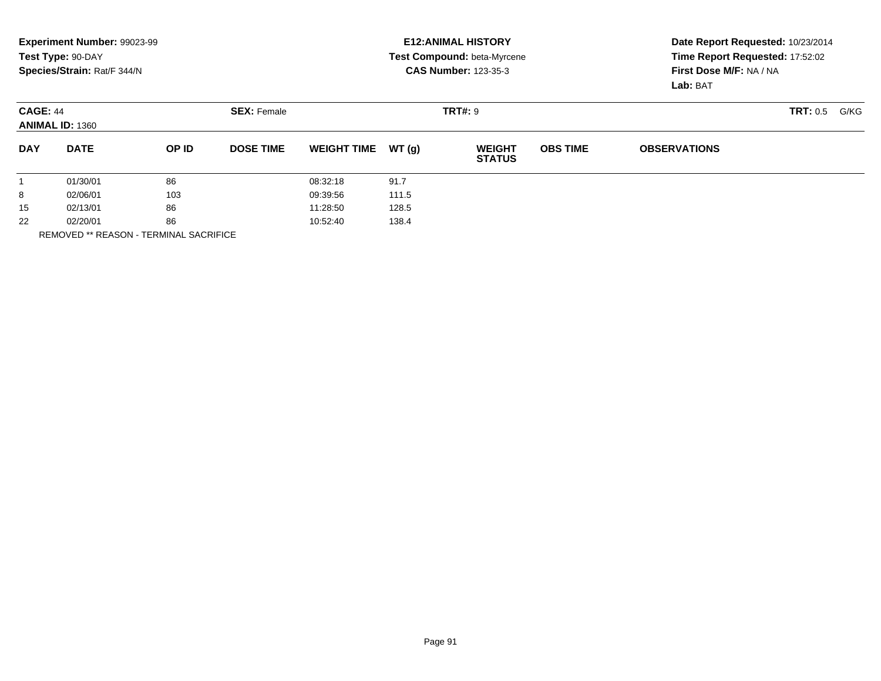**Experiment Number:** 99023-99
**Test Type:** 90-DAY
**Species/Strain:** Rat/F 344/N

**E12:ANIMAL HISTORY**
**Test Compound:** beta-Myrcene
**CAS Number:** 123-35-3

**Date Report Requested:** 10/23/2014
**Time Report Requested:** 17:52:02
**First Dose M/F:** NA / NA
**Lab:** BAT

**CAGE:** 44 **SEX:** Female **TRT#:** 9 **TRT:** 0.5 G/KG
**ANIMAL ID:** 1360

| DAY | DATE | OP ID | DOSE TIME | WEIGHT TIME | WT (g) | WEIGHT STATUS | OBS TIME | OBSERVATIONS |
|---|---|---|---|---|---|---|---|---|
| 1 | 01/30/01 | 86 | | 08:32:18 | 91.7 | | | |
| 8 | 02/06/01 | 103 | | 09:39:56 | 111.5 | | | |
| 15 | 02/13/01 | 86 | | 11:28:50 | 128.5 | | | |
| 22 | 02/20/01 | 86 | | 10:52:40 | 138.4 | | | |

REMOVED ** REASON - TERMINAL SACRIFICE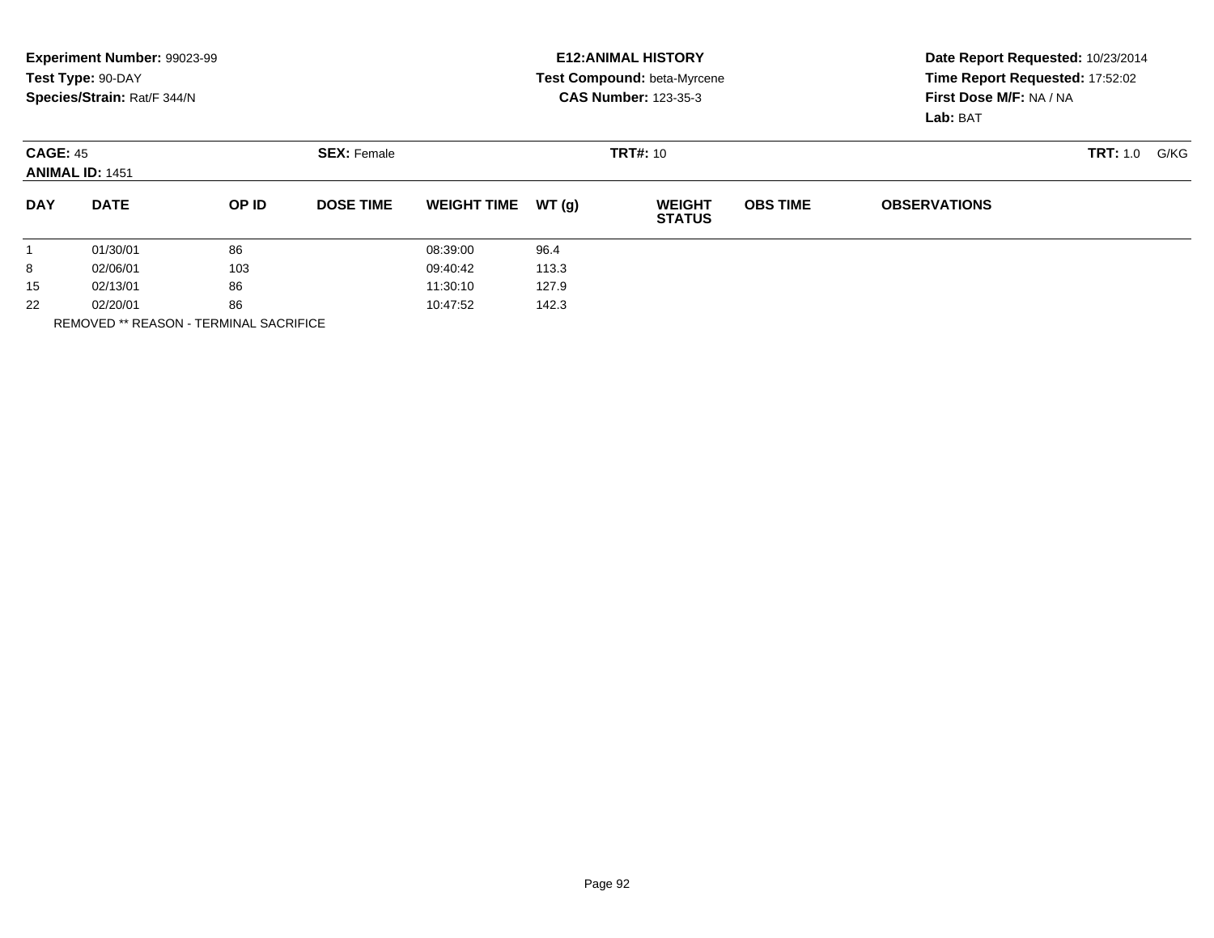**Experiment Number:** 99023-99
**Test Type:** 90-DAY
**Species/Strain:** Rat/F 344/N

**E12:ANIMAL HISTORY**
**Test Compound:** beta-Myrcene
**CAS Number:** 123-35-3

**Date Report Requested:** 10/23/2014
**Time Report Requested:** 17:52:02
**First Dose M/F:** NA / NA
**Lab:** BAT

**CAGE:** 45
**ANIMAL ID:** 1451
**SEX:** Female
**TRT#:** 10
**TRT:** 1.0 G/KG

| DAY | DATE | OP ID | DOSE TIME | WEIGHT TIME | WT (g) | WEIGHT STATUS | OBS TIME | OBSERVATIONS |
|---|---|---|---|---|---|---|---|---|
| 1 | 01/30/01 | 86 | | 08:39:00 | 96.4 | | | |
| 8 | 02/06/01 | 103 | | 09:40:42 | 113.3 | | | |
| 15 | 02/13/01 | 86 | | 11:30:10 | 127.9 | | | |
| 22 | 02/20/01 | 86 | | 10:47:52 | 142.3 | | | |

REMOVED ** REASON - TERMINAL SACRIFICE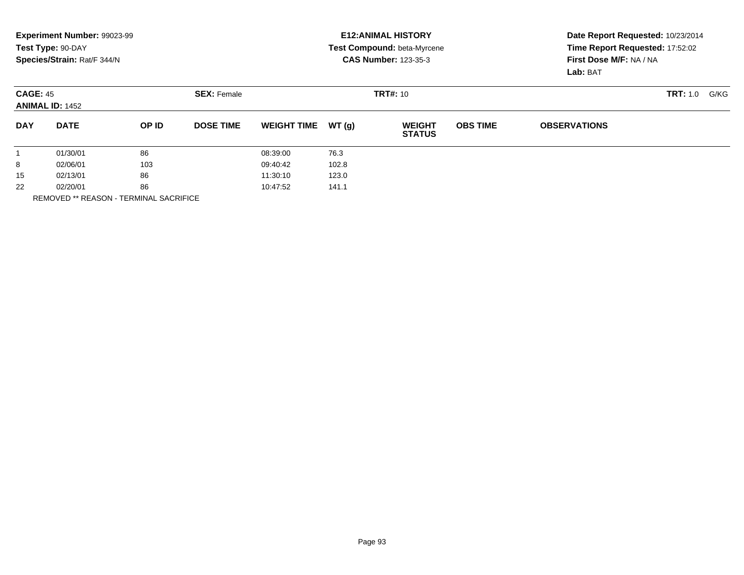**Experiment Number:** 99023-99
**Test Type:** 90-DAY
**Species/Strain:** Rat/F 344/N

**E12:ANIMAL HISTORY**
**Test Compound:** beta-Myrcene
**CAS Number:** 123-35-3

**Date Report Requested:** 10/23/2014
**Time Report Requested:** 17:52:02
**First Dose M/F:** NA / NA
**Lab:** BAT

**CAGE:** 45 **SEX:** Female **TRT#:** 10 **TRT:** 1.0 G/KG
**ANIMAL ID:** 1452

| DAY | DATE | OP ID | DOSE TIME | WEIGHT TIME | WT (g) | WEIGHT STATUS | OBS TIME | OBSERVATIONS |
|---|---|---|---|---|---|---|---|---|
| 1 | 01/30/01 | 86 | | 08:39:00 | 76.3 | | | |
| 8 | 02/06/01 | 103 | | 09:40:42 | 102.8 | | | |
| 15 | 02/13/01 | 86 | | 11:30:10 | 123.0 | | | |
| 22 | 02/20/01 | 86 | | 10:47:52 | 141.1 | | | |

REMOVED ** REASON - TERMINAL SACRIFICE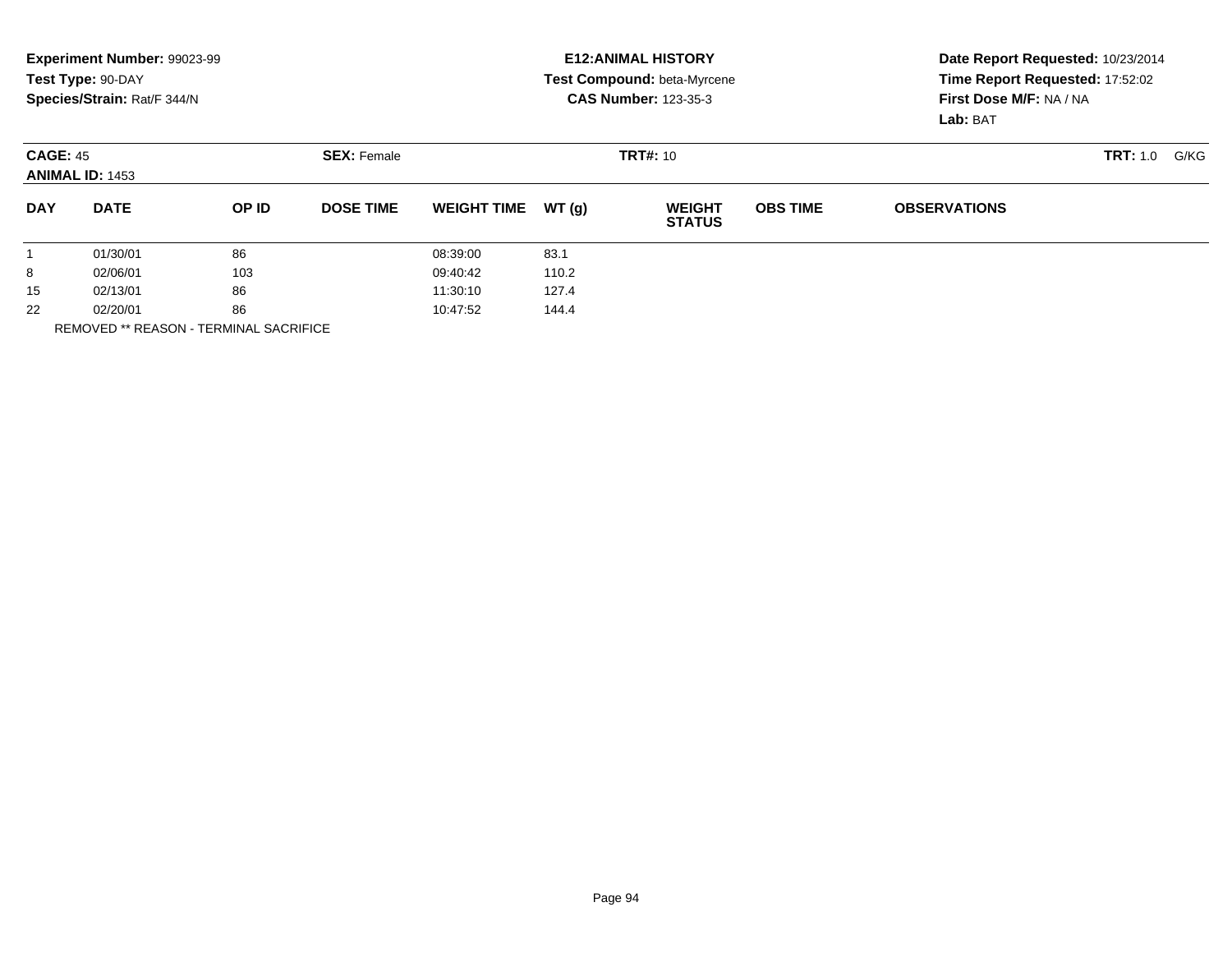**Experiment Number:** 99023-99
**Test Type:** 90-DAY
**Species/Strain:** Rat/F 344/N

**E12:ANIMAL HISTORY**
**Test Compound:** beta-Myrcene
**CAS Number:** 123-35-3

**Date Report Requested:** 10/23/2014
**Time Report Requested:** 17:52:02
**First Dose M/F:** NA / NA
**Lab:** BAT

**CAGE:** 45 **SEX:** Female **TRT#:** 10 **TRT:** 1.0 G/KG
**ANIMAL ID:** 1453

| DAY | DATE | OP ID | DOSE TIME | WEIGHT TIME | WT (g) | WEIGHT STATUS | OBS TIME | OBSERVATIONS |
|---|---|---|---|---|---|---|---|---|
| 1 | 01/30/01 | 86 | | 08:39:00 | 83.1 | | | |
| 8 | 02/06/01 | 103 | | 09:40:42 | 110.2 | | | |
| 15 | 02/13/01 | 86 | | 11:30:10 | 127.4 | | | |
| 22 | 02/20/01 | 86 | | 10:47:52 | 144.4 | | | |

REMOVED ** REASON - TERMINAL SACRIFICE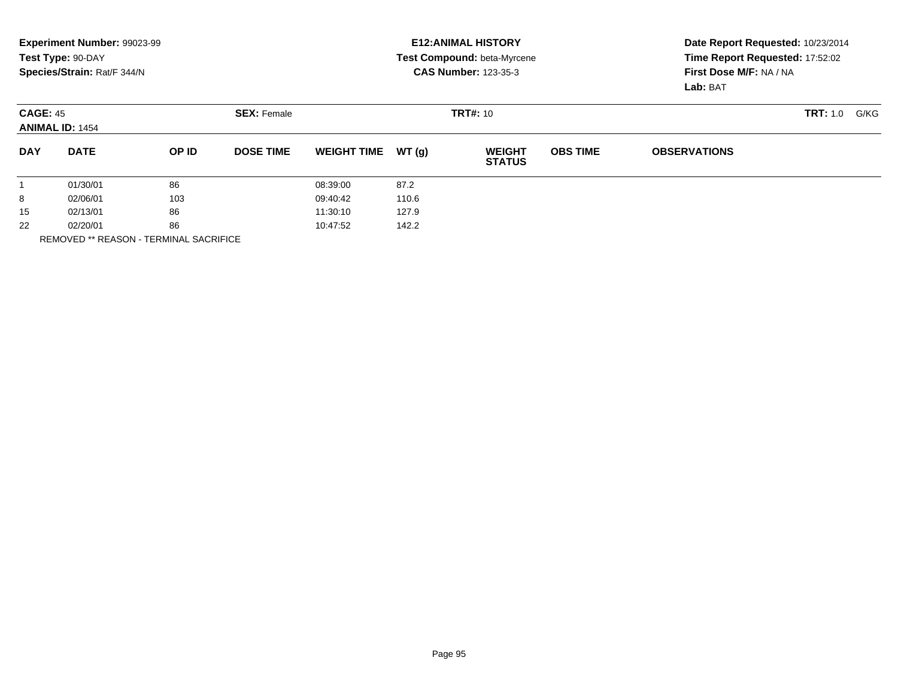**Experiment Number:** 99023-99
**Test Type:** 90-DAY
**Species/Strain:** Rat/F 344/N

**E12:ANIMAL HISTORY**
**Test Compound:** beta-Myrcene
**CAS Number:** 123-35-3

**Date Report Requested:** 10/23/2014
**Time Report Requested:** 17:52:02
**First Dose M/F:** NA / NA
**Lab:** BAT

**CAGE:** 45 **SEX:** Female **TRT#:** 10 **TRT:** 1.0 G/KG
**ANIMAL ID:** 1454

| DAY | DATE | OP ID | DOSE TIME | WEIGHT TIME | WT (g) | WEIGHT STATUS | OBS TIME | OBSERVATIONS |
|---|---|---|---|---|---|---|---|---|
| 1 | 01/30/01 | 86 | | 08:39:00 | 87.2 | | | |
| 8 | 02/06/01 | 103 | | 09:40:42 | 110.6 | | | |
| 15 | 02/13/01 | 86 | | 11:30:10 | 127.9 | | | |
| 22 | 02/20/01 | 86 | | 10:47:52 | 142.2 | | | |

REMOVED ** REASON - TERMINAL SACRIFICE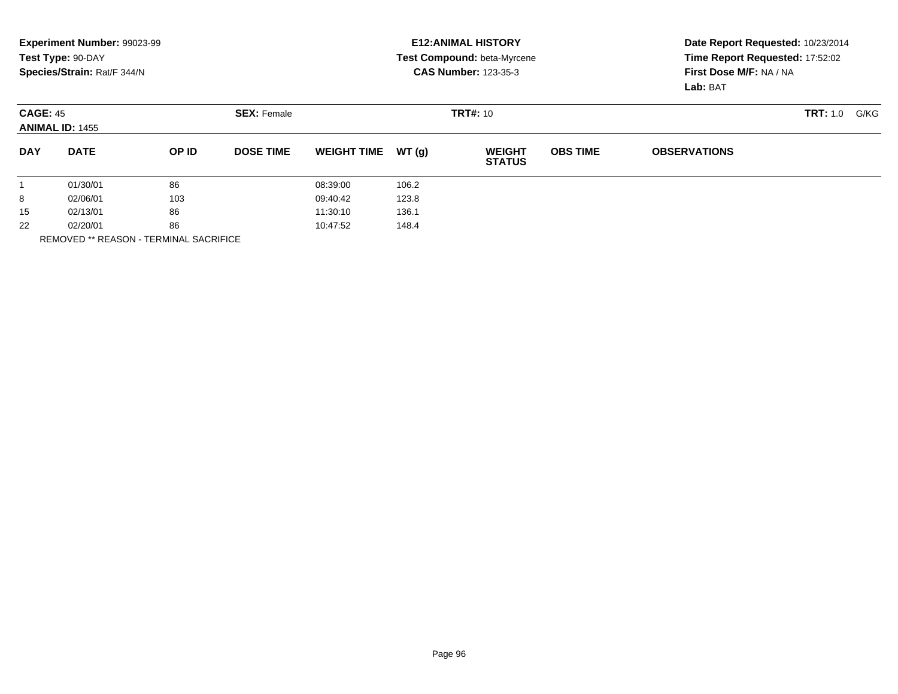**Experiment Number:** 99023-99
**Test Type:** 90-DAY
**Species/Strain:** Rat/F 344/N

**E12:ANIMAL HISTORY**
**Test Compound:** beta-Myrcene
**CAS Number:** 123-35-3

**Date Report Requested:** 10/23/2014
**Time Report Requested:** 17:52:02
**First Dose M/F:** NA / NA
**Lab:** BAT

**CAGE:** 45
**ANIMAL ID:** 1455
**SEX:** Female
**TRT#:** 10
**TRT:** 1.0 G/KG

| DAY | DATE | OP ID | DOSE TIME | WEIGHT TIME | WT (g) | WEIGHT STATUS | OBS TIME | OBSERVATIONS |
|---|---|---|---|---|---|---|---|---|
| 1 | 01/30/01 | 86 | | 08:39:00 | 106.2 | | | |
| 8 | 02/06/01 | 103 | | 09:40:42 | 123.8 | | | |
| 15 | 02/13/01 | 86 | | 11:30:10 | 136.1 | | | |
| 22 | 02/20/01 | 86 | | 10:47:52 | 148.4 | | | |

REMOVED ** REASON - TERMINAL SACRIFICE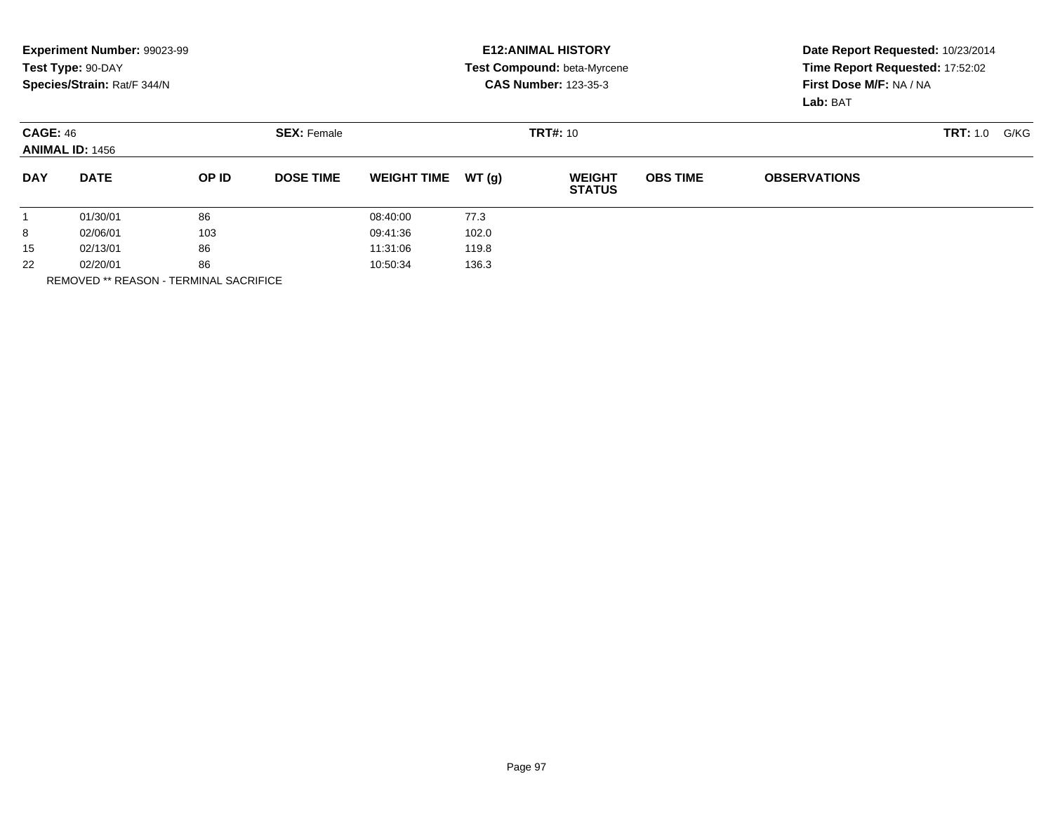**Experiment Number:** 99023-99
**Test Type:** 90-DAY
**Species/Strain:** Rat/F 344/N

**E12:ANIMAL HISTORY**
**Test Compound:** beta-Myrcene
**CAS Number:** 123-35-3

**Date Report Requested:** 10/23/2014
**Time Report Requested:** 17:52:02
**First Dose M/F:** NA / NA
**Lab:** BAT

**CAGE:** 46 **SEX:** Female **TRT#:** 10 **TRT:** 1.0 G/KG
**ANIMAL ID:** 1456

| DAY | DATE | OP ID | DOSE TIME | WEIGHT TIME | WT (g) | WEIGHT STATUS | OBS TIME | OBSERVATIONS |
|---|---|---|---|---|---|---|---|---|
| 1 | 01/30/01 | 86 | | 08:40:00 | 77.3 | | | |
| 8 | 02/06/01 | 103 | | 09:41:36 | 102.0 | | | |
| 15 | 02/13/01 | 86 | | 11:31:06 | 119.8 | | | |
| 22 | 02/20/01 | 86 | | 10:50:34 | 136.3 | | | |

REMOVED ** REASON - TERMINAL SACRIFICE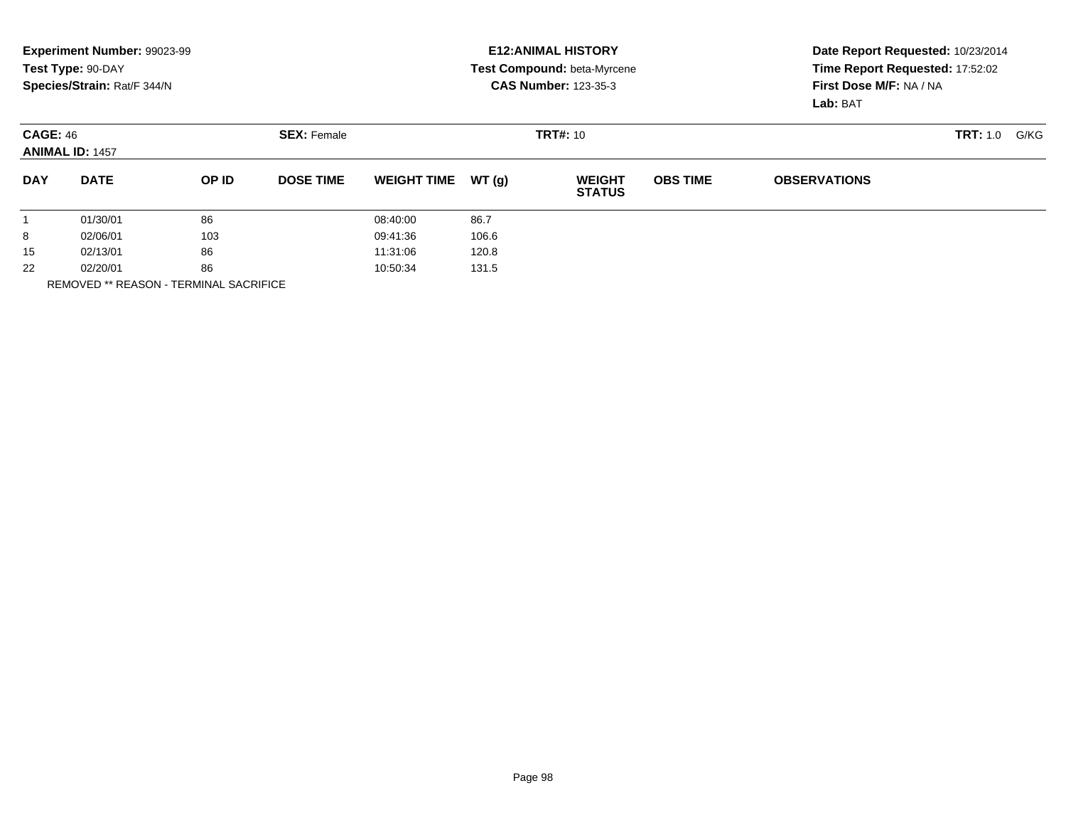**Experiment Number:** 99023-99
**Test Type:** 90-DAY
**Species/Strain:** Rat/F 344/N

**E12:ANIMAL HISTORY**
**Test Compound:** beta-Myrcene
**CAS Number:** 123-35-3

**Date Report Requested:** 10/23/2014
**Time Report Requested:** 17:52:02
**First Dose M/F:** NA / NA
**Lab:** BAT

**CAGE:** 46 **SEX:** Female **TRT#:** 10 **TRT:** 1.0 G/KG
**ANIMAL ID:** 1457

| DAY | DATE | OP ID | DOSE TIME | WEIGHT TIME | WT (g) | WEIGHT STATUS | OBS TIME | OBSERVATIONS |
|---|---|---|---|---|---|---|---|---|
| 1 | 01/30/01 | 86 | | 08:40:00 | 86.7 | | | |
| 8 | 02/06/01 | 103 | | 09:41:36 | 106.6 | | | |
| 15 | 02/13/01 | 86 | | 11:31:06 | 120.8 | | | |
| 22 | 02/20/01 | 86 | | 10:50:34 | 131.5 | | | |

REMOVED ** REASON - TERMINAL SACRIFICE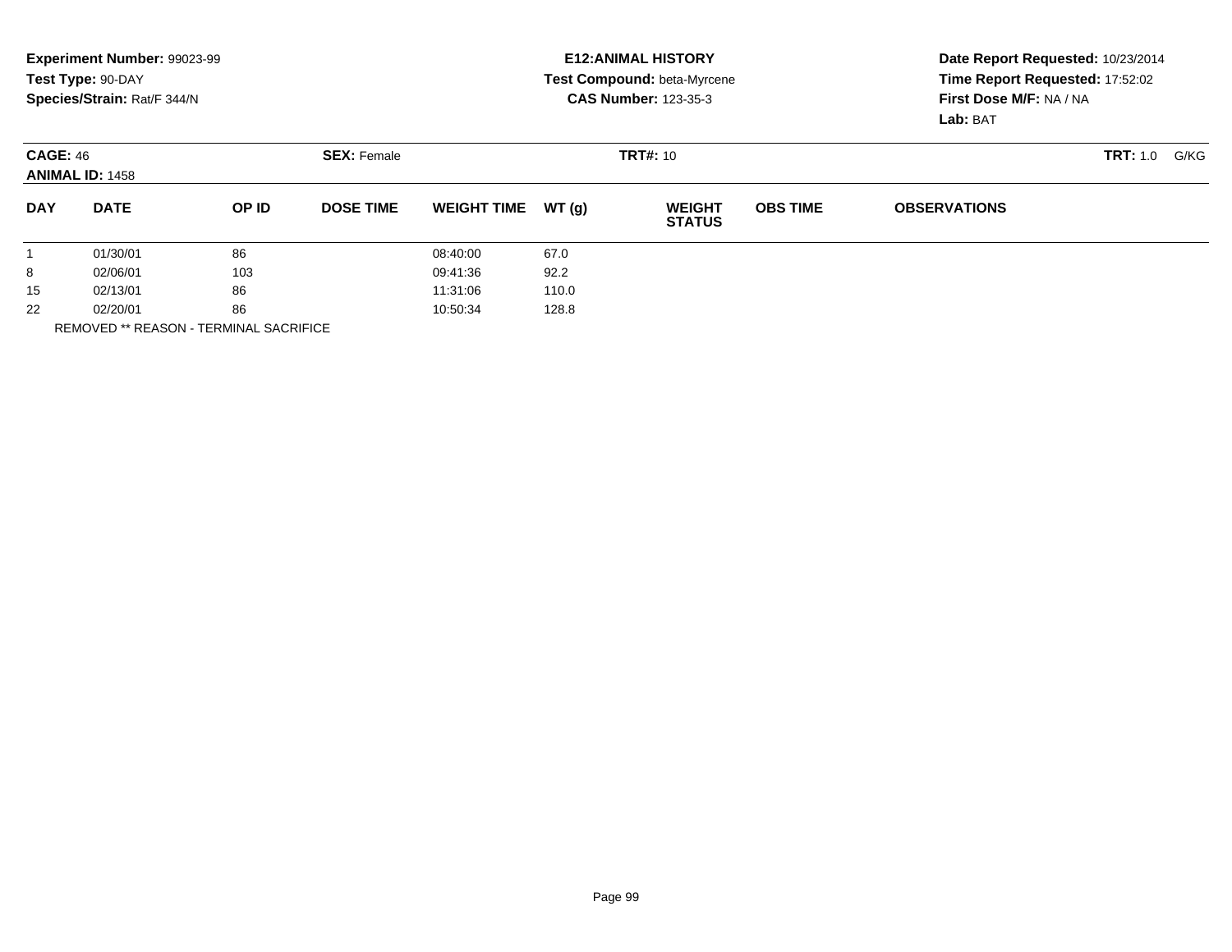**Experiment Number:** 99023-99
**Test Type:** 90-DAY
**Species/Strain:** Rat/F 344/N

**E12:ANIMAL HISTORY**
**Test Compound:** beta-Myrcene
**CAS Number:** 123-35-3

**Date Report Requested:** 10/23/2014
**Time Report Requested:** 17:52:02
**First Dose M/F:** NA / NA
**Lab:** BAT

**CAGE:** 46
**ANIMAL ID:** 1458
**SEX:** Female
**TRT#:** 10
**TRT:** 1.0 G/KG

| DAY | DATE | OP ID | DOSE TIME | WEIGHT TIME | WT (g) | WEIGHT STATUS | OBS TIME | OBSERVATIONS |
|---|---|---|---|---|---|---|---|---|
| 1 | 01/30/01 | 86 | | 08:40:00 | 67.0 | | | |
| 8 | 02/06/01 | 103 | | 09:41:36 | 92.2 | | | |
| 15 | 02/13/01 | 86 | | 11:31:06 | 110.0 | | | |
| 22 | 02/20/01 | 86 | | 10:50:34 | 128.8 | | | |

REMOVED ** REASON - TERMINAL SACRIFICE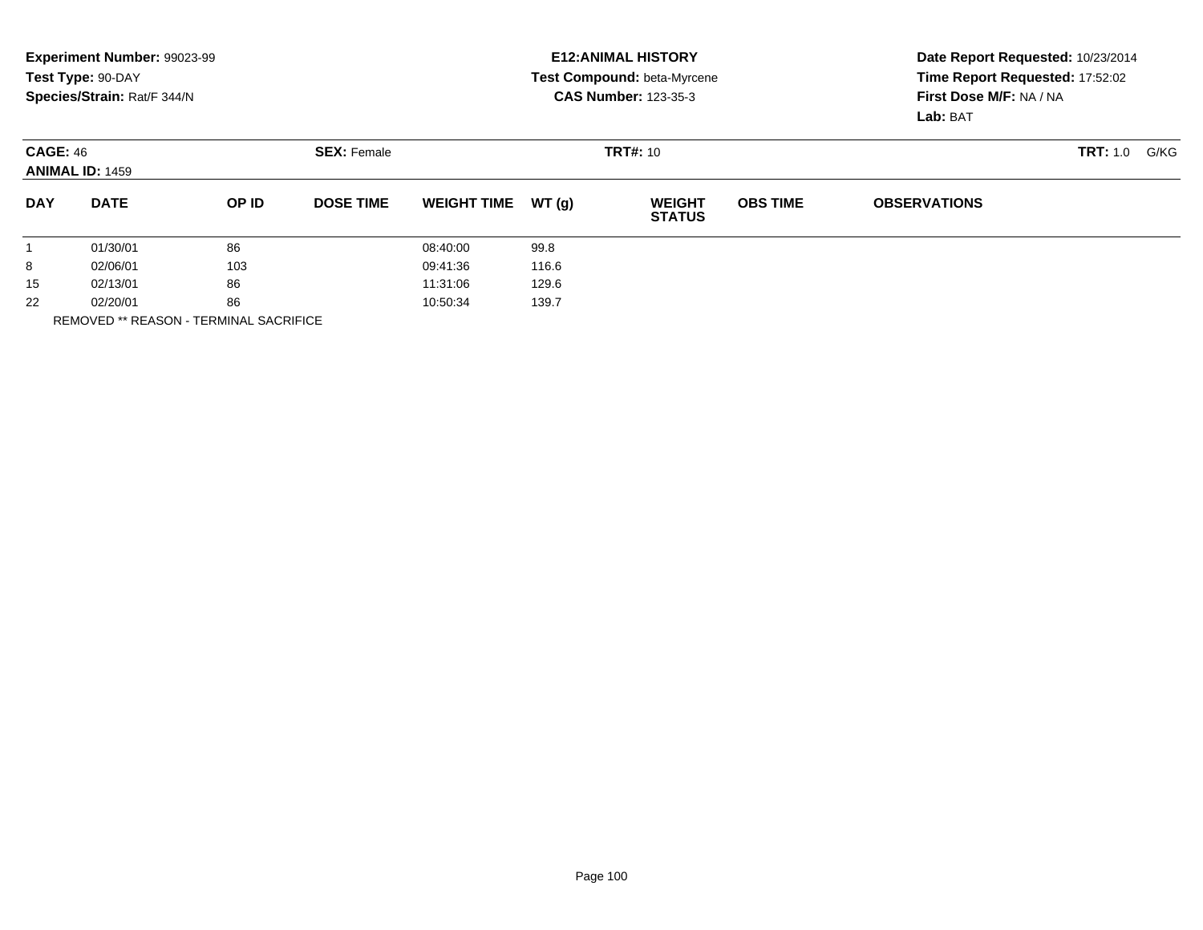**Experiment Number:** 99023-99
**Test Type:** 90-DAY
**Species/Strain:** Rat/F 344/N

**E12:ANIMAL HISTORY**
**Test Compound:** beta-Myrcene
**CAS Number:** 123-35-3

**Date Report Requested:** 10/23/2014
**Time Report Requested:** 17:52:02
**First Dose M/F:** NA / NA
**Lab:** BAT

**CAGE:** 46 **SEX:** Female **TRT#:** 10 **TRT:** 1.0 G/KG
**ANIMAL ID:** 1459

| DAY | DATE | OP ID | DOSE TIME | WEIGHT TIME | WT (g) | WEIGHT STATUS | OBS TIME | OBSERVATIONS |
|---|---|---|---|---|---|---|---|---|
| 1 | 01/30/01 | 86 | | 08:40:00 | 99.8 | | | |
| 8 | 02/06/01 | 103 | | 09:41:36 | 116.6 | | | |
| 15 | 02/13/01 | 86 | | 11:31:06 | 129.6 | | | |
| 22 | 02/20/01 | 86 | | 10:50:34 | 139.7 | | | |

REMOVED ** REASON - TERMINAL SACRIFICE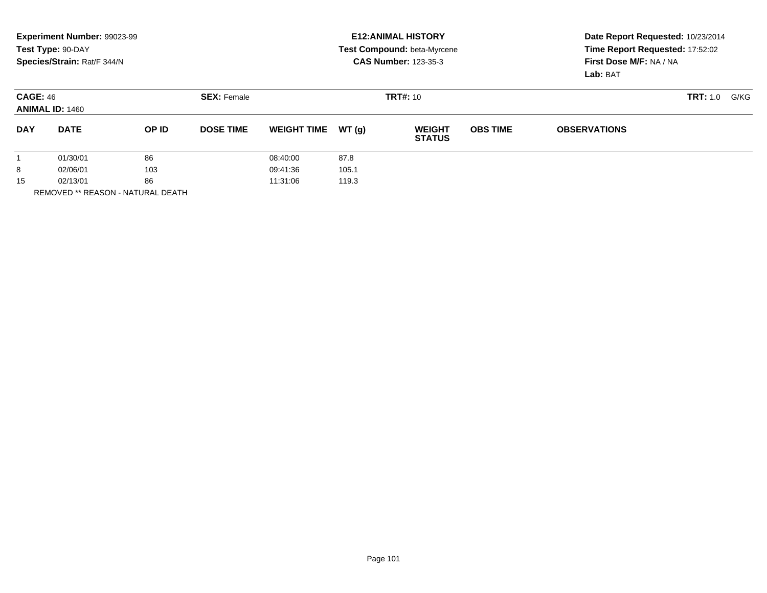**Experiment Number:** 99023-99
**Test Type:** 90-DAY
**Species/Strain:** Rat/F 344/N

**E12:ANIMAL HISTORY**
**Test Compound:** beta-Myrcene
**CAS Number:** 123-35-3

**Date Report Requested:** 10/23/2014
**Time Report Requested:** 17:52:02
**First Dose M/F:** NA / NA
**Lab:** BAT

**CAGE:** 46
**ANIMAL ID:** 1460

**SEX:** Female

**TRT#:** 10

**TRT:** 1.0 G/KG

| DAY | DATE | OP ID | DOSE TIME | WEIGHT TIME | WT (g) | WEIGHT STATUS | OBS TIME | OBSERVATIONS |
|---|---|---|---|---|---|---|---|---|
| 1 | 01/30/01 | 86 | | 08:40:00 | 87.8 | | | |
| 8 | 02/06/01 | 103 | | 09:41:36 | 105.1 | | | |
| 15 | 02/13/01 | 86 | | 11:31:06 | 119.3 | | | |

REMOVED ** REASON - NATURAL DEATH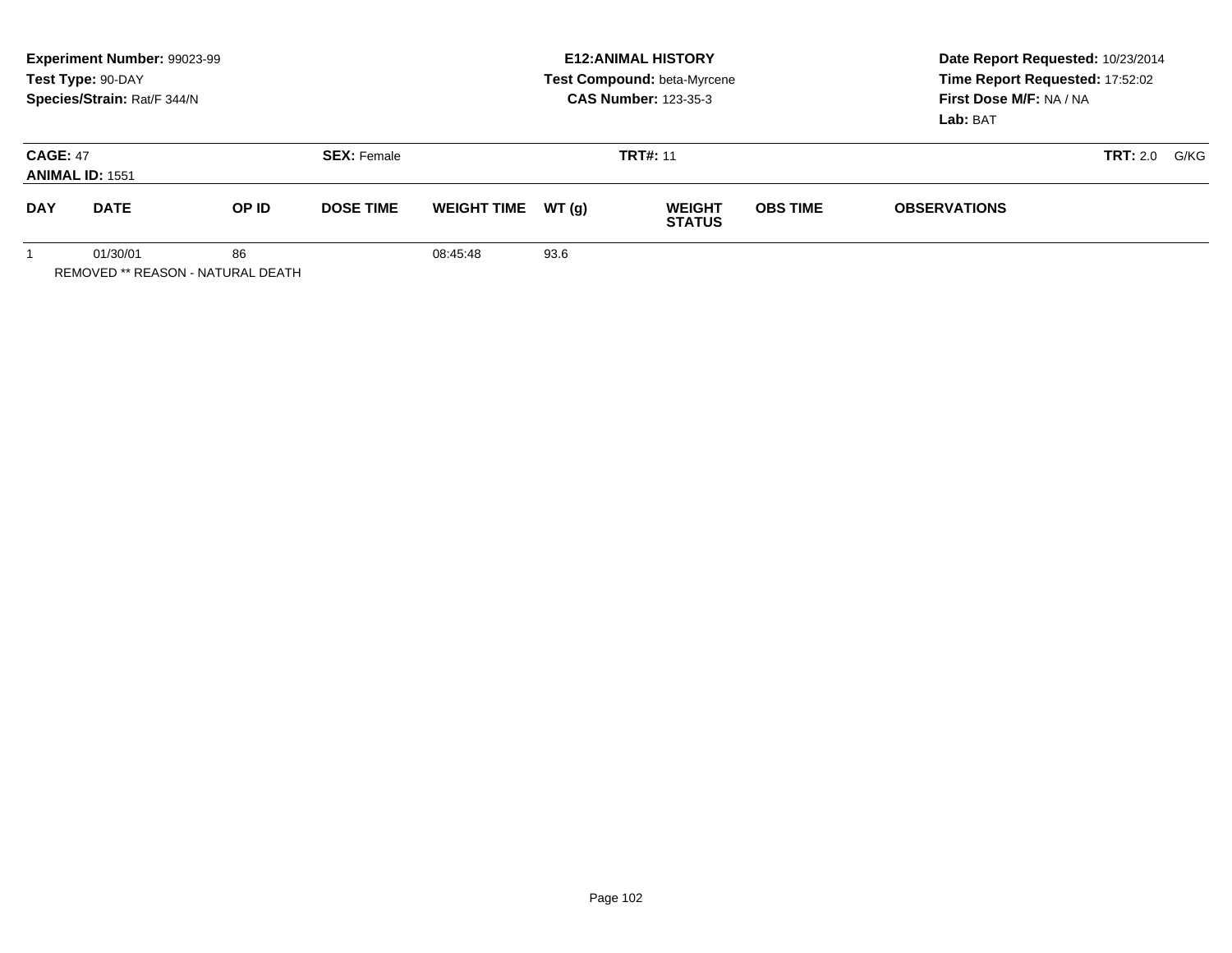**Experiment Number:** 99023-99
**Test Type:** 90-DAY
**Species/Strain:** Rat/F 344/N

**E12:ANIMAL HISTORY**
**Test Compound:** beta-Myrcene
**CAS Number:** 123-35-3

**Date Report Requested:** 10/23/2014
**Time Report Requested:** 17:52:02
**First Dose M/F:** NA / NA
**Lab:** BAT

**CAGE:** 47
**ANIMAL ID:** 1551
**SEX:** Female
**TRT#:** 11
**TRT:** 2.0 G/KG

| DAY | DATE | OP ID | DOSE TIME | WEIGHT TIME | WT (g) | WEIGHT STATUS | OBS TIME | OBSERVATIONS |
|---|---|---|---|---|---|---|---|---|
| 1 | 01/30/01 | 86 | | 08:45:48 | 93.6 | | | |

REMOVED ** REASON - NATURAL DEATH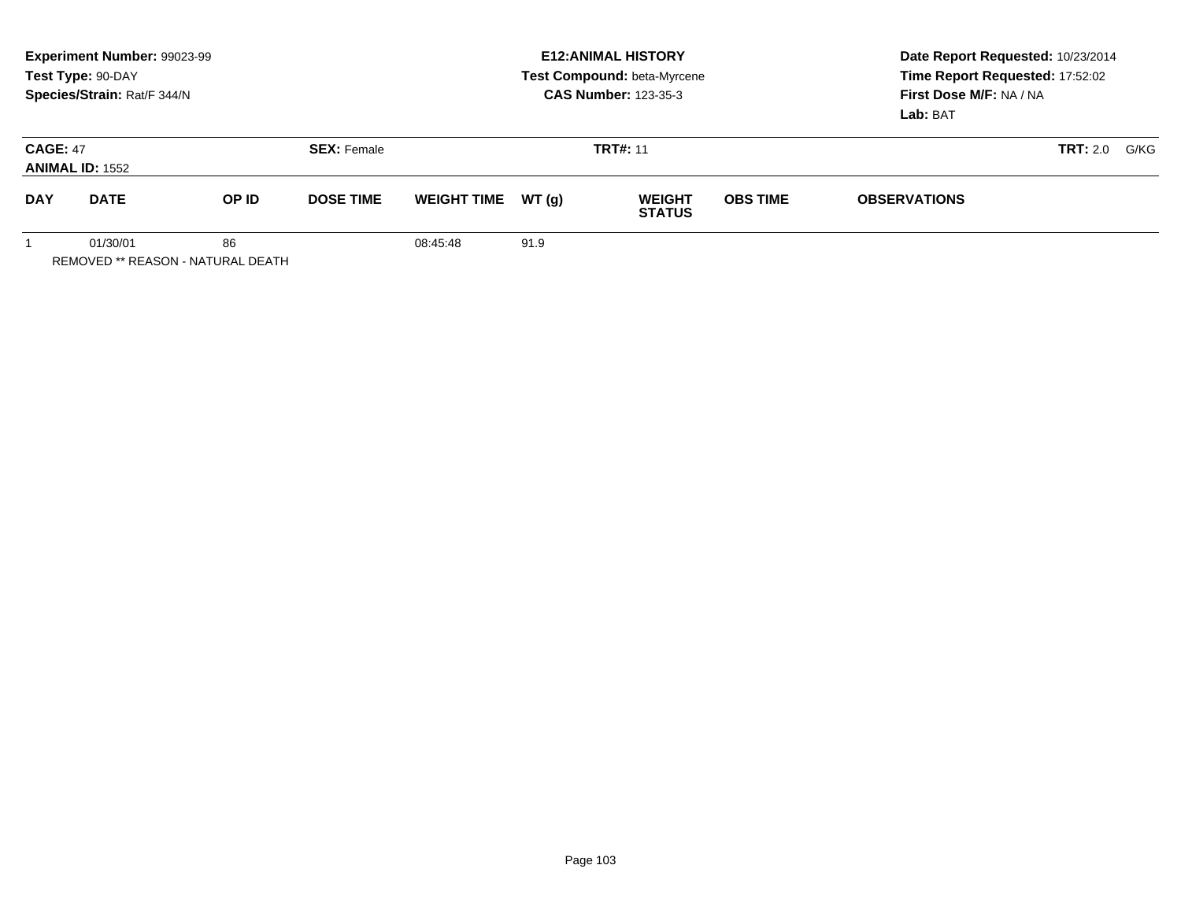**Experiment Number:** 99023-99
**Test Type:** 90-DAY
**Species/Strain:** Rat/F 344/N

**E12:ANIMAL HISTORY**
**Test Compound:** beta-Myrcene
**CAS Number:** 123-35-3

**Date Report Requested:** 10/23/2014
**Time Report Requested:** 17:52:02
**First Dose M/F:** NA / NA
**Lab:** BAT

**CAGE:** 47 **SEX:** Female **TRT#:** 11 **TRT:** 2.0 G/KG
**ANIMAL ID:** 1552

| DAY | DATE | OP ID | DOSE TIME | WEIGHT TIME | WT (g) | WEIGHT STATUS | OBS TIME | OBSERVATIONS |
|---|---|---|---|---|---|---|---|---|
| 1 | 01/30/01 | 86 | | 08:45:48 | 91.9 | | | |

REMOVED ** REASON - NATURAL DEATH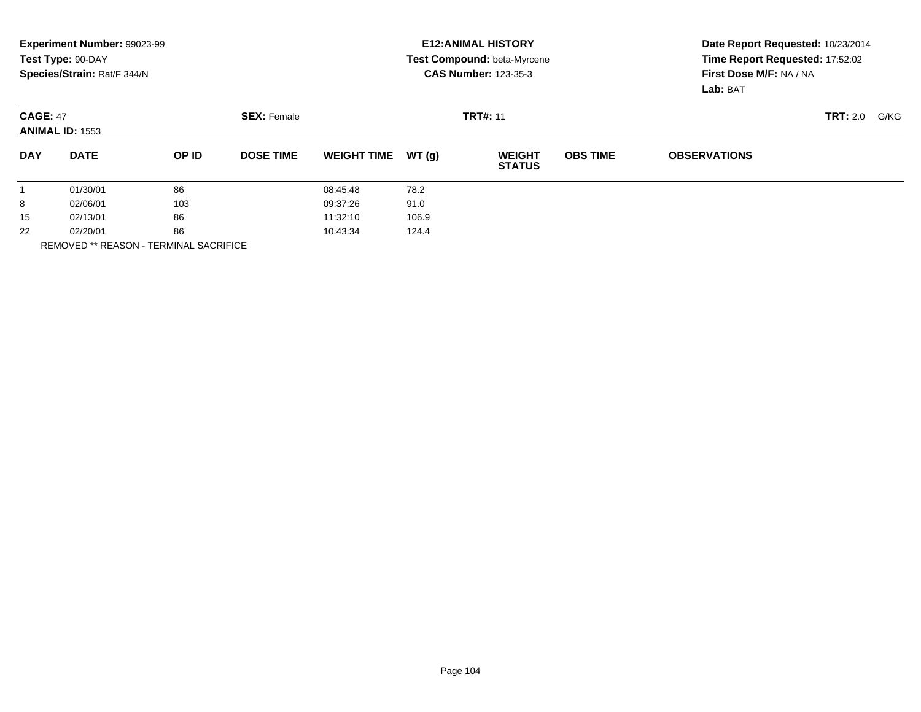**Experiment Number:** 99023-99
**Test Type:** 90-DAY
**Species/Strain:** Rat/F 344/N

**E12:ANIMAL HISTORY**
**Test Compound:** beta-Myrcene
**CAS Number:** 123-35-3

**Date Report Requested:** 10/23/2014
**Time Report Requested:** 17:52:02
**First Dose M/F:** NA / NA
**Lab:** BAT

**CAGE:** 47
**ANIMAL ID:** 1553
**SEX:** Female
**TRT#:** 11
**TRT:** 2.0 G/KG

| DAY | DATE | OP ID | DOSE TIME | WEIGHT TIME | WT (g) | WEIGHT STATUS | OBS TIME | OBSERVATIONS |
|---|---|---|---|---|---|---|---|---|
| 1 | 01/30/01 | 86 | | 08:45:48 | 78.2 | | | |
| 8 | 02/06/01 | 103 | | 09:37:26 | 91.0 | | | |
| 15 | 02/13/01 | 86 | | 11:32:10 | 106.9 | | | |
| 22 | 02/20/01 | 86 | | 10:43:34 | 124.4 | | | |

REMOVED ** REASON - TERMINAL SACRIFICE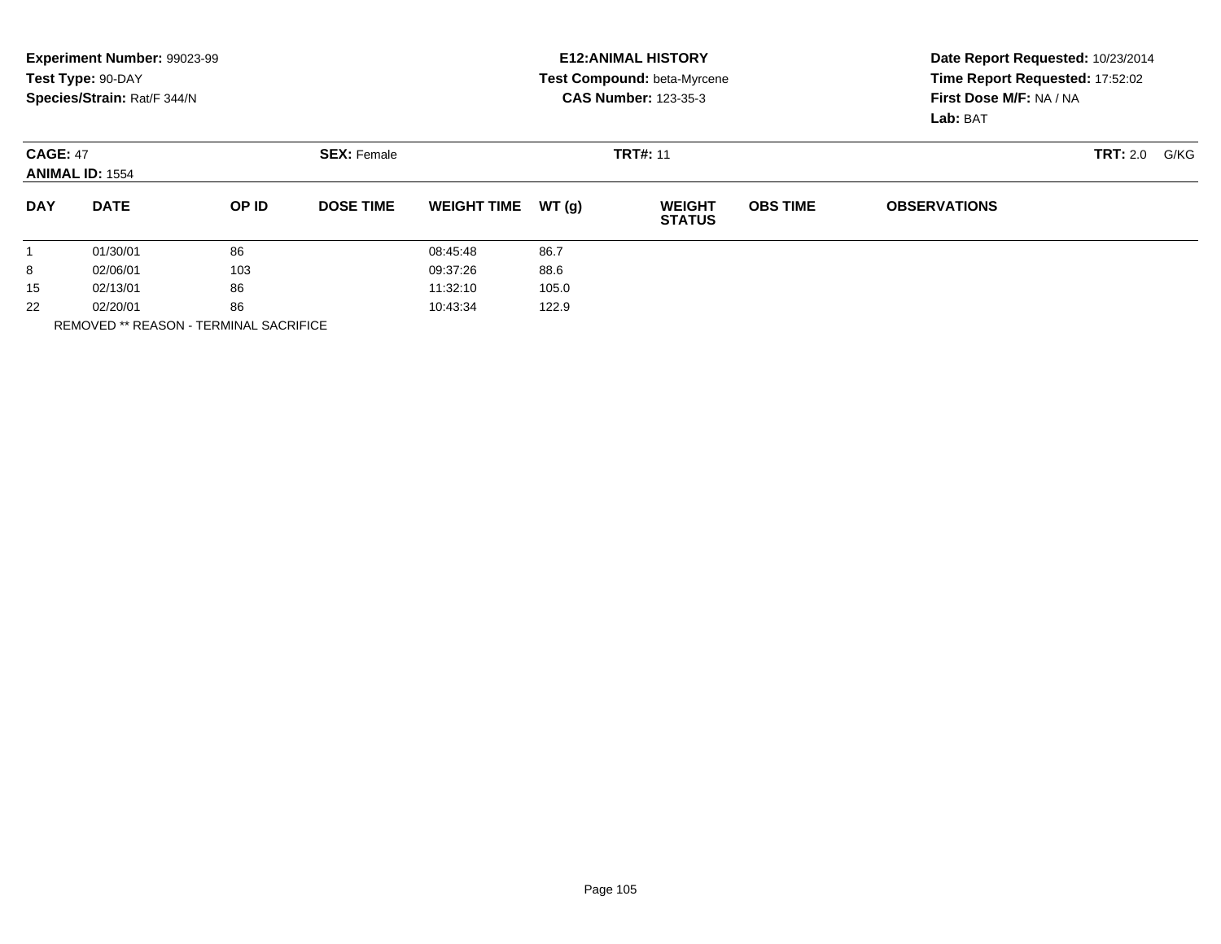**Experiment Number:** 99023-99
**Test Type:** 90-DAY
**Species/Strain:** Rat/F 344/N

**E12:ANIMAL HISTORY**
**Test Compound:** beta-Myrcene
**CAS Number:** 123-35-3

**Date Report Requested:** 10/23/2014
**Time Report Requested:** 17:52:02
**First Dose M/F:** NA / NA
**Lab:** BAT

**CAGE:** 47
**ANIMAL ID:** 1554
**SEX:** Female
**TRT#:** 11
**TRT:** 2.0 G/KG

| DAY | DATE | OP ID | DOSE TIME | WEIGHT TIME | WT (g) | WEIGHT STATUS | OBS TIME | OBSERVATIONS |
|---|---|---|---|---|---|---|---|---|
| 1 | 01/30/01 | 86 | | 08:45:48 | 86.7 | | | |
| 8 | 02/06/01 | 103 | | 09:37:26 | 88.6 | | | |
| 15 | 02/13/01 | 86 | | 11:32:10 | 105.0 | | | |
| 22 | 02/20/01 | 86 | | 10:43:34 | 122.9 | | | |

REMOVED ** REASON - TERMINAL SACRIFICE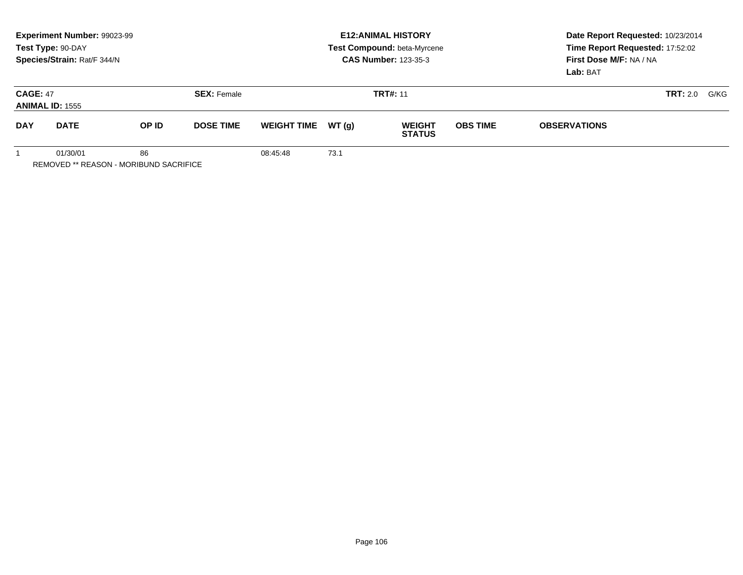**Experiment Number:** 99023-99
**Test Type:** 90-DAY
**Species/Strain:** Rat/F 344/N

**E12:ANIMAL HISTORY**
**Test Compound:** beta-Myrcene
**CAS Number:** 123-35-3

**Date Report Requested:** 10/23/2014
**Time Report Requested:** 17:52:02
**First Dose M/F:** NA / NA
**Lab:** BAT

**CAGE:** 47 **SEX:** Female **TRT#:** 11 **TRT:** 2.0 G/KG
**ANIMAL ID:** 1555

| DAY | DATE | OP ID | DOSE TIME | WEIGHT TIME | WT (g) | WEIGHT STATUS | OBS TIME | OBSERVATIONS |
|---|---|---|---|---|---|---|---|---|
| 1 | 01/30/01 | 86 | | 08:45:48 | 73.1 | | | |

REMOVED ** REASON - MORIBUND SACRIFICE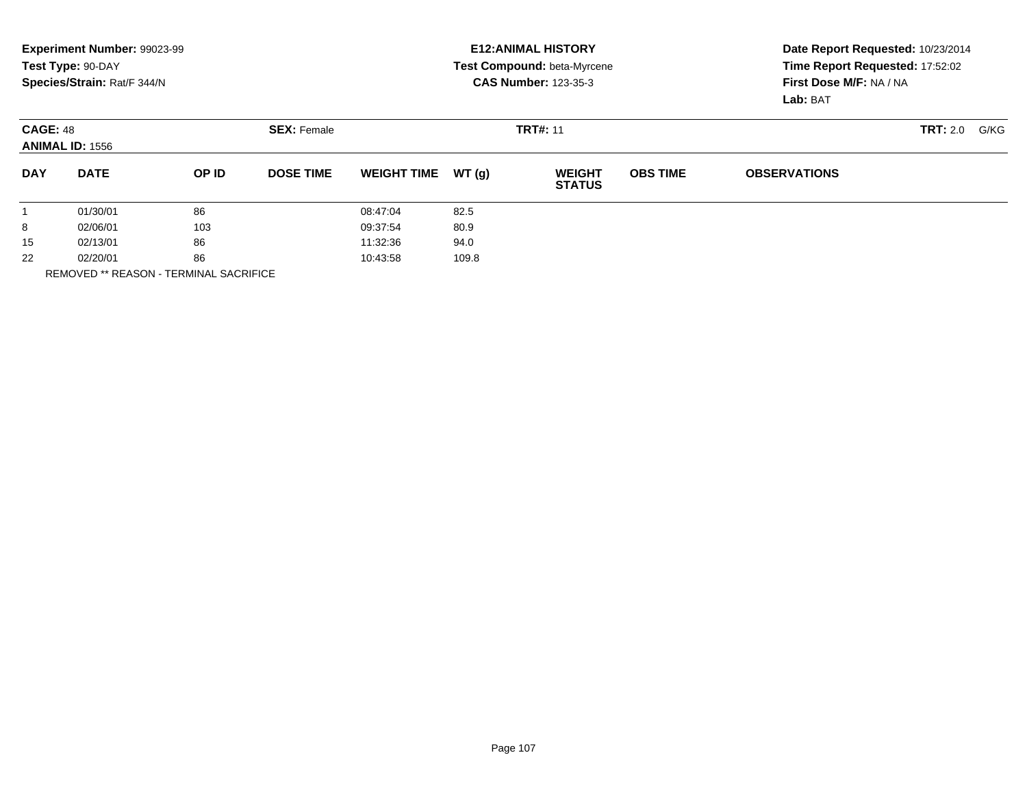**Experiment Number:** 99023-99
**Test Type:** 90-DAY
**Species/Strain:** Rat/F 344/N

**E12:ANIMAL HISTORY**
**Test Compound:** beta-Myrcene
**CAS Number:** 123-35-3

**Date Report Requested:** 10/23/2014
**Time Report Requested:** 17:52:02
**First Dose M/F:** NA / NA
**Lab:** BAT

**CAGE:** 48 **SEX:** Female **TRT#:** 11 **TRT:** 2.0 G/KG
**ANIMAL ID:** 1556

| DAY | DATE | OP ID | DOSE TIME | WEIGHT TIME | WT (g) | WEIGHT STATUS | OBS TIME | OBSERVATIONS |
|---|---|---|---|---|---|---|---|---|
| 1 | 01/30/01 | 86 | | 08:47:04 | 82.5 | | | |
| 8 | 02/06/01 | 103 | | 09:37:54 | 80.9 | | | |
| 15 | 02/13/01 | 86 | | 11:32:36 | 94.0 | | | |
| 22 | 02/20/01 | 86 | | 10:43:58 | 109.8 | | | |

REMOVED ** REASON - TERMINAL SACRIFICE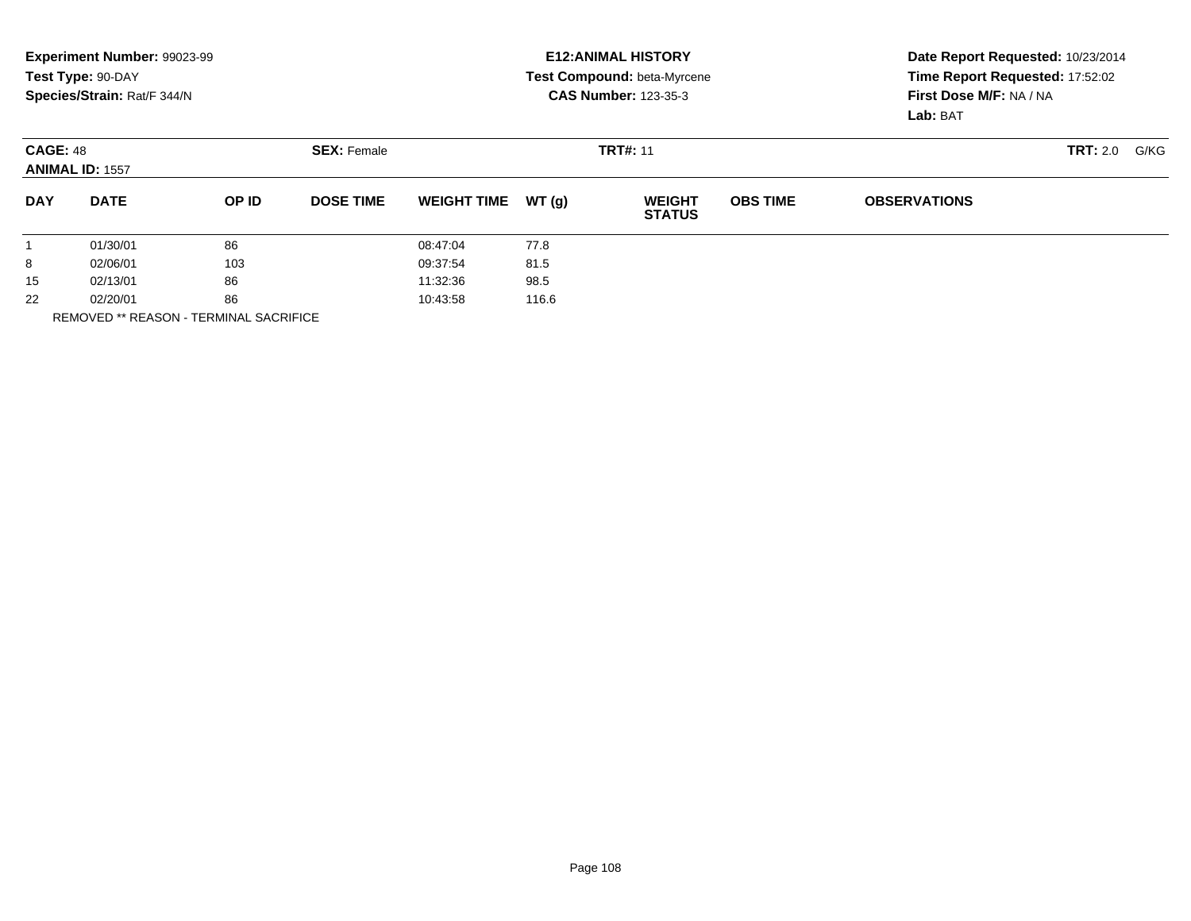**Experiment Number:** 99023-99
**Test Type:** 90-DAY
**Species/Strain:** Rat/F 344/N

**E12:ANIMAL HISTORY**
**Test Compound:** beta-Myrcene
**CAS Number:** 123-35-3

**Date Report Requested:** 10/23/2014
**Time Report Requested:** 17:52:02
**First Dose M/F:** NA / NA
**Lab:** BAT

**CAGE:** 48 **SEX:** Female **TRT#:** 11 **TRT:** 2.0 G/KG
**ANIMAL ID:** 1557

| DAY | DATE | OP ID | DOSE TIME | WEIGHT TIME | WT (g) | WEIGHT STATUS | OBS TIME | OBSERVATIONS |
|---|---|---|---|---|---|---|---|---|
| 1 | 01/30/01 | 86 | | 08:47:04 | 77.8 | | | |
| 8 | 02/06/01 | 103 | | 09:37:54 | 81.5 | | | |
| 15 | 02/13/01 | 86 | | 11:32:36 | 98.5 | | | |
| 22 | 02/20/01 | 86 | | 10:43:58 | 116.6 | | | |

REMOVED ** REASON - TERMINAL SACRIFICE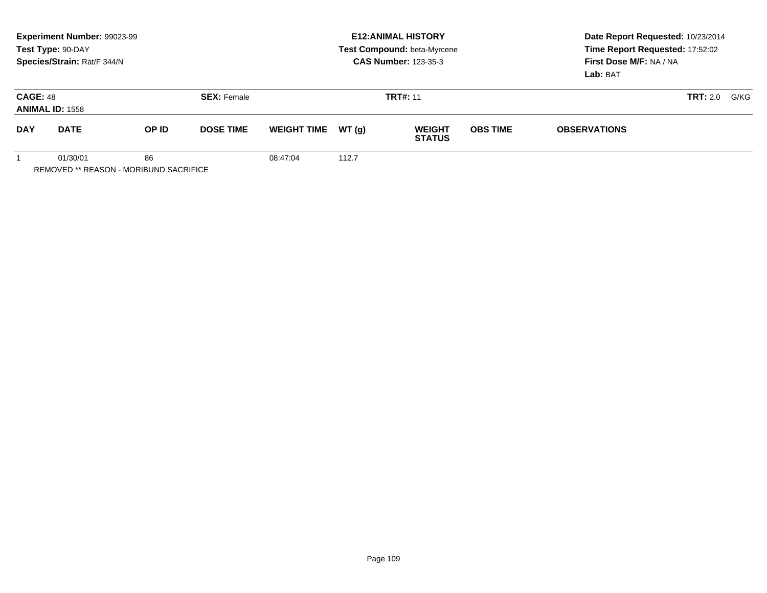**Experiment Number:** 99023-99
**Test Type:** 90-DAY
**Species/Strain:** Rat/F 344/N

**E12:ANIMAL HISTORY**
**Test Compound:** beta-Myrcene
**CAS Number:** 123-35-3

**Date Report Requested:** 10/23/2014
**Time Report Requested:** 17:52:02
**First Dose M/F:** NA / NA
**Lab:** BAT

**CAGE:** 48
**ANIMAL ID:** 1558
**SEX:** Female
**TRT#:** 11
**TRT:** 2.0 G/KG

| DAY | DATE | OP ID | DOSE TIME | WEIGHT TIME | WT (g) | WEIGHT STATUS | OBS TIME | OBSERVATIONS |
|---|---|---|---|---|---|---|---|---|
| 1 | 01/30/01 | 86 | | 08:47:04 | 112.7 | | | |

REMOVED ** REASON - MORIBUND SACRIFICE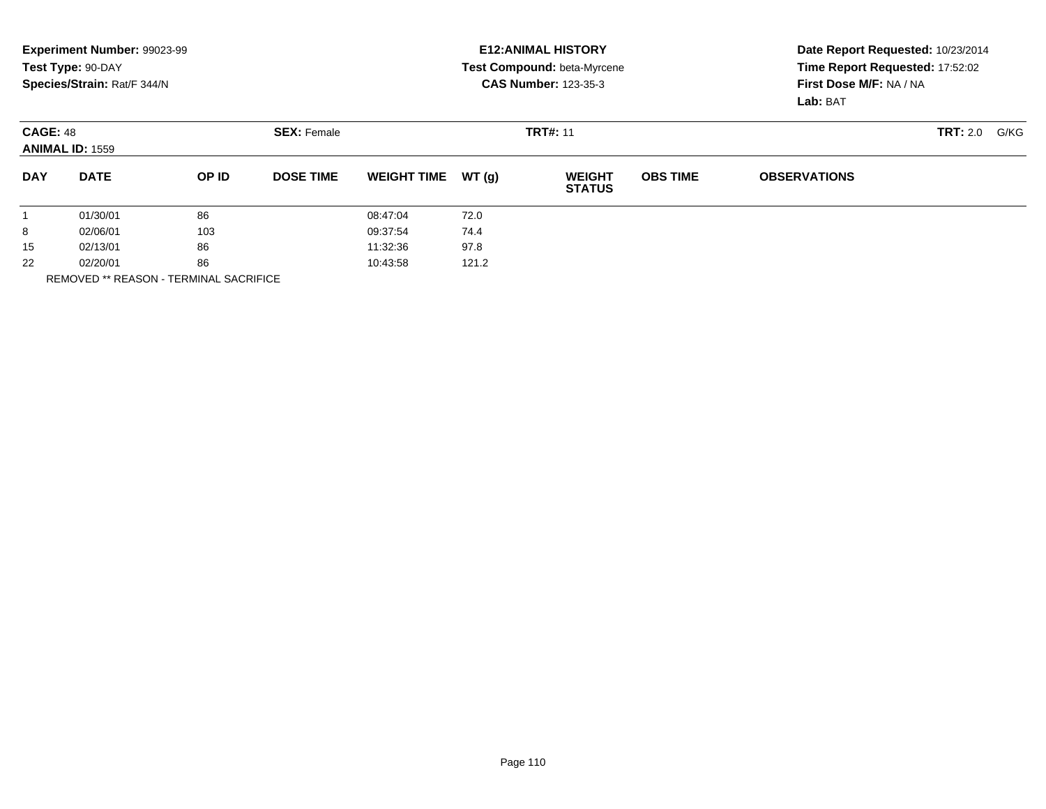**Experiment Number:** 99023-99
**Test Type:** 90-DAY
**Species/Strain:** Rat/F 344/N

**E12:ANIMAL HISTORY**
**Test Compound:** beta-Myrcene
**CAS Number:** 123-35-3

**Date Report Requested:** 10/23/2014
**Time Report Requested:** 17:52:02
**First Dose M/F:** NA / NA
**Lab:** BAT

**CAGE:** 48 **SEX:** Female **TRT#:** 11 **TRT:** 2.0 G/KG
**ANIMAL ID:** 1559

| DAY | DATE | OP ID | DOSE TIME | WEIGHT TIME | WT (g) | WEIGHT STATUS | OBS TIME | OBSERVATIONS |
|---|---|---|---|---|---|---|---|---|
| 1 | 01/30/01 | 86 | | 08:47:04 | 72.0 | | | |
| 8 | 02/06/01 | 103 | | 09:37:54 | 74.4 | | | |
| 15 | 02/13/01 | 86 | | 11:32:36 | 97.8 | | | |
| 22 | 02/20/01 | 86 | | 10:43:58 | 121.2 | | | |

REMOVED ** REASON - TERMINAL SACRIFICE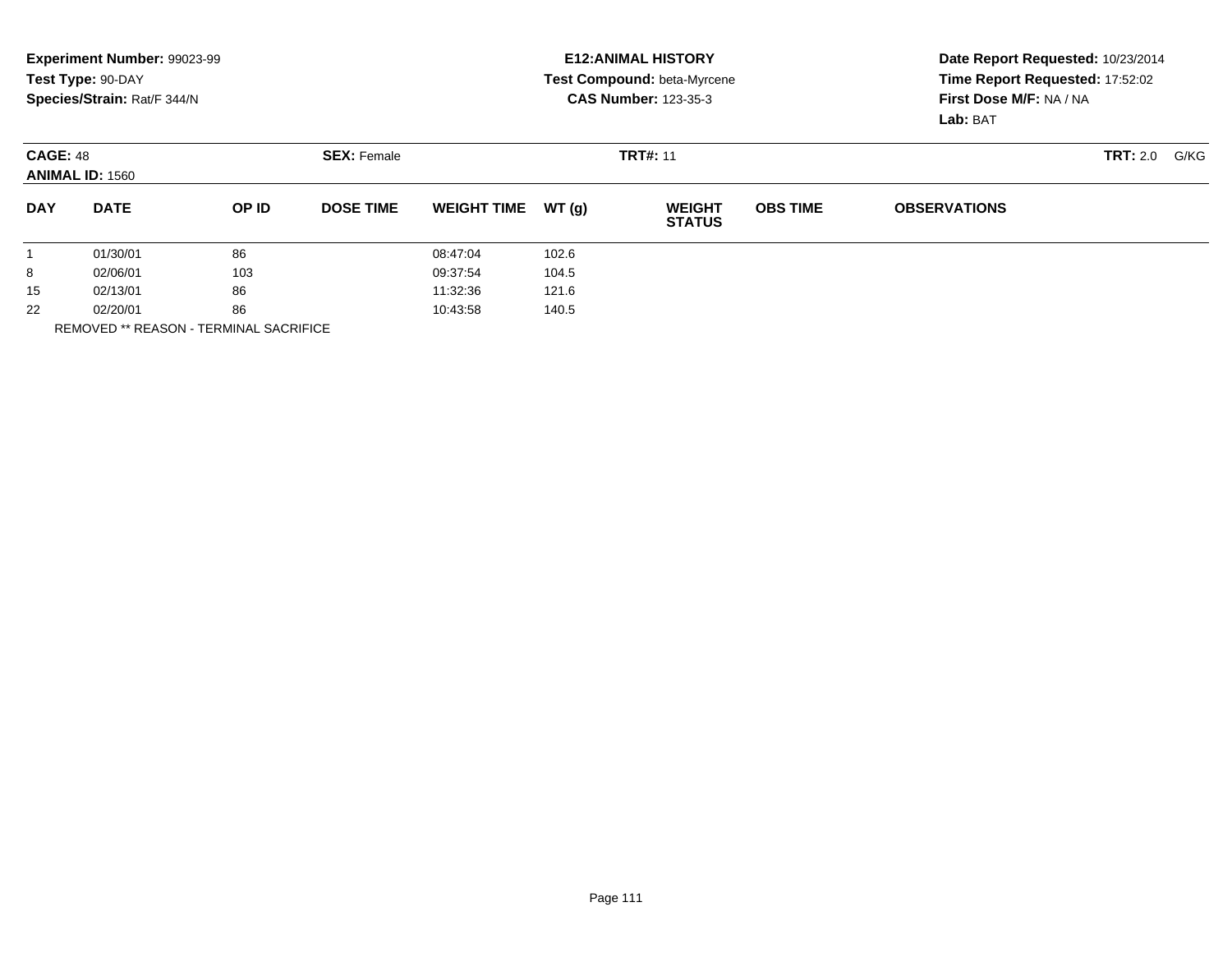**Experiment Number:** 99023-99
**Test Type:** 90-DAY
**Species/Strain:** Rat/F 344/N

**E12:ANIMAL HISTORY**
**Test Compound:** beta-Myrcene
**CAS Number:** 123-35-3

**Date Report Requested:** 10/23/2014
**Time Report Requested:** 17:52:02
**First Dose M/F:** NA / NA
**Lab:** BAT

**CAGE:** 48 **SEX:** Female **TRT#:** 11 **TRT:** 2.0 G/KG
**ANIMAL ID:** 1560

| DAY | DATE | OP ID | DOSE TIME | WEIGHT TIME | WT (g) | WEIGHT STATUS | OBS TIME | OBSERVATIONS |
|---|---|---|---|---|---|---|---|---|
| 1 | 01/30/01 | 86 | | 08:47:04 | 102.6 | | | |
| 8 | 02/06/01 | 103 | | 09:37:54 | 104.5 | | | |
| 15 | 02/13/01 | 86 | | 11:32:36 | 121.6 | | | |
| 22 | 02/20/01 | 86 | | 10:43:58 | 140.5 | | | |

REMOVED ** REASON - TERMINAL SACRIFICE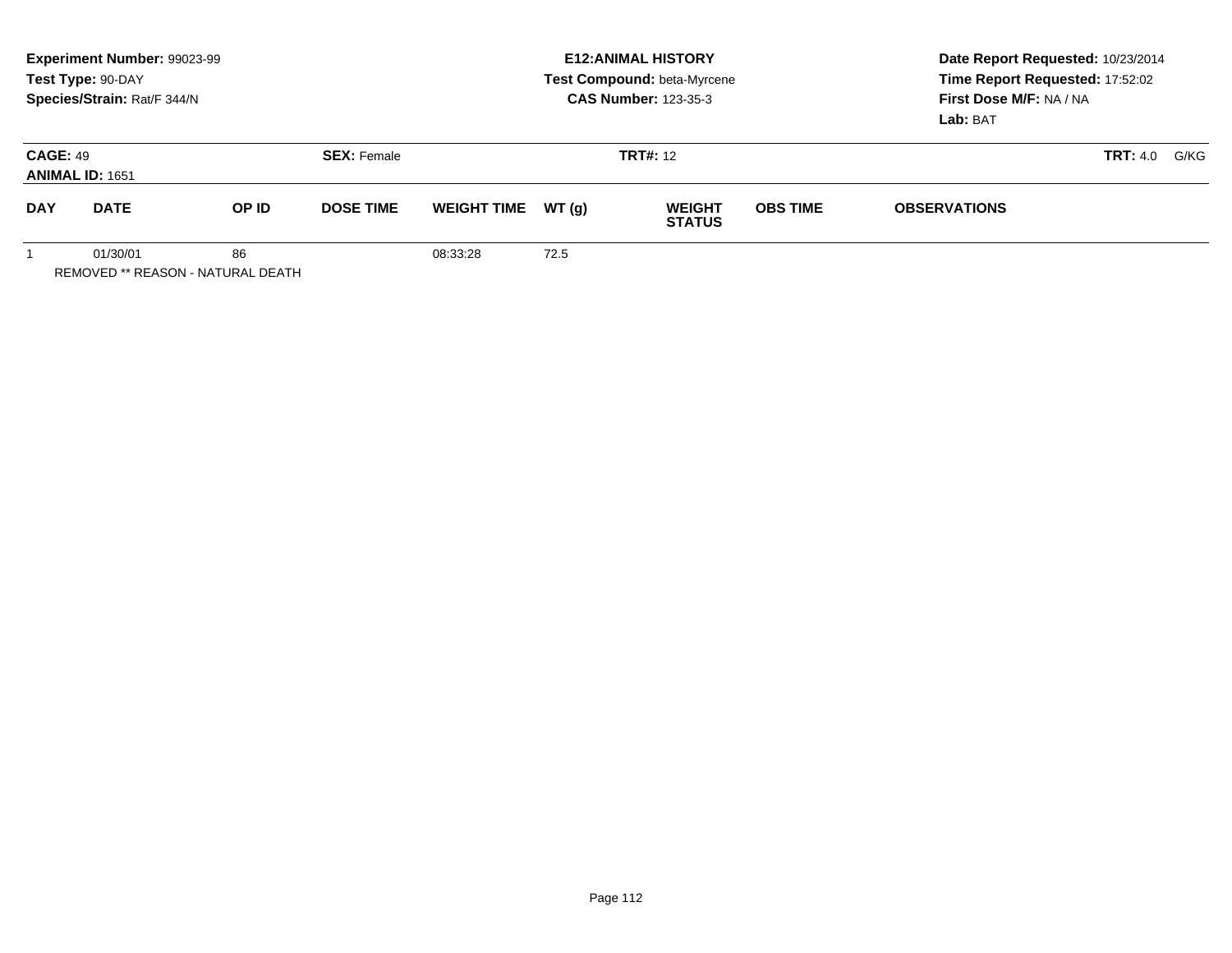**Experiment Number:** 99023-99
**Test Type:** 90-DAY
**Species/Strain:** Rat/F 344/N

**E12:ANIMAL HISTORY**
**Test Compound:** beta-Myrcene
**CAS Number:** 123-35-3

**Date Report Requested:** 10/23/2014
**Time Report Requested:** 17:52:02
**First Dose M/F:** NA / NA
**Lab:** BAT

**CAGE:** 49 **SEX:** Female **TRT#:** 12 **TRT:** 4.0 G/KG
**ANIMAL ID:** 1651

| DAY | DATE | OP ID | DOSE TIME | WEIGHT TIME | WT (g) | WEIGHT STATUS | OBS TIME | OBSERVATIONS |
|---|---|---|---|---|---|---|---|---|
| 1 | 01/30/01 | 86 | | 08:33:28 | 72.5 | | | |

REMOVED ** REASON - NATURAL DEATH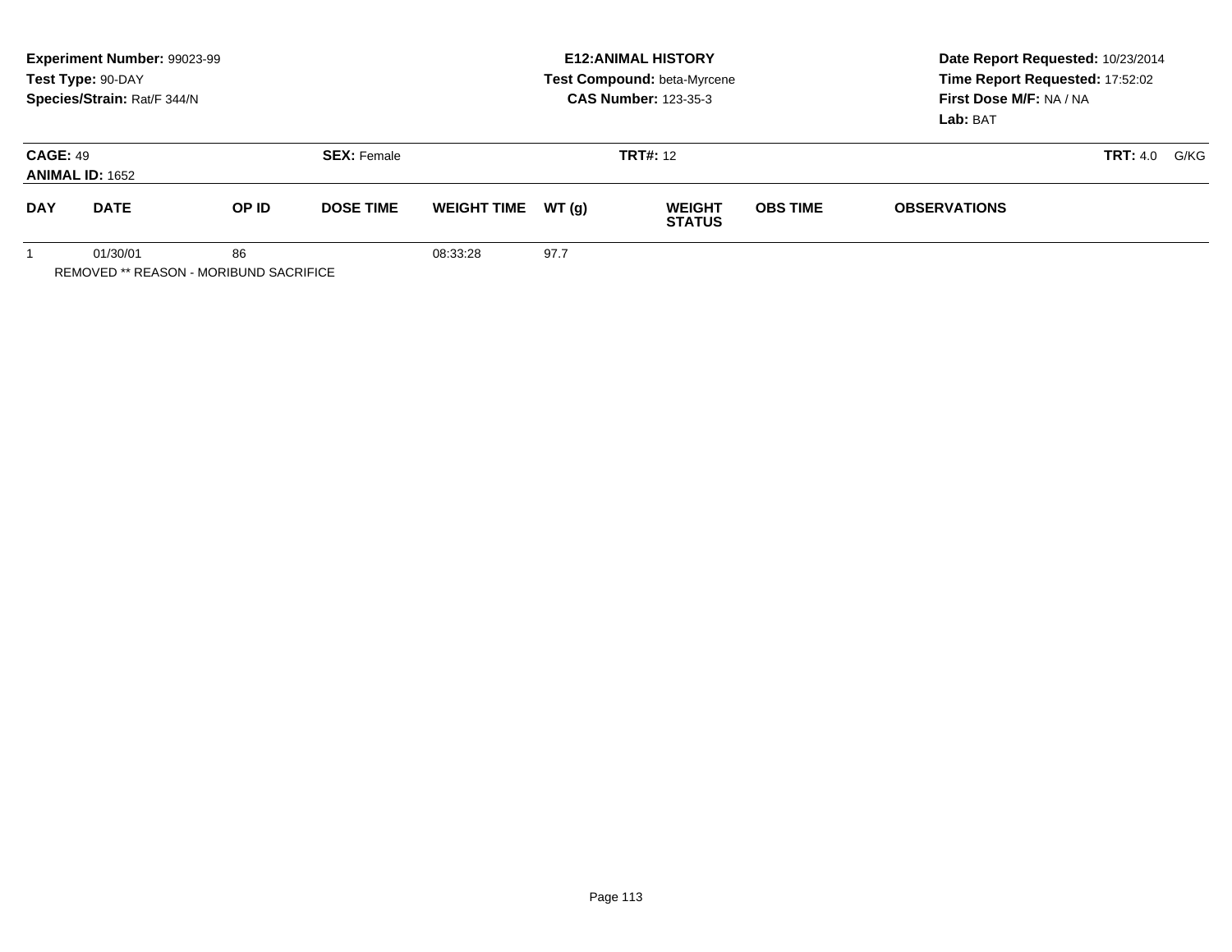**Experiment Number:** 99023-99
**Test Type:** 90-DAY
**Species/Strain:** Rat/F 344/N

**E12:ANIMAL HISTORY**
**Test Compound:** beta-Myrcene
**CAS Number:** 123-35-3

**Date Report Requested:** 10/23/2014
**Time Report Requested:** 17:52:02
**First Dose M/F:** NA / NA
**Lab:** BAT

**CAGE:** 49
**ANIMAL ID:** 1652
**SEX:** Female
**TRT#:** 12
**TRT:** 4.0 G/KG

| DAY | DATE | OP ID | DOSE TIME | WEIGHT TIME | WT (g) | WEIGHT STATUS | OBS TIME | OBSERVATIONS |
|---|---|---|---|---|---|---|---|---|
| 1 | 01/30/01 | 86 | | 08:33:28 | 97.7 | | | |

REMOVED ** REASON - MORIBUND SACRIFICE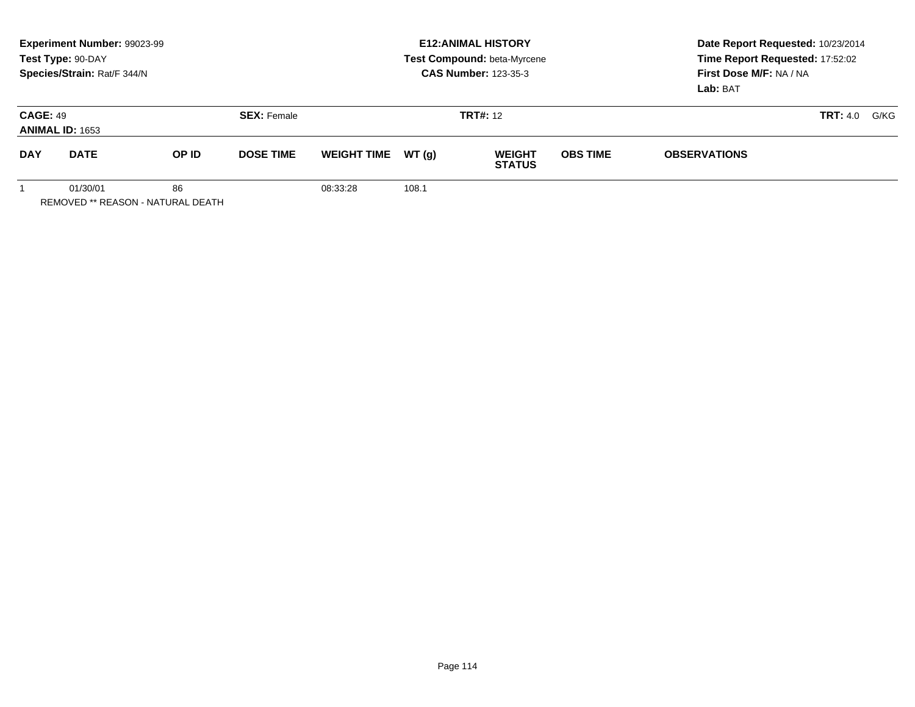**Experiment Number:** 99023-99
**Test Type:** 90-DAY
**Species/Strain:** Rat/F 344/N

**E12:ANIMAL HISTORY**
**Test Compound:** beta-Myrcene
**CAS Number:** 123-35-3

**Date Report Requested:** 10/23/2014
**Time Report Requested:** 17:52:02
**First Dose M/F:** NA / NA
**Lab:** BAT

**CAGE:** 49
**ANIMAL ID:** 1653
**SEX:** Female
**TRT#:** 12
**TRT:** 4.0 G/KG

| DAY | DATE | OP ID | DOSE TIME | WEIGHT TIME | WT (g) | WEIGHT STATUS | OBS TIME | OBSERVATIONS |
|---|---|---|---|---|---|---|---|---|
| 1 | 01/30/01 | 86 | | 08:33:28 | 108.1 | | | |

REMOVED ** REASON - NATURAL DEATH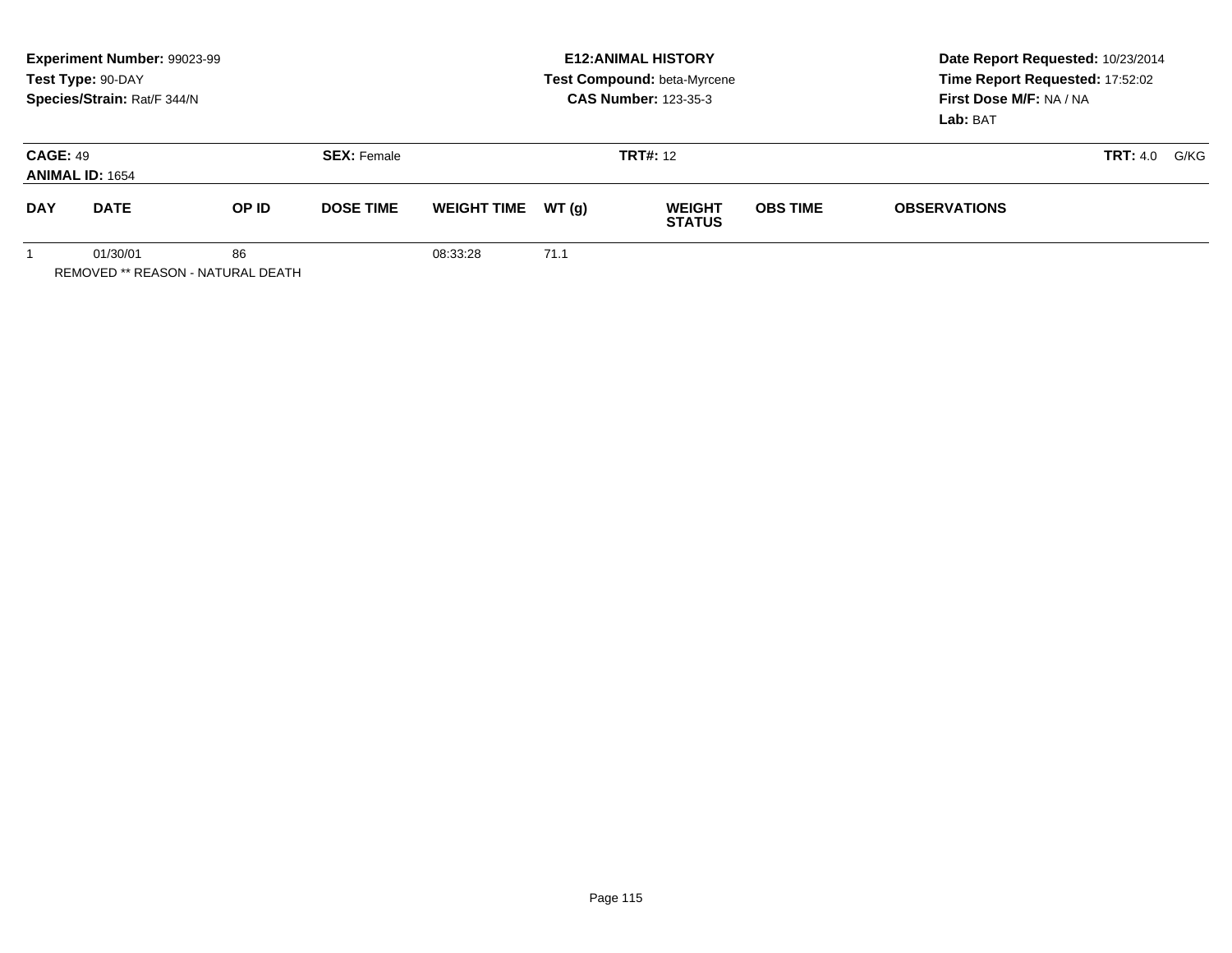**Experiment Number:** 99023-99
**Test Type:** 90-DAY
**Species/Strain:** Rat/F 344/N

**E12:ANIMAL HISTORY**
**Test Compound:** beta-Myrcene
**CAS Number:** 123-35-3

**Date Report Requested:** 10/23/2014
**Time Report Requested:** 17:52:02
**First Dose M/F:** NA / NA
**Lab:** BAT

**CAGE:** 49
**ANIMAL ID:** 1654

**SEX:** Female

**TRT#:** 12

**TRT:** 4.0 G/KG

| DAY | DATE | OP ID | DOSE TIME | WEIGHT TIME | WT (g) | WEIGHT STATUS | OBS TIME | OBSERVATIONS |
|---|---|---|---|---|---|---|---|---|
| 1 | 01/30/01 | 86 | | 08:33:28 | 71.1 | | | |

REMOVED ** REASON - NATURAL DEATH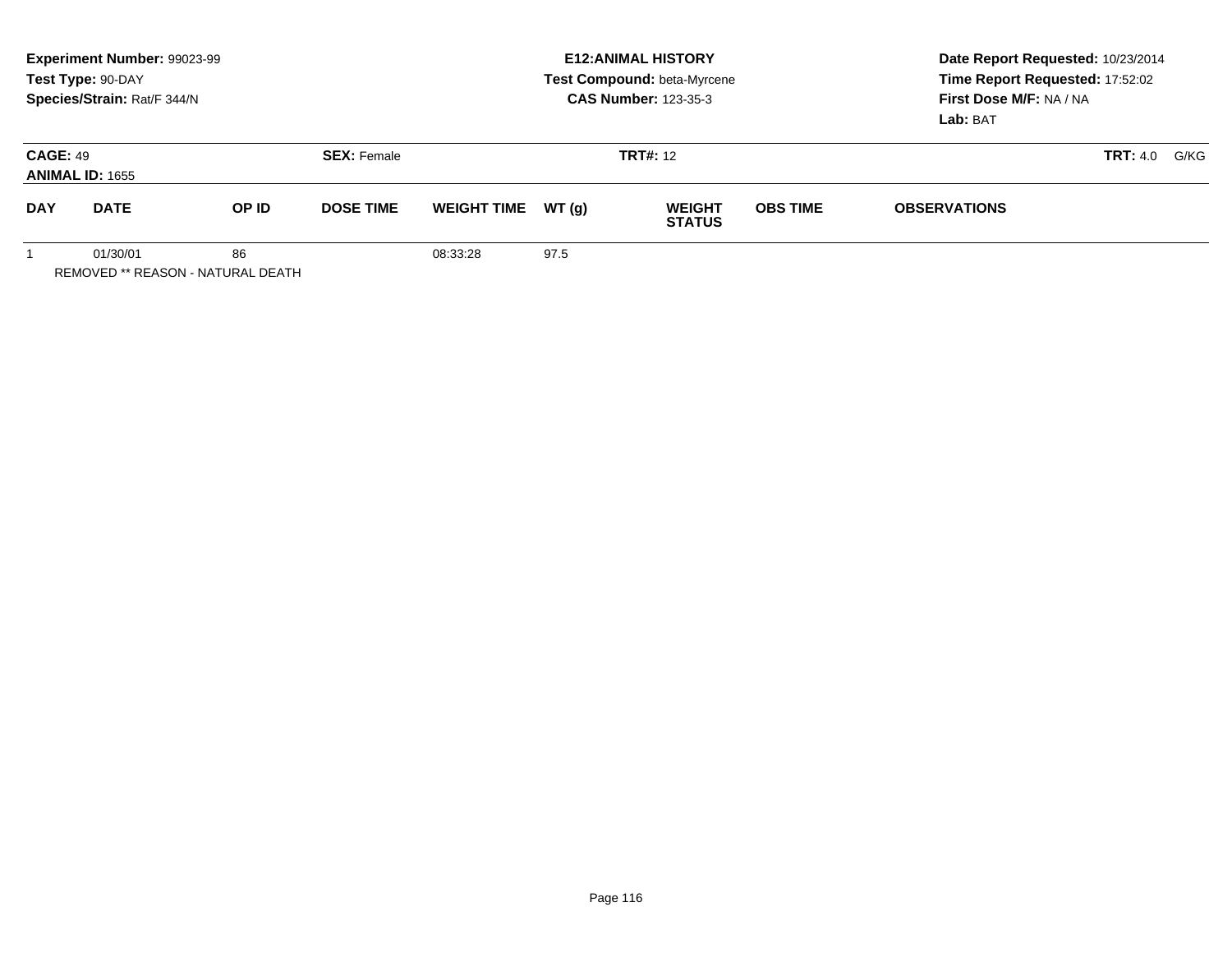**Experiment Number:** 99023-99
**Test Type:** 90-DAY
**Species/Strain:** Rat/F 344/N

**E12:ANIMAL HISTORY**
**Test Compound:** beta-Myrcene
**CAS Number:** 123-35-3

**Date Report Requested:** 10/23/2014
**Time Report Requested:** 17:52:02
**First Dose M/F:** NA / NA
**Lab:** BAT

**CAGE:** 49
**ANIMAL ID:** 1655
**SEX:** Female
**TRT#:** 12
**TRT:** 4.0 G/KG

| DAY | DATE | OP ID | DOSE TIME | WEIGHT TIME | WT (g) | WEIGHT STATUS | OBS TIME | OBSERVATIONS |
|---|---|---|---|---|---|---|---|---|
| 1 | 01/30/01 | 86 | | 08:33:28 | 97.5 | | | |

REMOVED ** REASON - NATURAL DEATH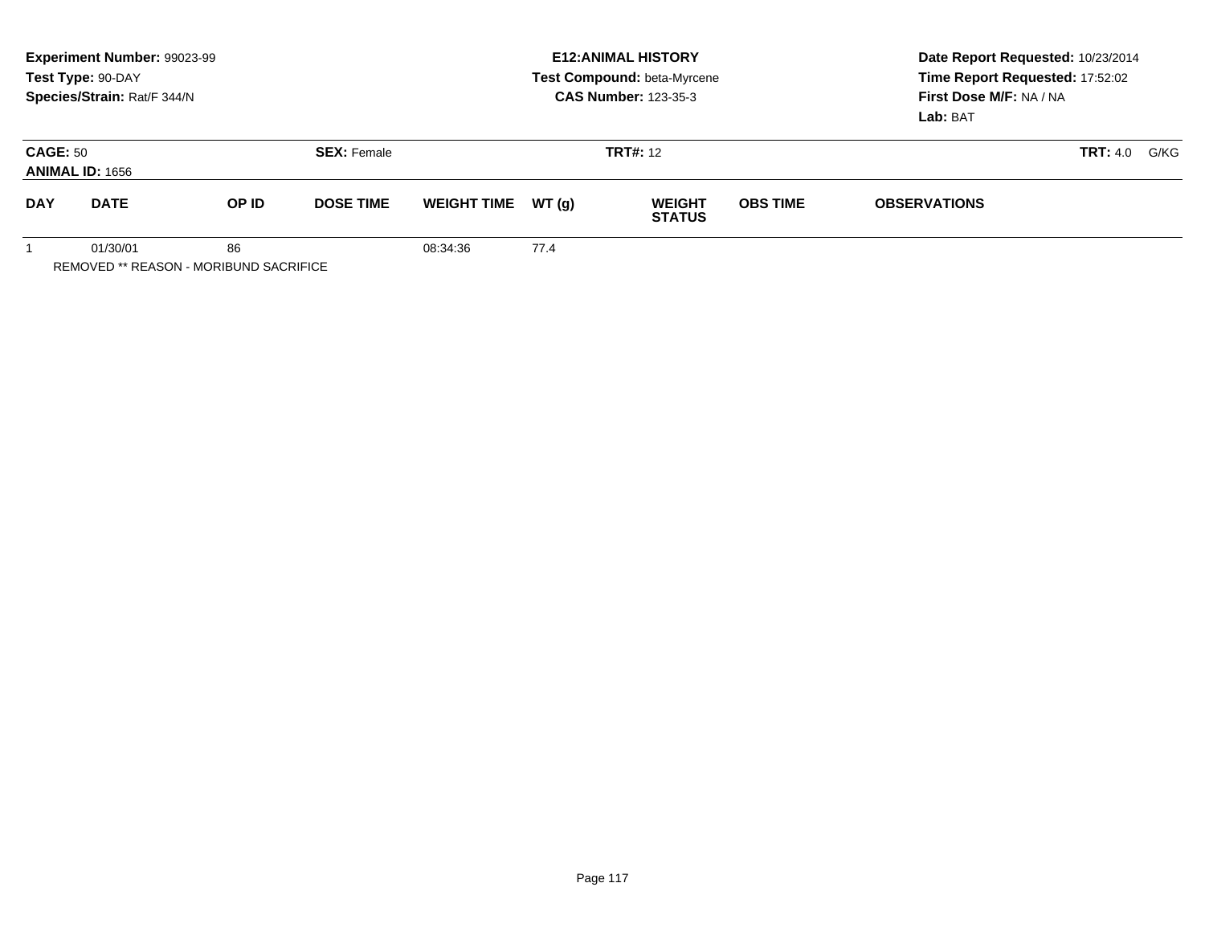**Experiment Number:** 99023-99
**Test Type:** 90-DAY
**Species/Strain:** Rat/F 344/N

**E12:ANIMAL HISTORY**
**Test Compound:** beta-Myrcene
**CAS Number:** 123-35-3

**Date Report Requested:** 10/23/2014
**Time Report Requested:** 17:52:02
**First Dose M/F:** NA / NA
**Lab:** BAT

**CAGE:** 50
**ANIMAL ID:** 1656
**SEX:** Female
**TRT#:** 12
**TRT:** 4.0 G/KG

| DAY | DATE | OP ID | DOSE TIME | WEIGHT TIME | WT (g) | WEIGHT STATUS | OBS TIME | OBSERVATIONS |
|---|---|---|---|---|---|---|---|---|
| 1 | 01/30/01 | 86 | | 08:34:36 | 77.4 | | | |

REMOVED ** REASON - MORIBUND SACRIFICE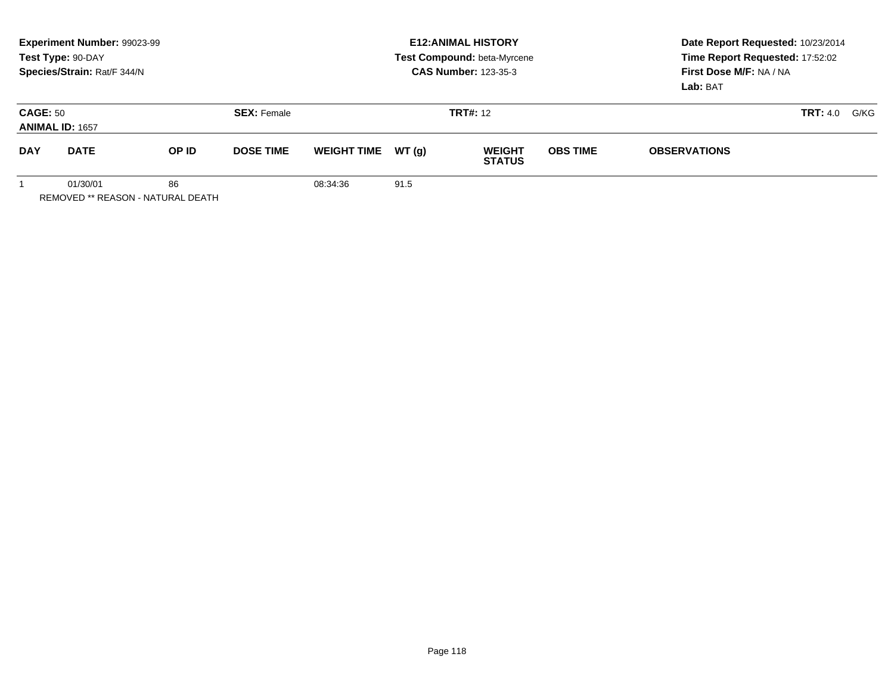**Experiment Number:** 99023-99
**Test Type:** 90-DAY
**Species/Strain:** Rat/F 344/N

**E12:ANIMAL HISTORY**
**Test Compound:** beta-Myrcene
**CAS Number:** 123-35-3

**Date Report Requested:** 10/23/2014
**Time Report Requested:** 17:52:02
**First Dose M/F:** NA / NA
**Lab:** BAT

**CAGE:** 50 **SEX:** Female **TRT#:** 12 **TRT:** 4.0 G/KG
**ANIMAL ID:** 1657

| DAY | DATE | OP ID | DOSE TIME | WEIGHT TIME | WT (g) | WEIGHT STATUS | OBS TIME | OBSERVATIONS |
|---|---|---|---|---|---|---|---|---|
| 1 | 01/30/01 | 86 | | 08:34:36 | 91.5 | | | |

REMOVED ** REASON - NATURAL DEATH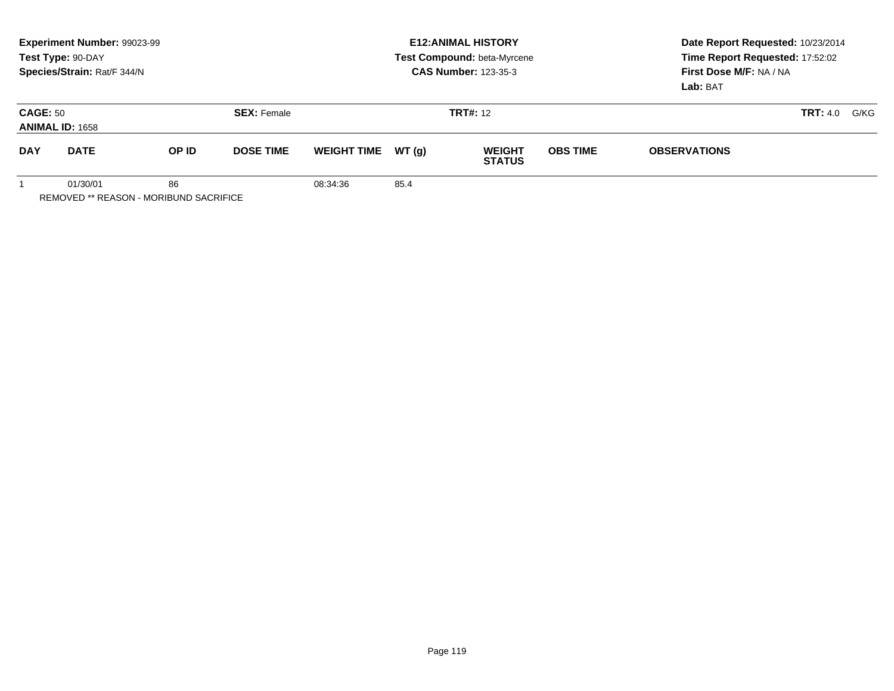**Experiment Number:** 99023-99
**Test Type:** 90-DAY
**Species/Strain:** Rat/F 344/N

**E12:ANIMAL HISTORY**
**Test Compound:** beta-Myrcene
**CAS Number:** 123-35-3

**Date Report Requested:** 10/23/2014
**Time Report Requested:** 17:52:02
**First Dose M/F:** NA / NA
**Lab:** BAT

**CAGE:** 50
**ANIMAL ID:** 1658
**SEX:** Female
**TRT#:** 12
**TRT:** 4.0 G/KG

| DAY | DATE | OP ID | DOSE TIME | WEIGHT TIME | WT (g) | WEIGHT STATUS | OBS TIME | OBSERVATIONS |
|---|---|---|---|---|---|---|---|---|
| 1 | 01/30/01 | 86 | | 08:34:36 | 85.4 | | | |

REMOVED ** REASON - MORIBUND SACRIFICE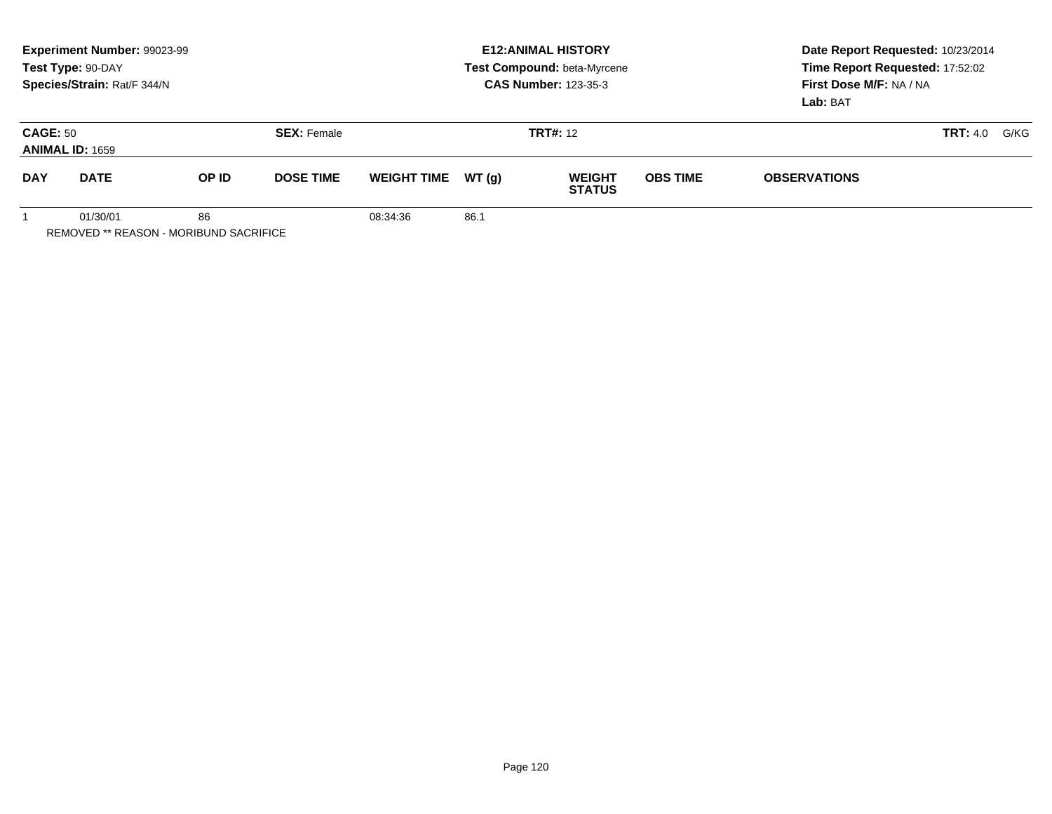**Experiment Number:** 99023-99
**Test Type:** 90-DAY
**Species/Strain:** Rat/F 344/N

**E12:ANIMAL HISTORY**
**Test Compound:** beta-Myrcene
**CAS Number:** 123-35-3

**Date Report Requested:** 10/23/2014
**Time Report Requested:** 17:52:02
**First Dose M/F:** NA / NA
**Lab:** BAT

**CAGE:** 50 **SEX:** Female **TRT#:** 12 **TRT:** 4.0 G/KG
**ANIMAL ID:** 1659

| DAY | DATE | OP ID | DOSE TIME | WEIGHT TIME | WT (g) | WEIGHT STATUS | OBS TIME | OBSERVATIONS |
|---|---|---|---|---|---|---|---|---|
| 1 | 01/30/01 | 86 | | 08:34:36 | 86.1 | | | |

REMOVED ** REASON - MORIBUND SACRIFICE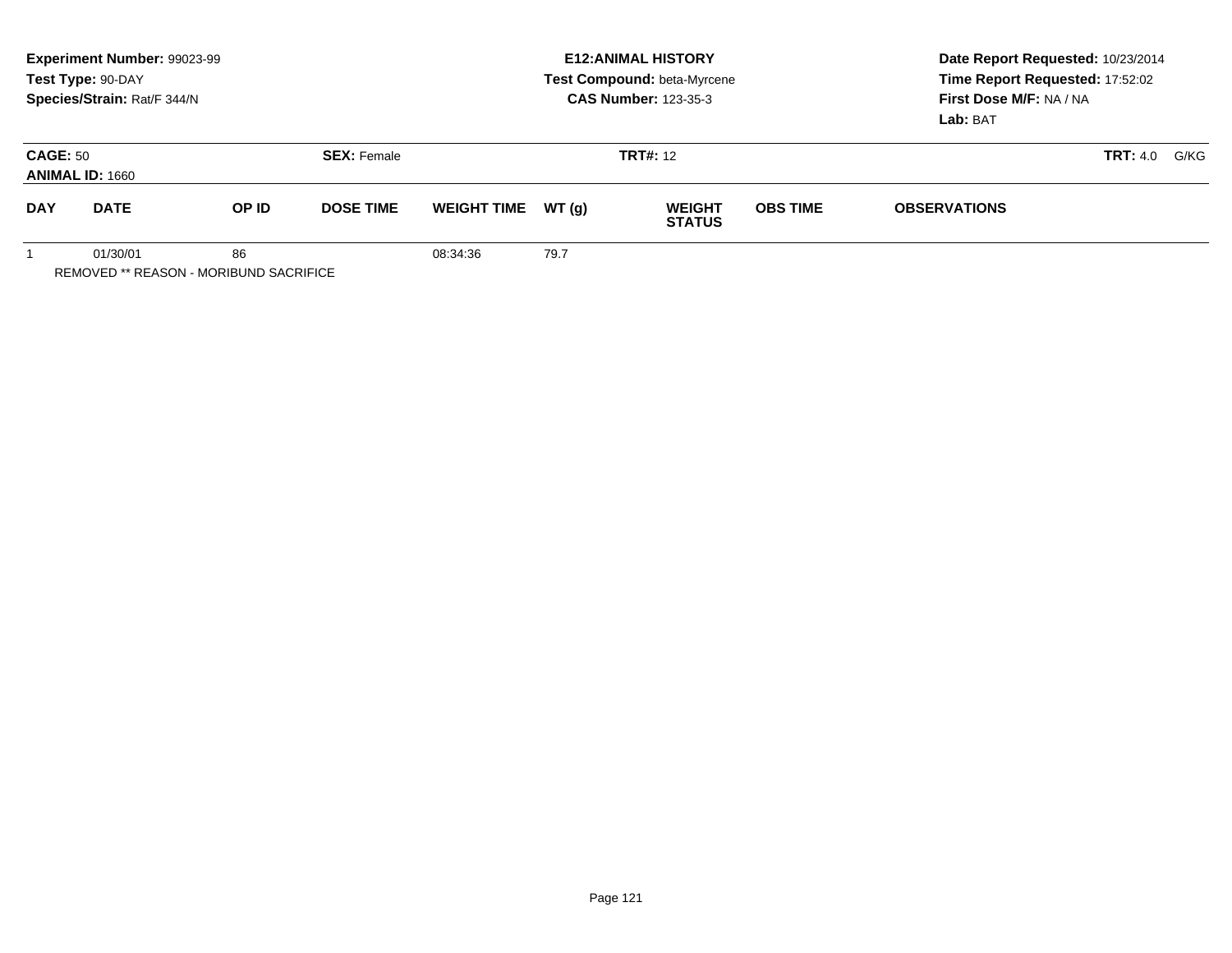**Experiment Number:** 99023-99
**Test Type:** 90-DAY
**Species/Strain:** Rat/F 344/N

**E12:ANIMAL HISTORY**
**Test Compound:** beta-Myrcene
**CAS Number:** 123-35-3

**Date Report Requested:** 10/23/2014
**Time Report Requested:** 17:52:02
**First Dose M/F:** NA / NA
**Lab:** BAT

**CAGE:** 50
**ANIMAL ID:** 1660
**SEX:** Female
**TRT#:** 12
**TRT:** 4.0 G/KG

| DAY | DATE | OP ID | DOSE TIME | WEIGHT TIME | WT (g) | WEIGHT STATUS | OBS TIME | OBSERVATIONS |
|---|---|---|---|---|---|---|---|---|
| 1 | 01/30/01 | 86 | | 08:34:36 | 79.7 | | | |

REMOVED ** REASON - MORIBUND SACRIFICE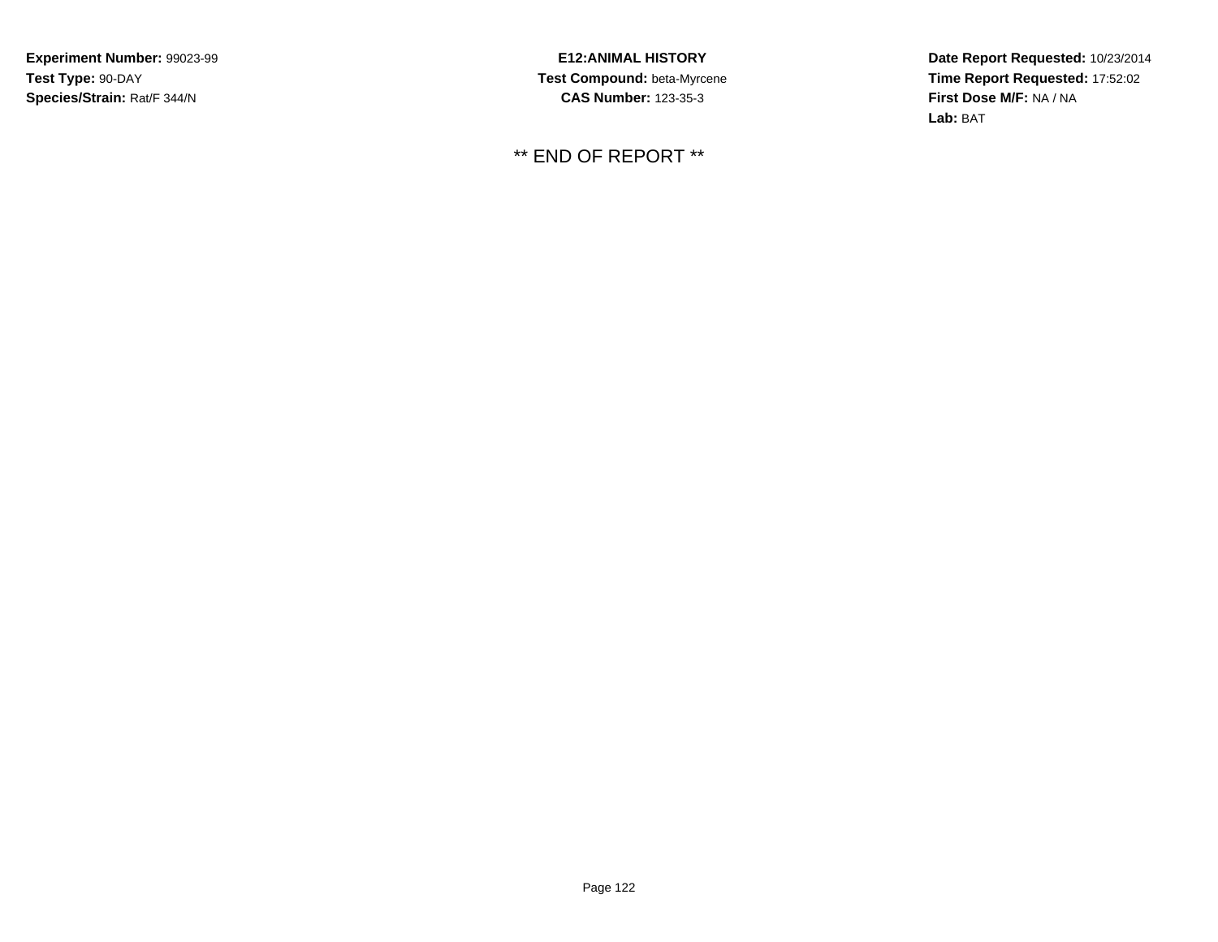**Experiment Number:** 99023-99
**Test Type:** 90-DAY
**Species/Strain:** Rat/F 344/N

**E12:ANIMAL HISTORY**
**Test Compound:** beta-Myrcene
**CAS Number:** 123-35-3

**Date Report Requested:** 10/23/2014
**Time Report Requested:** 17:52:02
**First Dose M/F:** NA / NA
**Lab:** BAT

** END OF REPORT **